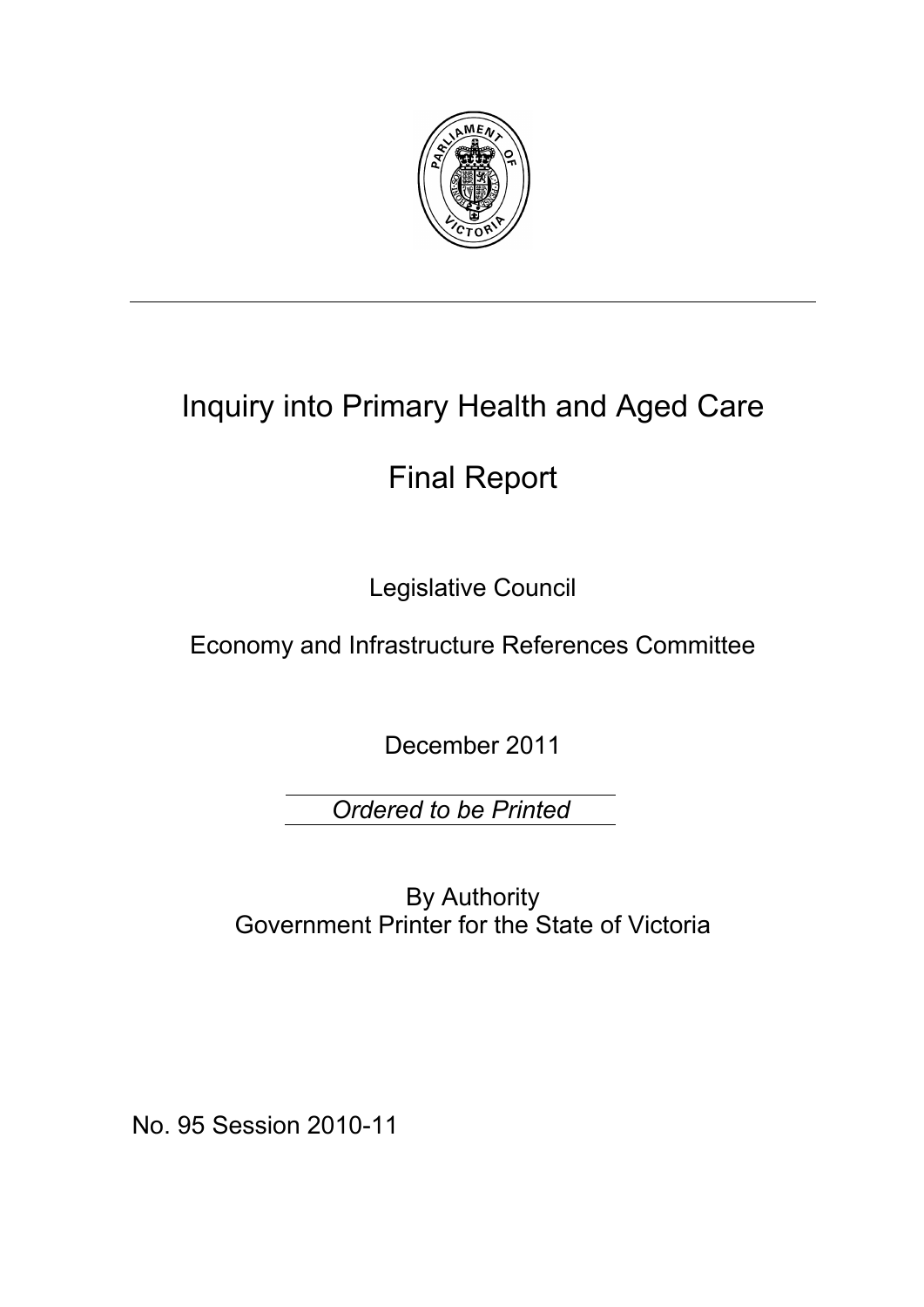# Inquiry into Primary Health and Aged Care

# Final Report

Legislative Council

Economy and Infrastructure References Committee

December 2011

*Ordered to be Printed*

By Authority
Government Printer for the State of Victoria

No. 95 Session 2010-11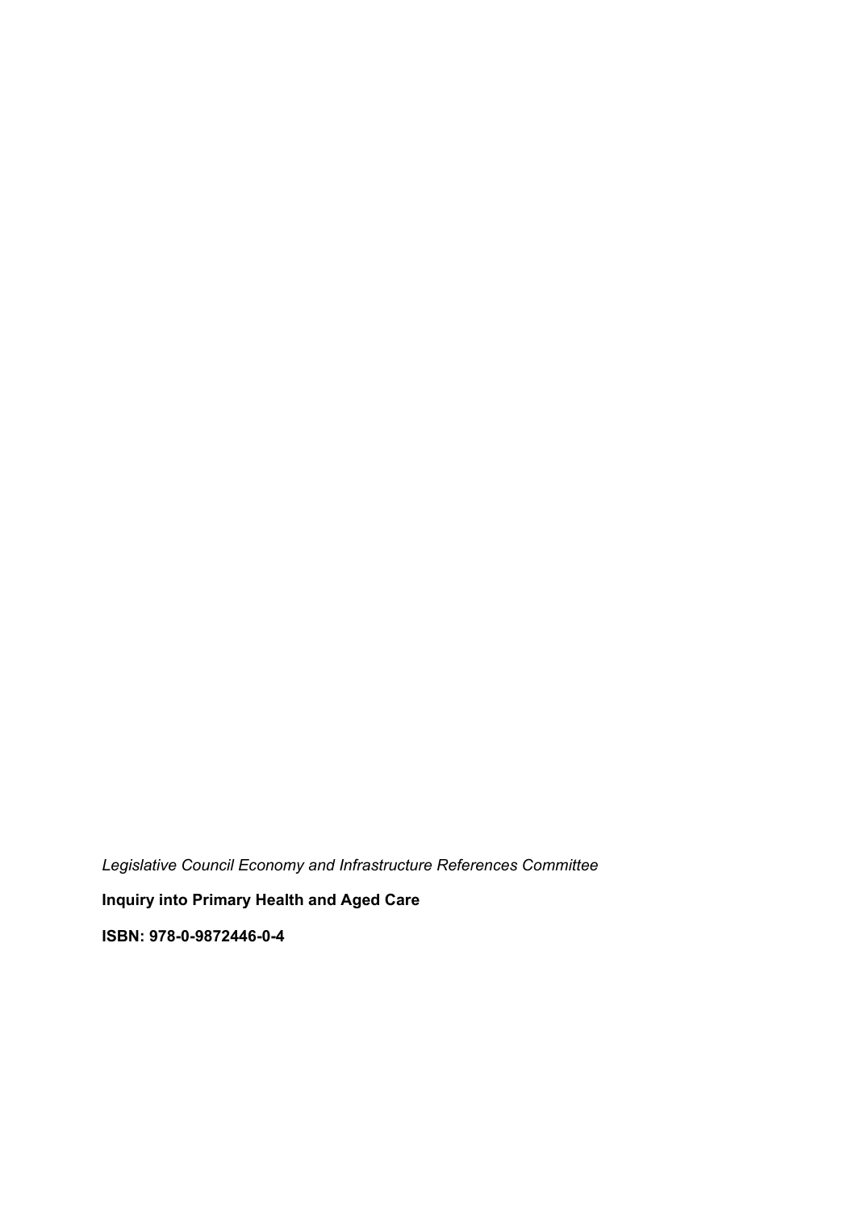*Legislative Council Economy and Infrastructure References Committee*

**Inquiry into Primary Health and Aged Care**

**ISBN: 978-0-9872446-0-4**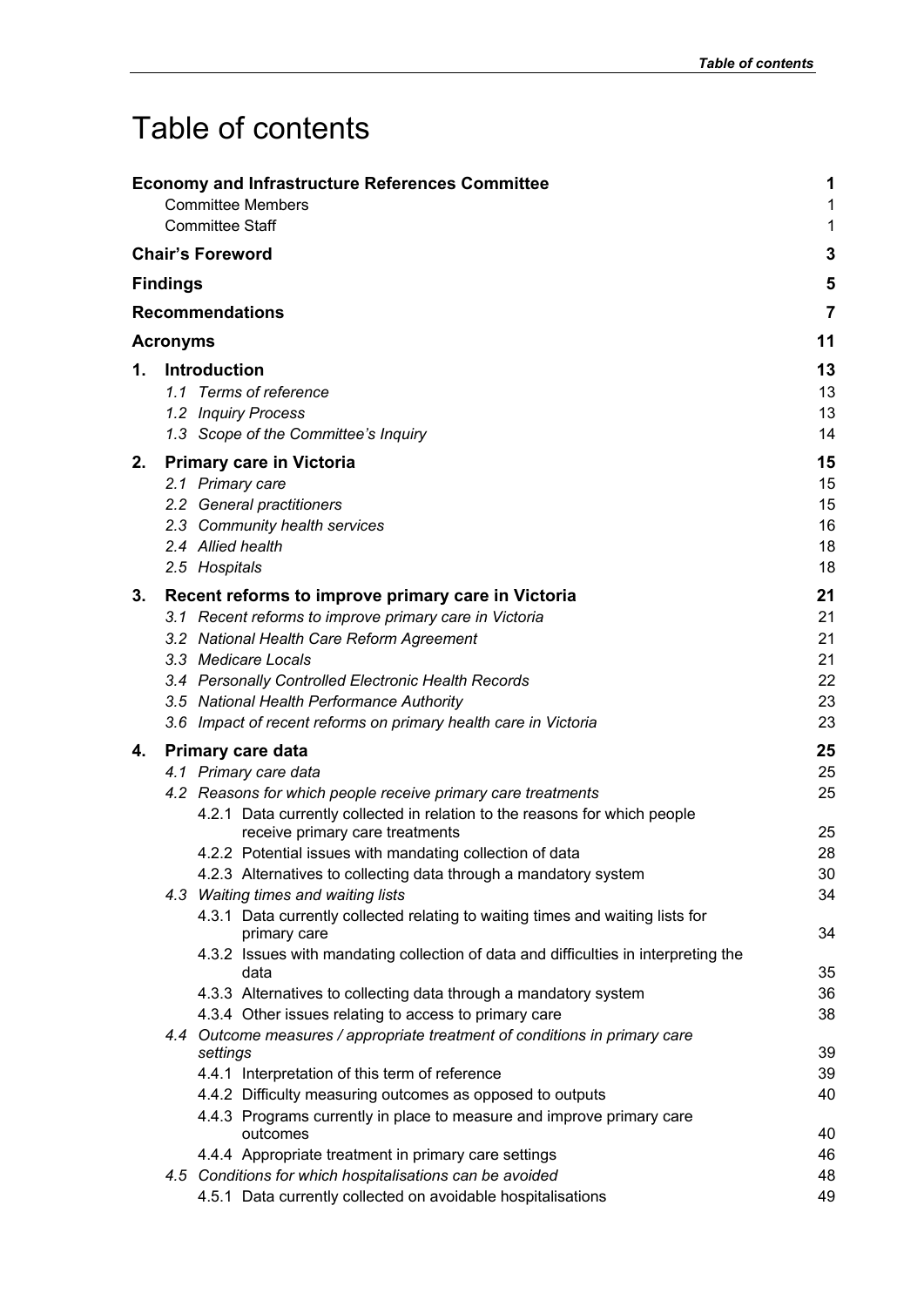# Table of contents

| | |
|---|---|
| **Economy and Infrastructure References Committee** | **1** |
| Committee Members | 1 |
| Committee Staff | 1 |
| **Chair's Foreword** | **3** |
| **Findings** | **5** |
| **Recommendations** | **7** |
| **Acronyms** | **11** |
| **1. Introduction** | **13** |
| *1.1 Terms of reference* | 13 |
| *1.2 Inquiry Process* | 13 |
| *1.3 Scope of the Committee's Inquiry* | 14 |
| **2. Primary care in Victoria** | **15** |
| *2.1 Primary care* | 15 |
| *2.2 General practitioners* | 15 |
| *2.3 Community health services* | 16 |
| *2.4 Allied health* | 18 |
| *2.5 Hospitals* | 18 |
| **3. Recent reforms to improve primary care in Victoria** | **21** |
| *3.1 Recent reforms to improve primary care in Victoria* | 21 |
| *3.2 National Health Care Reform Agreement* | 21 |
| *3.3 Medicare Locals* | 21 |
| *3.4 Personally Controlled Electronic Health Records* | 22 |
| *3.5 National Health Performance Authority* | 23 |
| *3.6 Impact of recent reforms on primary health care in Victoria* | 23 |
| **4. Primary care data** | **25** |
| *4.1 Primary care data* | 25 |
| *4.2 Reasons for which people receive primary care treatments* | 25 |
| 4.2.1 Data currently collected in relation to the reasons for which people receive primary care treatments | 25 |
| 4.2.2 Potential issues with mandating collection of data | 28 |
| 4.2.3 Alternatives to collecting data through a mandatory system | 30 |
| *4.3 Waiting times and waiting lists* | 34 |
| 4.3.1 Data currently collected relating to waiting times and waiting lists for primary care | 34 |
| 4.3.2 Issues with mandating collection of data and difficulties in interpreting the data | 35 |
| 4.3.3 Alternatives to collecting data through a mandatory system | 36 |
| 4.3.4 Other issues relating to access to primary care | 38 |
| *4.4 Outcome measures / appropriate treatment of conditions in primary care settings* | 39 |
| 4.4.1 Interpretation of this term of reference | 39 |
| 4.4.2 Difficulty measuring outcomes as opposed to outputs | 40 |
| 4.4.3 Programs currently in place to measure and improve primary care outcomes | 40 |
| 4.4.4 Appropriate treatment in primary care settings | 46 |
| *4.5 Conditions for which hospitalisations can be avoided* | 48 |
| 4.5.1 Data currently collected on avoidable hospitalisations | 49 |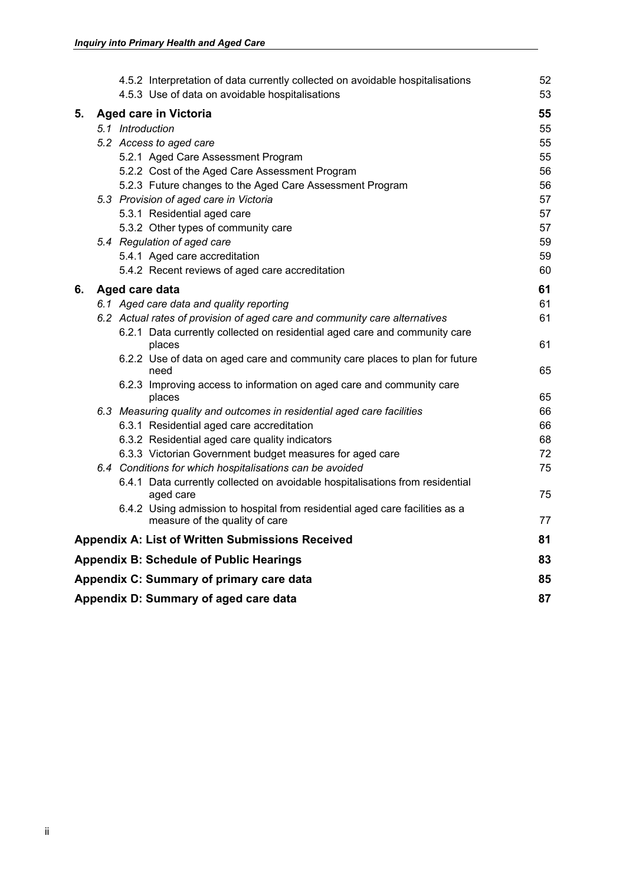| | | |
|---|---|---|
| | 4.5.2 Interpretation of data currently collected on avoidable hospitalisations | 52 |
| | 4.5.3 Use of data on avoidable hospitalisations | 53 |
| **5.** | **Aged care in Victoria** | **55** |
| | *5.1 Introduction* | 55 |
| | *5.2 Access to aged care* | 55 |
| | 5.2.1 Aged Care Assessment Program | 55 |
| | 5.2.2 Cost of the Aged Care Assessment Program | 56 |
| | 5.2.3 Future changes to the Aged Care Assessment Program | 56 |
| | *5.3 Provision of aged care in Victoria* | 57 |
| | 5.3.1 Residential aged care | 57 |
| | 5.3.2 Other types of community care | 57 |
| | *5.4 Regulation of aged care* | 59 |
| | 5.4.1 Aged care accreditation | 59 |
| | 5.4.2 Recent reviews of aged care accreditation | 60 |
| **6.** | **Aged care data** | **61** |
| | *6.1 Aged care data and quality reporting* | 61 |
| | *6.2 Actual rates of provision of aged care and community care alternatives* | 61 |
| | 6.2.1 Data currently collected on residential aged care and community care places | 61 |
| | 6.2.2 Use of data on aged care and community care places to plan for future need | 65 |
| | 6.2.3 Improving access to information on aged care and community care places | 65 |
| | *6.3 Measuring quality and outcomes in residential aged care facilities* | 66 |
| | 6.3.1 Residential aged care accreditation | 66 |
| | 6.3.2 Residential aged care quality indicators | 68 |
| | 6.3.3 Victorian Government budget measures for aged care | 72 |
| | *6.4 Conditions for which hospitalisations can be avoided* | 75 |
| | 6.4.1 Data currently collected on avoidable hospitalisations from residential aged care | 75 |
| | 6.4.2 Using admission to hospital from residential aged care facilities as a measure of the quality of care | 77 |
| **Appendix A: List of Written Submissions Received** | | **81** |
| **Appendix B: Schedule of Public Hearings** | | **83** |
| **Appendix C: Summary of primary care data** | | **85** |
| **Appendix D: Summary of aged care data** | | **87** |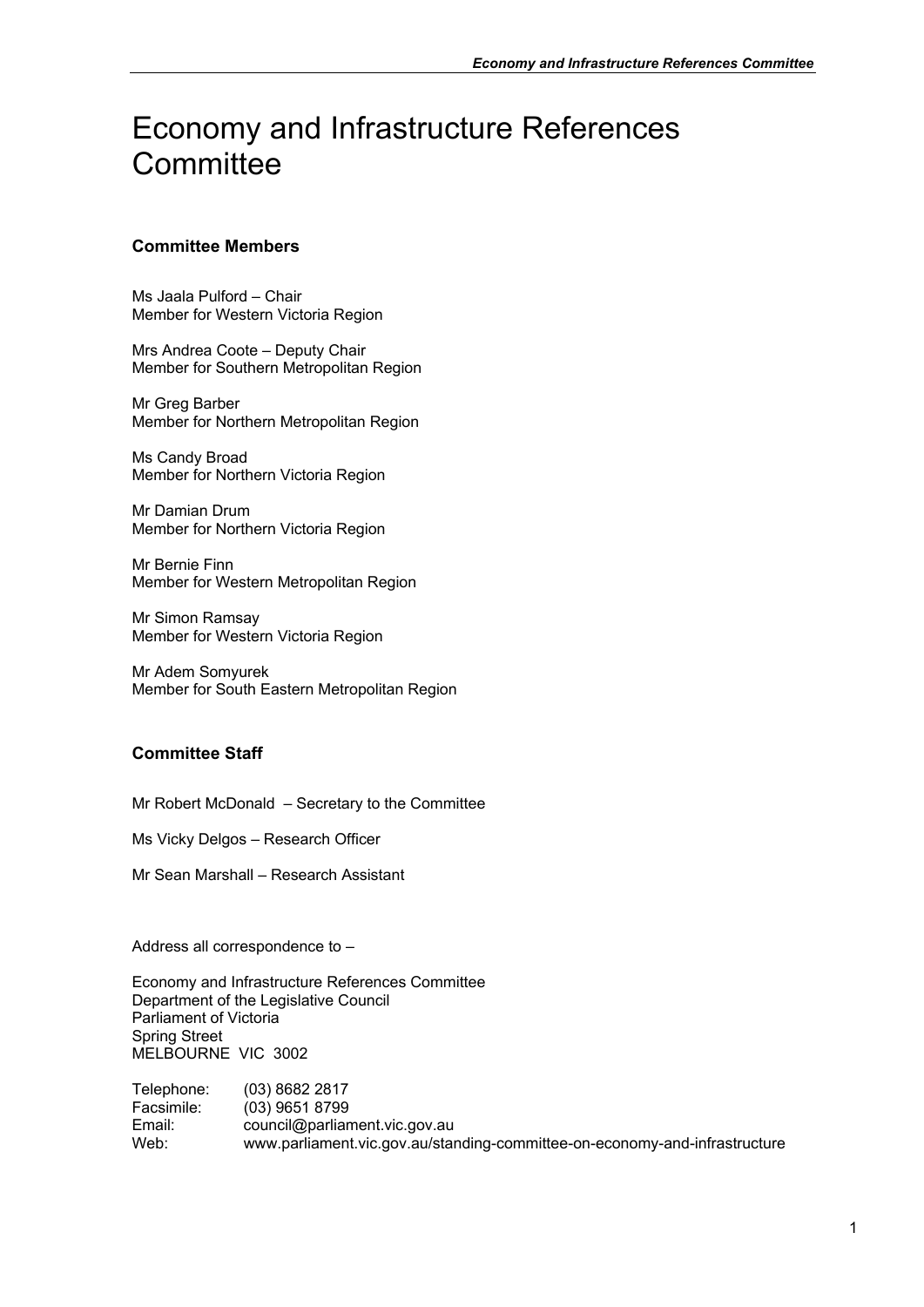# Economy and Infrastructure References Committee

### Committee Members

Ms Jaala Pulford – Chair
Member for Western Victoria Region

Mrs Andrea Coote – Deputy Chair
Member for Southern Metropolitan Region

Mr Greg Barber
Member for Northern Metropolitan Region

Ms Candy Broad
Member for Northern Victoria Region

Mr Damian Drum
Member for Northern Victoria Region

Mr Bernie Finn
Member for Western Metropolitan Region

Mr Simon Ramsay
Member for Western Victoria Region

Mr Adem Somyurek
Member for South Eastern Metropolitan Region

### Committee Staff

Mr Robert McDonald – Secretary to the Committee

Ms Vicky Delgos – Research Officer

Mr Sean Marshall – Research Assistant

Address all correspondence to –

Economy and Infrastructure References Committee
Department of the Legislative Council
Parliament of Victoria
Spring Street
MELBOURNE VIC 3002

| | |
|---|---|
| Telephone: | (03) 8682 2817 |
| Facsimile: | (03) 9651 8799 |
| Email: | council@parliament.vic.gov.au |
| Web: | www.parliament.vic.gov.au/standing-committee-on-economy-and-infrastructure |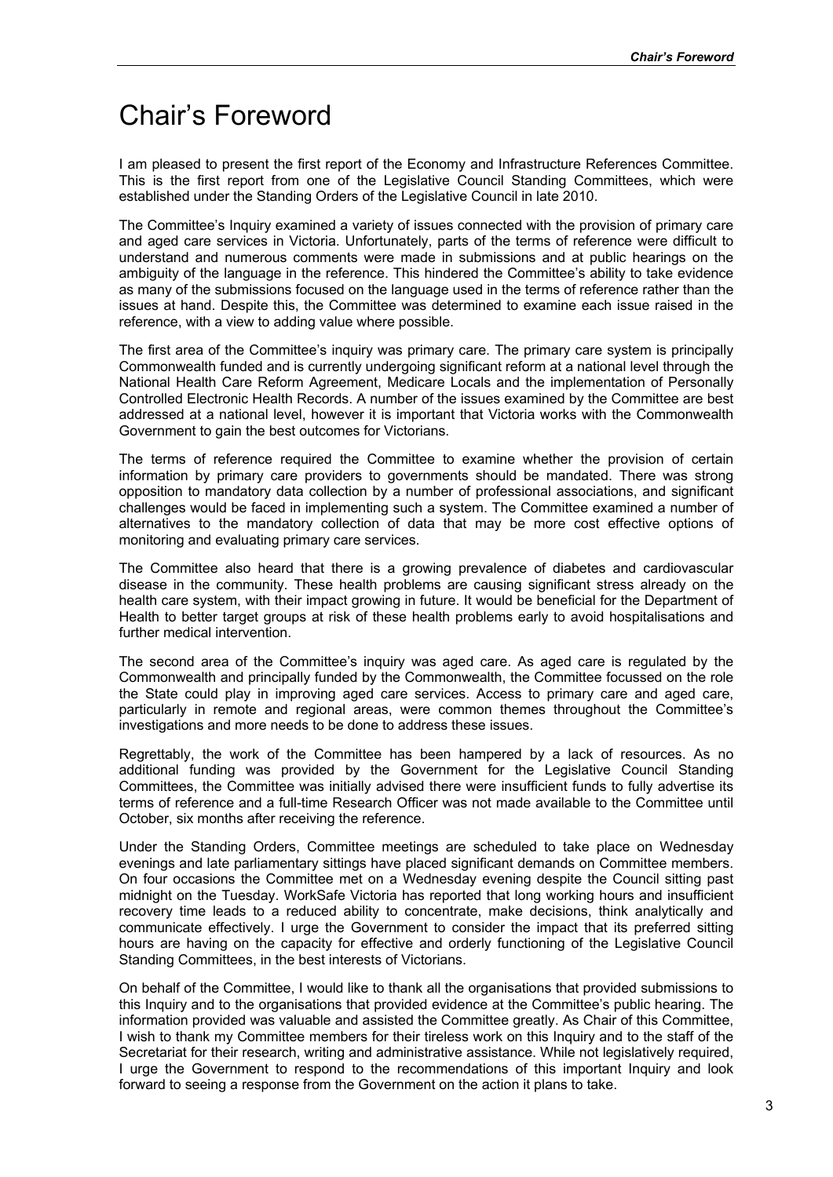# Chair's Foreword

I am pleased to present the first report of the Economy and Infrastructure References Committee. This is the first report from one of the Legislative Council Standing Committees, which were established under the Standing Orders of the Legislative Council in late 2010.

The Committee's Inquiry examined a variety of issues connected with the provision of primary care and aged care services in Victoria. Unfortunately, parts of the terms of reference were difficult to understand and numerous comments were made in submissions and at public hearings on the ambiguity of the language in the reference. This hindered the Committee's ability to take evidence as many of the submissions focused on the language used in the terms of reference rather than the issues at hand. Despite this, the Committee was determined to examine each issue raised in the reference, with a view to adding value where possible.

The first area of the Committee's inquiry was primary care. The primary care system is principally Commonwealth funded and is currently undergoing significant reform at a national level through the National Health Care Reform Agreement, Medicare Locals and the implementation of Personally Controlled Electronic Health Records. A number of the issues examined by the Committee are best addressed at a national level, however it is important that Victoria works with the Commonwealth Government to gain the best outcomes for Victorians.

The terms of reference required the Committee to examine whether the provision of certain information by primary care providers to governments should be mandated. There was strong opposition to mandatory data collection by a number of professional associations, and significant challenges would be faced in implementing such a system. The Committee examined a number of alternatives to the mandatory collection of data that may be more cost effective options of monitoring and evaluating primary care services.

The Committee also heard that there is a growing prevalence of diabetes and cardiovascular disease in the community. These health problems are causing significant stress already on the health care system, with their impact growing in future. It would be beneficial for the Department of Health to better target groups at risk of these health problems early to avoid hospitalisations and further medical intervention.

The second area of the Committee's inquiry was aged care. As aged care is regulated by the Commonwealth and principally funded by the Commonwealth, the Committee focussed on the role the State could play in improving aged care services. Access to primary care and aged care, particularly in remote and regional areas, were common themes throughout the Committee's investigations and more needs to be done to address these issues.

Regrettably, the work of the Committee has been hampered by a lack of resources. As no additional funding was provided by the Government for the Legislative Council Standing Committees, the Committee was initially advised there were insufficient funds to fully advertise its terms of reference and a full-time Research Officer was not made available to the Committee until October, six months after receiving the reference.

Under the Standing Orders, Committee meetings are scheduled to take place on Wednesday evenings and late parliamentary sittings have placed significant demands on Committee members. On four occasions the Committee met on a Wednesday evening despite the Council sitting past midnight on the Tuesday. WorkSafe Victoria has reported that long working hours and insufficient recovery time leads to a reduced ability to concentrate, make decisions, think analytically and communicate effectively. I urge the Government to consider the impact that its preferred sitting hours are having on the capacity for effective and orderly functioning of the Legislative Council Standing Committees, in the best interests of Victorians.

On behalf of the Committee, I would like to thank all the organisations that provided submissions to this Inquiry and to the organisations that provided evidence at the Committee's public hearing. The information provided was valuable and assisted the Committee greatly. As Chair of this Committee, I wish to thank my Committee members for their tireless work on this Inquiry and to the staff of the Secretariat for their research, writing and administrative assistance. While not legislatively required, I urge the Government to respond to the recommendations of this important Inquiry and look forward to seeing a response from the Government on the action it plans to take.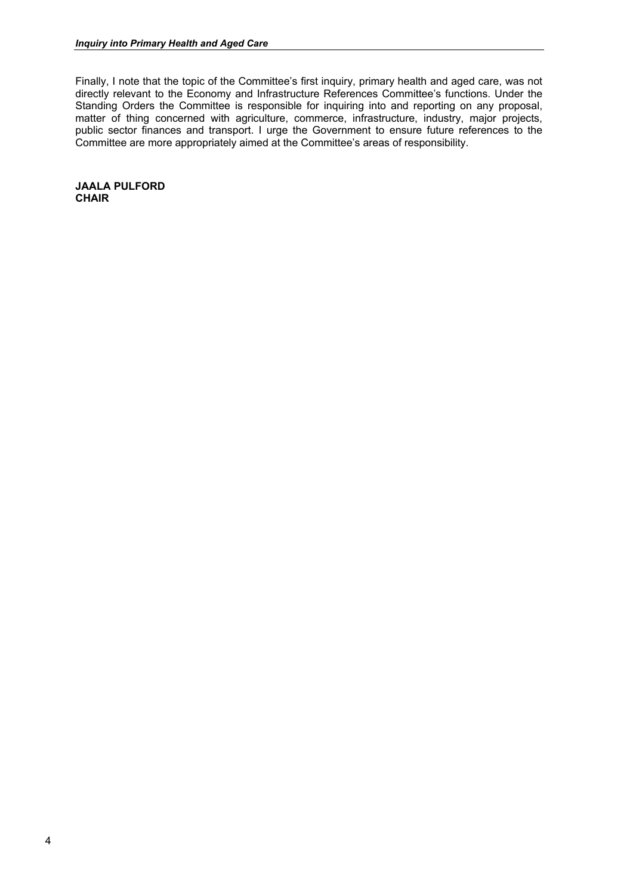Finally, I note that the topic of the Committee's first inquiry, primary health and aged care, was not directly relevant to the Economy and Infrastructure References Committee's functions. Under the Standing Orders the Committee is responsible for inquiring into and reporting on any proposal, matter of thing concerned with agriculture, commerce, infrastructure, industry, major projects, public sector finances and transport. I urge the Government to ensure future references to the Committee are more appropriately aimed at the Committee's areas of responsibility.

**JAALA PULFORD**
**CHAIR**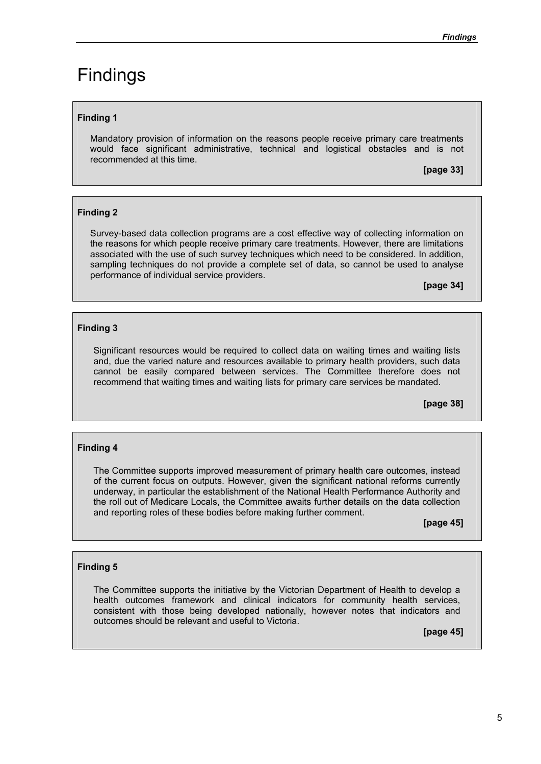# Findings

**Finding 1**

Mandatory provision of information on the reasons people receive primary care treatments would face significant administrative, technical and logistical obstacles and is not recommended at this time.

**[page 33]**

**Finding 2**

Survey-based data collection programs are a cost effective way of collecting information on the reasons for which people receive primary care treatments. However, there are limitations associated with the use of such survey techniques which need to be considered. In addition, sampling techniques do not provide a complete set of data, so cannot be used to analyse performance of individual service providers.

**[page 34]**

**Finding 3**

Significant resources would be required to collect data on waiting times and waiting lists and, due the varied nature and resources available to primary health providers, such data cannot be easily compared between services. The Committee therefore does not recommend that waiting times and waiting lists for primary care services be mandated.

**[page 38]**

**Finding 4**

The Committee supports improved measurement of primary health care outcomes, instead of the current focus on outputs. However, given the significant national reforms currently underway, in particular the establishment of the National Health Performance Authority and the roll out of Medicare Locals, the Committee awaits further details on the data collection and reporting roles of these bodies before making further comment.

**[page 45]**

**Finding 5**

The Committee supports the initiative by the Victorian Department of Health to develop a health outcomes framework and clinical indicators for community health services, consistent with those being developed nationally, however notes that indicators and outcomes should be relevant and useful to Victoria.

**[page 45]**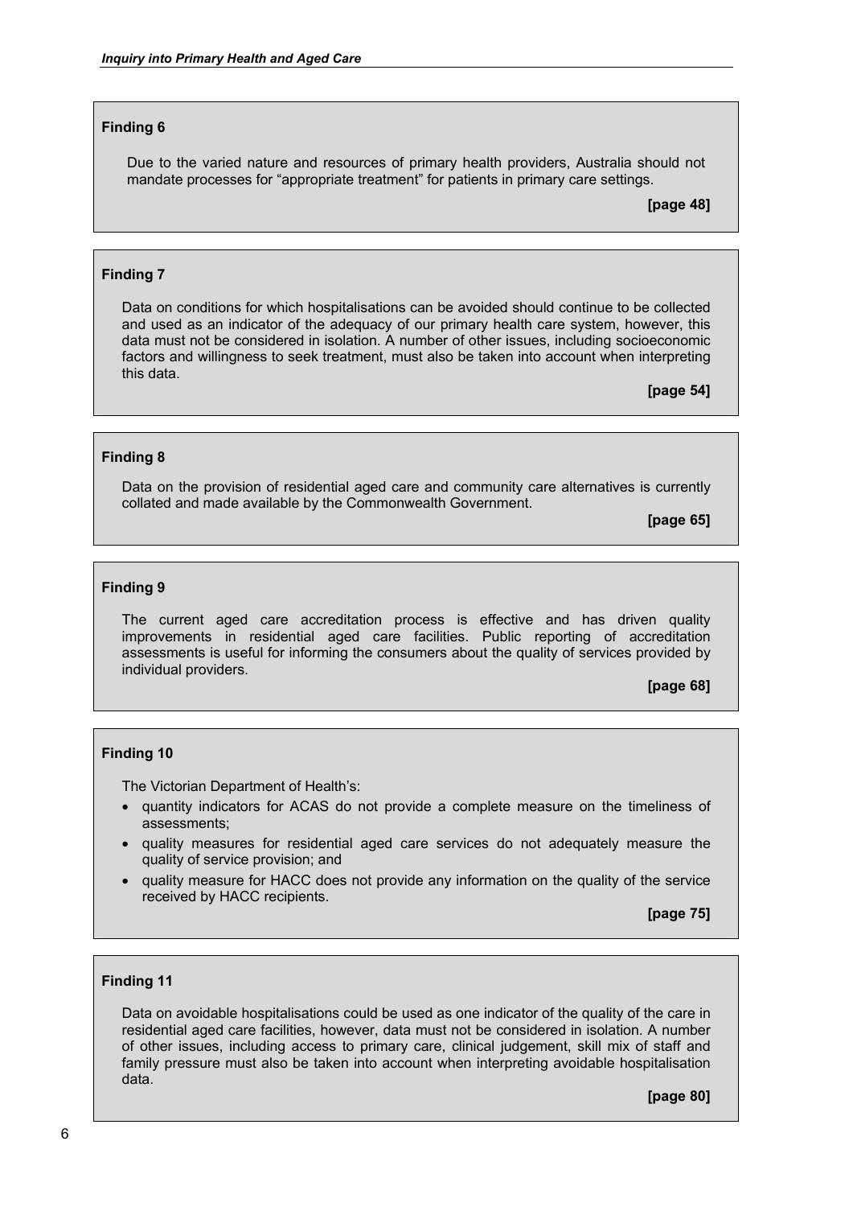**Finding 6**

Due to the varied nature and resources of primary health providers, Australia should not mandate processes for "appropriate treatment" for patients in primary care settings.

**[page 48]**

**Finding 7**

Data on conditions for which hospitalisations can be avoided should continue to be collected and used as an indicator of the adequacy of our primary health care system, however, this data must not be considered in isolation. A number of other issues, including socioeconomic factors and willingness to seek treatment, must also be taken into account when interpreting this data.

**[page 54]**

**Finding 8**

Data on the provision of residential aged care and community care alternatives is currently collated and made available by the Commonwealth Government.

**[page 65]**

**Finding 9**

The current aged care accreditation process is effective and has driven quality improvements in residential aged care facilities. Public reporting of accreditation assessments is useful for informing the consumers about the quality of services provided by individual providers.

**[page 68]**

**Finding 10**

The Victorian Department of Health's:

- quantity indicators for ACAS do not provide a complete measure on the timeliness of assessments;
- quality measures for residential aged care services do not adequately measure the quality of service provision; and
- quality measure for HACC does not provide any information on the quality of the service received by HACC recipients.

**[page 75]**

**Finding 11**

Data on avoidable hospitalisations could be used as one indicator of the quality of the care in residential aged care facilities, however, data must not be considered in isolation. A number of other issues, including access to primary care, clinical judgement, skill mix of staff and family pressure must also be taken into account when interpreting avoidable hospitalisation data.

**[page 80]**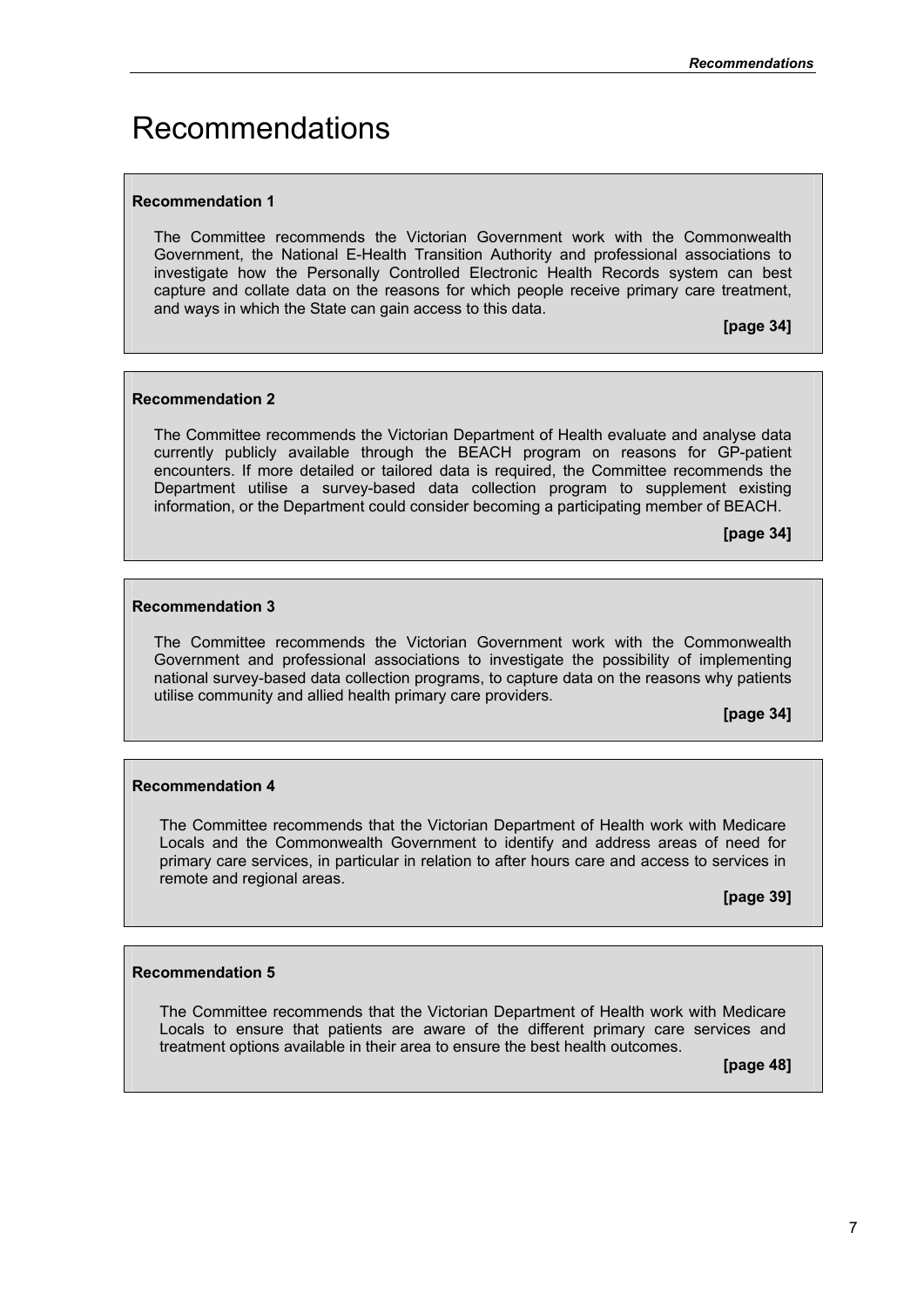# Recommendations

**Recommendation 1**

The Committee recommends the Victorian Government work with the Commonwealth Government, the National E-Health Transition Authority and professional associations to investigate how the Personally Controlled Electronic Health Records system can best capture and collate data on the reasons for which people receive primary care treatment, and ways in which the State can gain access to this data.

**[page 34]**

**Recommendation 2**

The Committee recommends the Victorian Department of Health evaluate and analyse data currently publicly available through the BEACH program on reasons for GP-patient encounters. If more detailed or tailored data is required, the Committee recommends the Department utilise a survey-based data collection program to supplement existing information, or the Department could consider becoming a participating member of BEACH.

**[page 34]**

**Recommendation 3**

The Committee recommends the Victorian Government work with the Commonwealth Government and professional associations to investigate the possibility of implementing national survey-based data collection programs, to capture data on the reasons why patients utilise community and allied health primary care providers.

**[page 34]**

**Recommendation 4**

The Committee recommends that the Victorian Department of Health work with Medicare Locals and the Commonwealth Government to identify and address areas of need for primary care services, in particular in relation to after hours care and access to services in remote and regional areas.

**[page 39]**

**Recommendation 5**

The Committee recommends that the Victorian Department of Health work with Medicare Locals to ensure that patients are aware of the different primary care services and treatment options available in their area to ensure the best health outcomes.

**[page 48]**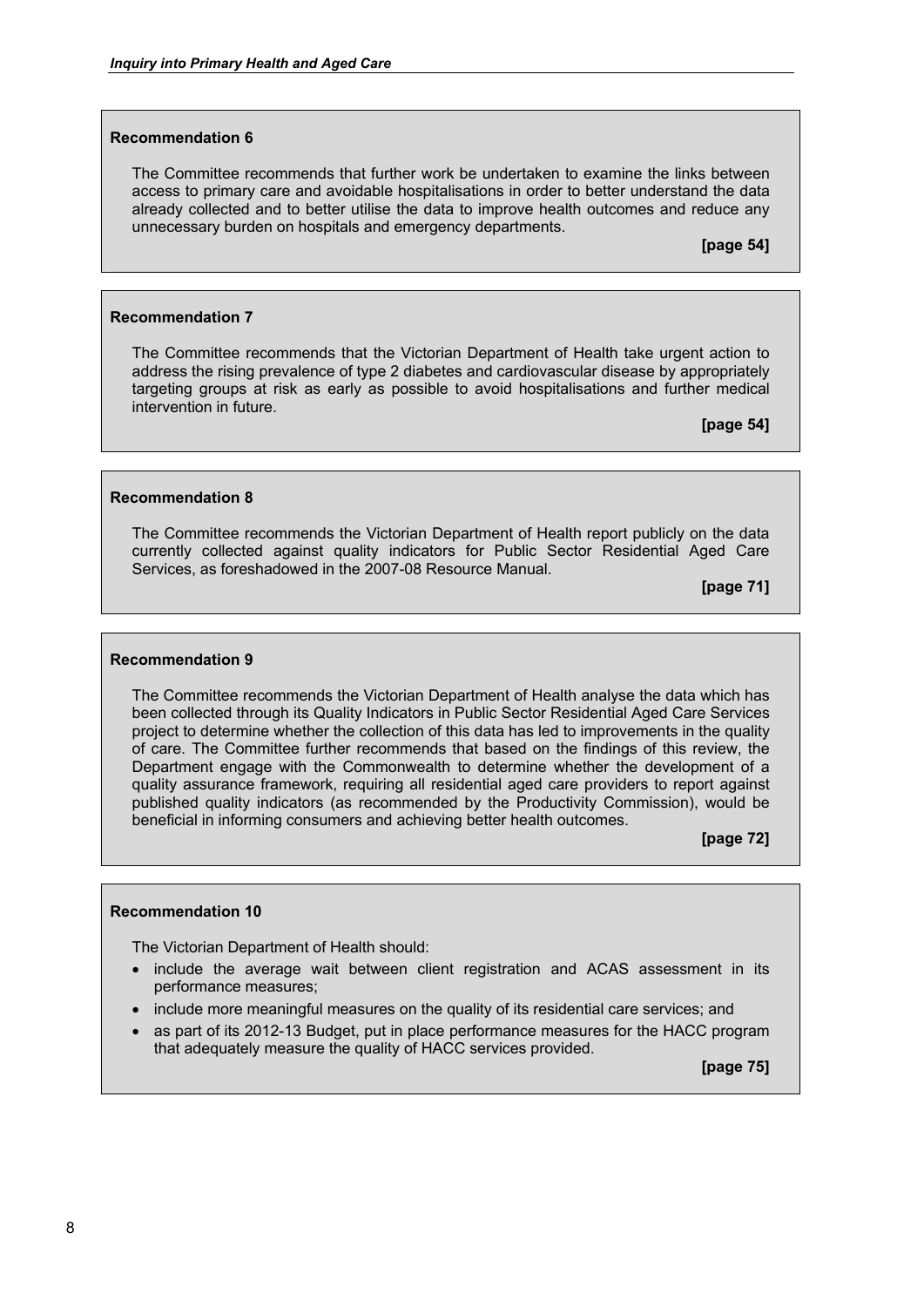**Recommendation 6**

The Committee recommends that further work be undertaken to examine the links between access to primary care and avoidable hospitalisations in order to better understand the data already collected and to better utilise the data to improve health outcomes and reduce any unnecessary burden on hospitals and emergency departments.

**[page 54]**

**Recommendation 7**

The Committee recommends that the Victorian Department of Health take urgent action to address the rising prevalence of type 2 diabetes and cardiovascular disease by appropriately targeting groups at risk as early as possible to avoid hospitalisations and further medical intervention in future.

**[page 54]**

**Recommendation 8**

The Committee recommends the Victorian Department of Health report publicly on the data currently collected against quality indicators for Public Sector Residential Aged Care Services, as foreshadowed in the 2007-08 Resource Manual.

**[page 71]**

**Recommendation 9**

The Committee recommends the Victorian Department of Health analyse the data which has been collected through its Quality Indicators in Public Sector Residential Aged Care Services project to determine whether the collection of this data has led to improvements in the quality of care. The Committee further recommends that based on the findings of this review, the Department engage with the Commonwealth to determine whether the development of a quality assurance framework, requiring all residential aged care providers to report against published quality indicators (as recommended by the Productivity Commission), would be beneficial in informing consumers and achieving better health outcomes.

**[page 72]**

**Recommendation 10**

The Victorian Department of Health should:

- include the average wait between client registration and ACAS assessment in its performance measures;
- include more meaningful measures on the quality of its residential care services; and
- as part of its 2012-13 Budget, put in place performance measures for the HACC program that adequately measure the quality of HACC services provided.

**[page 75]**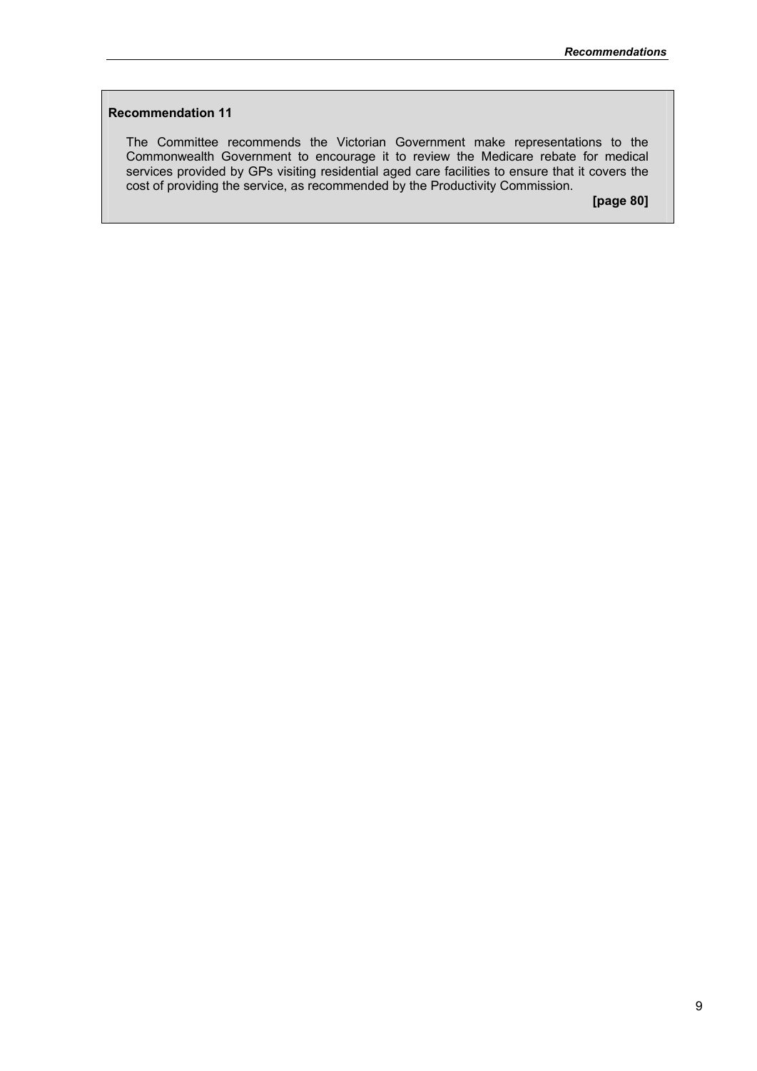**Recommendation 11**

The Committee recommends the Victorian Government make representations to the Commonwealth Government to encourage it to review the Medicare rebate for medical services provided by GPs visiting residential aged care facilities to ensure that it covers the cost of providing the service, as recommended by the Productivity Commission.

**[page 80]**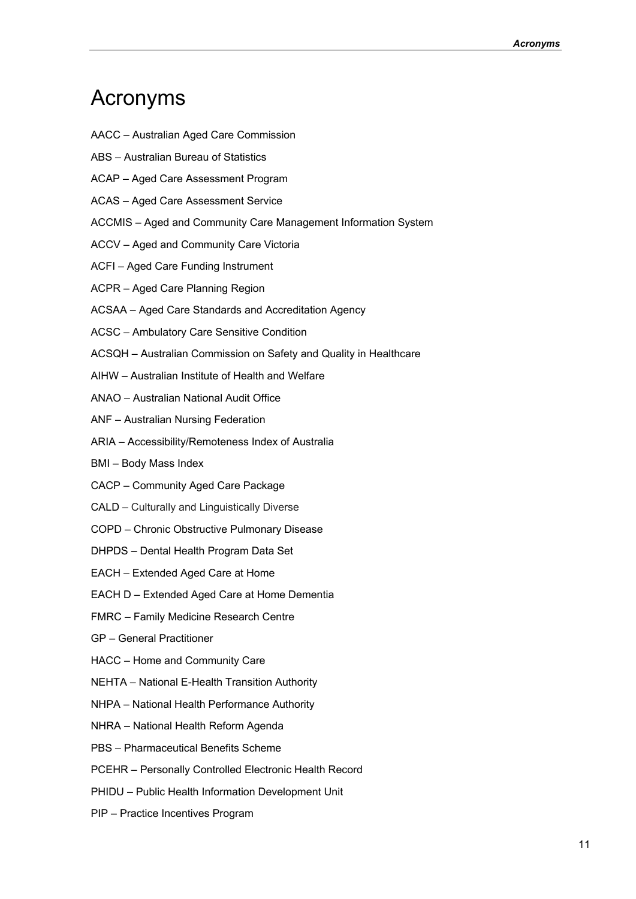# Acronyms

AACC – Australian Aged Care Commission

ABS – Australian Bureau of Statistics

ACAP – Aged Care Assessment Program

ACAS – Aged Care Assessment Service

ACCMIS – Aged and Community Care Management Information System

ACCV – Aged and Community Care Victoria

ACFI – Aged Care Funding Instrument

ACPR – Aged Care Planning Region

ACSAA – Aged Care Standards and Accreditation Agency

ACSC – Ambulatory Care Sensitive Condition

ACSQH – Australian Commission on Safety and Quality in Healthcare

AIHW – Australian Institute of Health and Welfare

ANAO – Australian National Audit Office

ANF – Australian Nursing Federation

ARIA – Accessibility/Remoteness Index of Australia

BMI – Body Mass Index

CACP – Community Aged Care Package

CALD – Culturally and Linguistically Diverse

COPD – Chronic Obstructive Pulmonary Disease

DHPDS – Dental Health Program Data Set

EACH – Extended Aged Care at Home

EACH D – Extended Aged Care at Home Dementia

FMRC – Family Medicine Research Centre

GP – General Practitioner

HACC – Home and Community Care

NEHTA – National E-Health Transition Authority

NHPA – National Health Performance Authority

NHRA – National Health Reform Agenda

PBS – Pharmaceutical Benefits Scheme

PCEHR – Personally Controlled Electronic Health Record

PHIDU – Public Health Information Development Unit

PIP – Practice Incentives Program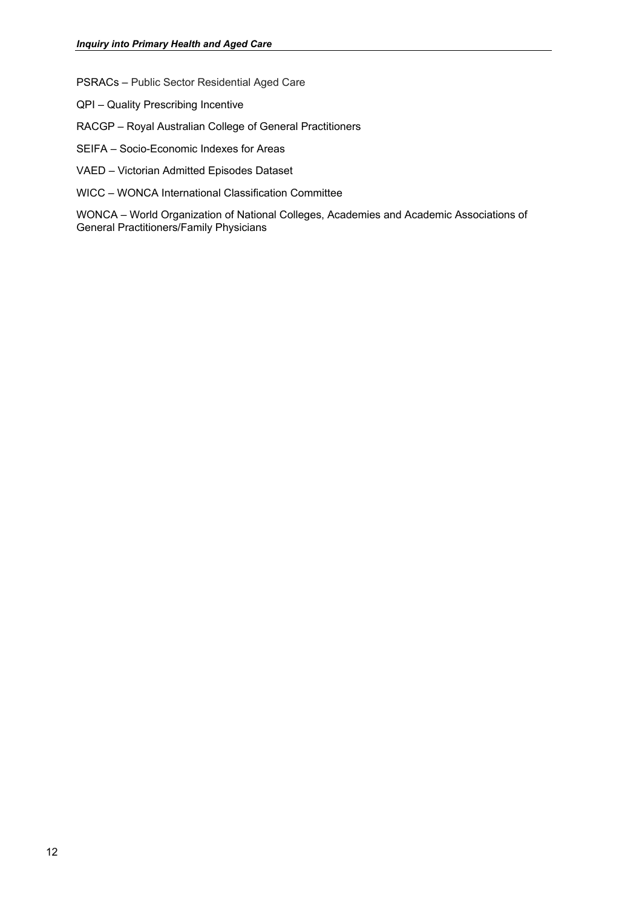PSRACs – Public Sector Residential Aged Care

QPI – Quality Prescribing Incentive

RACGP – Royal Australian College of General Practitioners

SEIFA – Socio-Economic Indexes for Areas

VAED – Victorian Admitted Episodes Dataset

WICC – WONCA International Classification Committee

WONCA – World Organization of National Colleges, Academies and Academic Associations of General Practitioners/Family Physicians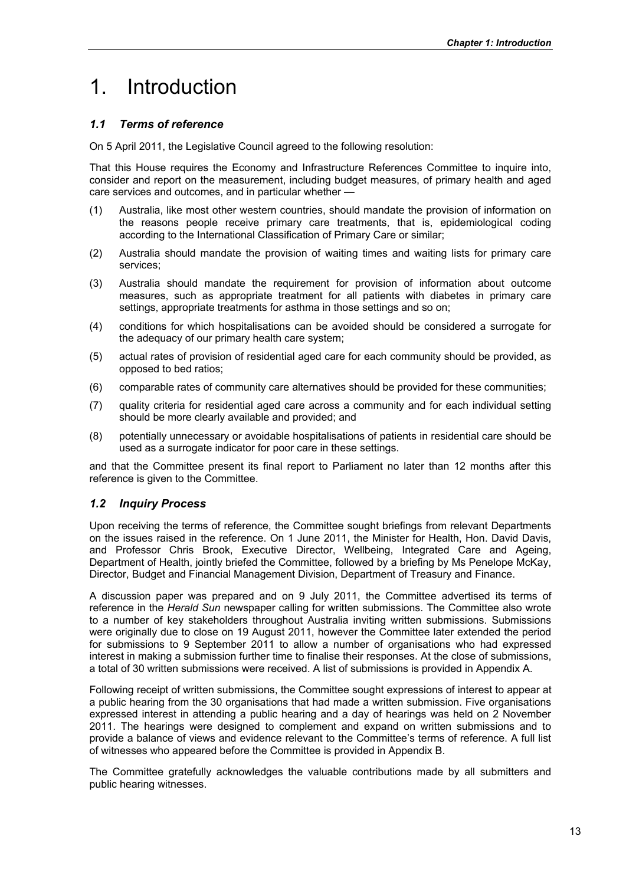# 1. Introduction

## *1.1 Terms of reference*

On 5 April 2011, the Legislative Council agreed to the following resolution:

That this House requires the Economy and Infrastructure References Committee to inquire into, consider and report on the measurement, including budget measures, of primary health and aged care services and outcomes, and in particular whether —

(1) Australia, like most other western countries, should mandate the provision of information on the reasons people receive primary care treatments, that is, epidemiological coding according to the International Classification of Primary Care or similar;

(2) Australia should mandate the provision of waiting times and waiting lists for primary care services;

(3) Australia should mandate the requirement for provision of information about outcome measures, such as appropriate treatment for all patients with diabetes in primary care settings, appropriate treatments for asthma in those settings and so on;

(4) conditions for which hospitalisations can be avoided should be considered a surrogate for the adequacy of our primary health care system;

(5) actual rates of provision of residential aged care for each community should be provided, as opposed to bed ratios;

(6) comparable rates of community care alternatives should be provided for these communities;

(7) quality criteria for residential aged care across a community and for each individual setting should be more clearly available and provided; and

(8) potentially unnecessary or avoidable hospitalisations of patients in residential care should be used as a surrogate indicator for poor care in these settings.

and that the Committee present its final report to Parliament no later than 12 months after this reference is given to the Committee.

## *1.2 Inquiry Process*

Upon receiving the terms of reference, the Committee sought briefings from relevant Departments on the issues raised in the reference. On 1 June 2011, the Minister for Health, Hon. David Davis, and Professor Chris Brook, Executive Director, Wellbeing, Integrated Care and Ageing, Department of Health, jointly briefed the Committee, followed by a briefing by Ms Penelope McKay, Director, Budget and Financial Management Division, Department of Treasury and Finance.

A discussion paper was prepared and on 9 July 2011, the Committee advertised its terms of reference in the *Herald Sun* newspaper calling for written submissions. The Committee also wrote to a number of key stakeholders throughout Australia inviting written submissions. Submissions were originally due to close on 19 August 2011, however the Committee later extended the period for submissions to 9 September 2011 to allow a number of organisations who had expressed interest in making a submission further time to finalise their responses. At the close of submissions, a total of 30 written submissions were received. A list of submissions is provided in Appendix A.

Following receipt of written submissions, the Committee sought expressions of interest to appear at a public hearing from the 30 organisations that had made a written submission. Five organisations expressed interest in attending a public hearing and a day of hearings was held on 2 November 2011. The hearings were designed to complement and expand on written submissions and to provide a balance of views and evidence relevant to the Committee's terms of reference. A full list of witnesses who appeared before the Committee is provided in Appendix B.

The Committee gratefully acknowledges the valuable contributions made by all submitters and public hearing witnesses.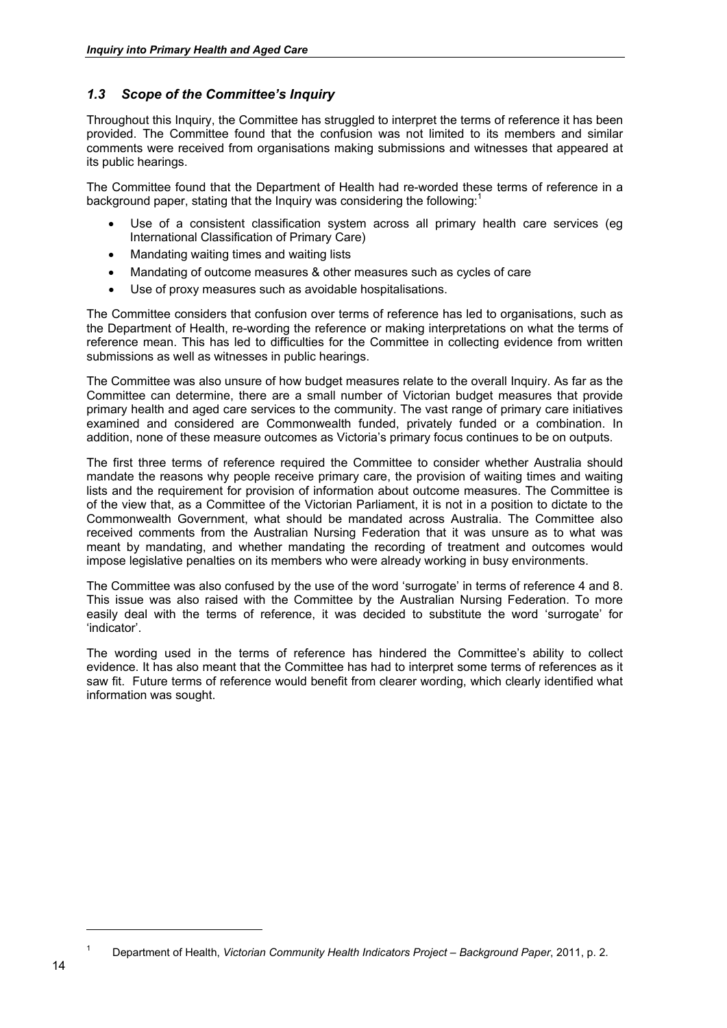## *1.3 Scope of the Committee's Inquiry*

Throughout this Inquiry, the Committee has struggled to interpret the terms of reference it has been provided. The Committee found that the confusion was not limited to its members and similar comments were received from organisations making submissions and witnesses that appeared at its public hearings.

The Committee found that the Department of Health had re-worded these terms of reference in a background paper, stating that the Inquiry was considering the following:[1]

- Use of a consistent classification system across all primary health care services (eg International Classification of Primary Care)
- Mandating waiting times and waiting lists
- Mandating of outcome measures & other measures such as cycles of care
- Use of proxy measures such as avoidable hospitalisations.

The Committee considers that confusion over terms of reference has led to organisations, such as the Department of Health, re-wording the reference or making interpretations on what the terms of reference mean. This has led to difficulties for the Committee in collecting evidence from written submissions as well as witnesses in public hearings.

The Committee was also unsure of how budget measures relate to the overall Inquiry. As far as the Committee can determine, there are a small number of Victorian budget measures that provide primary health and aged care services to the community. The vast range of primary care initiatives examined and considered are Commonwealth funded, privately funded or a combination. In addition, none of these measure outcomes as Victoria's primary focus continues to be on outputs.

The first three terms of reference required the Committee to consider whether Australia should mandate the reasons why people receive primary care, the provision of waiting times and waiting lists and the requirement for provision of information about outcome measures. The Committee is of the view that, as a Committee of the Victorian Parliament, it is not in a position to dictate to the Commonwealth Government, what should be mandated across Australia. The Committee also received comments from the Australian Nursing Federation that it was unsure as to what was meant by mandating, and whether mandating the recording of treatment and outcomes would impose legislative penalties on its members who were already working in busy environments.

The Committee was also confused by the use of the word 'surrogate' in terms of reference 4 and 8. This issue was also raised with the Committee by the Australian Nursing Federation. To more easily deal with the terms of reference, it was decided to substitute the word 'surrogate' for 'indicator'.

The wording used in the terms of reference has hindered the Committee's ability to collect evidence. It has also meant that the Committee has had to interpret some terms of references as it saw fit. Future terms of reference would benefit from clearer wording, which clearly identified what information was sought.

---

[1] Department of Health, *Victorian Community Health Indicators Project – Background Paper*, 2011, p. 2.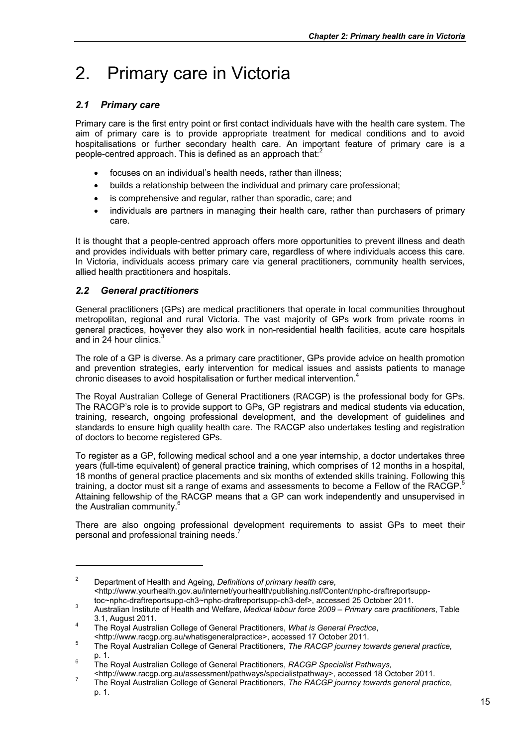# 2. Primary care in Victoria

## *2.1 Primary care*

Primary care is the first entry point or first contact individuals have with the health care system. The aim of primary care is to provide appropriate treatment for medical conditions and to avoid hospitalisations or further secondary health care. An important feature of primary care is a people-centred approach. This is defined as an approach that:[2]

- focuses on an individual's health needs, rather than illness;
- builds a relationship between the individual and primary care professional;
- is comprehensive and regular, rather than sporadic, care; and
- individuals are partners in managing their health care, rather than purchasers of primary care.

It is thought that a people-centred approach offers more opportunities to prevent illness and death and provides individuals with better primary care, regardless of where individuals access this care. In Victoria, individuals access primary care via general practitioners, community health services, allied health practitioners and hospitals.

## *2.2 General practitioners*

General practitioners (GPs) are medical practitioners that operate in local communities throughout metropolitan, regional and rural Victoria. The vast majority of GPs work from private rooms in general practices, however they also work in non-residential health facilities, acute care hospitals and in 24 hour clinics.[3]

The role of a GP is diverse. As a primary care practitioner, GPs provide advice on health promotion and prevention strategies, early intervention for medical issues and assists patients to manage chronic diseases to avoid hospitalisation or further medical intervention.[4]

The Royal Australian College of General Practitioners (RACGP) is the professional body for GPs. The RACGP's role is to provide support to GPs, GP registrars and medical students via education, training, research, ongoing professional development, and the development of guidelines and standards to ensure high quality health care. The RACGP also undertakes testing and registration of doctors to become registered GPs.

To register as a GP, following medical school and a one year internship, a doctor undertakes three years (full-time equivalent) of general practice training, which comprises of 12 months in a hospital, 18 months of general practice placements and six months of extended skills training. Following this training, a doctor must sit a range of exams and assessments to become a Fellow of the RACGP.[5] Attaining fellowship of the RACGP means that a GP can work independently and unsupervised in the Australian community.[6]

There are also ongoing professional development requirements to assist GPs to meet their personal and professional training needs.[7]

---

[2] Department of Health and Ageing, *Definitions of primary health care*, <http://www.yourhealth.gov.au/internet/yourhealth/publishing.nsf/Content/nphc-draftreportsupp-toc~nphc-draftreportsupp-ch3~nphc-draftreportsupp-ch3-def>, accessed 25 October 2011.

[3] Australian Institute of Health and Welfare, *Medical labour force 2009 – Primary care practitioners*, Table 3.1, August 2011.

[4] The Royal Australian College of General Practitioners, *What is General Practice*, <http://www.racgp.org.au/whatisgeneralpractice>, accessed 17 October 2011.

[5] The Royal Australian College of General Practitioners, *The RACGP journey towards general practice,* p. 1.

[6] The Royal Australian College of General Practitioners, *RACGP Specialist Pathways,* <http://www.racgp.org.au/assessment/pathways/specialistpathway>, accessed 18 October 2011.

[7] The Royal Australian College of General Practitioners, *The RACGP journey towards general practice,* p. 1.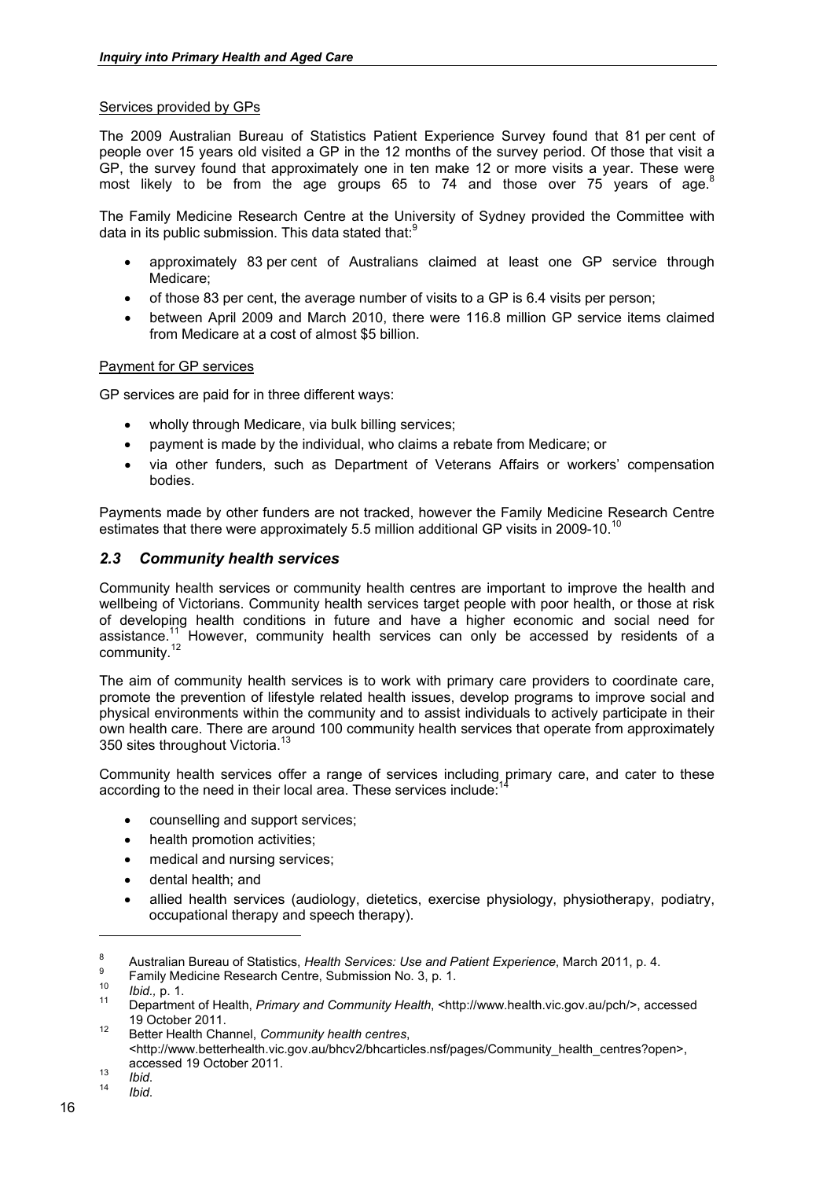Services provided by GPs

The 2009 Australian Bureau of Statistics Patient Experience Survey found that 81 per cent of people over 15 years old visited a GP in the 12 months of the survey period. Of those that visit a GP, the survey found that approximately one in ten make 12 or more visits a year. These were most likely to be from the age groups 65 to 74 and those over 75 years of age.[8]

The Family Medicine Research Centre at the University of Sydney provided the Committee with data in its public submission. This data stated that:[9]

- approximately 83 per cent of Australians claimed at least one GP service through Medicare;
- of those 83 per cent, the average number of visits to a GP is 6.4 visits per person;
- between April 2009 and March 2010, there were 116.8 million GP service items claimed from Medicare at a cost of almost $5 billion.

Payment for GP services

GP services are paid for in three different ways:

- wholly through Medicare, via bulk billing services;
- payment is made by the individual, who claims a rebate from Medicare; or
- via other funders, such as Department of Veterans Affairs or workers' compensation bodies.

Payments made by other funders are not tracked, however the Family Medicine Research Centre estimates that there were approximately 5.5 million additional GP visits in 2009-10.[10]

## *2.3 Community health services*

Community health services or community health centres are important to improve the health and wellbeing of Victorians. Community health services target people with poor health, or those at risk of developing health conditions in future and have a higher economic and social need for assistance.[11] However, community health services can only be accessed by residents of a community.[12]

The aim of community health services is to work with primary care providers to coordinate care, promote the prevention of lifestyle related health issues, develop programs to improve social and physical environments within the community and to assist individuals to actively participate in their own health care. There are around 100 community health services that operate from approximately 350 sites throughout Victoria.[13]

Community health services offer a range of services including primary care, and cater to these according to the need in their local area. These services include:[14]

- counselling and support services;
- health promotion activities;
- medical and nursing services;
- dental health; and
- allied health services (audiology, dietetics, exercise physiology, physiotherapy, podiatry, occupational therapy and speech therapy).

---

[8] Australian Bureau of Statistics, *Health Services: Use and Patient Experience*, March 2011, p. 4.

[9] Family Medicine Research Centre, Submission No. 3, p. 1.

[10] *Ibid.,* p. 1.

[11] Department of Health, *Primary and Community Health*, <http://www.health.vic.gov.au/pch/>, accessed 19 October 2011.

[12] Better Health Channel, *Community health centres*, <http://www.betterhealth.vic.gov.au/bhcv2/bhcarticles.nsf/pages/Community_health_centres?open>, accessed 19 October 2011.

[13] *Ibid.*

[14] *Ibid.*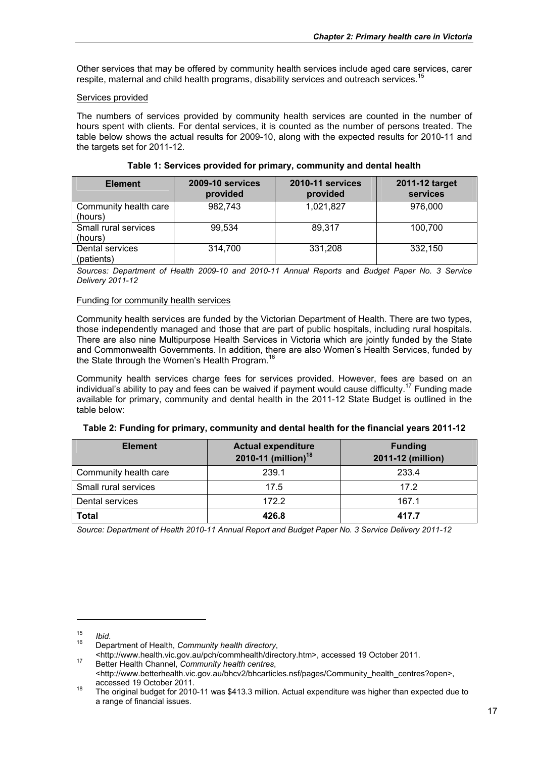Other services that may be offered by community health services include aged care services, carer respite, maternal and child health programs, disability services and outreach services.[15]

Services provided

The numbers of services provided by community health services are counted in the number of hours spent with clients. For dental services, it is counted as the number of persons treated. The table below shows the actual results for 2009-10, along with the expected results for 2010-11 and the targets set for 2011-12.

**Table 1: Services provided for primary, community and dental health**

| Element | 2009-10 services provided | 2010-11 services provided | 2011-12 target services |
|---|---|---|---|
| Community health care (hours) | 982,743 | 1,021,827 | 976,000 |
| Small rural services (hours) | 99,534 | 89,317 | 100,700 |
| Dental services (patients) | 314,700 | 331,208 | 332,150 |

*Sources: Department of Health 2009-10 and 2010-11 Annual Reports* and *Budget Paper No. 3 Service Delivery 2011-12*

Funding for community health services

Community health services are funded by the Victorian Department of Health. There are two types, those independently managed and those that are part of public hospitals, including rural hospitals. There are also nine Multipurpose Health Services in Victoria which are jointly funded by the State and Commonwealth Governments. In addition, there are also Women's Health Services, funded by the State through the Women's Health Program.[16]

Community health services charge fees for services provided. However, fees are based on an individual's ability to pay and fees can be waived if payment would cause difficulty.[17] Funding made available for primary, community and dental health in the 2011-12 State Budget is outlined in the table below:

**Table 2: Funding for primary, community and dental health for the financial years 2011-12**

| Element | Actual expenditure 2010-11 (million)[18] | Funding 2011-12 (million) |
|---|---|---|
| Community health care | 239.1 | 233.4 |
| Small rural services | 17.5 | 17.2 |
| Dental services | 172.2 | 167.1 |
| **Total** | **426.8** | **417.7** |

*Source: Department of Health 2010-11 Annual Report and Budget Paper No. 3 Service Delivery 2011-12*

---

[15] *Ibid*.

[16] Department of Health, *Community health directory*, <http://www.health.vic.gov.au/pch/commhealth/directory.htm>, accessed 19 October 2011.

[17] Better Health Channel, *Community health centres*, <http://www.betterhealth.vic.gov.au/bhcv2/bhcarticles.nsf/pages/Community_health_centres?open>, accessed 19 October 2011.

[18] The original budget for 2010-11 was $413.3 million. Actual expenditure was higher than expected due to a range of financial issues.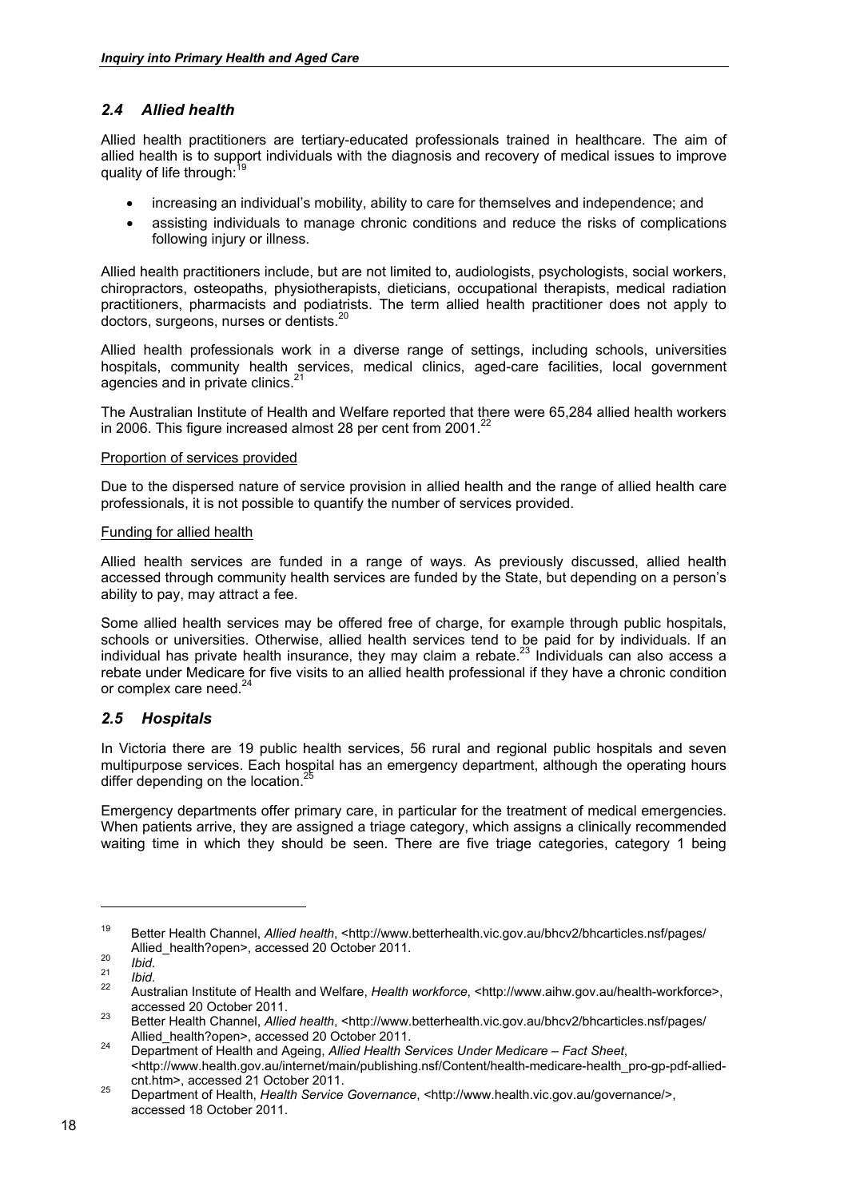## *2.4 Allied health*

Allied health practitioners are tertiary-educated professionals trained in healthcare. The aim of allied health is to support individuals with the diagnosis and recovery of medical issues to improve quality of life through:[19]

- increasing an individual's mobility, ability to care for themselves and independence; and
- assisting individuals to manage chronic conditions and reduce the risks of complications following injury or illness.

Allied health practitioners include, but are not limited to, audiologists, psychologists, social workers, chiropractors, osteopaths, physiotherapists, dieticians, occupational therapists, medical radiation practitioners, pharmacists and podiatrists. The term allied health practitioner does not apply to doctors, surgeons, nurses or dentists.[20]

Allied health professionals work in a diverse range of settings, including schools, universities hospitals, community health services, medical clinics, aged-care facilities, local government agencies and in private clinics.[21]

The Australian Institute of Health and Welfare reported that there were 65,284 allied health workers in 2006. This figure increased almost 28 per cent from 2001.[22]

Proportion of services provided

Due to the dispersed nature of service provision in allied health and the range of allied health care professionals, it is not possible to quantify the number of services provided.

Funding for allied health

Allied health services are funded in a range of ways. As previously discussed, allied health accessed through community health services are funded by the State, but depending on a person's ability to pay, may attract a fee.

Some allied health services may be offered free of charge, for example through public hospitals, schools or universities. Otherwise, allied health services tend to be paid for by individuals. If an individual has private health insurance, they may claim a rebate.[23] Individuals can also access a rebate under Medicare for five visits to an allied health professional if they have a chronic condition or complex care need.[24]

## *2.5 Hospitals*

In Victoria there are 19 public health services, 56 rural and regional public hospitals and seven multipurpose services. Each hospital has an emergency department, although the operating hours differ depending on the location.[25]

Emergency departments offer primary care, in particular for the treatment of medical emergencies. When patients arrive, they are assigned a triage category, which assigns a clinically recommended waiting time in which they should be seen. There are five triage categories, category 1 being

---

[19] Better Health Channel, *Allied health*, <http://www.betterhealth.vic.gov.au/bhcv2/bhcarticles.nsf/pages/Allied_health?open>, accessed 20 October 2011.

[20] *Ibid*.

[21] *Ibid*.

[22] Australian Institute of Health and Welfare, *Health workforce*, <http://www.aihw.gov.au/health-workforce>, accessed 20 October 2011.

[23] Better Health Channel, *Allied health*, <http://www.betterhealth.vic.gov.au/bhcv2/bhcarticles.nsf/pages/Allied_health?open>, accessed 20 October 2011.

[24] Department of Health and Ageing, *Allied Health Services Under Medicare – Fact Sheet*, <http://www.health.gov.au/internet/main/publishing.nsf/Content/health-medicare-health_pro-gp-pdf-allied-cnt.htm>, accessed 21 October 2011.

[25] Department of Health, *Health Service Governance*, <http://www.health.vic.gov.au/governance/>, accessed 18 October 2011.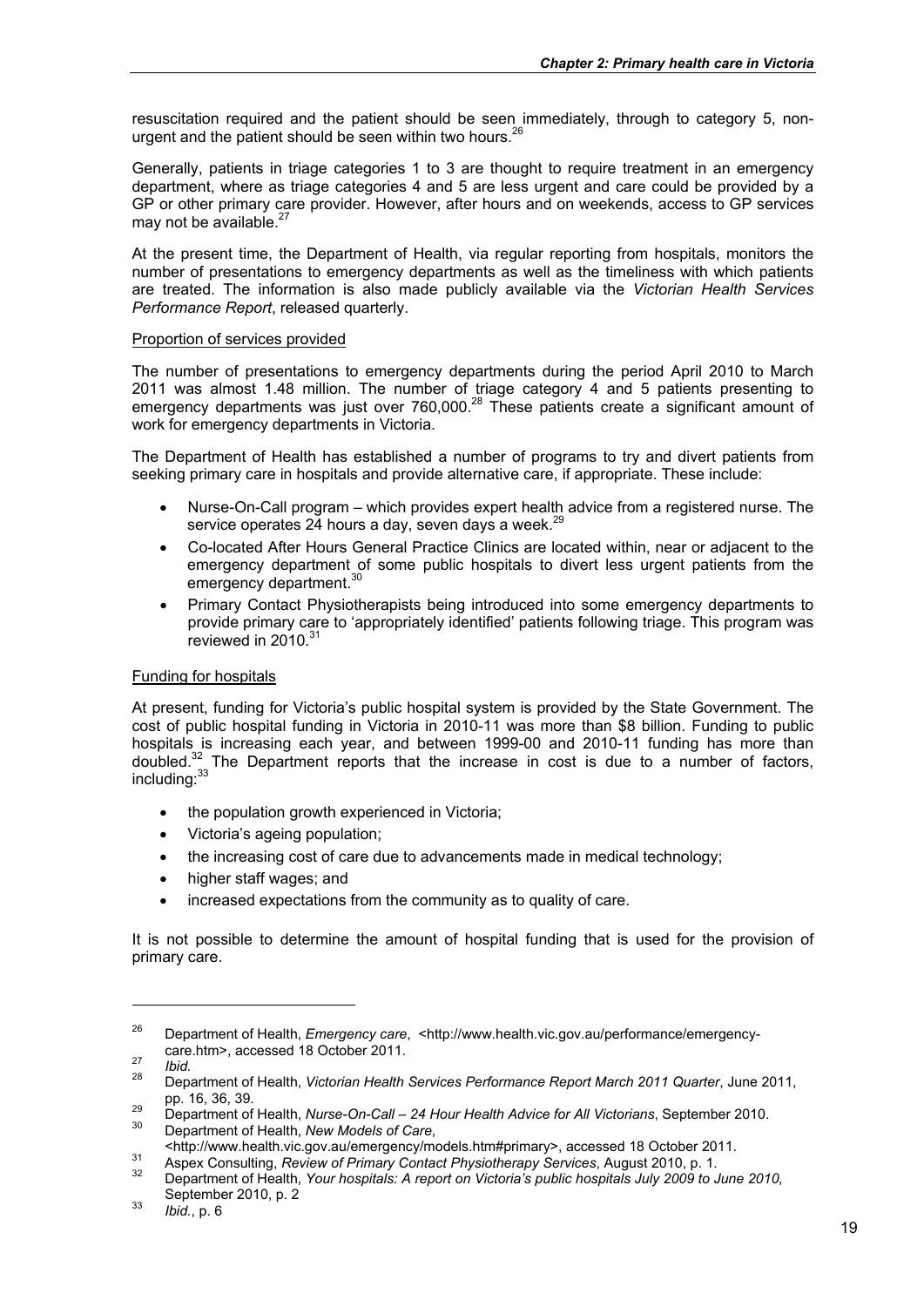resuscitation required and the patient should be seen immediately, through to category 5, non-urgent and the patient should be seen within two hours.[26]

Generally, patients in triage categories 1 to 3 are thought to require treatment in an emergency department, where as triage categories 4 and 5 are less urgent and care could be provided by a GP or other primary care provider. However, after hours and on weekends, access to GP services may not be available.[27]

At the present time, the Department of Health, via regular reporting from hospitals, monitors the number of presentations to emergency departments as well as the timeliness with which patients are treated. The information is also made publicly available via the *Victorian Health Services Performance Report*, released quarterly.

Proportion of services provided

The number of presentations to emergency departments during the period April 2010 to March 2011 was almost 1.48 million. The number of triage category 4 and 5 patients presenting to emergency departments was just over 760,000.[28] These patients create a significant amount of work for emergency departments in Victoria.

The Department of Health has established a number of programs to try and divert patients from seeking primary care in hospitals and provide alternative care, if appropriate. These include:

- Nurse-On-Call program – which provides expert health advice from a registered nurse. The service operates 24 hours a day, seven days a week.[29]
- Co-located After Hours General Practice Clinics are located within, near or adjacent to the emergency department of some public hospitals to divert less urgent patients from the emergency department.[30]
- Primary Contact Physiotherapists being introduced into some emergency departments to provide primary care to 'appropriately identified' patients following triage. This program was reviewed in 2010.[31]

Funding for hospitals

At present, funding for Victoria's public hospital system is provided by the State Government. The cost of public hospital funding in Victoria in 2010-11 was more than $8 billion. Funding to public hospitals is increasing each year, and between 1999-00 and 2010-11 funding has more than doubled.[32] The Department reports that the increase in cost is due to a number of factors, including:[33]

- the population growth experienced in Victoria;
- Victoria's ageing population;
- the increasing cost of care due to advancements made in medical technology;
- higher staff wages; and
- increased expectations from the community as to quality of care.

It is not possible to determine the amount of hospital funding that is used for the provision of primary care.

---

[26] Department of Health, *Emergency care*, <http://www.health.vic.gov.au/performance/emergency-care.htm>, accessed 18 October 2011.

[27] *Ibid.*

[28] Department of Health, *Victorian Health Services Performance Report March 2011 Quarter*, June 2011, pp. 16, 36, 39.

[29] Department of Health, *Nurse-On-Call – 24 Hour Health Advice for All Victorians*, September 2010.

[30] Department of Health, *New Models of Care*, <http://www.health.vic.gov.au/emergency/models.htm#primary>, accessed 18 October 2011.

[31] Aspex Consulting, *Review of Primary Contact Physiotherapy Services*, August 2010, p. 1.

[32] Department of Health, *Your hospitals: A report on Victoria's public hospitals July 2009 to June 2010*, September 2010, p. 2

[33] *Ibid.*, p. 6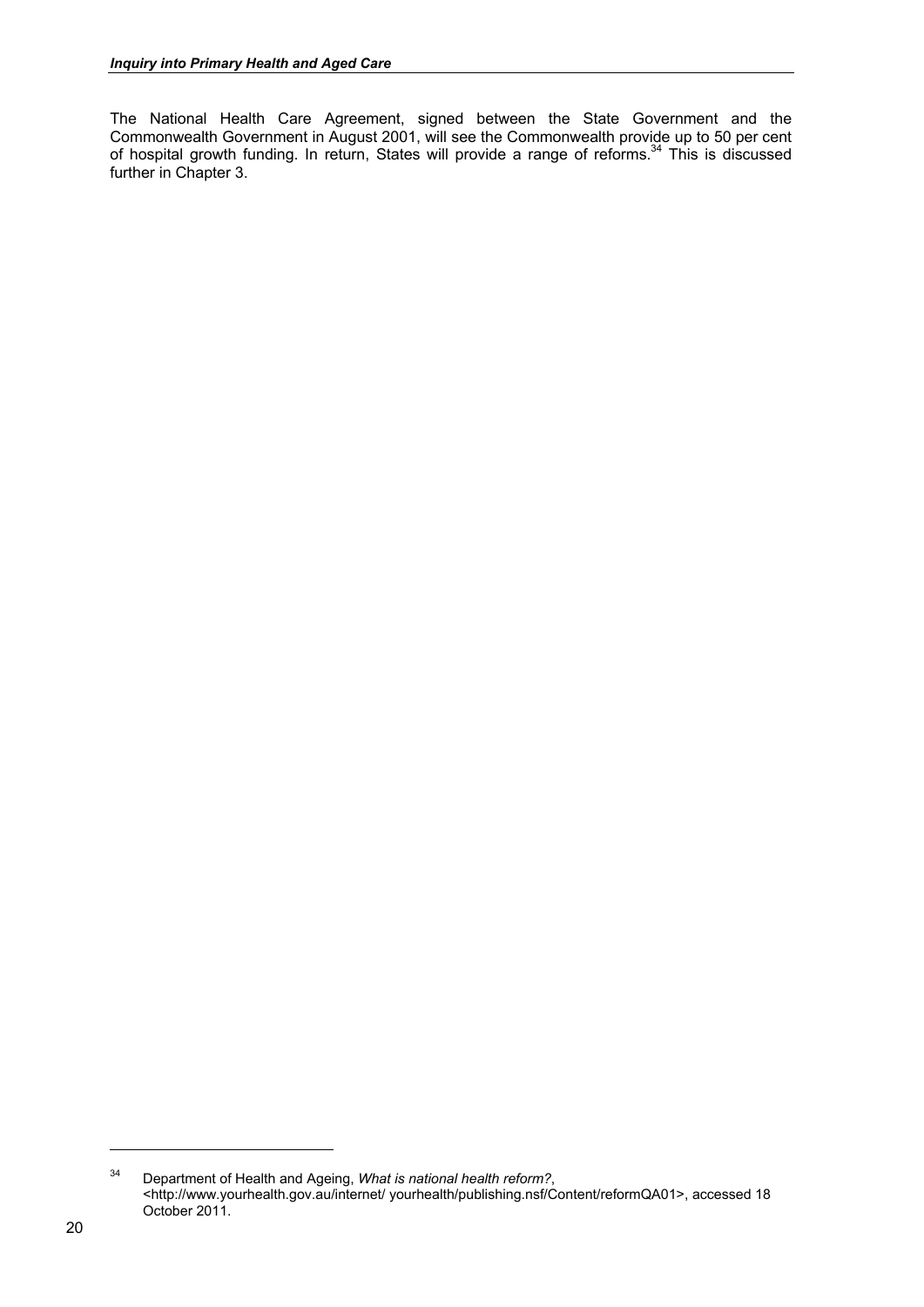The National Health Care Agreement, signed between the State Government and the Commonwealth Government in August 2001, will see the Commonwealth provide up to 50 per cent of hospital growth funding. In return, States will provide a range of reforms.[34] This is discussed further in Chapter 3.

---

[34] Department of Health and Ageing, *What is national health reform?*, <http://www.yourhealth.gov.au/internet/ yourhealth/publishing.nsf/Content/reformQA01>, accessed 18 October 2011.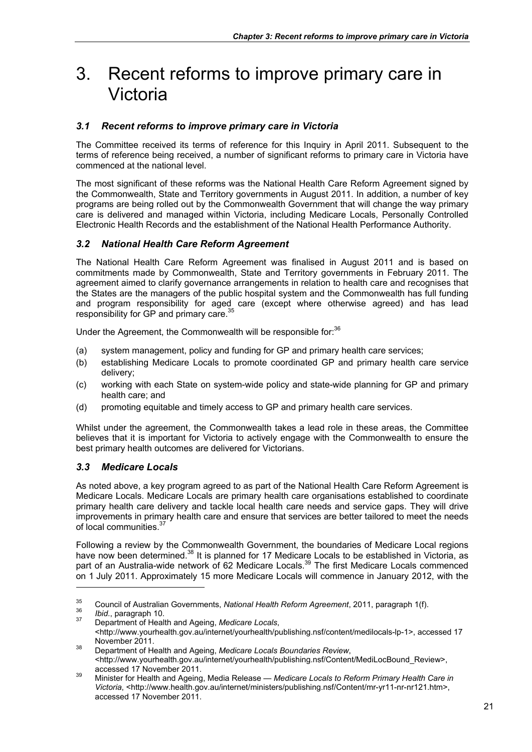# 3. Recent reforms to improve primary care in Victoria

### *3.1 Recent reforms to improve primary care in Victoria*

The Committee received its terms of reference for this Inquiry in April 2011. Subsequent to the terms of reference being received, a number of significant reforms to primary care in Victoria have commenced at the national level.

The most significant of these reforms was the National Health Care Reform Agreement signed by the Commonwealth, State and Territory governments in August 2011. In addition, a number of key programs are being rolled out by the Commonwealth Government that will change the way primary care is delivered and managed within Victoria, including Medicare Locals, Personally Controlled Electronic Health Records and the establishment of the National Health Performance Authority.

### *3.2 National Health Care Reform Agreement*

The National Health Care Reform Agreement was finalised in August 2011 and is based on commitments made by Commonwealth, State and Territory governments in February 2011. The agreement aimed to clarify governance arrangements in relation to health care and recognises that the States are the managers of the public hospital system and the Commonwealth has full funding and program responsibility for aged care (except where otherwise agreed) and has lead responsibility for GP and primary care.[35]

Under the Agreement, the Commonwealth will be responsible for:[36]

(a) system management, policy and funding for GP and primary health care services;

(b) establishing Medicare Locals to promote coordinated GP and primary health care service delivery;

(c) working with each State on system-wide policy and state-wide planning for GP and primary health care; and

(d) promoting equitable and timely access to GP and primary health care services.

Whilst under the agreement, the Commonwealth takes a lead role in these areas, the Committee believes that it is important for Victoria to actively engage with the Commonwealth to ensure the best primary health outcomes are delivered for Victorians.

### *3.3 Medicare Locals*

As noted above, a key program agreed to as part of the National Health Care Reform Agreement is Medicare Locals. Medicare Locals are primary health care organisations established to coordinate primary health care delivery and tackle local health care needs and service gaps. They will drive improvements in primary health care and ensure that services are better tailored to meet the needs of local communities.[37]

Following a review by the Commonwealth Government, the boundaries of Medicare Local regions have now been determined.[38] It is planned for 17 Medicare Locals to be established in Victoria, as part of an Australia-wide network of 62 Medicare Locals.[39] The first Medicare Locals commenced on 1 July 2011. Approximately 15 more Medicare Locals will commence in January 2012, with the

---

35 Council of Australian Governments, *National Health Reform Agreement*, 2011, paragraph 1(f).

36 *Ibid*., paragraph 10.

37 Department of Health and Ageing, *Medicare Locals*, <http://www.yourhealth.gov.au/internet/yourhealth/publishing.nsf/content/medilocals-lp-1>, accessed 17 November 2011.

38 Department of Health and Ageing, *Medicare Locals Boundaries Review*, <http://www.yourhealth.gov.au/internet/yourhealth/publishing.nsf/Content/MediLocBound_Review>, accessed 17 November 2011.

39 Minister for Health and Ageing, Media Release — *Medicare Locals to Reform Primary Health Care in Victoria*, <http://www.health.gov.au/internet/ministers/publishing.nsf/Content/mr-yr11-nr-nr121.htm>, accessed 17 November 2011.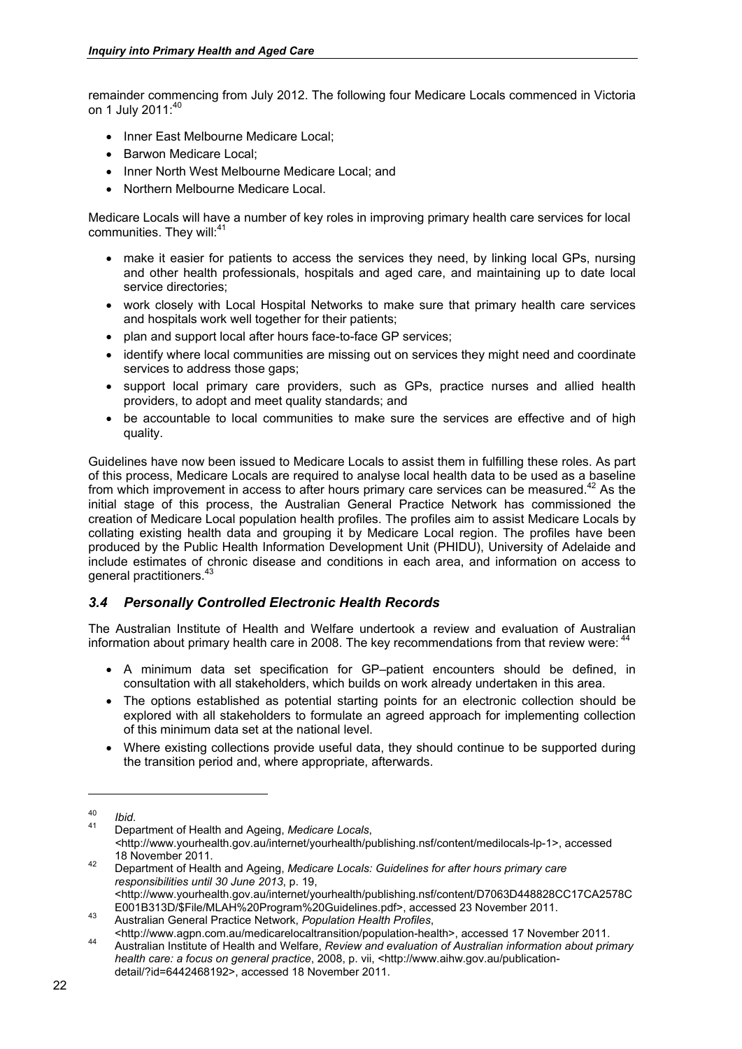remainder commencing from July 2012. The following four Medicare Locals commenced in Victoria on 1 July 2011:[40]

- Inner East Melbourne Medicare Local;
- Barwon Medicare Local;
- Inner North West Melbourne Medicare Local; and
- Northern Melbourne Medicare Local.

Medicare Locals will have a number of key roles in improving primary health care services for local communities. They will:[41]

- make it easier for patients to access the services they need, by linking local GPs, nursing and other health professionals, hospitals and aged care, and maintaining up to date local service directories;
- work closely with Local Hospital Networks to make sure that primary health care services and hospitals work well together for their patients;
- plan and support local after hours face-to-face GP services;
- identify where local communities are missing out on services they might need and coordinate services to address those gaps;
- support local primary care providers, such as GPs, practice nurses and allied health providers, to adopt and meet quality standards; and
- be accountable to local communities to make sure the services are effective and of high quality.

Guidelines have now been issued to Medicare Locals to assist them in fulfilling these roles. As part of this process, Medicare Locals are required to analyse local health data to be used as a baseline from which improvement in access to after hours primary care services can be measured.[42] As the initial stage of this process, the Australian General Practice Network has commissioned the creation of Medicare Local population health profiles. The profiles aim to assist Medicare Locals by collating existing health data and grouping it by Medicare Local region. The profiles have been produced by the Public Health Information Development Unit (PHIDU), University of Adelaide and include estimates of chronic disease and conditions in each area, and information on access to general practitioners.[43]

## *3.4 Personally Controlled Electronic Health Records*

The Australian Institute of Health and Welfare undertook a review and evaluation of Australian information about primary health care in 2008. The key recommendations from that review were:[44]

- A minimum data set specification for GP–patient encounters should be defined, in consultation with all stakeholders, which builds on work already undertaken in this area.
- The options established as potential starting points for an electronic collection should be explored with all stakeholders to formulate an agreed approach for implementing collection of this minimum data set at the national level.
- Where existing collections provide useful data, they should continue to be supported during the transition period and, where appropriate, afterwards.

---

[40] *Ibid*.

[41] Department of Health and Ageing, *Medicare Locals*, <http://www.yourhealth.gov.au/internet/yourhealth/publishing.nsf/content/medilocals-lp-1>, accessed 18 November 2011.

[42] Department of Health and Ageing, *Medicare Locals: Guidelines for after hours primary care responsibilities until 30 June 2013*, p. 19, <http://www.yourhealth.gov.au/internet/yourhealth/publishing.nsf/content/D7063D448828CC17CA2578CE001B313D/$File/MLAH%20Program%20Guidelines.pdf>, accessed 23 November 2011.

[43] Australian General Practice Network, *Population Health Profiles*, <http://www.agpn.com.au/medicarelocaltransition/population-health>, accessed 17 November 2011.

[44] Australian Institute of Health and Welfare, *Review and evaluation of Australian information about primary health care: a focus on general practice*, 2008, p. vii, <http://www.aihw.gov.au/publication-detail/?id=6442468192>, accessed 18 November 2011.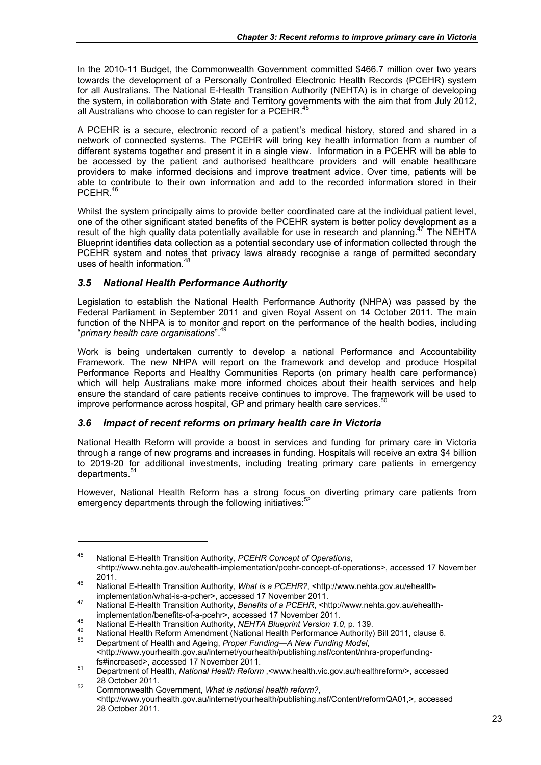In the 2010-11 Budget, the Commonwealth Government committed $466.7 million over two years towards the development of a Personally Controlled Electronic Health Records (PCEHR) system for all Australians. The National E-Health Transition Authority (NEHTA) is in charge of developing the system, in collaboration with State and Territory governments with the aim that from July 2012, all Australians who choose to can register for a PCEHR.[45]

A PCEHR is a secure, electronic record of a patient's medical history, stored and shared in a network of connected systems. The PCEHR will bring key health information from a number of different systems together and present it in a single view. Information in a PCEHR will be able to be accessed by the patient and authorised healthcare providers and will enable healthcare providers to make informed decisions and improve treatment advice. Over time, patients will be able to contribute to their own information and add to the recorded information stored in their PCEHR.[46]

Whilst the system principally aims to provide better coordinated care at the individual patient level, one of the other significant stated benefits of the PCEHR system is better policy development as a result of the high quality data potentially available for use in research and planning.[47] The NEHTA Blueprint identifies data collection as a potential secondary use of information collected through the PCEHR system and notes that privacy laws already recognise a range of permitted secondary uses of health information.[48]

### *3.5 National Health Performance Authority*

Legislation to establish the National Health Performance Authority (NHPA) was passed by the Federal Parliament in September 2011 and given Royal Assent on 14 October 2011. The main function of the NHPA is to monitor and report on the performance of the health bodies, including "*primary health care organisations*".[49]

Work is being undertaken currently to develop a national Performance and Accountability Framework. The new NHPA will report on the framework and develop and produce Hospital Performance Reports and Healthy Communities Reports (on primary health care performance) which will help Australians make more informed choices about their health services and help ensure the standard of care patients receive continues to improve. The framework will be used to improve performance across hospital, GP and primary health care services.[50]

### *3.6 Impact of recent reforms on primary health care in Victoria*

National Health Reform will provide a boost in services and funding for primary care in Victoria through a range of new programs and increases in funding. Hospitals will receive an extra $4 billion to 2019-20 for additional investments, including treating primary care patients in emergency departments.[51]

However, National Health Reform has a strong focus on diverting primary care patients from emergency departments through the following initiatives:[52]

---

[45] National E-Health Transition Authority, *PCEHR Concept of Operations*, <http://www.nehta.gov.au/ehealth-implementation/pcehr-concept-of-operations>, accessed 17 November 2011.

[46] National E-Health Transition Authority, *What is a PCEHR?*, <http://www.nehta.gov.au/ehealth-implementation/what-is-a-pcher>, accessed 17 November 2011.

[47] National E-Health Transition Authority, *Benefits of a PCEHR*, <http://www.nehta.gov.au/ehealth-implementation/benefits-of-a-pcehr>, accessed 17 November 2011.

[48] National E-Health Transition Authority, *NEHTA Blueprint Version 1.0*, p. 139.

[49] National Health Reform Amendment (National Health Performance Authority) Bill 2011, clause 6.

[50] Department of Health and Ageing, *Proper Funding—A New Funding Model*, <http://www.yourhealth.gov.au/internet/yourhealth/publishing.nsf/content/nhra-properfunding-fs#increased>, accessed 17 November 2011.

[51] Department of Health, *National Health Reform* ,<www.health.vic.gov.au/healthreform/>, accessed 28 October 2011.

[52] Commonwealth Government, *What is national health reform?*, <http://www.yourhealth.gov.au/internet/yourhealth/publishing.nsf/Content/reformQA01,>, accessed 28 October 2011.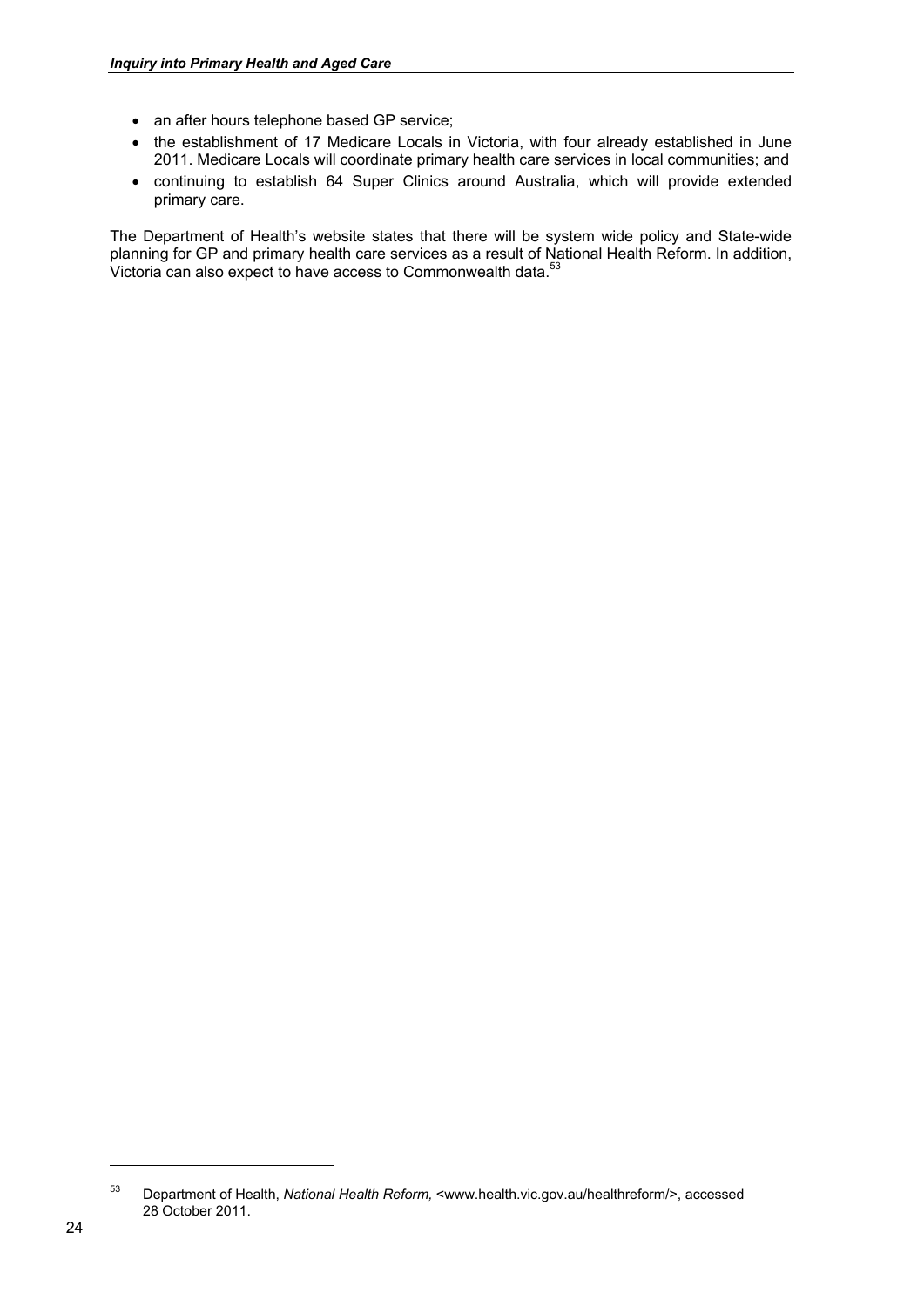- an after hours telephone based GP service;
- the establishment of 17 Medicare Locals in Victoria, with four already established in June 2011. Medicare Locals will coordinate primary health care services in local communities; and
- continuing to establish 64 Super Clinics around Australia, which will provide extended primary care.

The Department of Health's website states that there will be system wide policy and State-wide planning for GP and primary health care services as a result of National Health Reform. In addition, Victoria can also expect to have access to Commonwealth data.[53]

[53] Department of Health, *National Health Reform,* <www.health.vic.gov.au/healthreform/>, accessed 28 October 2011.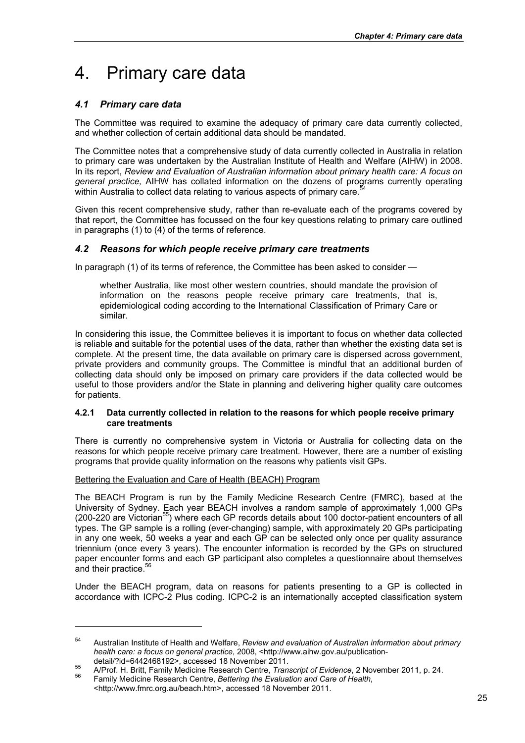# 4. Primary care data

## *4.1 Primary care data*

The Committee was required to examine the adequacy of primary care data currently collected, and whether collection of certain additional data should be mandated.

The Committee notes that a comprehensive study of data currently collected in Australia in relation to primary care was undertaken by the Australian Institute of Health and Welfare (AIHW) in 2008. In its report, *Review and Evaluation of Australian information about primary health care: A focus on general practice,* AIHW has collated information on the dozens of programs currently operating within Australia to collect data relating to various aspects of primary care.[54]

Given this recent comprehensive study, rather than re-evaluate each of the programs covered by that report, the Committee has focussed on the four key questions relating to primary care outlined in paragraphs (1) to (4) of the terms of reference.

## *4.2 Reasons for which people receive primary care treatments*

In paragraph (1) of its terms of reference, the Committee has been asked to consider —

> whether Australia, like most other western countries, should mandate the provision of information on the reasons people receive primary care treatments, that is, epidemiological coding according to the International Classification of Primary Care or similar.

In considering this issue, the Committee believes it is important to focus on whether data collected is reliable and suitable for the potential uses of the data, rather than whether the existing data set is complete. At the present time, the data available on primary care is dispersed across government, private providers and community groups. The Committee is mindful that an additional burden of collecting data should only be imposed on primary care providers if the data collected would be useful to those providers and/or the State in planning and delivering higher quality care outcomes for patients.

### 4.2.1 Data currently collected in relation to the reasons for which people receive primary care treatments

There is currently no comprehensive system in Victoria or Australia for collecting data on the reasons for which people receive primary care treatment. However, there are a number of existing programs that provide quality information on the reasons why patients visit GPs.

Bettering the Evaluation and Care of Health (BEACH) Program

The BEACH Program is run by the Family Medicine Research Centre (FMRC), based at the University of Sydney. Each year BEACH involves a random sample of approximately 1,000 GPs (200-220 are Victorian[55]) where each GP records details about 100 doctor-patient encounters of all types. The GP sample is a rolling (ever-changing) sample, with approximately 20 GPs participating in any one week, 50 weeks a year and each GP can be selected only once per quality assurance triennium (once every 3 years). The encounter information is recorded by the GPs on structured paper encounter forms and each GP participant also completes a questionnaire about themselves and their practice.[56]

Under the BEACH program, data on reasons for patients presenting to a GP is collected in accordance with ICPC-2 Plus coding. ICPC-2 is an internationally accepted classification system

---

[54] Australian Institute of Health and Welfare, *Review and evaluation of Australian information about primary health care: a focus on general practice*, 2008, <http://www.aihw.gov.au/publication-detail/?id=6442468192>, accessed 18 November 2011.

[55] A/Prof. H. Britt, Family Medicine Research Centre, *Transcript of Evidence*, 2 November 2011, p. 24.

[56] Family Medicine Research Centre, *Bettering the Evaluation and Care of Health*, <http://www.fmrc.org.au/beach.htm>, accessed 18 November 2011.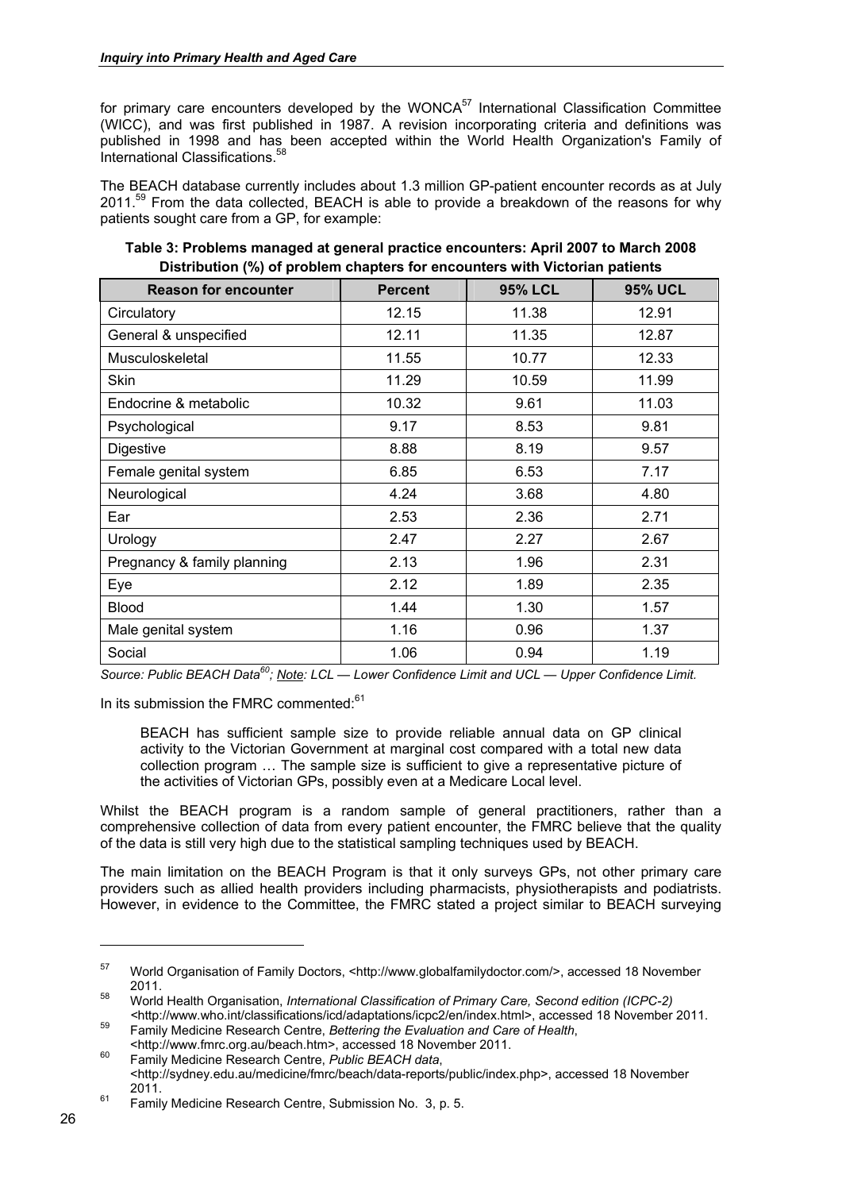for primary care encounters developed by the WONCA[57] International Classification Committee (WICC), and was first published in 1987. A revision incorporating criteria and definitions was published in 1998 and has been accepted within the World Health Organization's Family of International Classifications.[58]

The BEACH database currently includes about 1.3 million GP-patient encounter records as at July 2011.[59] From the data collected, BEACH is able to provide a breakdown of the reasons for why patients sought care from a GP, for example:

**Table 3: Problems managed at general practice encounters: April 2007 to March 2008**
**Distribution (%) of problem chapters for encounters with Victorian patients**

| Reason for encounter | Percent | 95% LCL | 95% UCL |
|---|---|---|---|
| Circulatory | 12.15 | 11.38 | 12.91 |
| General & unspecified | 12.11 | 11.35 | 12.87 |
| Musculoskeletal | 11.55 | 10.77 | 12.33 |
| Skin | 11.29 | 10.59 | 11.99 |
| Endocrine & metabolic | 10.32 | 9.61 | 11.03 |
| Psychological | 9.17 | 8.53 | 9.81 |
| Digestive | 8.88 | 8.19 | 9.57 |
| Female genital system | 6.85 | 6.53 | 7.17 |
| Neurological | 4.24 | 3.68 | 4.80 |
| Ear | 2.53 | 2.36 | 2.71 |
| Urology | 2.47 | 2.27 | 2.67 |
| Pregnancy & family planning | 2.13 | 1.96 | 2.31 |
| Eye | 2.12 | 1.89 | 2.35 |
| Blood | 1.44 | 1.30 | 1.57 |
| Male genital system | 1.16 | 0.96 | 1.37 |
| Social | 1.06 | 0.94 | 1.19 |

*Source: Public BEACH Data[60]; Note: LCL — Lower Confidence Limit and UCL — Upper Confidence Limit.*

In its submission the FMRC commented:[61]

> BEACH has sufficient sample size to provide reliable annual data on GP clinical activity to the Victorian Government at marginal cost compared with a total new data collection program … The sample size is sufficient to give a representative picture of the activities of Victorian GPs, possibly even at a Medicare Local level.

Whilst the BEACH program is a random sample of general practitioners, rather than a comprehensive collection of data from every patient encounter, the FMRC believe that the quality of the data is still very high due to the statistical sampling techniques used by BEACH.

The main limitation on the BEACH Program is that it only surveys GPs, not other primary care providers such as allied health providers including pharmacists, physiotherapists and podiatrists. However, in evidence to the Committee, the FMRC stated a project similar to BEACH surveying

---

[57] World Organisation of Family Doctors, <http://www.globalfamilydoctor.com/>, accessed 18 November 2011.

[58] World Health Organisation, *International Classification of Primary Care, Second edition (ICPC-2)* <http://www.who.int/classifications/icd/adaptations/icpc2/en/index.html>, accessed 18 November 2011.

[59] Family Medicine Research Centre, *Bettering the Evaluation and Care of Health*, <http://www.fmrc.org.au/beach.htm>, accessed 18 November 2011.

[60] Family Medicine Research Centre, *Public BEACH data*, <http://sydney.edu.au/medicine/fmrc/beach/data-reports/public/index.php>, accessed 18 November 2011.

[61] Family Medicine Research Centre, Submission No. 3, p. 5.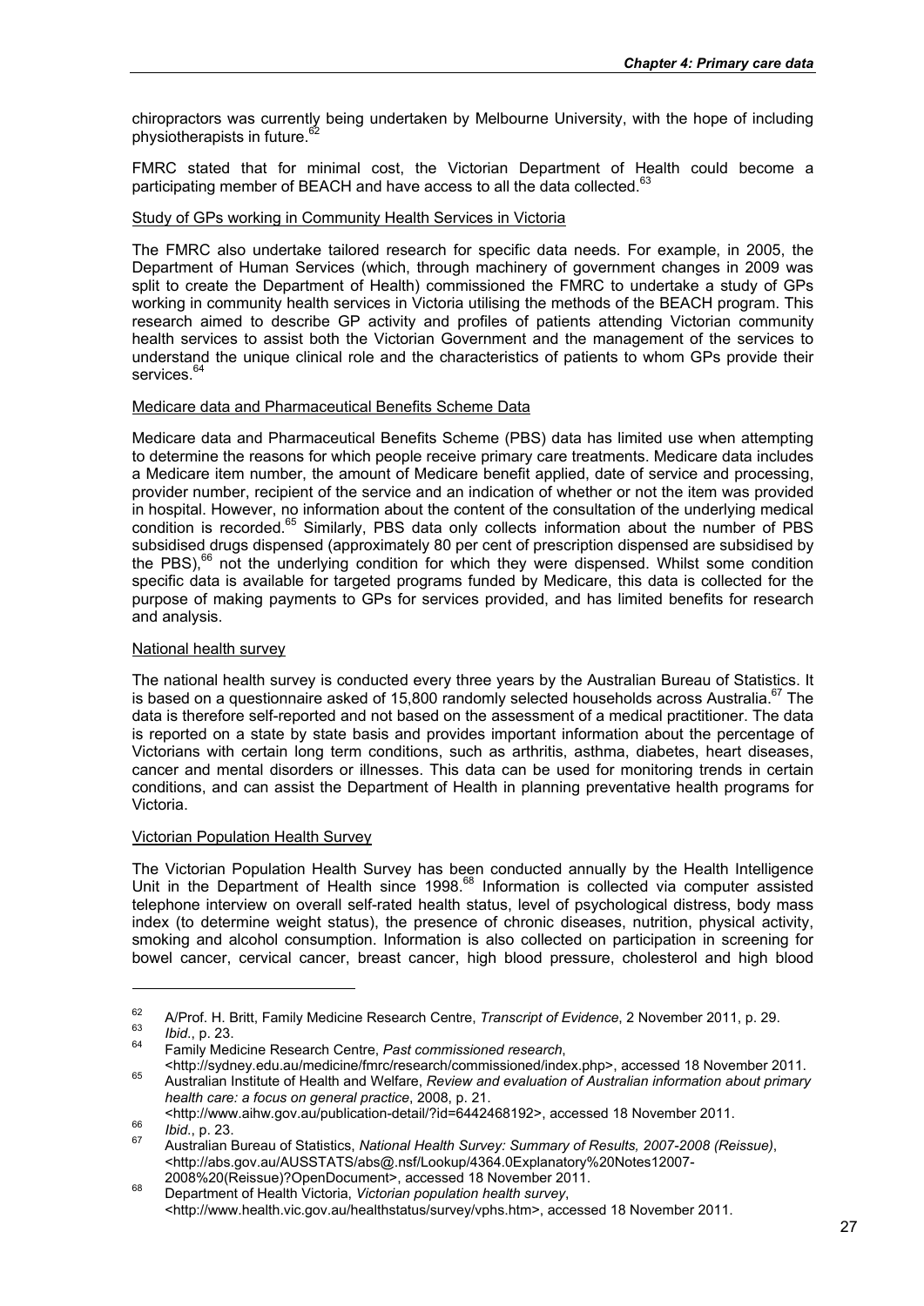chiropractors was currently being undertaken by Melbourne University, with the hope of including physiotherapists in future.[62]

FMRC stated that for minimal cost, the Victorian Department of Health could become a participating member of BEACH and have access to all the data collected.[63]

### Study of GPs working in Community Health Services in Victoria

The FMRC also undertake tailored research for specific data needs. For example, in 2005, the Department of Human Services (which, through machinery of government changes in 2009 was split to create the Department of Health) commissioned the FMRC to undertake a study of GPs working in community health services in Victoria utilising the methods of the BEACH program. This research aimed to describe GP activity and profiles of patients attending Victorian community health services to assist both the Victorian Government and the management of the services to understand the unique clinical role and the characteristics of patients to whom GPs provide their services.[64]

### Medicare data and Pharmaceutical Benefits Scheme Data

Medicare data and Pharmaceutical Benefits Scheme (PBS) data has limited use when attempting to determine the reasons for which people receive primary care treatments. Medicare data includes a Medicare item number, the amount of Medicare benefit applied, date of service and processing, provider number, recipient of the service and an indication of whether or not the item was provided in hospital. However, no information about the content of the consultation of the underlying medical condition is recorded.[65] Similarly, PBS data only collects information about the number of PBS subsidised drugs dispensed (approximately 80 per cent of prescription dispensed are subsidised by the PBS),[66] not the underlying condition for which they were dispensed. Whilst some condition specific data is available for targeted programs funded by Medicare, this data is collected for the purpose of making payments to GPs for services provided, and has limited benefits for research and analysis.

### National health survey

The national health survey is conducted every three years by the Australian Bureau of Statistics. It is based on a questionnaire asked of 15,800 randomly selected households across Australia.[67] The data is therefore self-reported and not based on the assessment of a medical practitioner. The data is reported on a state by state basis and provides important information about the percentage of Victorians with certain long term conditions, such as arthritis, asthma, diabetes, heart diseases, cancer and mental disorders or illnesses. This data can be used for monitoring trends in certain conditions, and can assist the Department of Health in planning preventative health programs for Victoria.

### Victorian Population Health Survey

The Victorian Population Health Survey has been conducted annually by the Health Intelligence Unit in the Department of Health since 1998.[68] Information is collected via computer assisted telephone interview on overall self-rated health status, level of psychological distress, body mass index (to determine weight status), the presence of chronic diseases, nutrition, physical activity, smoking and alcohol consumption. Information is also collected on participation in screening for bowel cancer, cervical cancer, breast cancer, high blood pressure, cholesterol and high blood

---

[62] A/Prof. H. Britt, Family Medicine Research Centre, *Transcript of Evidence*, 2 November 2011, p. 29.

[63] *Ibid*., p. 23.

[64] Family Medicine Research Centre, *Past commissioned research*, <http://sydney.edu.au/medicine/fmrc/research/commissioned/index.php>, accessed 18 November 2011.

[65] Australian Institute of Health and Welfare, *Review and evaluation of Australian information about primary health care: a focus on general practice*, 2008, p. 21. <http://www.aihw.gov.au/publication-detail/?id=6442468192>, accessed 18 November 2011.

[66] *Ibid*., p. 23.

[67] Australian Bureau of Statistics, *National Health Survey: Summary of Results, 2007-2008 (Reissue)*, <http://abs.gov.au/AUSSTATS/abs@.nsf/Lookup/4364.0Explanatory%20Notes12007-2008%20(Reissue)?OpenDocument>, accessed 18 November 2011.

[68] Department of Health Victoria, *Victorian population health survey*, <http://www.health.vic.gov.au/healthstatus/survey/vphs.htm>, accessed 18 November 2011.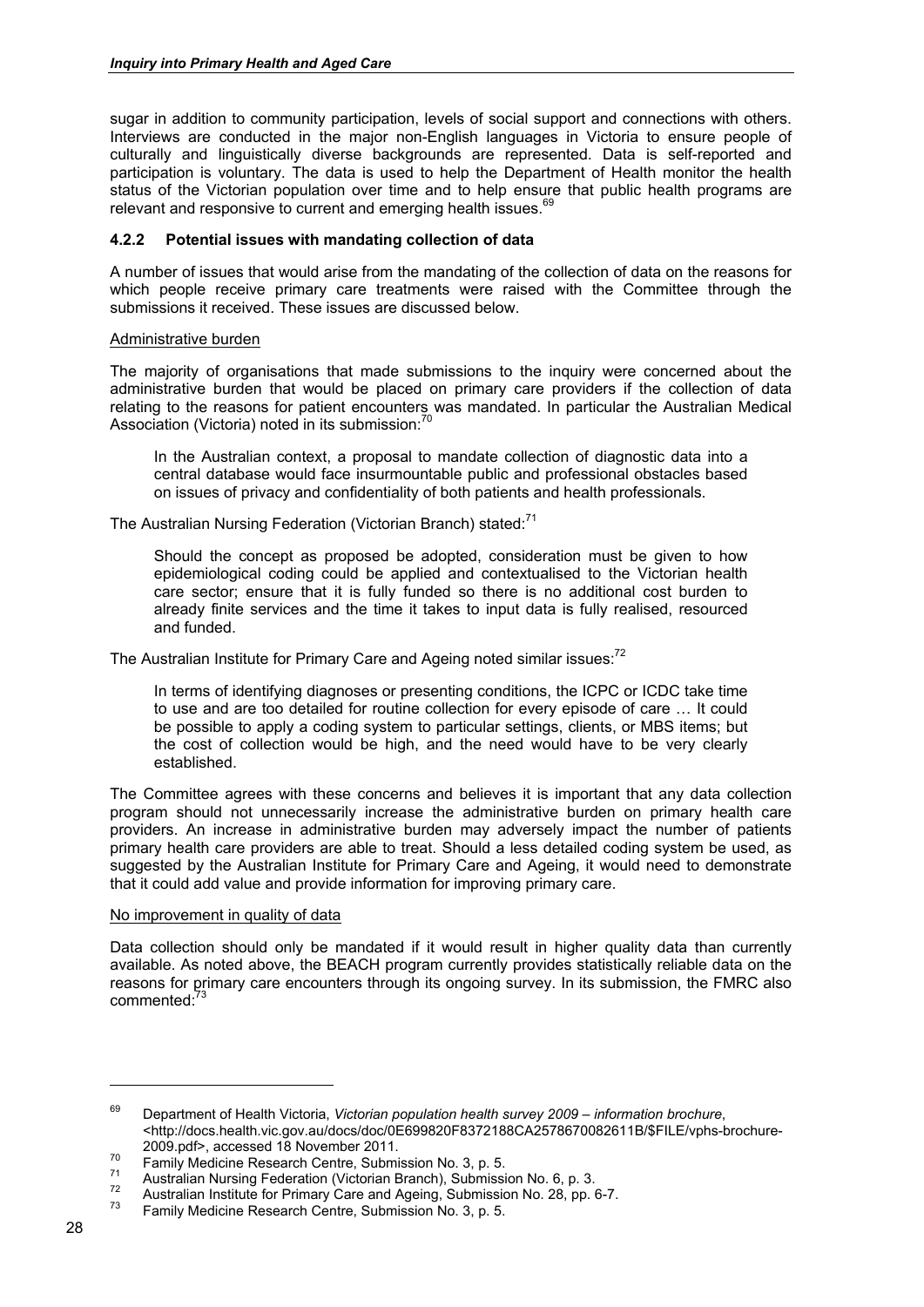sugar in addition to community participation, levels of social support and connections with others. Interviews are conducted in the major non-English languages in Victoria to ensure people of culturally and linguistically diverse backgrounds are represented. Data is self-reported and participation is voluntary. The data is used to help the Department of Health monitor the health status of the Victorian population over time and to help ensure that public health programs are relevant and responsive to current and emerging health issues.[69]

### 4.2.2 Potential issues with mandating collection of data

A number of issues that would arise from the mandating of the collection of data on the reasons for which people receive primary care treatments were raised with the Committee through the submissions it received. These issues are discussed below.

Administrative burden

The majority of organisations that made submissions to the inquiry were concerned about the administrative burden that would be placed on primary care providers if the collection of data relating to the reasons for patient encounters was mandated. In particular the Australian Medical Association (Victoria) noted in its submission:[70]

> In the Australian context, a proposal to mandate collection of diagnostic data into a central database would face insurmountable public and professional obstacles based on issues of privacy and confidentiality of both patients and health professionals.

The Australian Nursing Federation (Victorian Branch) stated:[71]

> Should the concept as proposed be adopted, consideration must be given to how epidemiological coding could be applied and contextualised to the Victorian health care sector; ensure that it is fully funded so there is no additional cost burden to already finite services and the time it takes to input data is fully realised, resourced and funded.

The Australian Institute for Primary Care and Ageing noted similar issues:[72]

> In terms of identifying diagnoses or presenting conditions, the ICPC or ICDC take time to use and are too detailed for routine collection for every episode of care … It could be possible to apply a coding system to particular settings, clients, or MBS items; but the cost of collection would be high, and the need would have to be very clearly established.

The Committee agrees with these concerns and believes it is important that any data collection program should not unnecessarily increase the administrative burden on primary health care providers. An increase in administrative burden may adversely impact the number of patients primary health care providers are able to treat. Should a less detailed coding system be used, as suggested by the Australian Institute for Primary Care and Ageing, it would need to demonstrate that it could add value and provide information for improving primary care.

No improvement in quality of data

Data collection should only be mandated if it would result in higher quality data than currently available. As noted above, the BEACH program currently provides statistically reliable data on the reasons for primary care encounters through its ongoing survey. In its submission, the FMRC also commented:[73]

---

[69] Department of Health Victoria, *Victorian population health survey 2009 – information brochure*, <http://docs.health.vic.gov.au/docs/doc/0E699820F8372188CA2578670082611B/$FILE/vphs-brochure-2009.pdf>, accessed 18 November 2011.

[70] Family Medicine Research Centre, Submission No. 3, p. 5.

[71] Australian Nursing Federation (Victorian Branch), Submission No. 6, p. 3.

[72] Australian Institute for Primary Care and Ageing, Submission No. 28, pp. 6-7.

[73] Family Medicine Research Centre, Submission No. 3, p. 5.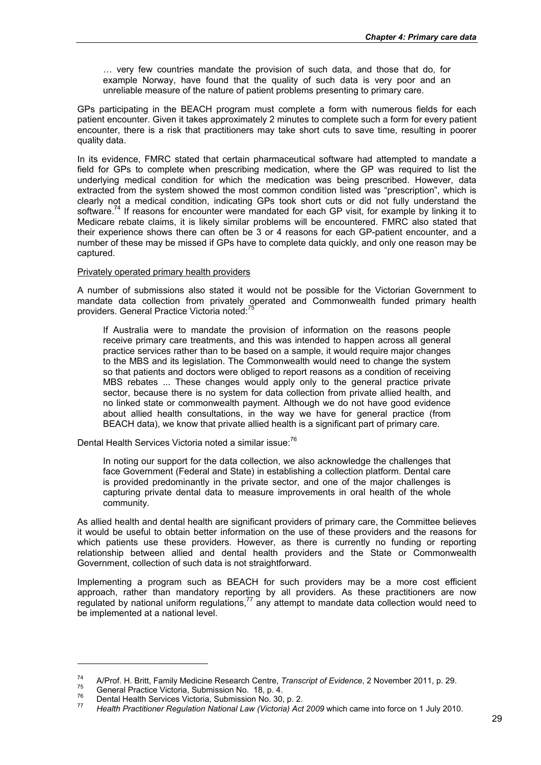> … very few countries mandate the provision of such data, and those that do, for example Norway, have found that the quality of such data is very poor and an unreliable measure of the nature of patient problems presenting to primary care.

GPs participating in the BEACH program must complete a form with numerous fields for each patient encounter. Given it takes approximately 2 minutes to complete such a form for every patient encounter, there is a risk that practitioners may take short cuts to save time, resulting in poorer quality data.

In its evidence, FMRC stated that certain pharmaceutical software had attempted to mandate a field for GPs to complete when prescribing medication, where the GP was required to list the underlying medical condition for which the medication was being prescribed. However, data extracted from the system showed the most common condition listed was "prescription", which is clearly not a medical condition, indicating GPs took short cuts or did not fully understand the software.[74] If reasons for encounter were mandated for each GP visit, for example by linking it to Medicare rebate claims, it is likely similar problems will be encountered. FMRC also stated that their experience shows there can often be 3 or 4 reasons for each GP-patient encounter, and a number of these may be missed if GPs have to complete data quickly, and only one reason may be captured.

Privately operated primary health providers

A number of submissions also stated it would not be possible for the Victorian Government to mandate data collection from privately operated and Commonwealth funded primary health providers. General Practice Victoria noted:[75]

> If Australia were to mandate the provision of information on the reasons people receive primary care treatments, and this was intended to happen across all general practice services rather than to be based on a sample, it would require major changes to the MBS and its legislation. The Commonwealth would need to change the system so that patients and doctors were obliged to report reasons as a condition of receiving MBS rebates ... These changes would apply only to the general practice private sector, because there is no system for data collection from private allied health, and no linked state or commonwealth payment. Although we do not have good evidence about allied health consultations, in the way we have for general practice (from BEACH data), we know that private allied health is a significant part of primary care.

Dental Health Services Victoria noted a similar issue:[76]

> In noting our support for the data collection, we also acknowledge the challenges that face Government (Federal and State) in establishing a collection platform. Dental care is provided predominantly in the private sector, and one of the major challenges is capturing private dental data to measure improvements in oral health of the whole community.

As allied health and dental health are significant providers of primary care, the Committee believes it would be useful to obtain better information on the use of these providers and the reasons for which patients use these providers. However, as there is currently no funding or reporting relationship between allied and dental health providers and the State or Commonwealth Government, collection of such data is not straightforward.

Implementing a program such as BEACH for such providers may be a more cost efficient approach, rather than mandatory reporting by all providers. As these practitioners are now regulated by national uniform regulations,[77] any attempt to mandate data collection would need to be implemented at a national level.

---

[74] A/Prof. H. Britt, Family Medicine Research Centre, *Transcript of Evidence*, 2 November 2011, p. 29.

[75] General Practice Victoria, Submission No. 18, p. 4.

[76] Dental Health Services Victoria, Submission No. 30, p. 2.

[77] *Health Practitioner Regulation National Law (Victoria) Act 2009* which came into force on 1 July 2010.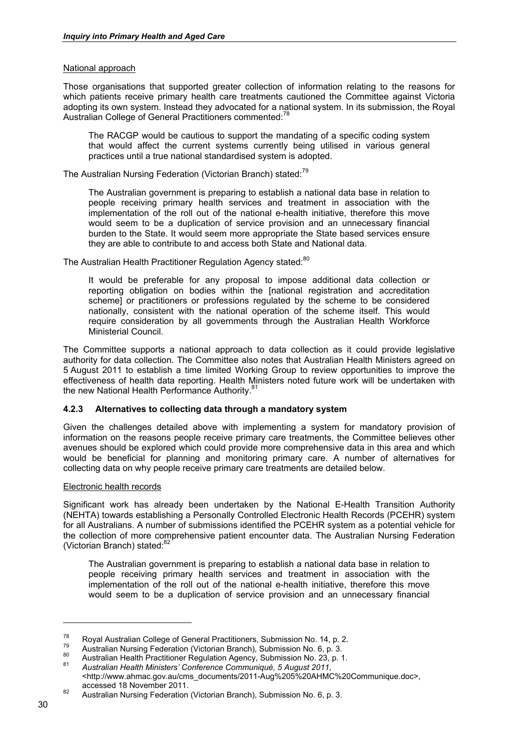National approach

Those organisations that supported greater collection of information relating to the reasons for which patients receive primary health care treatments cautioned the Committee against Victoria adopting its own system. Instead they advocated for a national system. In its submission, the Royal Australian College of General Practitioners commented:[78]

> The RACGP would be cautious to support the mandating of a specific coding system that would affect the current systems currently being utilised in various general practices until a true national standardised system is adopted.

The Australian Nursing Federation (Victorian Branch) stated:[79]

> The Australian government is preparing to establish a national data base in relation to people receiving primary health services and treatment in association with the implementation of the roll out of the national e-health initiative, therefore this move would seem to be a duplication of service provision and an unnecessary financial burden to the State. It would seem more appropriate the State based services ensure they are able to contribute to and access both State and National data.

The Australian Health Practitioner Regulation Agency stated:[80]

> It would be preferable for any proposal to impose additional data collection or reporting obligation on bodies within the [national registration and accreditation scheme] or practitioners or professions regulated by the scheme to be considered nationally, consistent with the national operation of the scheme itself. This would require consideration by all governments through the Australian Health Workforce Ministerial Council.

The Committee supports a national approach to data collection as it could provide legislative authority for data collection. The Committee also notes that Australian Health Ministers agreed on 5 August 2011 to establish a time limited Working Group to review opportunities to improve the effectiveness of health data reporting. Health Ministers noted future work will be undertaken with the new National Health Performance Authority.[81]

### 4.2.3 Alternatives to collecting data through a mandatory system

Given the challenges detailed above with implementing a system for mandatory provision of information on the reasons people receive primary care treatments, the Committee believes other avenues should be explored which could provide more comprehensive data in this area and which would be beneficial for planning and monitoring primary care. A number of alternatives for collecting data on why people receive primary care treatments are detailed below.

Electronic health records

Significant work has already been undertaken by the National E-Health Transition Authority (NEHTA) towards establishing a Personally Controlled Electronic Health Records (PCEHR) system for all Australians. A number of submissions identified the PCEHR system as a potential vehicle for the collection of more comprehensive patient encounter data. The Australian Nursing Federation (Victorian Branch) stated:[82]

> The Australian government is preparing to establish a national data base in relation to people receiving primary health services and treatment in association with the implementation of the roll out of the national e-health initiative, therefore this move would seem to be a duplication of service provision and an unnecessary financial

---

[78] Royal Australian College of General Practitioners, Submission No. 14, p. 2.

[79] Australian Nursing Federation (Victorian Branch), Submission No. 6, p. 3.

[80] Australian Health Practitioner Regulation Agency, Submission No. 23, p. 1.

[81] *Australian Health Ministers' Conference Communiqué, 5 August 2011*, <http://www.ahmac.gov.au/cms_documents/2011-Aug%205%20AHMC%20Communique.doc>, accessed 18 November 2011.

[82] Australian Nursing Federation (Victorian Branch), Submission No. 6, p. 3.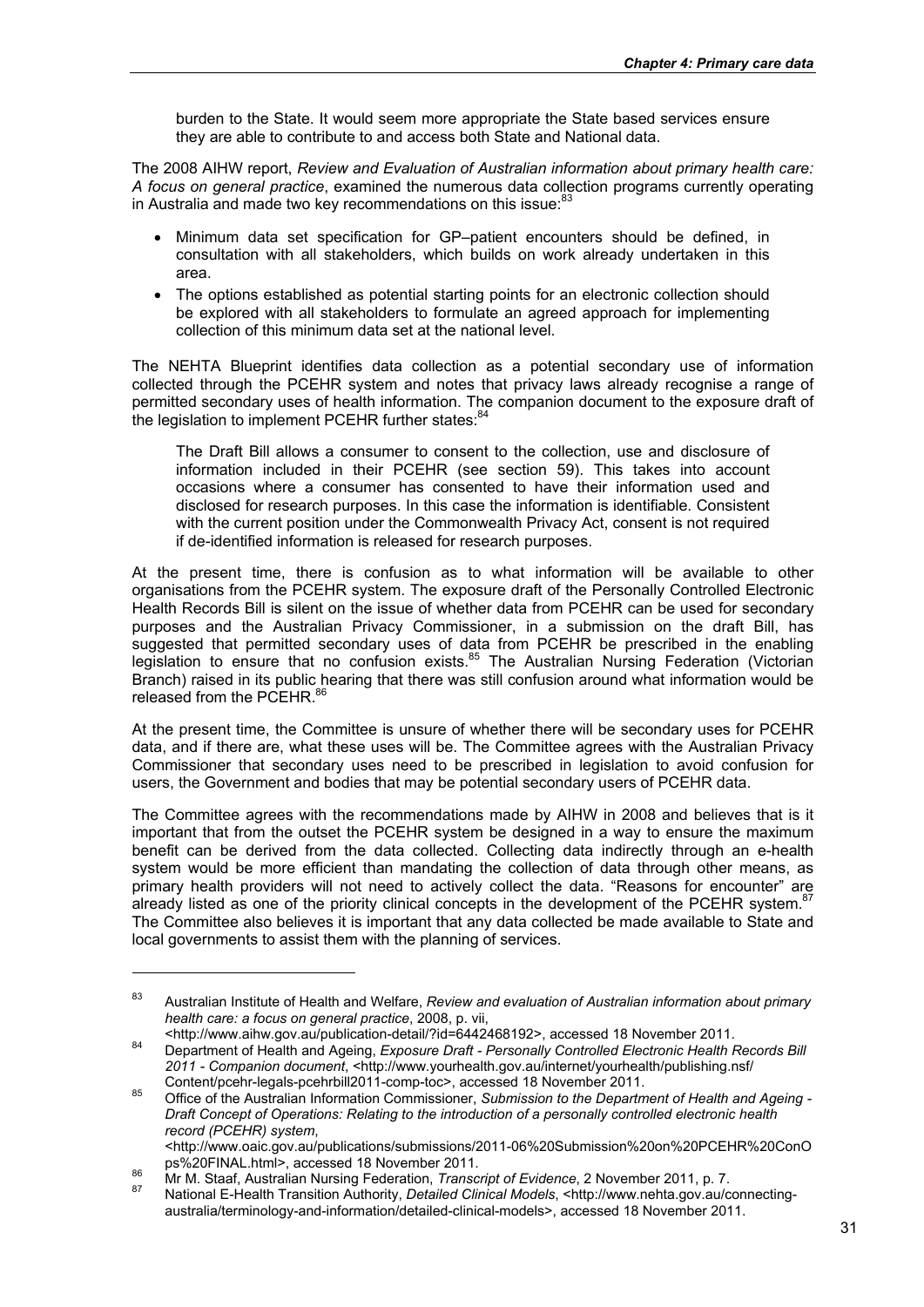burden to the State. It would seem more appropriate the State based services ensure they are able to contribute to and access both State and National data.

The 2008 AIHW report, *Review and Evaluation of Australian information about primary health care: A focus on general practice*, examined the numerous data collection programs currently operating in Australia and made two key recommendations on this issue:[83]

- Minimum data set specification for GP–patient encounters should be defined, in consultation with all stakeholders, which builds on work already undertaken in this area.
- The options established as potential starting points for an electronic collection should be explored with all stakeholders to formulate an agreed approach for implementing collection of this minimum data set at the national level.

The NEHTA Blueprint identifies data collection as a potential secondary use of information collected through the PCEHR system and notes that privacy laws already recognise a range of permitted secondary uses of health information. The companion document to the exposure draft of the legislation to implement PCEHR further states:[84]

> The Draft Bill allows a consumer to consent to the collection, use and disclosure of information included in their PCEHR (see section 59). This takes into account occasions where a consumer has consented to have their information used and disclosed for research purposes. In this case the information is identifiable. Consistent with the current position under the Commonwealth Privacy Act, consent is not required if de-identified information is released for research purposes.

At the present time, there is confusion as to what information will be available to other organisations from the PCEHR system. The exposure draft of the Personally Controlled Electronic Health Records Bill is silent on the issue of whether data from PCEHR can be used for secondary purposes and the Australian Privacy Commissioner, in a submission on the draft Bill, has suggested that permitted secondary uses of data from PCEHR be prescribed in the enabling legislation to ensure that no confusion exists.[85] The Australian Nursing Federation (Victorian Branch) raised in its public hearing that there was still confusion around what information would be released from the PCEHR.[86]

At the present time, the Committee is unsure of whether there will be secondary uses for PCEHR data, and if there are, what these uses will be. The Committee agrees with the Australian Privacy Commissioner that secondary uses need to be prescribed in legislation to avoid confusion for users, the Government and bodies that may be potential secondary users of PCEHR data.

The Committee agrees with the recommendations made by AIHW in 2008 and believes that is it important that from the outset the PCEHR system be designed in a way to ensure the maximum benefit can be derived from the data collected. Collecting data indirectly through an e-health system would be more efficient than mandating the collection of data through other means, as primary health providers will not need to actively collect the data. "Reasons for encounter" are already listed as one of the priority clinical concepts in the development of the PCEHR system.[87] The Committee also believes it is important that any data collected be made available to State and local governments to assist them with the planning of services.

---

[83] Australian Institute of Health and Welfare, *Review and evaluation of Australian information about primary health care: a focus on general practice*, 2008, p. vii, <http://www.aihw.gov.au/publication-detail/?id=6442468192>, accessed 18 November 2011.

[84] Department of Health and Ageing, *Exposure Draft - Personally Controlled Electronic Health Records Bill 2011 - Companion document*, <http://www.yourhealth.gov.au/internet/yourhealth/publishing.nsf/Content/pcehr-legals-pcehrbill2011-comp-toc>, accessed 18 November 2011.

[85] Office of the Australian Information Commissioner, *Submission to the Department of Health and Ageing - Draft Concept of Operations: Relating to the introduction of a personally controlled electronic health record (PCEHR) system*, <http://www.oaic.gov.au/publications/submissions/2011-06%20Submission%20on%20PCEHR%20ConOps%20FINAL.html>, accessed 18 November 2011.

[86] Mr M. Staaf, Australian Nursing Federation, *Transcript of Evidence*, 2 November 2011, p. 7.

[87] National E-Health Transition Authority, *Detailed Clinical Models*, <http://www.nehta.gov.au/connecting-australia/terminology-and-information/detailed-clinical-models>, accessed 18 November 2011.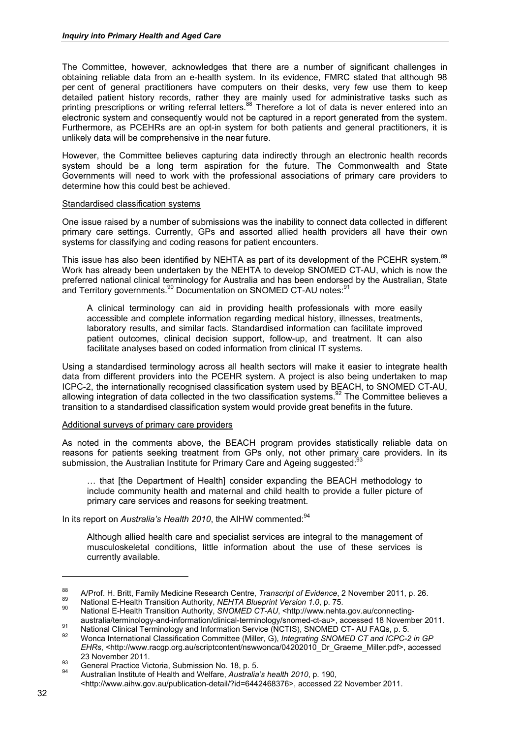The Committee, however, acknowledges that there are a number of significant challenges in obtaining reliable data from an e-health system. In its evidence, FMRC stated that although 98 per cent of general practitioners have computers on their desks, very few use them to keep detailed patient history records, rather they are mainly used for administrative tasks such as printing prescriptions or writing referral letters.[88] Therefore a lot of data is never entered into an electronic system and consequently would not be captured in a report generated from the system. Furthermore, as PCEHRs are an opt-in system for both patients and general practitioners, it is unlikely data will be comprehensive in the near future.

However, the Committee believes capturing data indirectly through an electronic health records system should be a long term aspiration for the future. The Commonwealth and State Governments will need to work with the professional associations of primary care providers to determine how this could best be achieved.

Standardised classification systems

One issue raised by a number of submissions was the inability to connect data collected in different primary care settings. Currently, GPs and assorted allied health providers all have their own systems for classifying and coding reasons for patient encounters.

This issue has also been identified by NEHTA as part of its development of the PCEHR system.[89] Work has already been undertaken by the NEHTA to develop SNOMED CT-AU, which is now the preferred national clinical terminology for Australia and has been endorsed by the Australian, State and Territory governments.[90] Documentation on SNOMED CT-AU notes:[91]

> A clinical terminology can aid in providing health professionals with more easily accessible and complete information regarding medical history, illnesses, treatments, laboratory results, and similar facts. Standardised information can facilitate improved patient outcomes, clinical decision support, follow-up, and treatment. It can also facilitate analyses based on coded information from clinical IT systems.

Using a standardised terminology across all health sectors will make it easier to integrate health data from different providers into the PCEHR system. A project is also being undertaken to map ICPC-2, the internationally recognised classification system used by BEACH, to SNOMED CT-AU, allowing integration of data collected in the two classification systems.[92] The Committee believes a transition to a standardised classification system would provide great benefits in the future.

Additional surveys of primary care providers

As noted in the comments above, the BEACH program provides statistically reliable data on reasons for patients seeking treatment from GPs only, not other primary care providers. In its submission, the Australian Institute for Primary Care and Ageing suggested:[93]

> … that [the Department of Health] consider expanding the BEACH methodology to include community health and maternal and child health to provide a fuller picture of primary care services and reasons for seeking treatment.

In its report on *Australia's Health 2010*, the AIHW commented:[94]

> Although allied health care and specialist services are integral to the management of musculoskeletal conditions, little information about the use of these services is currently available.

---

88 A/Prof. H. Britt, Family Medicine Research Centre, *Transcript of Evidence*, 2 November 2011, p. 26.

89 National E-Health Transition Authority, *NEHTA Blueprint Version 1.0*, p. 75.

90 National E-Health Transition Authority, *SNOMED CT-AU*, <http://www.nehta.gov.au/connecting-australia/terminology-and-information/clinical-terminology/snomed-ct-au>, accessed 18 November 2011.

91 National Clinical Terminology and Information Service (NCTIS), SNOMED CT- AU FAQs, p. 5.

92 Wonca International Classification Committee (Miller, G), *Integrating SNOMED CT and ICPC-2 in GP EHRs*, <http://www.racgp.org.au/scriptcontent/nswwonca/04202010_Dr_Graeme_Miller.pdf>, accessed 23 November 2011.

93 General Practice Victoria, Submission No. 18, p. 5.

94 Australian Institute of Health and Welfare, *Australia's health 2010*, p. 190, <http://www.aihw.gov.au/publication-detail/?id=6442468376>, accessed 22 November 2011.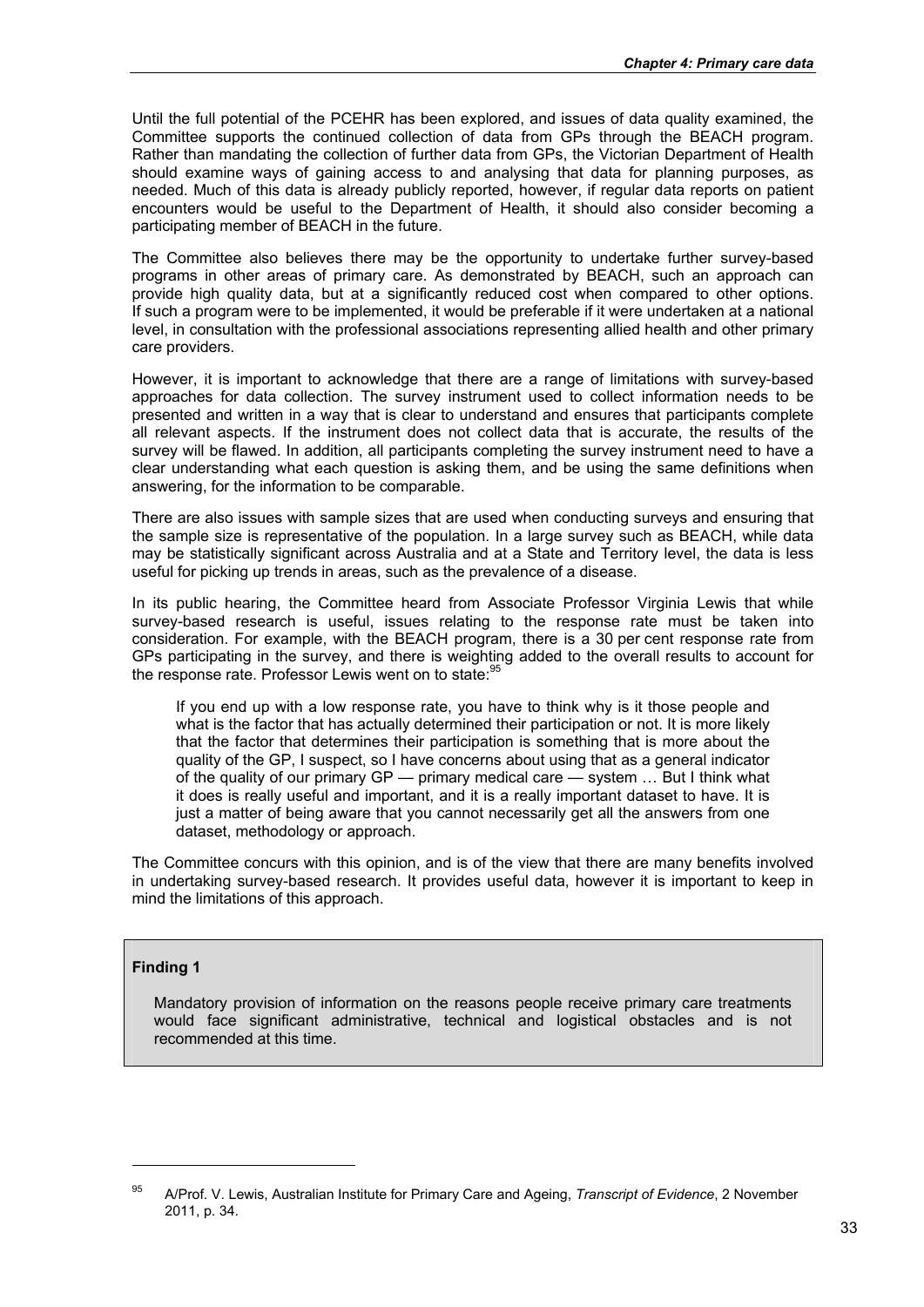Until the full potential of the PCEHR has been explored, and issues of data quality examined, the Committee supports the continued collection of data from GPs through the BEACH program. Rather than mandating the collection of further data from GPs, the Victorian Department of Health should examine ways of gaining access to and analysing that data for planning purposes, as needed. Much of this data is already publicly reported, however, if regular data reports on patient encounters would be useful to the Department of Health, it should also consider becoming a participating member of BEACH in the future.

The Committee also believes there may be the opportunity to undertake further survey-based programs in other areas of primary care. As demonstrated by BEACH, such an approach can provide high quality data, but at a significantly reduced cost when compared to other options. If such a program were to be implemented, it would be preferable if it were undertaken at a national level, in consultation with the professional associations representing allied health and other primary care providers.

However, it is important to acknowledge that there are a range of limitations with survey-based approaches for data collection. The survey instrument used to collect information needs to be presented and written in a way that is clear to understand and ensures that participants complete all relevant aspects. If the instrument does not collect data that is accurate, the results of the survey will be flawed. In addition, all participants completing the survey instrument need to have a clear understanding what each question is asking them, and be using the same definitions when answering, for the information to be comparable.

There are also issues with sample sizes that are used when conducting surveys and ensuring that the sample size is representative of the population. In a large survey such as BEACH, while data may be statistically significant across Australia and at a State and Territory level, the data is less useful for picking up trends in areas, such as the prevalence of a disease.

In its public hearing, the Committee heard from Associate Professor Virginia Lewis that while survey-based research is useful, issues relating to the response rate must be taken into consideration. For example, with the BEACH program, there is a 30 per cent response rate from GPs participating in the survey, and there is weighting added to the overall results to account for the response rate. Professor Lewis went on to state:[95]

> If you end up with a low response rate, you have to think why is it those people and what is the factor that has actually determined their participation or not. It is more likely that the factor that determines their participation is something that is more about the quality of the GP, I suspect, so I have concerns about using that as a general indicator of the quality of our primary GP — primary medical care — system … But I think what it does is really useful and important, and it is a really important dataset to have. It is just a matter of being aware that you cannot necessarily get all the answers from one dataset, methodology or approach.

The Committee concurs with this opinion, and is of the view that there are many benefits involved in undertaking survey-based research. It provides useful data, however it is important to keep in mind the limitations of this approach.

**Finding 1**

Mandatory provision of information on the reasons people receive primary care treatments would face significant administrative, technical and logistical obstacles and is not recommended at this time.

---

[95] A/Prof. V. Lewis, Australian Institute for Primary Care and Ageing, *Transcript of Evidence*, 2 November 2011, p. 34.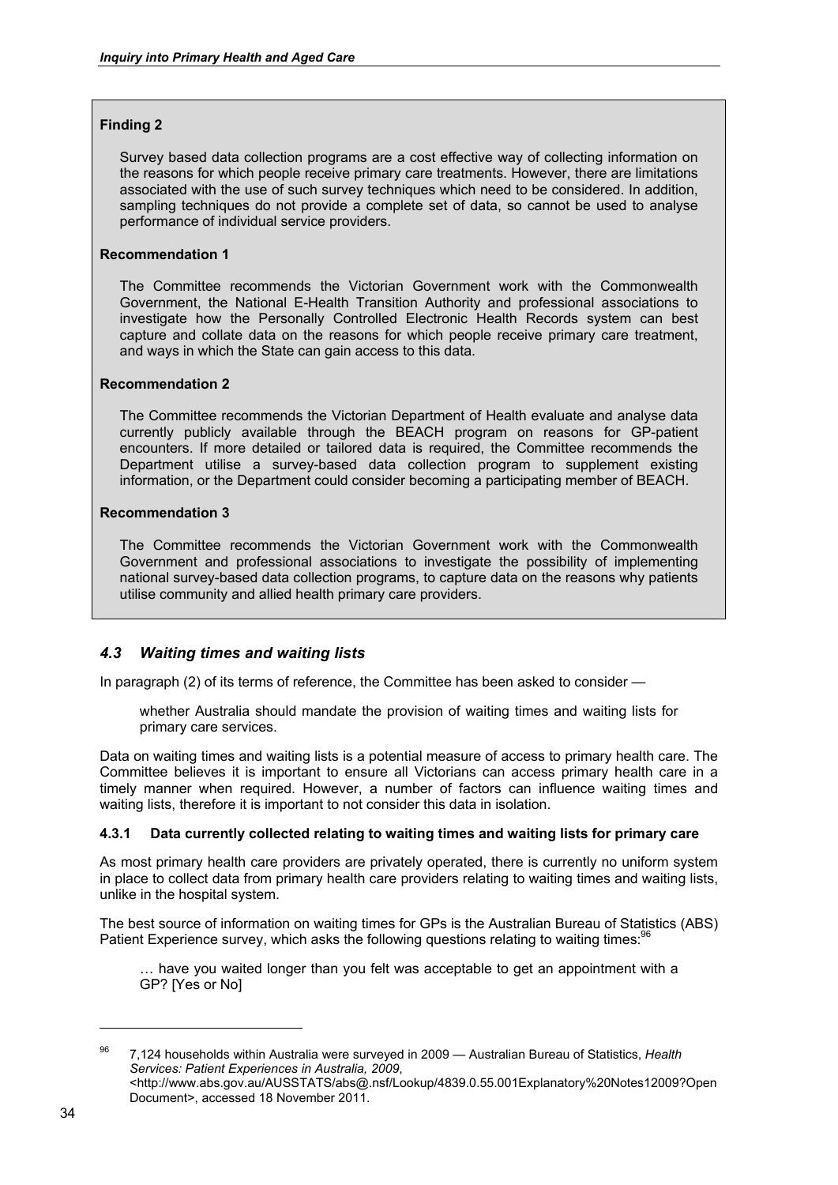**Finding 2**

Survey based data collection programs are a cost effective way of collecting information on the reasons for which people receive primary care treatments. However, there are limitations associated with the use of such survey techniques which need to be considered. In addition, sampling techniques do not provide a complete set of data, so cannot be used to analyse performance of individual service providers.

**Recommendation 1**

The Committee recommends the Victorian Government work with the Commonwealth Government, the National E-Health Transition Authority and professional associations to investigate how the Personally Controlled Electronic Health Records system can best capture and collate data on the reasons for which people receive primary care treatment, and ways in which the State can gain access to this data.

**Recommendation 2**

The Committee recommends the Victorian Department of Health evaluate and analyse data currently publicly available through the BEACH program on reasons for GP-patient encounters. If more detailed or tailored data is required, the Committee recommends the Department utilise a survey-based data collection program to supplement existing information, or the Department could consider becoming a participating member of BEACH.

**Recommendation 3**

The Committee recommends the Victorian Government work with the Commonwealth Government and professional associations to investigate the possibility of implementing national survey-based data collection programs, to capture data on the reasons why patients utilise community and allied health primary care providers.

## *4.3 Waiting times and waiting lists*

In paragraph (2) of its terms of reference, the Committee has been asked to consider —

> whether Australia should mandate the provision of waiting times and waiting lists for primary care services.

Data on waiting times and waiting lists is a potential measure of access to primary health care. The Committee believes it is important to ensure all Victorians can access primary health care in a timely manner when required. However, a number of factors can influence waiting times and waiting lists, therefore it is important to not consider this data in isolation.

### 4.3.1 Data currently collected relating to waiting times and waiting lists for primary care

As most primary health care providers are privately operated, there is currently no uniform system in place to collect data from primary health care providers relating to waiting times and waiting lists, unlike in the hospital system.

The best source of information on waiting times for GPs is the Australian Bureau of Statistics (ABS) Patient Experience survey, which asks the following questions relating to waiting times:[96]

> … have you waited longer than you felt was acceptable to get an appointment with a GP? [Yes or No]

---

[96] 7,124 households within Australia were surveyed in 2009 — Australian Bureau of Statistics, *Health Services: Patient Experiences in Australia, 2009*, <http://www.abs.gov.au/AUSSTATS/abs@.nsf/Lookup/4839.0.55.001Explanatory%20Notes12009?OpenDocument>, accessed 18 November 2011.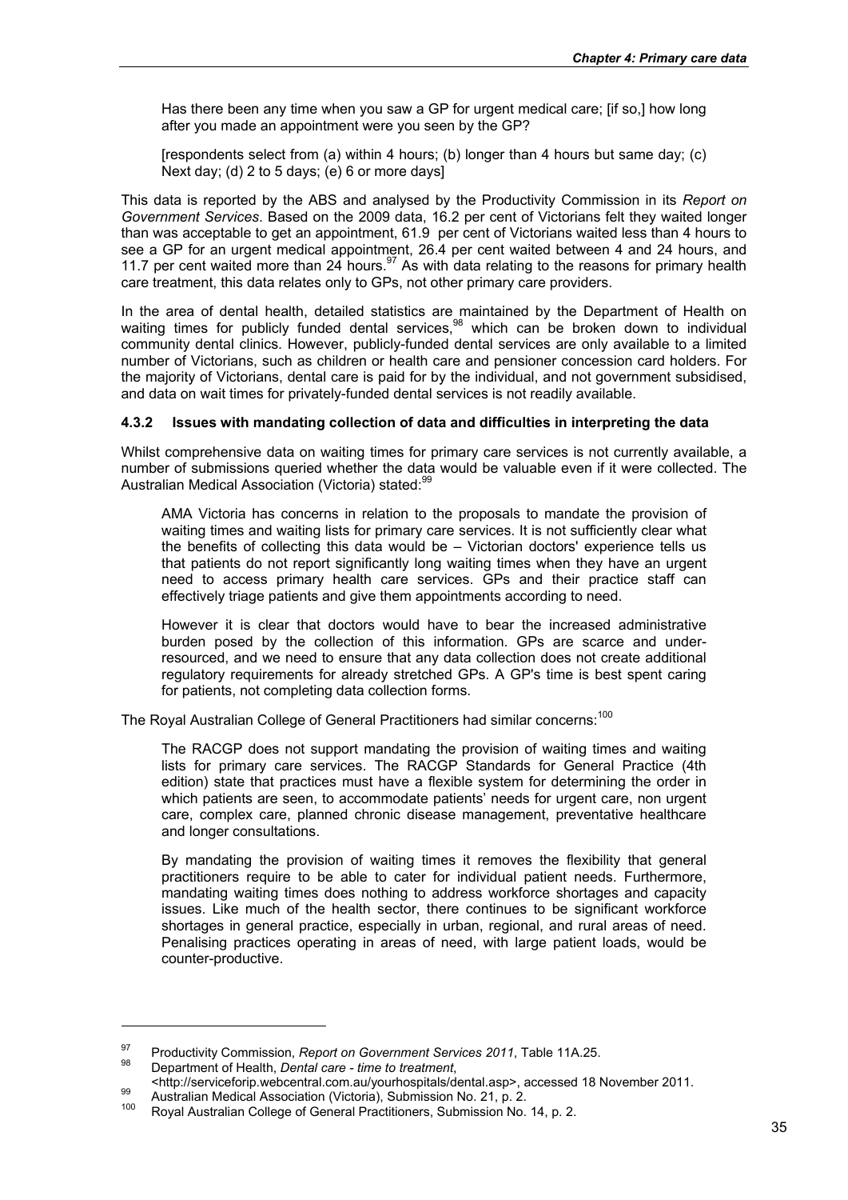> Has there been any time when you saw a GP for urgent medical care; [if so,] how long after you made an appointment were you seen by the GP?
>
> [respondents select from (a) within 4 hours; (b) longer than 4 hours but same day; (c) Next day; (d) 2 to 5 days; (e) 6 or more days]

This data is reported by the ABS and analysed by the Productivity Commission in its *Report on Government Services*. Based on the 2009 data, 16.2 per cent of Victorians felt they waited longer than was acceptable to get an appointment, 61.9 per cent of Victorians waited less than 4 hours to see a GP for an urgent medical appointment, 26.4 per cent waited between 4 and 24 hours, and 11.7 per cent waited more than 24 hours.[97] As with data relating to the reasons for primary health care treatment, this data relates only to GPs, not other primary care providers.

In the area of dental health, detailed statistics are maintained by the Department of Health on waiting times for publicly funded dental services,[98] which can be broken down to individual community dental clinics. However, publicly-funded dental services are only available to a limited number of Victorians, such as children or health care and pensioner concession card holders. For the majority of Victorians, dental care is paid for by the individual, and not government subsidised, and data on wait times for privately-funded dental services is not readily available.

#### 4.3.2 Issues with mandating collection of data and difficulties in interpreting the data

Whilst comprehensive data on waiting times for primary care services is not currently available, a number of submissions queried whether the data would be valuable even if it were collected. The Australian Medical Association (Victoria) stated:[99]

> AMA Victoria has concerns in relation to the proposals to mandate the provision of waiting times and waiting lists for primary care services. It is not sufficiently clear what the benefits of collecting this data would be – Victorian doctors' experience tells us that patients do not report significantly long waiting times when they have an urgent need to access primary health care services. GPs and their practice staff can effectively triage patients and give them appointments according to need.
>
> However it is clear that doctors would have to bear the increased administrative burden posed by the collection of this information. GPs are scarce and under-resourced, and we need to ensure that any data collection does not create additional regulatory requirements for already stretched GPs. A GP's time is best spent caring for patients, not completing data collection forms.

The Royal Australian College of General Practitioners had similar concerns:[100]

> The RACGP does not support mandating the provision of waiting times and waiting lists for primary care services. The RACGP Standards for General Practice (4th edition) state that practices must have a flexible system for determining the order in which patients are seen, to accommodate patients' needs for urgent care, non urgent care, complex care, planned chronic disease management, preventative healthcare and longer consultations.
>
> By mandating the provision of waiting times it removes the flexibility that general practitioners require to be able to cater for individual patient needs. Furthermore, mandating waiting times does nothing to address workforce shortages and capacity issues. Like much of the health sector, there continues to be significant workforce shortages in general practice, especially in urban, regional, and rural areas of need. Penalising practices operating in areas of need, with large patient loads, would be counter-productive.

---

[97] Productivity Commission, *Report on Government Services 2011*, Table 11A.25.

[98] Department of Health, *Dental care - time to treatment*, <http://serviceforip.webcentral.com.au/yourhospitals/dental.asp>, accessed 18 November 2011.

[99] Australian Medical Association (Victoria), Submission No. 21, p. 2.

[100] Royal Australian College of General Practitioners, Submission No. 14, p. 2.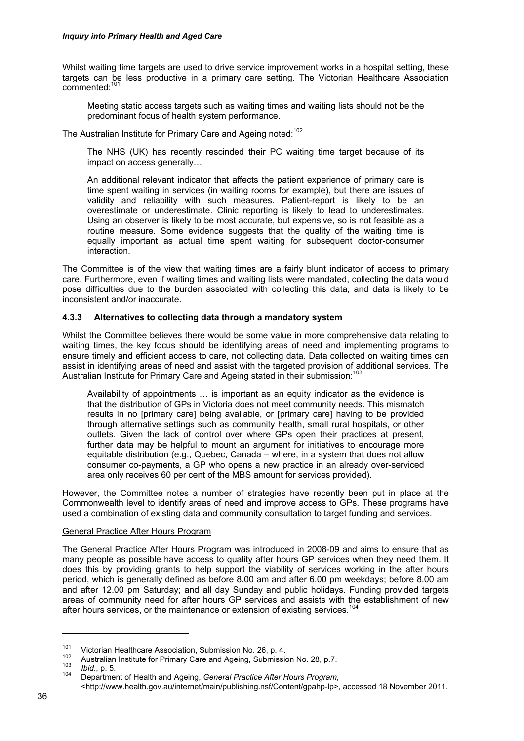Whilst waiting time targets are used to drive service improvement works in a hospital setting, these targets can be less productive in a primary care setting. The Victorian Healthcare Association commented:[101]

> Meeting static access targets such as waiting times and waiting lists should not be the predominant focus of health system performance.

The Australian Institute for Primary Care and Ageing noted:[102]

> The NHS (UK) has recently rescinded their PC waiting time target because of its impact on access generally…
>
> An additional relevant indicator that affects the patient experience of primary care is time spent waiting in services (in waiting rooms for example), but there are issues of validity and reliability with such measures. Patient-report is likely to be an overestimate or underestimate. Clinic reporting is likely to lead to underestimates. Using an observer is likely to be most accurate, but expensive, so is not feasible as a routine measure. Some evidence suggests that the quality of the waiting time is equally important as actual time spent waiting for subsequent doctor-consumer interaction.

The Committee is of the view that waiting times are a fairly blunt indicator of access to primary care. Furthermore, even if waiting times and waiting lists were mandated, collecting the data would pose difficulties due to the burden associated with collecting this data, and data is likely to be inconsistent and/or inaccurate.

### 4.3.3 Alternatives to collecting data through a mandatory system

Whilst the Committee believes there would be some value in more comprehensive data relating to waiting times, the key focus should be identifying areas of need and implementing programs to ensure timely and efficient access to care, not collecting data. Data collected on waiting times can assist in identifying areas of need and assist with the targeted provision of additional services. The Australian Institute for Primary Care and Ageing stated in their submission:[103]

> Availability of appointments … is important as an equity indicator as the evidence is that the distribution of GPs in Victoria does not meet community needs. This mismatch results in no [primary care] being available, or [primary care] having to be provided through alternative settings such as community health, small rural hospitals, or other outlets. Given the lack of control over where GPs open their practices at present, further data may be helpful to mount an argument for initiatives to encourage more equitable distribution (e.g., Quebec, Canada – where, in a system that does not allow consumer co-payments, a GP who opens a new practice in an already over-serviced area only receives 60 per cent of the MBS amount for services provided).

However, the Committee notes a number of strategies have recently been put in place at the Commonwealth level to identify areas of need and improve access to GPs. These programs have used a combination of existing data and community consultation to target funding and services.

<u>General Practice After Hours Program</u>

The General Practice After Hours Program was introduced in 2008-09 and aims to ensure that as many people as possible have access to quality after hours GP services when they need them. It does this by providing grants to help support the viability of services working in the after hours period, which is generally defined as before 8.00 am and after 6.00 pm weekdays; before 8.00 am and after 12.00 pm Saturday; and all day Sunday and public holidays. Funding provided targets areas of community need for after hours GP services and assists with the establishment of new after hours services, or the maintenance or extension of existing services.[104]

---

[101] Victorian Healthcare Association, Submission No. 26, p. 4.

[102] Australian Institute for Primary Care and Ageing, Submission No. 28, p.7.

[103] *Ibid*., p. 5.

[104] Department of Health and Ageing, *General Practice After Hours Program*, <http://www.health.gov.au/internet/main/publishing.nsf/Content/gpahp-lp>, accessed 18 November 2011.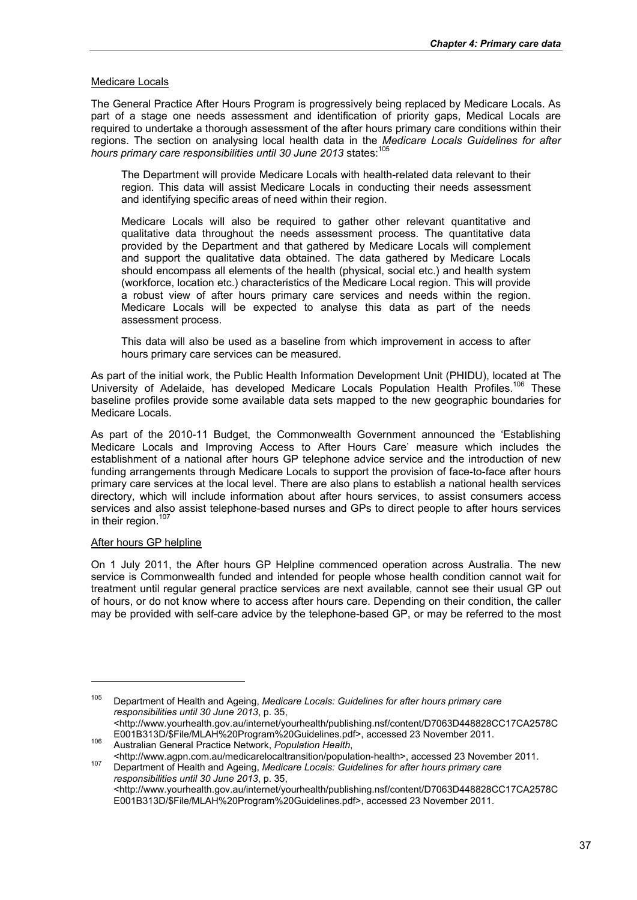Medicare Locals

The General Practice After Hours Program is progressively being replaced by Medicare Locals. As part of a stage one needs assessment and identification of priority gaps, Medical Locals are required to undertake a thorough assessment of the after hours primary care conditions within their regions. The section on analysing local health data in the *Medicare Locals Guidelines for after hours primary care responsibilities until 30 June 2013* states:[105]

> The Department will provide Medicare Locals with health-related data relevant to their region. This data will assist Medicare Locals in conducting their needs assessment and identifying specific areas of need within their region.
>
> Medicare Locals will also be required to gather other relevant quantitative and qualitative data throughout the needs assessment process. The quantitative data provided by the Department and that gathered by Medicare Locals will complement and support the qualitative data obtained. The data gathered by Medicare Locals should encompass all elements of the health (physical, social etc.) and health system (workforce, location etc.) characteristics of the Medicare Local region. This will provide a robust view of after hours primary care services and needs within the region. Medicare Locals will be expected to analyse this data as part of the needs assessment process.
>
> This data will also be used as a baseline from which improvement in access to after hours primary care services can be measured.

As part of the initial work, the Public Health Information Development Unit (PHIDU), located at The University of Adelaide, has developed Medicare Locals Population Health Profiles.[106] These baseline profiles provide some available data sets mapped to the new geographic boundaries for Medicare Locals.

As part of the 2010-11 Budget, the Commonwealth Government announced the 'Establishing Medicare Locals and Improving Access to After Hours Care' measure which includes the establishment of a national after hours GP telephone advice service and the introduction of new funding arrangements through Medicare Locals to support the provision of face-to-face after hours primary care services at the local level. There are also plans to establish a national health services directory, which will include information about after hours services, to assist consumers access services and also assist telephone-based nurses and GPs to direct people to after hours services in their region.[107]

After hours GP helpline

On 1 July 2011, the After hours GP Helpline commenced operation across Australia. The new service is Commonwealth funded and intended for people whose health condition cannot wait for treatment until regular general practice services are next available, cannot see their usual GP out of hours, or do not know where to access after hours care. Depending on their condition, the caller may be provided with self-care advice by the telephone-based GP, or may be referred to the most

---

105 Department of Health and Ageing, *Medicare Locals: Guidelines for after hours primary care responsibilities until 30 June 2013*, p. 35, <http://www.yourhealth.gov.au/internet/yourhealth/publishing.nsf/content/D7063D448828CC17CA2578CE001B313D/$File/MLAH%20Program%20Guidelines.pdf>, accessed 23 November 2011.

106 Australian General Practice Network, *Population Health*, <http://www.agpn.com.au/medicarelocaltransition/population-health>, accessed 23 November 2011.

107 Department of Health and Ageing, *Medicare Locals: Guidelines for after hours primary care responsibilities until 30 June 2013*, p. 35, <http://www.yourhealth.gov.au/internet/yourhealth/publishing.nsf/content/D7063D448828CC17CA2578CE001B313D/$File/MLAH%20Program%20Guidelines.pdf>, accessed 23 November 2011.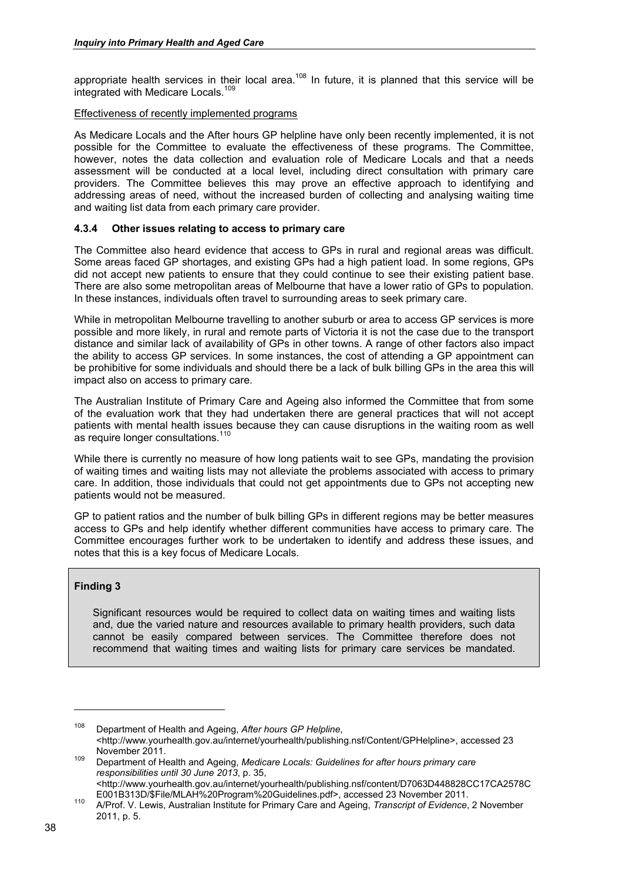appropriate health services in their local area.[108] In future, it is planned that this service will be integrated with Medicare Locals.[109]

Effectiveness of recently implemented programs

As Medicare Locals and the After hours GP helpline have only been recently implemented, it is not possible for the Committee to evaluate the effectiveness of these programs. The Committee, however, notes the data collection and evaluation role of Medicare Locals and that a needs assessment will be conducted at a local level, including direct consultation with primary care providers. The Committee believes this may prove an effective approach to identifying and addressing areas of need, without the increased burden of collecting and analysing waiting time and waiting list data from each primary care provider.

### 4.3.4 Other issues relating to access to primary care

The Committee also heard evidence that access to GPs in rural and regional areas was difficult. Some areas faced GP shortages, and existing GPs had a high patient load. In some regions, GPs did not accept new patients to ensure that they could continue to see their existing patient base. There are also some metropolitan areas of Melbourne that have a lower ratio of GPs to population. In these instances, individuals often travel to surrounding areas to seek primary care.

While in metropolitan Melbourne travelling to another suburb or area to access GP services is more possible and more likely, in rural and remote parts of Victoria it is not the case due to the transport distance and similar lack of availability of GPs in other towns. A range of other factors also impact the ability to access GP services. In some instances, the cost of attending a GP appointment can be prohibitive for some individuals and should there be a lack of bulk billing GPs in the area this will impact also on access to primary care.

The Australian Institute of Primary Care and Ageing also informed the Committee that from some of the evaluation work that they had undertaken there are general practices that will not accept patients with mental health issues because they can cause disruptions in the waiting room as well as require longer consultations.[110]

While there is currently no measure of how long patients wait to see GPs, mandating the provision of waiting times and waiting lists may not alleviate the problems associated with access to primary care. In addition, those individuals that could not get appointments due to GPs not accepting new patients would not be measured.

GP to patient ratios and the number of bulk billing GPs in different regions may be better measures access to GPs and help identify whether different communities have access to primary care. The Committee encourages further work to be undertaken to identify and address these issues, and notes that this is a key focus of Medicare Locals.

**Finding 3**

Significant resources would be required to collect data on waiting times and waiting lists and, due the varied nature and resources available to primary health providers, such data cannot be easily compared between services. The Committee therefore does not recommend that waiting times and waiting lists for primary care services be mandated.

---

[108] Department of Health and Ageing, *After hours GP Helpline*, <http://www.yourhealth.gov.au/internet/yourhealth/publishing.nsf/Content/GPHelpline>, accessed 23 November 2011.

[109] Department of Health and Ageing, *Medicare Locals: Guidelines for after hours primary care responsibilities until 30 June 2013*, p. 35, <http://www.yourhealth.gov.au/internet/yourhealth/publishing.nsf/content/D7063D448828CC17CA2578CE001B313D/$File/MLAH%20Program%20Guidelines.pdf>, accessed 23 November 2011.

[110] A/Prof. V. Lewis, Australian Institute for Primary Care and Ageing, *Transcript of Evidence*, 2 November 2011, p. 5.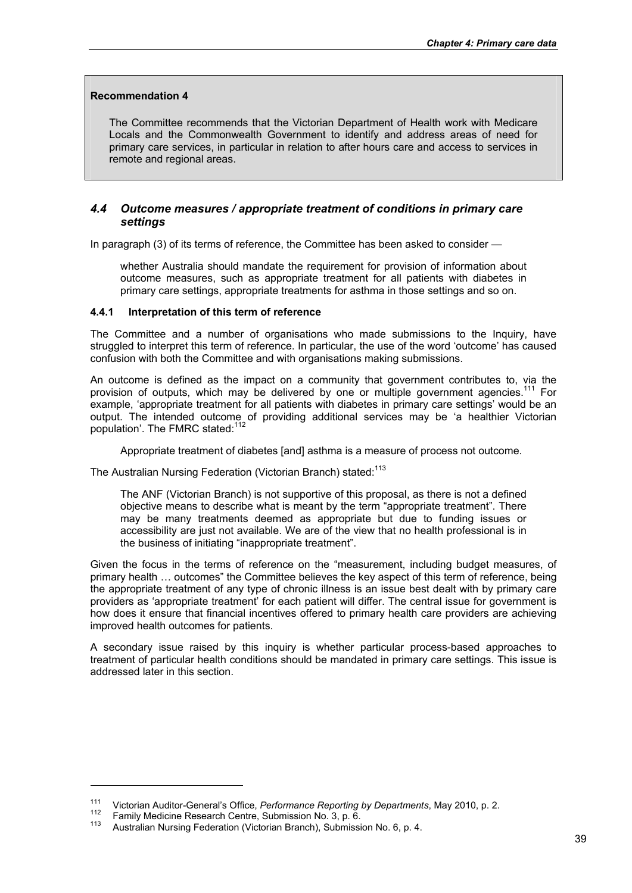**Recommendation 4**

> The Committee recommends that the Victorian Department of Health work with Medicare Locals and the Commonwealth Government to identify and address areas of need for primary care services, in particular in relation to after hours care and access to services in remote and regional areas.

### *4.4 Outcome measures / appropriate treatment of conditions in primary care settings*

In paragraph (3) of its terms of reference, the Committee has been asked to consider —

> whether Australia should mandate the requirement for provision of information about outcome measures, such as appropriate treatment for all patients with diabetes in primary care settings, appropriate treatments for asthma in those settings and so on.

#### 4.4.1 Interpretation of this term of reference

The Committee and a number of organisations who made submissions to the Inquiry, have struggled to interpret this term of reference. In particular, the use of the word 'outcome' has caused confusion with both the Committee and with organisations making submissions.

An outcome is defined as the impact on a community that government contributes to, via the provision of outputs, which may be delivered by one or multiple government agencies.[111] For example, 'appropriate treatment for all patients with diabetes in primary care settings' would be an output. The intended outcome of providing additional services may be 'a healthier Victorian population'. The FMRC stated:[112]

> Appropriate treatment of diabetes [and] asthma is a measure of process not outcome.

The Australian Nursing Federation (Victorian Branch) stated:[113]

> The ANF (Victorian Branch) is not supportive of this proposal, as there is not a defined objective means to describe what is meant by the term "appropriate treatment". There may be many treatments deemed as appropriate but due to funding issues or accessibility are just not available. We are of the view that no health professional is in the business of initiating "inappropriate treatment".

Given the focus in the terms of reference on the "measurement, including budget measures, of primary health … outcomes" the Committee believes the key aspect of this term of reference, being the appropriate treatment of any type of chronic illness is an issue best dealt with by primary care providers as 'appropriate treatment' for each patient will differ. The central issue for government is how does it ensure that financial incentives offered to primary health care providers are achieving improved health outcomes for patients.

A secondary issue raised by this inquiry is whether particular process-based approaches to treatment of particular health conditions should be mandated in primary care settings. This issue is addressed later in this section.

---

[111] Victorian Auditor-General's Office, *Performance Reporting by Departments*, May 2010, p. 2.

[112] Family Medicine Research Centre, Submission No. 3, p. 6.

[113] Australian Nursing Federation (Victorian Branch), Submission No. 6, p. 4.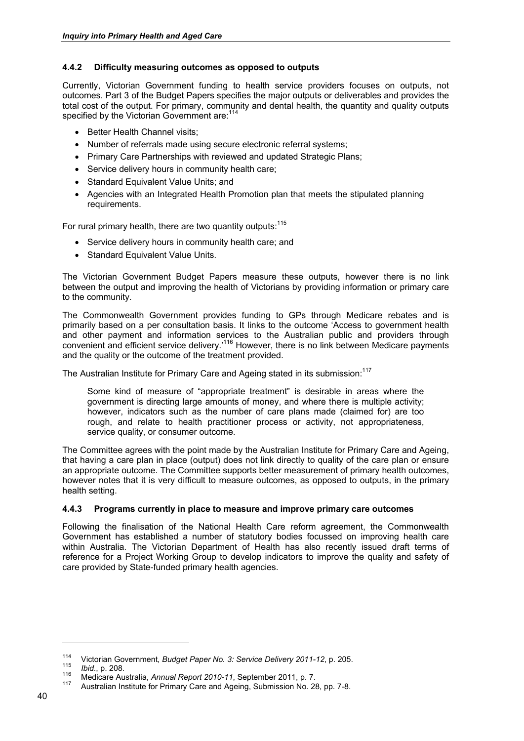### 4.4.2 Difficulty measuring outcomes as opposed to outputs

Currently, Victorian Government funding to health service providers focuses on outputs, not outcomes. Part 3 of the Budget Papers specifies the major outputs or deliverables and provides the total cost of the output. For primary, community and dental health, the quantity and quality outputs specified by the Victorian Government are:[114]

- Better Health Channel visits;
- Number of referrals made using secure electronic referral systems;
- Primary Care Partnerships with reviewed and updated Strategic Plans;
- Service delivery hours in community health care;
- Standard Equivalent Value Units; and
- Agencies with an Integrated Health Promotion plan that meets the stipulated planning requirements.

For rural primary health, there are two quantity outputs:[115]

- Service delivery hours in community health care; and
- Standard Equivalent Value Units.

The Victorian Government Budget Papers measure these outputs, however there is no link between the output and improving the health of Victorians by providing information or primary care to the community.

The Commonwealth Government provides funding to GPs through Medicare rebates and is primarily based on a per consultation basis. It links to the outcome 'Access to government health and other payment and information services to the Australian public and providers through convenient and efficient service delivery.'[116] However, there is no link between Medicare payments and the quality or the outcome of the treatment provided.

The Australian Institute for Primary Care and Ageing stated in its submission:[117]

> Some kind of measure of "appropriate treatment" is desirable in areas where the government is directing large amounts of money, and where there is multiple activity; however, indicators such as the number of care plans made (claimed for) are too rough, and relate to health practitioner process or activity, not appropriateness, service quality, or consumer outcome.

The Committee agrees with the point made by the Australian Institute for Primary Care and Ageing, that having a care plan in place (output) does not link directly to quality of the care plan or ensure an appropriate outcome. The Committee supports better measurement of primary health outcomes, however notes that it is very difficult to measure outcomes, as opposed to outputs, in the primary health setting.

### 4.4.3 Programs currently in place to measure and improve primary care outcomes

Following the finalisation of the National Health Care reform agreement, the Commonwealth Government has established a number of statutory bodies focussed on improving health care within Australia. The Victorian Department of Health has also recently issued draft terms of reference for a Project Working Group to develop indicators to improve the quality and safety of care provided by State-funded primary health agencies.

---

[114] Victorian Government, *Budget Paper No. 3: Service Delivery 2011-12*, p. 205.

[115] *Ibid*., p. 208.

[116] Medicare Australia, *Annual Report 2010-11*, September 2011, p. 7.

[117] Australian Institute for Primary Care and Ageing, Submission No. 28, pp. 7-8.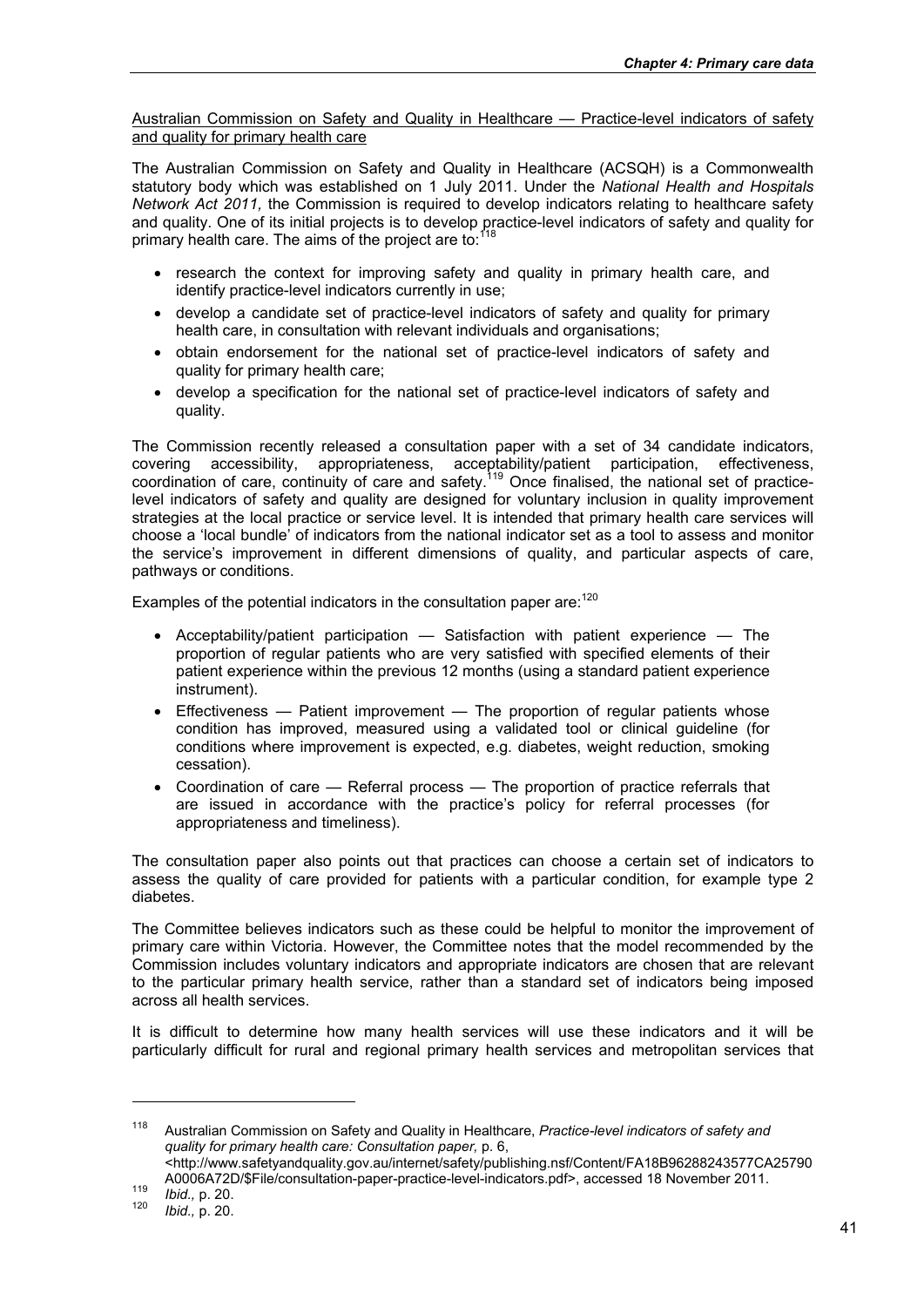Australian Commission on Safety and Quality in Healthcare — Practice-level indicators of safety and quality for primary health care

The Australian Commission on Safety and Quality in Healthcare (ACSQH) is a Commonwealth statutory body which was established on 1 July 2011. Under the *National Health and Hospitals Network Act 2011,* the Commission is required to develop indicators relating to healthcare safety and quality. One of its initial projects is to develop practice-level indicators of safety and quality for primary health care. The aims of the project are to:[118]

- research the context for improving safety and quality in primary health care, and identify practice-level indicators currently in use;
- develop a candidate set of practice-level indicators of safety and quality for primary health care, in consultation with relevant individuals and organisations;
- obtain endorsement for the national set of practice-level indicators of safety and quality for primary health care;
- develop a specification for the national set of practice-level indicators of safety and quality.

The Commission recently released a consultation paper with a set of 34 candidate indicators, covering accessibility, appropriateness, acceptability/patient participation, effectiveness, coordination of care, continuity of care and safety.[119] Once finalised, the national set of practice-level indicators of safety and quality are designed for voluntary inclusion in quality improvement strategies at the local practice or service level. It is intended that primary health care services will choose a 'local bundle' of indicators from the national indicator set as a tool to assess and monitor the service's improvement in different dimensions of quality, and particular aspects of care, pathways or conditions.

Examples of the potential indicators in the consultation paper are:[120]

- Acceptability/patient participation — Satisfaction with patient experience — The proportion of regular patients who are very satisfied with specified elements of their patient experience within the previous 12 months (using a standard patient experience instrument).
- Effectiveness — Patient improvement — The proportion of regular patients whose condition has improved, measured using a validated tool or clinical guideline (for conditions where improvement is expected, e.g. diabetes, weight reduction, smoking cessation).
- Coordination of care — Referral process — The proportion of practice referrals that are issued in accordance with the practice's policy for referral processes (for appropriateness and timeliness).

The consultation paper also points out that practices can choose a certain set of indicators to assess the quality of care provided for patients with a particular condition, for example type 2 diabetes.

The Committee believes indicators such as these could be helpful to monitor the improvement of primary care within Victoria. However, the Committee notes that the model recommended by the Commission includes voluntary indicators and appropriate indicators are chosen that are relevant to the particular primary health service, rather than a standard set of indicators being imposed across all health services.

It is difficult to determine how many health services will use these indicators and it will be particularly difficult for rural and regional primary health services and metropolitan services that

---

[118] Australian Commission on Safety and Quality in Healthcare, *Practice-level indicators of safety and quality for primary health care: Consultation paper,* p. 6, <http://www.safetyandquality.gov.au/internet/safety/publishing.nsf/Content/FA18B96288243577CA25790A0006A72D/$File/consultation-paper-practice-level-indicators.pdf>, accessed 18 November 2011.

[119] *Ibid.,* p. 20.

[120] *Ibid.,* p. 20.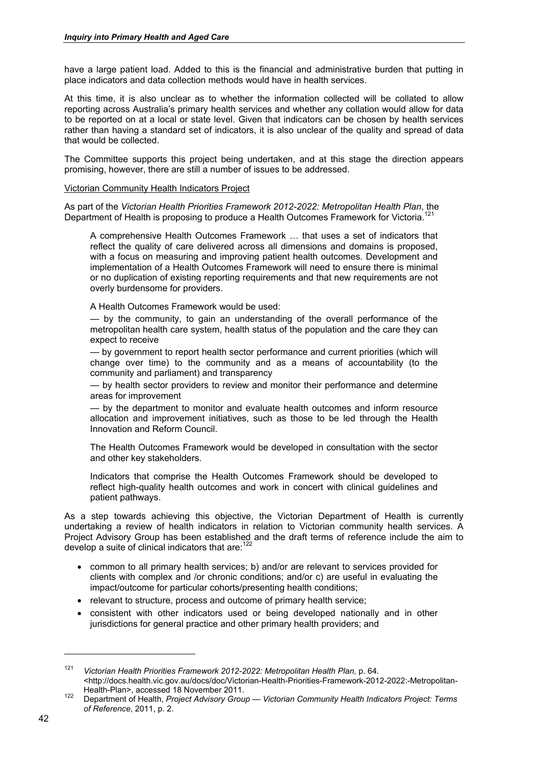have a large patient load. Added to this is the financial and administrative burden that putting in place indicators and data collection methods would have in health services.

At this time, it is also unclear as to whether the information collected will be collated to allow reporting across Australia's primary health services and whether any collation would allow for data to be reported on at a local or state level. Given that indicators can be chosen by health services rather than having a standard set of indicators, it is also unclear of the quality and spread of data that would be collected.

The Committee supports this project being undertaken, and at this stage the direction appears promising, however, there are still a number of issues to be addressed.

<u>Victorian Community Health Indicators Project</u>

As part of the *Victorian Health Priorities Framework 2012-2022: Metropolitan Health Plan*, the Department of Health is proposing to produce a Health Outcomes Framework for Victoria.[121]

> A comprehensive Health Outcomes Framework … that uses a set of indicators that reflect the quality of care delivered across all dimensions and domains is proposed, with a focus on measuring and improving patient health outcomes. Development and implementation of a Health Outcomes Framework will need to ensure there is minimal or no duplication of existing reporting requirements and that new requirements are not overly burdensome for providers.
>
> A Health Outcomes Framework would be used:
>
> — by the community, to gain an understanding of the overall performance of the metropolitan health care system, health status of the population and the care they can expect to receive
>
> — by government to report health sector performance and current priorities (which will change over time) to the community and as a means of accountability (to the community and parliament) and transparency
>
> — by health sector providers to review and monitor their performance and determine areas for improvement
>
> — by the department to monitor and evaluate health outcomes and inform resource allocation and improvement initiatives, such as those to be led through the Health Innovation and Reform Council.
>
> The Health Outcomes Framework would be developed in consultation with the sector and other key stakeholders.
>
> Indicators that comprise the Health Outcomes Framework should be developed to reflect high-quality health outcomes and work in concert with clinical guidelines and patient pathways.

As a step towards achieving this objective, the Victorian Department of Health is currently undertaking a review of health indicators in relation to Victorian community health services. A Project Advisory Group has been established and the draft terms of reference include the aim to develop a suite of clinical indicators that are:[122]

- common to all primary health services; b) and/or are relevant to services provided for clients with complex and /or chronic conditions; and/or c) are useful in evaluating the impact/outcome for particular cohorts/presenting health conditions;
- relevant to structure, process and outcome of primary health service;
- consistent with other indicators used or being developed nationally and in other jurisdictions for general practice and other primary health providers; and

---

[121] *Victorian Health Priorities Framework 2012-2022: Metropolitan Health Plan,* p. 64. <http://docs.health.vic.gov.au/docs/doc/Victorian-Health-Priorities-Framework-2012-2022:-Metropolitan-Health-Plan>, accessed 18 November 2011.

[122] Department of Health, *Project Advisory Group — Victorian Community Health Indicators Project: Terms of Reference*, 2011, p. 2.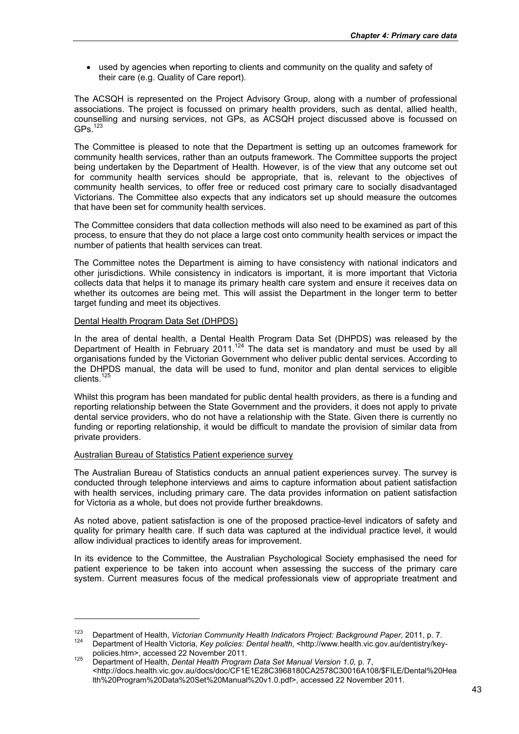- used by agencies when reporting to clients and community on the quality and safety of their care (e.g. Quality of Care report).

The ACSQH is represented on the Project Advisory Group, along with a number of professional associations. The project is focussed on primary health providers, such as dental, allied health, counselling and nursing services, not GPs, as ACSQH project discussed above is focussed on GPs.[123]

The Committee is pleased to note that the Department is setting up an outcomes framework for community health services, rather than an outputs framework. The Committee supports the project being undertaken by the Department of Health. However, is of the view that any outcome set out for community health services should be appropriate, that is, relevant to the objectives of community health services, to offer free or reduced cost primary care to socially disadvantaged Victorians. The Committee also expects that any indicators set up should measure the outcomes that have been set for community health services.

The Committee considers that data collection methods will also need to be examined as part of this process, to ensure that they do not place a large cost onto community health services or impact the number of patients that health services can treat.

The Committee notes the Department is aiming to have consistency with national indicators and other jurisdictions. While consistency in indicators is important, it is more important that Victoria collects data that helps it to manage its primary health care system and ensure it receives data on whether its outcomes are being met. This will assist the Department in the longer term to better target funding and meet its objectives.

Dental Health Program Data Set (DHPDS)

In the area of dental health, a Dental Health Program Data Set (DHPDS) was released by the Department of Health in February 2011.[124] The data set is mandatory and must be used by all organisations funded by the Victorian Government who deliver public dental services. According to the DHPDS manual, the data will be used to fund, monitor and plan dental services to eligible clients.[125]

Whilst this program has been mandated for public dental health providers, as there is a funding and reporting relationship between the State Government and the providers, it does not apply to private dental service providers, who do not have a relationship with the State. Given there is currently no funding or reporting relationship, it would be difficult to mandate the provision of similar data from private providers.

Australian Bureau of Statistics Patient experience survey

The Australian Bureau of Statistics conducts an annual patient experiences survey. The survey is conducted through telephone interviews and aims to capture information about patient satisfaction with health services, including primary care. The data provides information on patient satisfaction for Victoria as a whole, but does not provide further breakdowns.

As noted above, patient satisfaction is one of the proposed practice-level indicators of safety and quality for primary health care. If such data was captured at the individual practice level, it would allow individual practices to identify areas for improvement.

In its evidence to the Committee, the Australian Psychological Society emphasised the need for patient experience to be taken into account when assessing the success of the primary care system. Current measures focus of the medical professionals view of appropriate treatment and

---

[123] Department of Health, *Victorian Community Health Indicators Project: Background Paper*, 2011, p. 7.

[124] Department of Health Victoria, *Key policies: Dental health*, <http://www.health.vic.gov.au/dentistry/key-policies.htm>, accessed 22 November 2011.

[125] Department of Health, *Dental Health Program Data Set Manual Version 1.0*, p. 7, <http://docs.health.vic.gov.au/docs/doc/CF1E1E28C3968180CA2578C30016A108/$FILE/Dental%20Health%20Program%20Data%20Set%20Manual%20v1.0.pdf>, accessed 22 November 2011.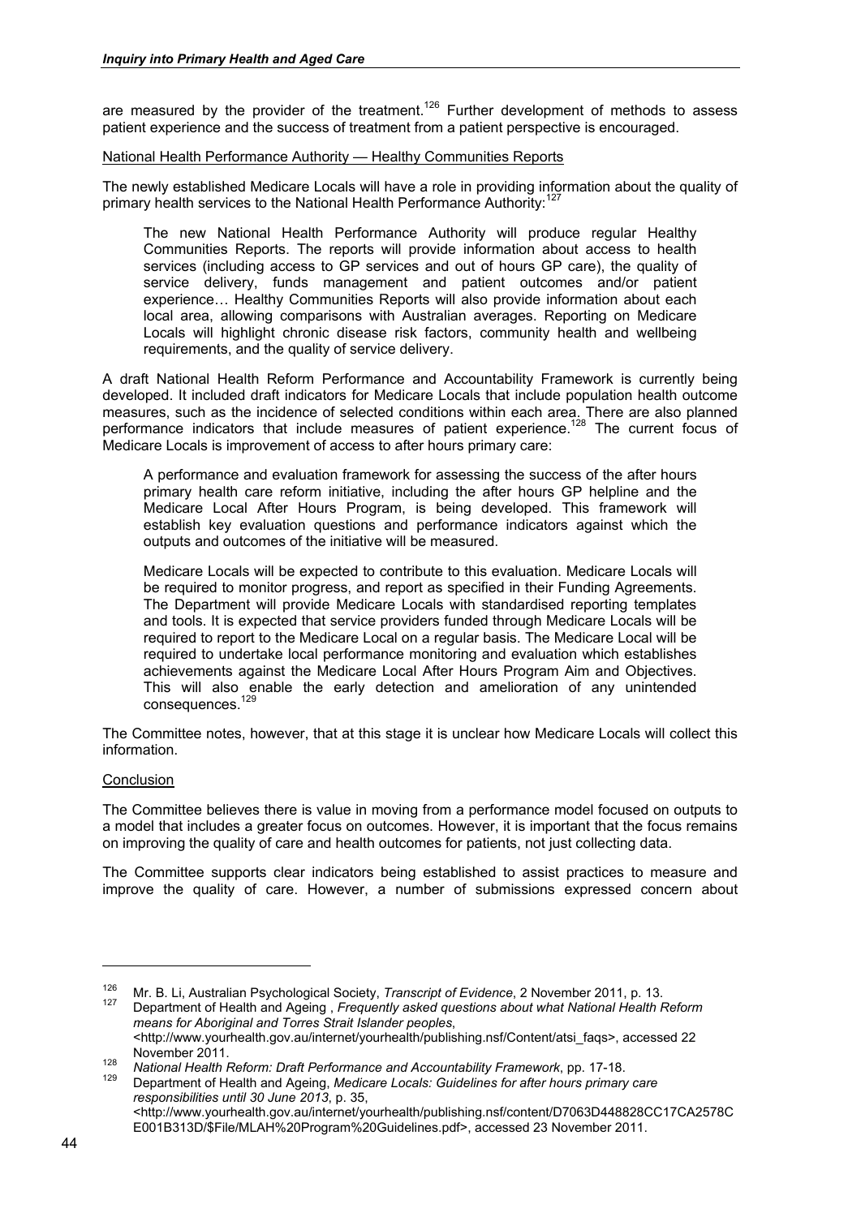are measured by the provider of the treatment.[126] Further development of methods to assess patient experience and the success of treatment from a patient perspective is encouraged.

National Health Performance Authority — Healthy Communities Reports

The newly established Medicare Locals will have a role in providing information about the quality of primary health services to the National Health Performance Authority:[127]

> The new National Health Performance Authority will produce regular Healthy Communities Reports. The reports will provide information about access to health services (including access to GP services and out of hours GP care), the quality of service delivery, funds management and patient outcomes and/or patient experience… Healthy Communities Reports will also provide information about each local area, allowing comparisons with Australian averages. Reporting on Medicare Locals will highlight chronic disease risk factors, community health and wellbeing requirements, and the quality of service delivery.

A draft National Health Reform Performance and Accountability Framework is currently being developed. It included draft indicators for Medicare Locals that include population health outcome measures, such as the incidence of selected conditions within each area. There are also planned performance indicators that include measures of patient experience.[128] The current focus of Medicare Locals is improvement of access to after hours primary care:

> A performance and evaluation framework for assessing the success of the after hours primary health care reform initiative, including the after hours GP helpline and the Medicare Local After Hours Program, is being developed. This framework will establish key evaluation questions and performance indicators against which the outputs and outcomes of the initiative will be measured.
>
> Medicare Locals will be expected to contribute to this evaluation. Medicare Locals will be required to monitor progress, and report as specified in their Funding Agreements. The Department will provide Medicare Locals with standardised reporting templates and tools. It is expected that service providers funded through Medicare Locals will be required to report to the Medicare Local on a regular basis. The Medicare Local will be required to undertake local performance monitoring and evaluation which establishes achievements against the Medicare Local After Hours Program Aim and Objectives. This will also enable the early detection and amelioration of any unintended consequences.[129]

The Committee notes, however, that at this stage it is unclear how Medicare Locals will collect this information.

Conclusion

The Committee believes there is value in moving from a performance model focused on outputs to a model that includes a greater focus on outcomes. However, it is important that the focus remains on improving the quality of care and health outcomes for patients, not just collecting data.

The Committee supports clear indicators being established to assist practices to measure and improve the quality of care. However, a number of submissions expressed concern about

---

[126] Mr. B. Li, Australian Psychological Society, *Transcript of Evidence*, 2 November 2011, p. 13.

[127] Department of Health and Ageing , *Frequently asked questions about what National Health Reform means for Aboriginal and Torres Strait Islander peoples*, <http://www.yourhealth.gov.au/internet/yourhealth/publishing.nsf/Content/atsi_faqs>, accessed 22 November 2011.

[128] *National Health Reform: Draft Performance and Accountability Framework*, pp. 17-18.

[129] Department of Health and Ageing, *Medicare Locals: Guidelines for after hours primary care responsibilities until 30 June 2013*, p. 35, <http://www.yourhealth.gov.au/internet/yourhealth/publishing.nsf/content/D7063D448828CC17CA2578CE001B313D/$File/MLAH%20Program%20Guidelines.pdf>, accessed 23 November 2011.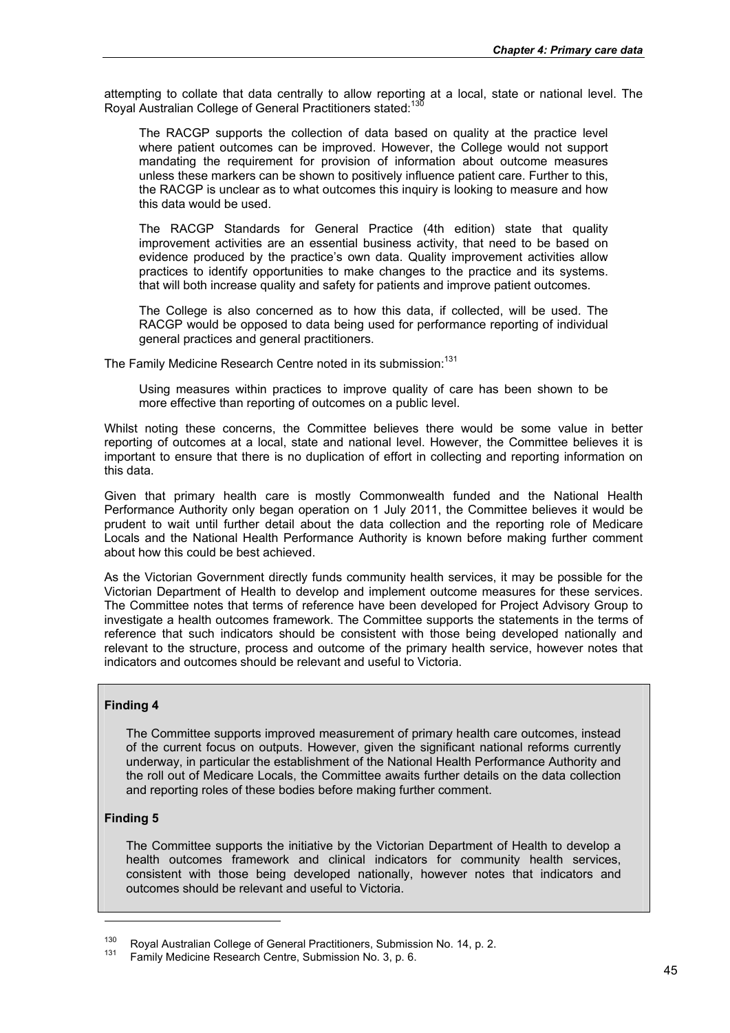attempting to collate that data centrally to allow reporting at a local, state or national level. The Royal Australian College of General Practitioners stated:[130]

> The RACGP supports the collection of data based on quality at the practice level where patient outcomes can be improved. However, the College would not support mandating the requirement for provision of information about outcome measures unless these markers can be shown to positively influence patient care. Further to this, the RACGP is unclear as to what outcomes this inquiry is looking to measure and how this data would be used.
>
> The RACGP Standards for General Practice (4th edition) state that quality improvement activities are an essential business activity, that need to be based on evidence produced by the practice's own data. Quality improvement activities allow practices to identify opportunities to make changes to the practice and its systems. that will both increase quality and safety for patients and improve patient outcomes.
>
> The College is also concerned as to how this data, if collected, will be used. The RACGP would be opposed to data being used for performance reporting of individual general practices and general practitioners.

The Family Medicine Research Centre noted in its submission:[131]

> Using measures within practices to improve quality of care has been shown to be more effective than reporting of outcomes on a public level.

Whilst noting these concerns, the Committee believes there would be some value in better reporting of outcomes at a local, state and national level. However, the Committee believes it is important to ensure that there is no duplication of effort in collecting and reporting information on this data.

Given that primary health care is mostly Commonwealth funded and the National Health Performance Authority only began operation on 1 July 2011, the Committee believes it would be prudent to wait until further detail about the data collection and the reporting role of Medicare Locals and the National Health Performance Authority is known before making further comment about how this could be best achieved.

As the Victorian Government directly funds community health services, it may be possible for the Victorian Department of Health to develop and implement outcome measures for these services. The Committee notes that terms of reference have been developed for Project Advisory Group to investigate a health outcomes framework. The Committee supports the statements in the terms of reference that such indicators should be consistent with those being developed nationally and relevant to the structure, process and outcome of the primary health service, however notes that indicators and outcomes should be relevant and useful to Victoria.

**Finding 4**

The Committee supports improved measurement of primary health care outcomes, instead of the current focus on outputs. However, given the significant national reforms currently underway, in particular the establishment of the National Health Performance Authority and the roll out of Medicare Locals, the Committee awaits further details on the data collection and reporting roles of these bodies before making further comment.

**Finding 5**

The Committee supports the initiative by the Victorian Department of Health to develop a health outcomes framework and clinical indicators for community health services, consistent with those being developed nationally, however notes that indicators and outcomes should be relevant and useful to Victoria.

---

[130] Royal Australian College of General Practitioners, Submission No. 14, p. 2.

[131] Family Medicine Research Centre, Submission No. 3, p. 6.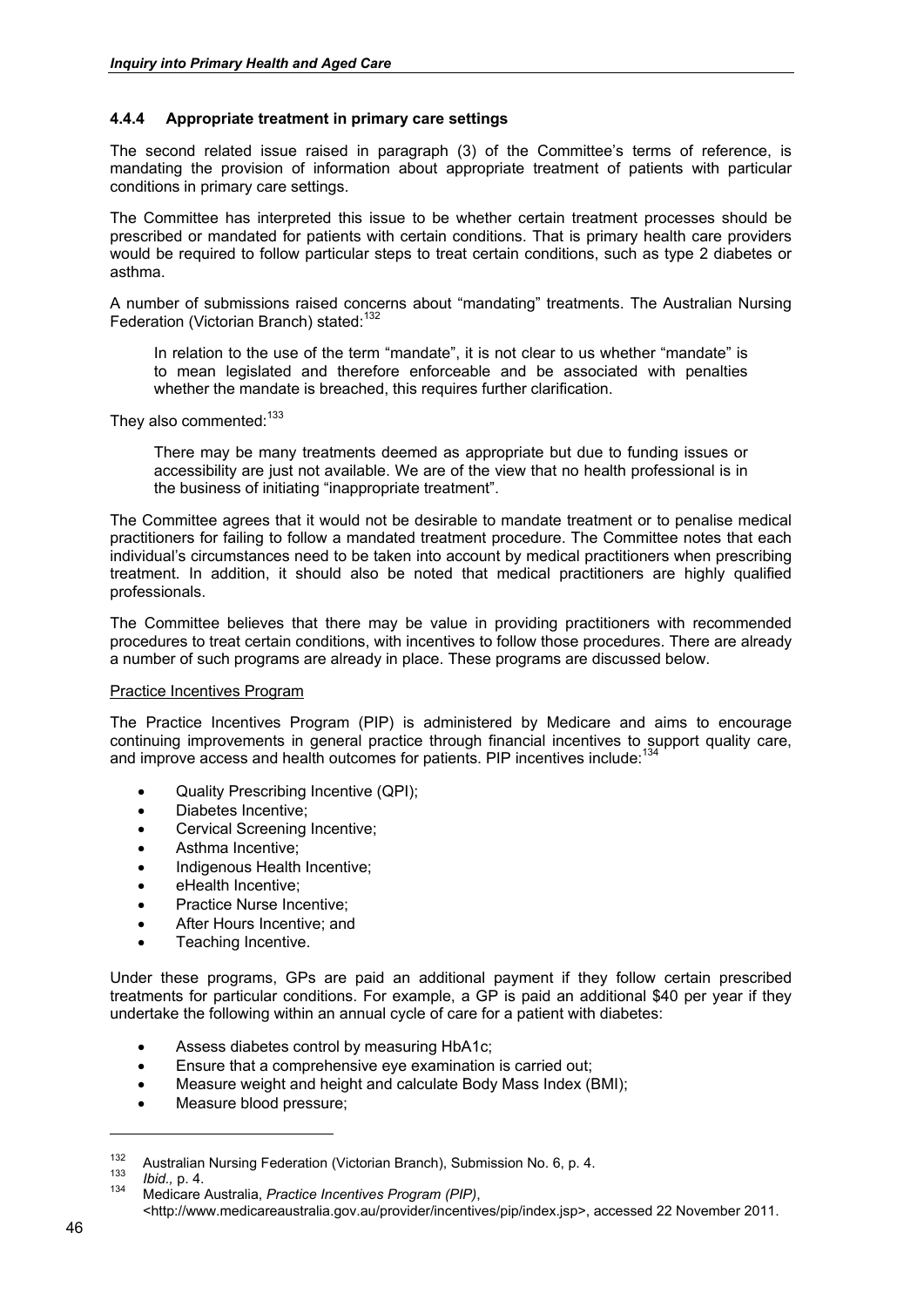### 4.4.4 Appropriate treatment in primary care settings

The second related issue raised in paragraph (3) of the Committee's terms of reference, is mandating the provision of information about appropriate treatment of patients with particular conditions in primary care settings.

The Committee has interpreted this issue to be whether certain treatment processes should be prescribed or mandated for patients with certain conditions. That is primary health care providers would be required to follow particular steps to treat certain conditions, such as type 2 diabetes or asthma.

A number of submissions raised concerns about "mandating" treatments. The Australian Nursing Federation (Victorian Branch) stated:[132]

> In relation to the use of the term "mandate", it is not clear to us whether "mandate" is to mean legislated and therefore enforceable and be associated with penalties whether the mandate is breached, this requires further clarification.

They also commented:[133]

> There may be many treatments deemed as appropriate but due to funding issues or accessibility are just not available. We are of the view that no health professional is in the business of initiating "inappropriate treatment".

The Committee agrees that it would not be desirable to mandate treatment or to penalise medical practitioners for failing to follow a mandated treatment procedure. The Committee notes that each individual's circumstances need to be taken into account by medical practitioners when prescribing treatment. In addition, it should also be noted that medical practitioners are highly qualified professionals.

The Committee believes that there may be value in providing practitioners with recommended procedures to treat certain conditions, with incentives to follow those procedures. There are already a number of such programs are already in place. These programs are discussed below.

<u>Practice Incentives Program</u>

The Practice Incentives Program (PIP) is administered by Medicare and aims to encourage continuing improvements in general practice through financial incentives to support quality care, and improve access and health outcomes for patients. PIP incentives include:[134]

- Quality Prescribing Incentive (QPI);
- Diabetes Incentive;
- Cervical Screening Incentive;
- Asthma Incentive;
- Indigenous Health Incentive;
- eHealth Incentive;
- Practice Nurse Incentive;
- After Hours Incentive; and
- Teaching Incentive.

Under these programs, GPs are paid an additional payment if they follow certain prescribed treatments for particular conditions. For example, a GP is paid an additional $40 per year if they undertake the following within an annual cycle of care for a patient with diabetes:

- Assess diabetes control by measuring HbA1c;
- Ensure that a comprehensive eye examination is carried out;
- Measure weight and height and calculate Body Mass Index (BMI);
- Measure blood pressure;

---

[132] Australian Nursing Federation (Victorian Branch), Submission No. 6, p. 4.

[133] *Ibid.,* p. 4.

[134] Medicare Australia, *Practice Incentives Program (PIP)*, <http://www.medicareaustralia.gov.au/provider/incentives/pip/index.jsp>, accessed 22 November 2011.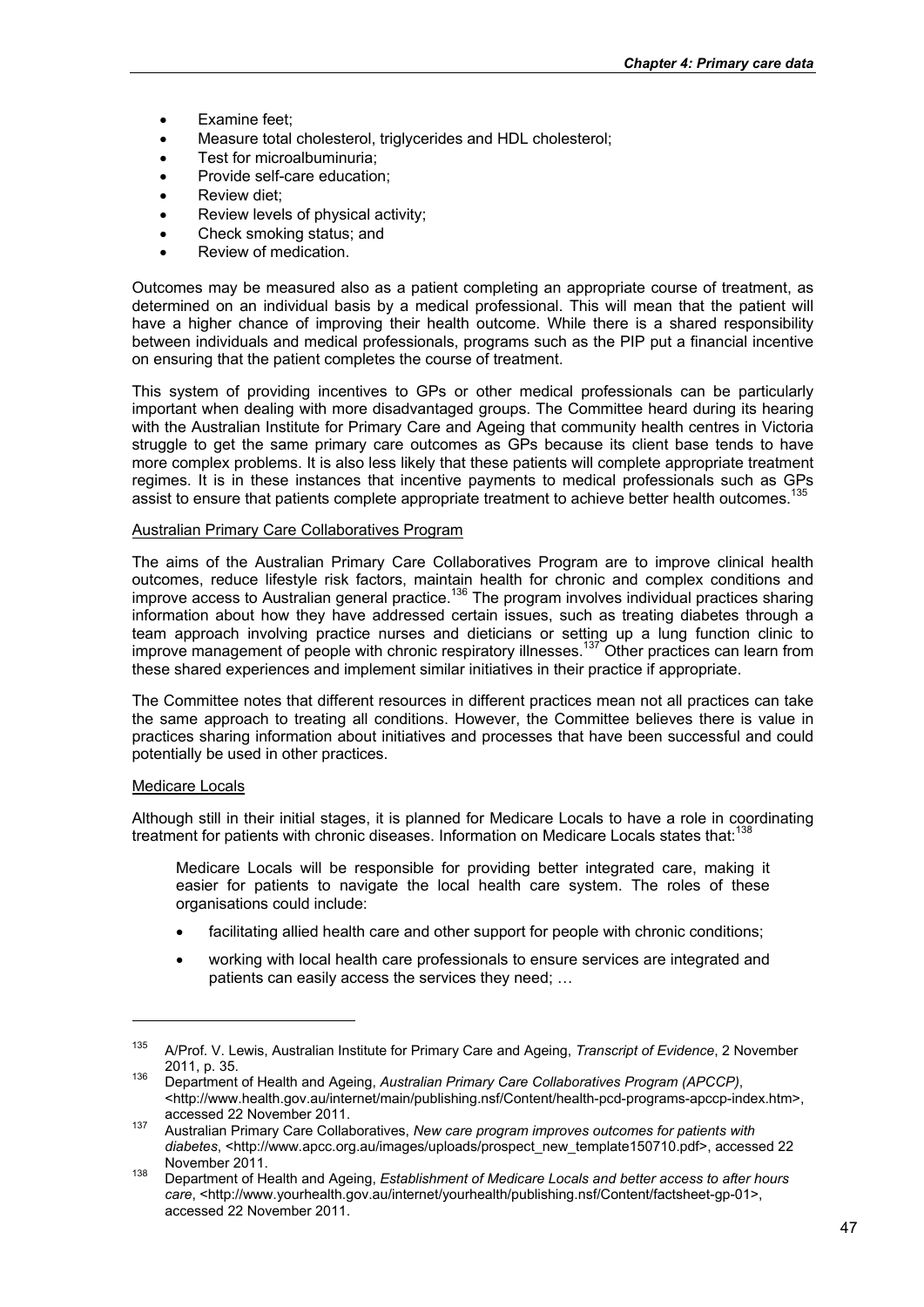- Examine feet;
- Measure total cholesterol, triglycerides and HDL cholesterol;
- Test for microalbuminuria;
- Provide self-care education;
- Review diet;
- Review levels of physical activity;
- Check smoking status; and
- Review of medication.

Outcomes may be measured also as a patient completing an appropriate course of treatment, as determined on an individual basis by a medical professional. This will mean that the patient will have a higher chance of improving their health outcome. While there is a shared responsibility between individuals and medical professionals, programs such as the PIP put a financial incentive on ensuring that the patient completes the course of treatment.

This system of providing incentives to GPs or other medical professionals can be particularly important when dealing with more disadvantaged groups. The Committee heard during its hearing with the Australian Institute for Primary Care and Ageing that community health centres in Victoria struggle to get the same primary care outcomes as GPs because its client base tends to have more complex problems. It is also less likely that these patients will complete appropriate treatment regimes. It is in these instances that incentive payments to medical professionals such as GPs assist to ensure that patients complete appropriate treatment to achieve better health outcomes.[135]

Australian Primary Care Collaboratives Program

The aims of the Australian Primary Care Collaboratives Program are to improve clinical health outcomes, reduce lifestyle risk factors, maintain health for chronic and complex conditions and improve access to Australian general practice.[136] The program involves individual practices sharing information about how they have addressed certain issues, such as treating diabetes through a team approach involving practice nurses and dieticians or setting up a lung function clinic to improve management of people with chronic respiratory illnesses.[137] Other practices can learn from these shared experiences and implement similar initiatives in their practice if appropriate.

The Committee notes that different resources in different practices mean not all practices can take the same approach to treating all conditions. However, the Committee believes there is value in practices sharing information about initiatives and processes that have been successful and could potentially be used in other practices.

Medicare Locals

Although still in their initial stages, it is planned for Medicare Locals to have a role in coordinating treatment for patients with chronic diseases. Information on Medicare Locals states that:[138]

> Medicare Locals will be responsible for providing better integrated care, making it easier for patients to navigate the local health care system. The roles of these organisations could include:
>
> - facilitating allied health care and other support for people with chronic conditions;
> - working with local health care professionals to ensure services are integrated and patients can easily access the services they need; …

---

[135] A/Prof. V. Lewis, Australian Institute for Primary Care and Ageing, *Transcript of Evidence*, 2 November 2011, p. 35.

[136] Department of Health and Ageing, *Australian Primary Care Collaboratives Program (APCCP)*, <http://www.health.gov.au/internet/main/publishing.nsf/Content/health-pcd-programs-apccp-index.htm>, accessed 22 November 2011.

[137] Australian Primary Care Collaboratives, *New care program improves outcomes for patients with diabetes*, <http://www.apcc.org.au/images/uploads/prospect_new_template150710.pdf>, accessed 22 November 2011.

[138] Department of Health and Ageing, *Establishment of Medicare Locals and better access to after hours care*, <http://www.yourhealth.gov.au/internet/yourhealth/publishing.nsf/Content/factsheet-gp-01>, accessed 22 November 2011.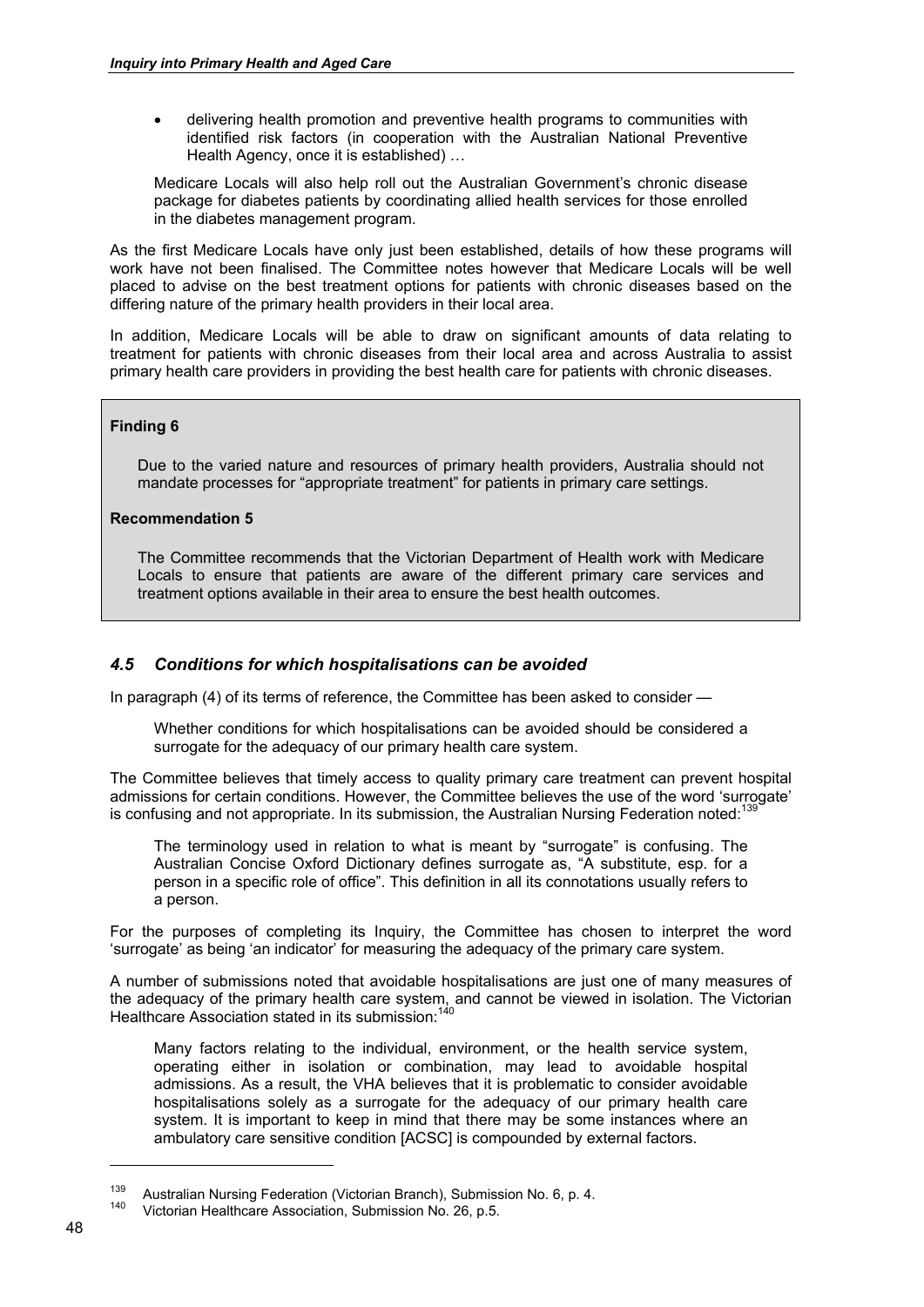- delivering health promotion and preventive health programs to communities with identified risk factors (in cooperation with the Australian National Preventive Health Agency, once it is established) …

> Medicare Locals will also help roll out the Australian Government's chronic disease package for diabetes patients by coordinating allied health services for those enrolled in the diabetes management program.

As the first Medicare Locals have only just been established, details of how these programs will work have not been finalised. The Committee notes however that Medicare Locals will be well placed to advise on the best treatment options for patients with chronic diseases based on the differing nature of the primary health providers in their local area.

In addition, Medicare Locals will be able to draw on significant amounts of data relating to treatment for patients with chronic diseases from their local area and across Australia to assist primary health care providers in providing the best health care for patients with chronic diseases.

**Finding 6**

Due to the varied nature and resources of primary health providers, Australia should not mandate processes for "appropriate treatment" for patients in primary care settings.

**Recommendation 5**

The Committee recommends that the Victorian Department of Health work with Medicare Locals to ensure that patients are aware of the different primary care services and treatment options available in their area to ensure the best health outcomes.

### *4.5 Conditions for which hospitalisations can be avoided*

In paragraph (4) of its terms of reference, the Committee has been asked to consider —

> Whether conditions for which hospitalisations can be avoided should be considered a surrogate for the adequacy of our primary health care system.

The Committee believes that timely access to quality primary care treatment can prevent hospital admissions for certain conditions. However, the Committee believes the use of the word 'surrogate' is confusing and not appropriate. In its submission, the Australian Nursing Federation noted:[139]

> The terminology used in relation to what is meant by "surrogate" is confusing. The Australian Concise Oxford Dictionary defines surrogate as, "A substitute, esp. for a person in a specific role of office". This definition in all its connotations usually refers to a person.

For the purposes of completing its Inquiry, the Committee has chosen to interpret the word 'surrogate' as being 'an indicator' for measuring the adequacy of the primary care system.

A number of submissions noted that avoidable hospitalisations are just one of many measures of the adequacy of the primary health care system, and cannot be viewed in isolation. The Victorian Healthcare Association stated in its submission:[140]

> Many factors relating to the individual, environment, or the health service system, operating either in isolation or combination, may lead to avoidable hospital admissions. As a result, the VHA believes that it is problematic to consider avoidable hospitalisations solely as a surrogate for the adequacy of our primary health care system. It is important to keep in mind that there may be some instances where an ambulatory care sensitive condition [ACSC] is compounded by external factors.

---

[139] Australian Nursing Federation (Victorian Branch), Submission No. 6, p. 4.

[140] Victorian Healthcare Association, Submission No. 26, p.5.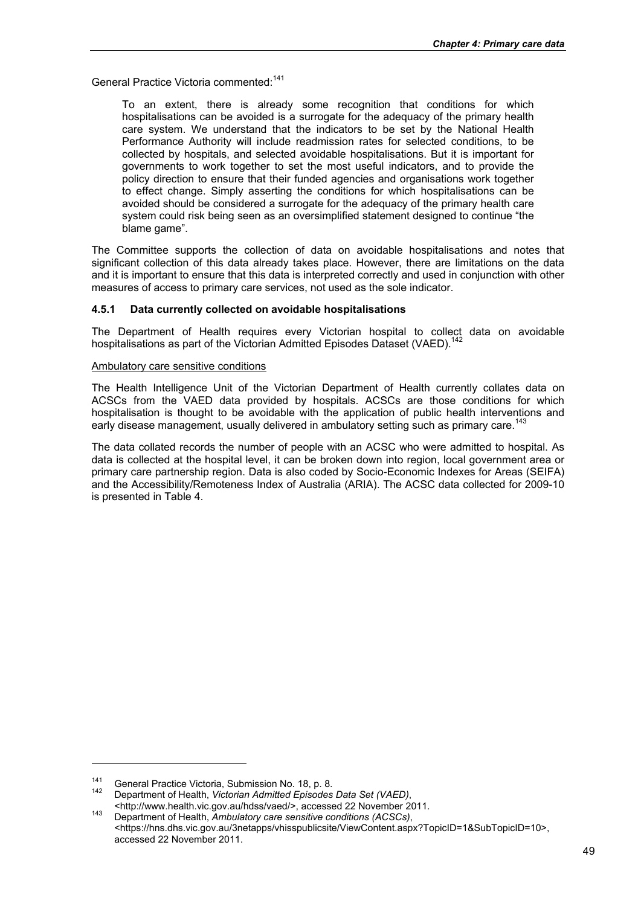General Practice Victoria commented:[141]

> To an extent, there is already some recognition that conditions for which hospitalisations can be avoided is a surrogate for the adequacy of the primary health care system. We understand that the indicators to be set by the National Health Performance Authority will include readmission rates for selected conditions, to be collected by hospitals, and selected avoidable hospitalisations. But it is important for governments to work together to set the most useful indicators, and to provide the policy direction to ensure that their funded agencies and organisations work together to effect change. Simply asserting the conditions for which hospitalisations can be avoided should be considered a surrogate for the adequacy of the primary health care system could risk being seen as an oversimplified statement designed to continue "the blame game".

The Committee supports the collection of data on avoidable hospitalisations and notes that significant collection of this data already takes place. However, there are limitations on the data and it is important to ensure that this data is interpreted correctly and used in conjunction with other measures of access to primary care services, not used as the sole indicator.

### 4.5.1 Data currently collected on avoidable hospitalisations

The Department of Health requires every Victorian hospital to collect data on avoidable hospitalisations as part of the Victorian Admitted Episodes Dataset (VAED).[142]

<u>Ambulatory care sensitive conditions</u>

The Health Intelligence Unit of the Victorian Department of Health currently collates data on ACSCs from the VAED data provided by hospitals. ACSCs are those conditions for which hospitalisation is thought to be avoidable with the application of public health interventions and early disease management, usually delivered in ambulatory setting such as primary care.[143]

The data collated records the number of people with an ACSC who were admitted to hospital. As data is collected at the hospital level, it can be broken down into region, local government area or primary care partnership region. Data is also coded by Socio-Economic Indexes for Areas (SEIFA) and the Accessibility/Remoteness Index of Australia (ARIA). The ACSC data collected for 2009-10 is presented in Table 4.

---

141 General Practice Victoria, Submission No. 18, p. 8.

142 Department of Health, *Victorian Admitted Episodes Data Set (VAED)*, <http://www.health.vic.gov.au/hdss/vaed/>, accessed 22 November 2011.

143 Department of Health, *Ambulatory care sensitive conditions (ACSCs)*, <https://hns.dhs.vic.gov.au/3netapps/vhisspublicsite/ViewContent.aspx?TopicID=1&SubTopicID=10>, accessed 22 November 2011.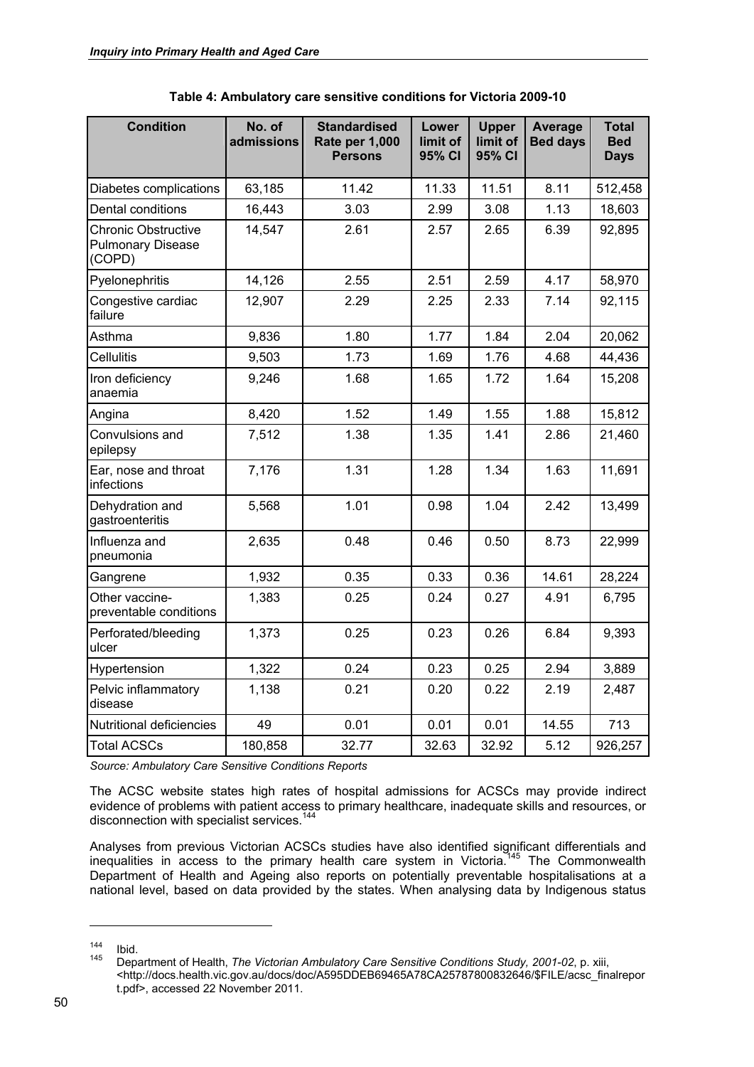**Table 4: Ambulatory care sensitive conditions for Victoria 2009-10**

| Condition | No. of admissions | Standardised Rate per 1,000 Persons | Lower limit of 95% CI | Upper limit of 95% CI | Average Bed days | Total Bed Days |
|---|---|---|---|---|---|---|
| Diabetes complications | 63,185 | 11.42 | 11.33 | 11.51 | 8.11 | 512,458 |
| Dental conditions | 16,443 | 3.03 | 2.99 | 3.08 | 1.13 | 18,603 |
| Chronic Obstructive Pulmonary Disease (COPD) | 14,547 | 2.61 | 2.57 | 2.65 | 6.39 | 92,895 |
| Pyelonephritis | 14,126 | 2.55 | 2.51 | 2.59 | 4.17 | 58,970 |
| Congestive cardiac failure | 12,907 | 2.29 | 2.25 | 2.33 | 7.14 | 92,115 |
| Asthma | 9,836 | 1.80 | 1.77 | 1.84 | 2.04 | 20,062 |
| Cellulitis | 9,503 | 1.73 | 1.69 | 1.76 | 4.68 | 44,436 |
| Iron deficiency anaemia | 9,246 | 1.68 | 1.65 | 1.72 | 1.64 | 15,208 |
| Angina | 8,420 | 1.52 | 1.49 | 1.55 | 1.88 | 15,812 |
| Convulsions and epilepsy | 7,512 | 1.38 | 1.35 | 1.41 | 2.86 | 21,460 |
| Ear, nose and throat infections | 7,176 | 1.31 | 1.28 | 1.34 | 1.63 | 11,691 |
| Dehydration and gastroenteritis | 5,568 | 1.01 | 0.98 | 1.04 | 2.42 | 13,499 |
| Influenza and pneumonia | 2,635 | 0.48 | 0.46 | 0.50 | 8.73 | 22,999 |
| Gangrene | 1,932 | 0.35 | 0.33 | 0.36 | 14.61 | 28,224 |
| Other vaccine-preventable conditions | 1,383 | 0.25 | 0.24 | 0.27 | 4.91 | 6,795 |
| Perforated/bleeding ulcer | 1,373 | 0.25 | 0.23 | 0.26 | 6.84 | 9,393 |
| Hypertension | 1,322 | 0.24 | 0.23 | 0.25 | 2.94 | 3,889 |
| Pelvic inflammatory disease | 1,138 | 0.21 | 0.20 | 0.22 | 2.19 | 2,487 |
| Nutritional deficiencies | 49 | 0.01 | 0.01 | 0.01 | 14.55 | 713 |
| Total ACSCs | 180,858 | 32.77 | 32.63 | 32.92 | 5.12 | 926,257 |

*Source: Ambulatory Care Sensitive Conditions Reports*

The ACSC website states high rates of hospital admissions for ACSCs may provide indirect evidence of problems with patient access to primary healthcare, inadequate skills and resources, or disconnection with specialist services.[144]

Analyses from previous Victorian ACSCs studies have also identified significant differentials and inequalities in access to the primary health care system in Victoria.[145] The Commonwealth Department of Health and Ageing also reports on potentially preventable hospitalisations at a national level, based on data provided by the states. When analysing data by Indigenous status

---

[144] Ibid.

[145] Department of Health, *The Victorian Ambulatory Care Sensitive Conditions Study, 2001-02*, p. xiii, <http://docs.health.vic.gov.au/docs/doc/A595DDEB69465A78CA25787800832646/$FILE/acsc_finalreport.pdf>, accessed 22 November 2011.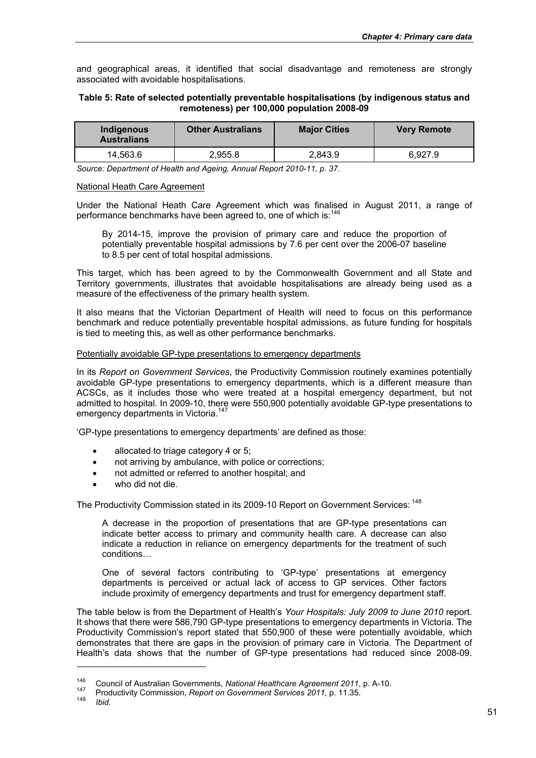and geographical areas, it identified that social disadvantage and remoteness are strongly associated with avoidable hospitalisations.

**Table 5: Rate of selected potentially preventable hospitalisations (by indigenous status and remoteness) per 100,000 population 2008-09**

| Indigenous Australians | Other Australians | Major Cities | Very Remote |
|---|---|---|---|
| 14,563.6 | 2,955.8 | 2,843.9 | 6,927.9 |

*Source: Department of Health and Ageing, Annual Report 2010-11, p. 37.*

National Heath Care Agreement

Under the National Heath Care Agreement which was finalised in August 2011, a range of performance benchmarks have been agreed to, one of which is:[146]

> By 2014-15, improve the provision of primary care and reduce the proportion of potentially preventable hospital admissions by 7.6 per cent over the 2006-07 baseline to 8.5 per cent of total hospital admissions.

This target, which has been agreed to by the Commonwealth Government and all State and Territory governments, illustrates that avoidable hospitalisations are already being used as a measure of the effectiveness of the primary health system.

It also means that the Victorian Department of Health will need to focus on this performance benchmark and reduce potentially preventable hospital admissions, as future funding for hospitals is tied to meeting this, as well as other performance benchmarks.

Potentially avoidable GP-type presentations to emergency departments

In its *Report on Government Services*, the Productivity Commission routinely examines potentially avoidable GP-type presentations to emergency departments, which is a different measure than ACSCs, as it includes those who were treated at a hospital emergency department, but not admitted to hospital. In 2009-10, there were 550,900 potentially avoidable GP-type presentations to emergency departments in Victoria.[147]

'GP-type presentations to emergency departments' are defined as those:

- allocated to triage category 4 or 5;
- not arriving by ambulance, with police or corrections;
- not admitted or referred to another hospital; and
- who did not die.

The Productivity Commission stated in its 2009-10 Report on Government Services: [148]

> A decrease in the proportion of presentations that are GP-type presentations can indicate better access to primary and community health care. A decrease can also indicate a reduction in reliance on emergency departments for the treatment of such conditions…
>
> One of several factors contributing to 'GP-type' presentations at emergency departments is perceived or actual lack of access to GP services. Other factors include proximity of emergency departments and trust for emergency department staff.

The table below is from the Department of Health's *Your Hospitals: July 2009 to June 2010* report. It shows that there were 586,790 GP-type presentations to emergency departments in Victoria. The Productivity Commission's report stated that 550,900 of these were potentially avoidable, which demonstrates that there are gaps in the provision of primary care in Victoria. The Department of Health's data shows that the number of GP-type presentations had reduced since 2008-09.

---

[146] Council of Australian Governments, *National Healthcare Agreement 2011*, p. A-10.

[147] Productivity Commission, *Report on Government Services 2011*, p. 11.35.

[148] *Ibid.*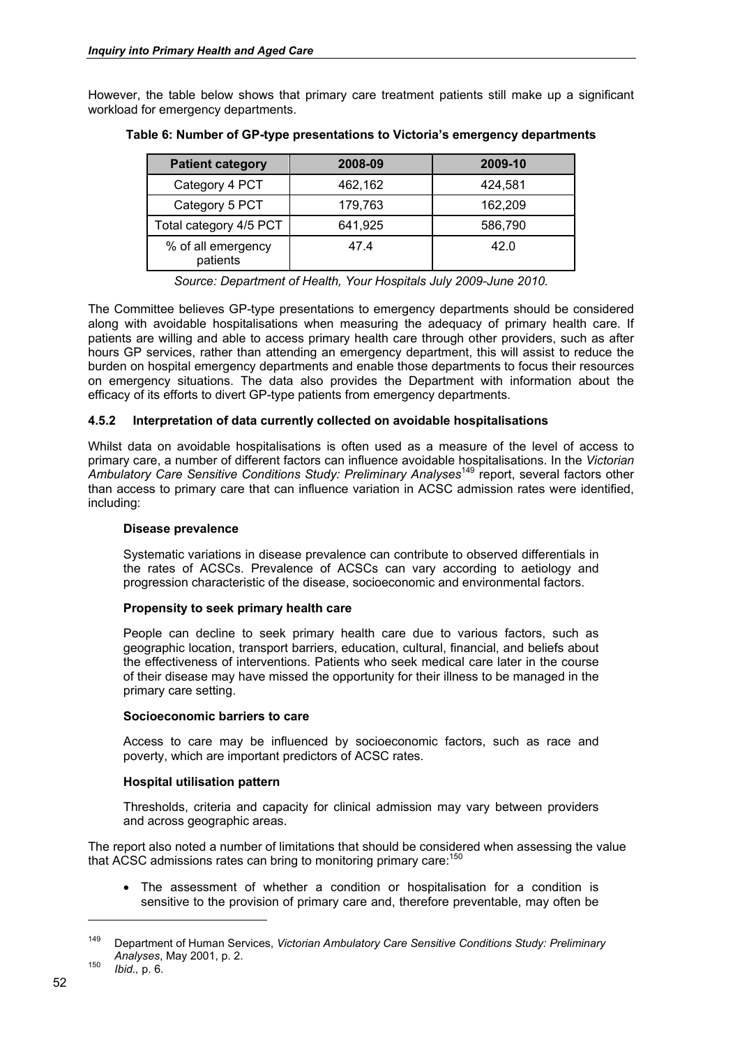However, the table below shows that primary care treatment patients still make up a significant workload for emergency departments.

**Table 6: Number of GP-type presentations to Victoria's emergency departments**

| Patient category | 2008-09 | 2009-10 |
|---|---|---|
| Category 4 PCT | 462,162 | 424,581 |
| Category 5 PCT | 179,763 | 162,209 |
| Total category 4/5 PCT | 641,925 | 586,790 |
| % of all emergency patients | 47.4 | 42.0 |

*Source: Department of Health, Your Hospitals July 2009-June 2010.*

The Committee believes GP-type presentations to emergency departments should be considered along with avoidable hospitalisations when measuring the adequacy of primary health care. If patients are willing and able to access primary health care through other providers, such as after hours GP services, rather than attending an emergency department, this will assist to reduce the burden on hospital emergency departments and enable those departments to focus their resources on emergency situations. The data also provides the Department with information about the efficacy of its efforts to divert GP-type patients from emergency departments.

### 4.5.2 Interpretation of data currently collected on avoidable hospitalisations

Whilst data on avoidable hospitalisations is often used as a measure of the level of access to primary care, a number of different factors can influence avoidable hospitalisations. In the *Victorian Ambulatory Care Sensitive Conditions Study: Preliminary Analyses*[149] report, several factors other than access to primary care that can influence variation in ACSC admission rates were identified, including:

> **Disease prevalence**
>
> Systematic variations in disease prevalence can contribute to observed differentials in the rates of ACSCs. Prevalence of ACSCs can vary according to aetiology and progression characteristic of the disease, socioeconomic and environmental factors.
>
> **Propensity to seek primary health care**
>
> People can decline to seek primary health care due to various factors, such as geographic location, transport barriers, education, cultural, financial, and beliefs about the effectiveness of interventions. Patients who seek medical care later in the course of their disease may have missed the opportunity for their illness to be managed in the primary care setting.
>
> **Socioeconomic barriers to care**
>
> Access to care may be influenced by socioeconomic factors, such as race and poverty, which are important predictors of ACSC rates.
>
> **Hospital utilisation pattern**
>
> Thresholds, criteria and capacity for clinical admission may vary between providers and across geographic areas.

The report also noted a number of limitations that should be considered when assessing the value that ACSC admissions rates can bring to monitoring primary care:[150]

- The assessment of whether a condition or hospitalisation for a condition is sensitive to the provision of primary care and, therefore preventable, may often be

---

[149] Department of Human Services, *Victorian Ambulatory Care Sensitive Conditions Study: Preliminary Analyses*, May 2001, p. 2.

[150] *Ibid.,* p. 6.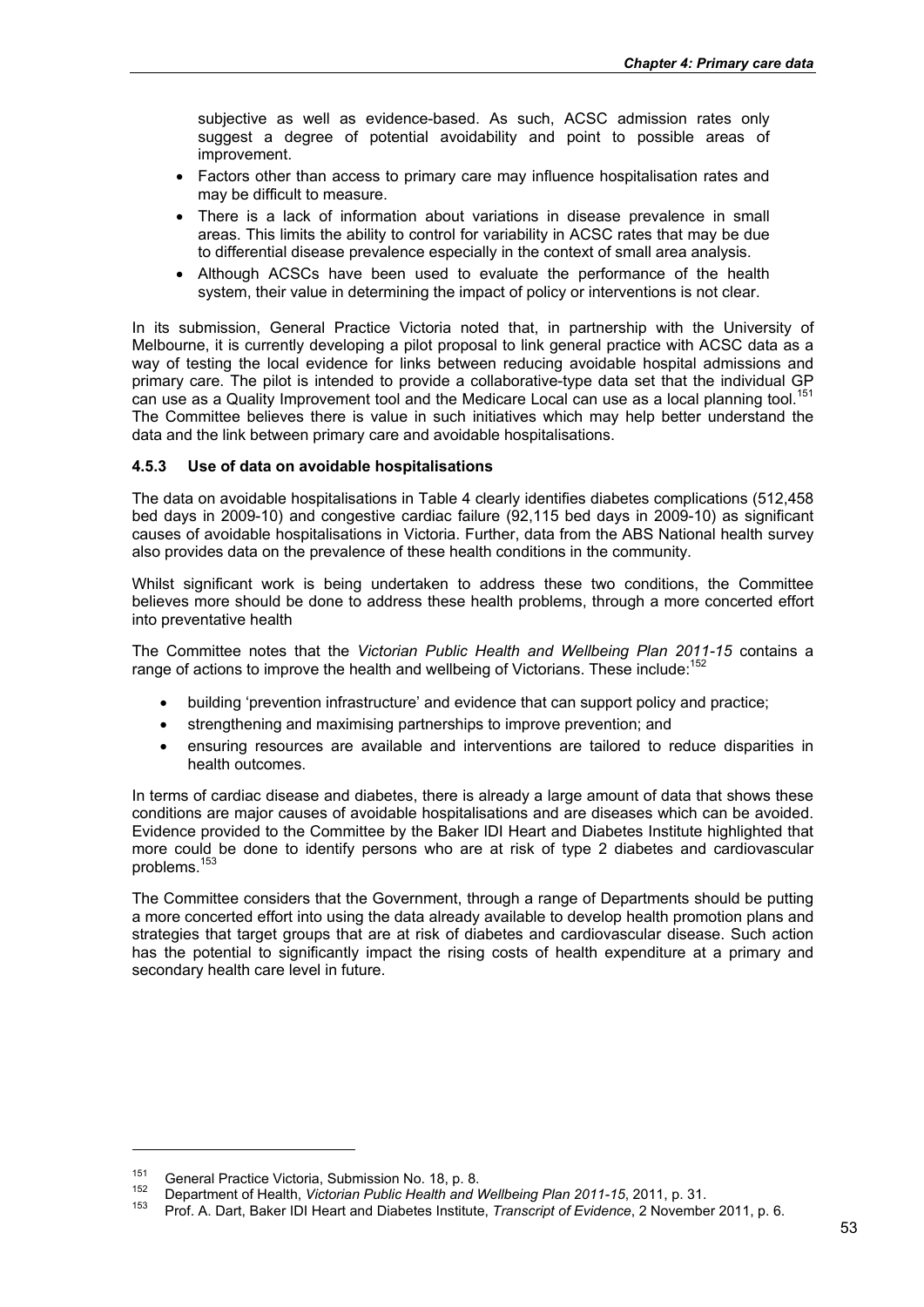subjective as well as evidence-based. As such, ACSC admission rates only suggest a degree of potential avoidability and point to possible areas of improvement.

- Factors other than access to primary care may influence hospitalisation rates and may be difficult to measure.
- There is a lack of information about variations in disease prevalence in small areas. This limits the ability to control for variability in ACSC rates that may be due to differential disease prevalence especially in the context of small area analysis.
- Although ACSCs have been used to evaluate the performance of the health system, their value in determining the impact of policy or interventions is not clear.

In its submission, General Practice Victoria noted that, in partnership with the University of Melbourne, it is currently developing a pilot proposal to link general practice with ACSC data as a way of testing the local evidence for links between reducing avoidable hospital admissions and primary care. The pilot is intended to provide a collaborative-type data set that the individual GP can use as a Quality Improvement tool and the Medicare Local can use as a local planning tool.[151] The Committee believes there is value in such initiatives which may help better understand the data and the link between primary care and avoidable hospitalisations.

### 4.5.3 Use of data on avoidable hospitalisations

The data on avoidable hospitalisations in Table 4 clearly identifies diabetes complications (512,458 bed days in 2009-10) and congestive cardiac failure (92,115 bed days in 2009-10) as significant causes of avoidable hospitalisations in Victoria. Further, data from the ABS National health survey also provides data on the prevalence of these health conditions in the community.

Whilst significant work is being undertaken to address these two conditions, the Committee believes more should be done to address these health problems, through a more concerted effort into preventative health

The Committee notes that the *Victorian Public Health and Wellbeing Plan 2011-15* contains a range of actions to improve the health and wellbeing of Victorians. These include:[152]

- building 'prevention infrastructure' and evidence that can support policy and practice;
- strengthening and maximising partnerships to improve prevention; and
- ensuring resources are available and interventions are tailored to reduce disparities in health outcomes.

In terms of cardiac disease and diabetes, there is already a large amount of data that shows these conditions are major causes of avoidable hospitalisations and are diseases which can be avoided. Evidence provided to the Committee by the Baker IDI Heart and Diabetes Institute highlighted that more could be done to identify persons who are at risk of type 2 diabetes and cardiovascular problems.[153]

The Committee considers that the Government, through a range of Departments should be putting a more concerted effort into using the data already available to develop health promotion plans and strategies that target groups that are at risk of diabetes and cardiovascular disease. Such action has the potential to significantly impact the rising costs of health expenditure at a primary and secondary health care level in future.

---

[151] General Practice Victoria, Submission No. 18, p. 8.

[152] Department of Health, *Victorian Public Health and Wellbeing Plan 2011-15*, 2011, p. 31.

[153] Prof. A. Dart, Baker IDI Heart and Diabetes Institute, *Transcript of Evidence*, 2 November 2011, p. 6.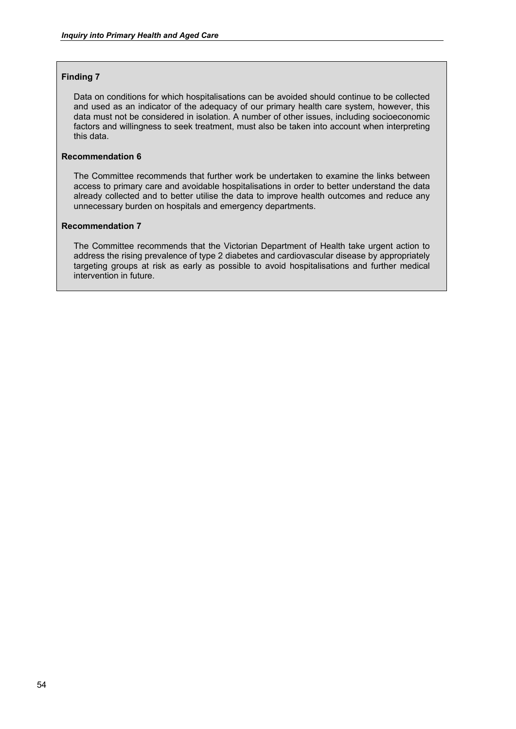**Finding 7**

Data on conditions for which hospitalisations can be avoided should continue to be collected and used as an indicator of the adequacy of our primary health care system, however, this data must not be considered in isolation. A number of other issues, including socioeconomic factors and willingness to seek treatment, must also be taken into account when interpreting this data.

**Recommendation 6**

The Committee recommends that further work be undertaken to examine the links between access to primary care and avoidable hospitalisations in order to better understand the data already collected and to better utilise the data to improve health outcomes and reduce any unnecessary burden on hospitals and emergency departments.

**Recommendation 7**

The Committee recommends that the Victorian Department of Health take urgent action to address the rising prevalence of type 2 diabetes and cardiovascular disease by appropriately targeting groups at risk as early as possible to avoid hospitalisations and further medical intervention in future.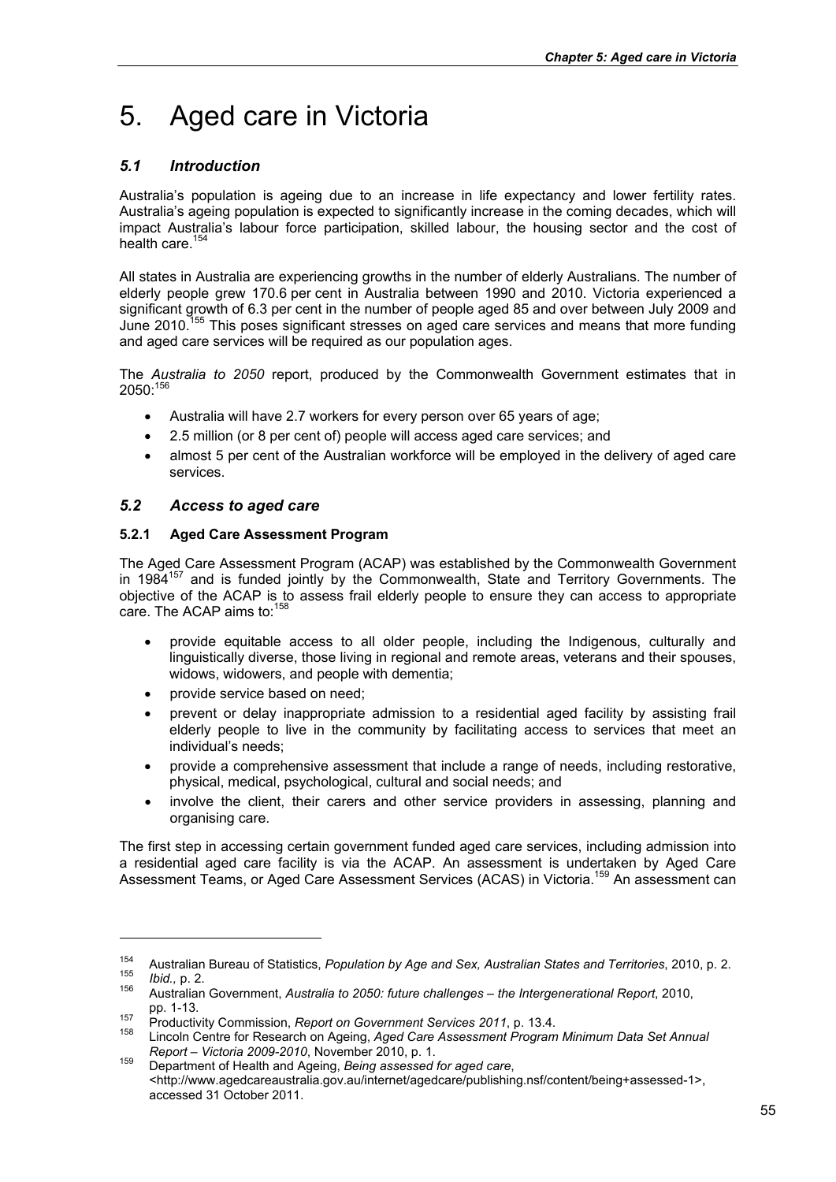# 5. Aged care in Victoria

## *5.1 Introduction*

Australia's population is ageing due to an increase in life expectancy and lower fertility rates. Australia's ageing population is expected to significantly increase in the coming decades, which will impact Australia's labour force participation, skilled labour, the housing sector and the cost of health care.[154]

All states in Australia are experiencing growths in the number of elderly Australians. The number of elderly people grew 170.6 per cent in Australia between 1990 and 2010. Victoria experienced a significant growth of 6.3 per cent in the number of people aged 85 and over between July 2009 and June 2010.[155] This poses significant stresses on aged care services and means that more funding and aged care services will be required as our population ages.

The *Australia to 2050* report, produced by the Commonwealth Government estimates that in 2050:[156]

- Australia will have 2.7 workers for every person over 65 years of age;
- 2.5 million (or 8 per cent of) people will access aged care services; and
- almost 5 per cent of the Australian workforce will be employed in the delivery of aged care services.

## *5.2 Access to aged care*

### 5.2.1 Aged Care Assessment Program

The Aged Care Assessment Program (ACAP) was established by the Commonwealth Government in 1984[157] and is funded jointly by the Commonwealth, State and Territory Governments. The objective of the ACAP is to assess frail elderly people to ensure they can access to appropriate care. The ACAP aims to:[158]

- provide equitable access to all older people, including the Indigenous, culturally and linguistically diverse, those living in regional and remote areas, veterans and their spouses, widows, widowers, and people with dementia;
- provide service based on need;
- prevent or delay inappropriate admission to a residential aged facility by assisting frail elderly people to live in the community by facilitating access to services that meet an individual's needs;
- provide a comprehensive assessment that include a range of needs, including restorative, physical, medical, psychological, cultural and social needs; and
- involve the client, their carers and other service providers in assessing, planning and organising care.

The first step in accessing certain government funded aged care services, including admission into a residential aged care facility is via the ACAP. An assessment is undertaken by Aged Care Assessment Teams, or Aged Care Assessment Services (ACAS) in Victoria.[159] An assessment can

---

[154] Australian Bureau of Statistics, *Population by Age and Sex, Australian States and Territories*, 2010, p. 2.

[155] *Ibid.*, p. 2.

[156] Australian Government, *Australia to 2050: future challenges – the Intergenerational Report*, 2010, pp. 1-13.

[157] Productivity Commission, *Report on Government Services 2011*, p. 13.4.

[158] Lincoln Centre for Research on Ageing, *Aged Care Assessment Program Minimum Data Set Annual Report – Victoria 2009-2010*, November 2010, p. 1.

[159] Department of Health and Ageing, *Being assessed for aged care*, <http://www.agedcareaustralia.gov.au/internet/agedcare/publishing.nsf/content/being+assessed-1>, accessed 31 October 2011.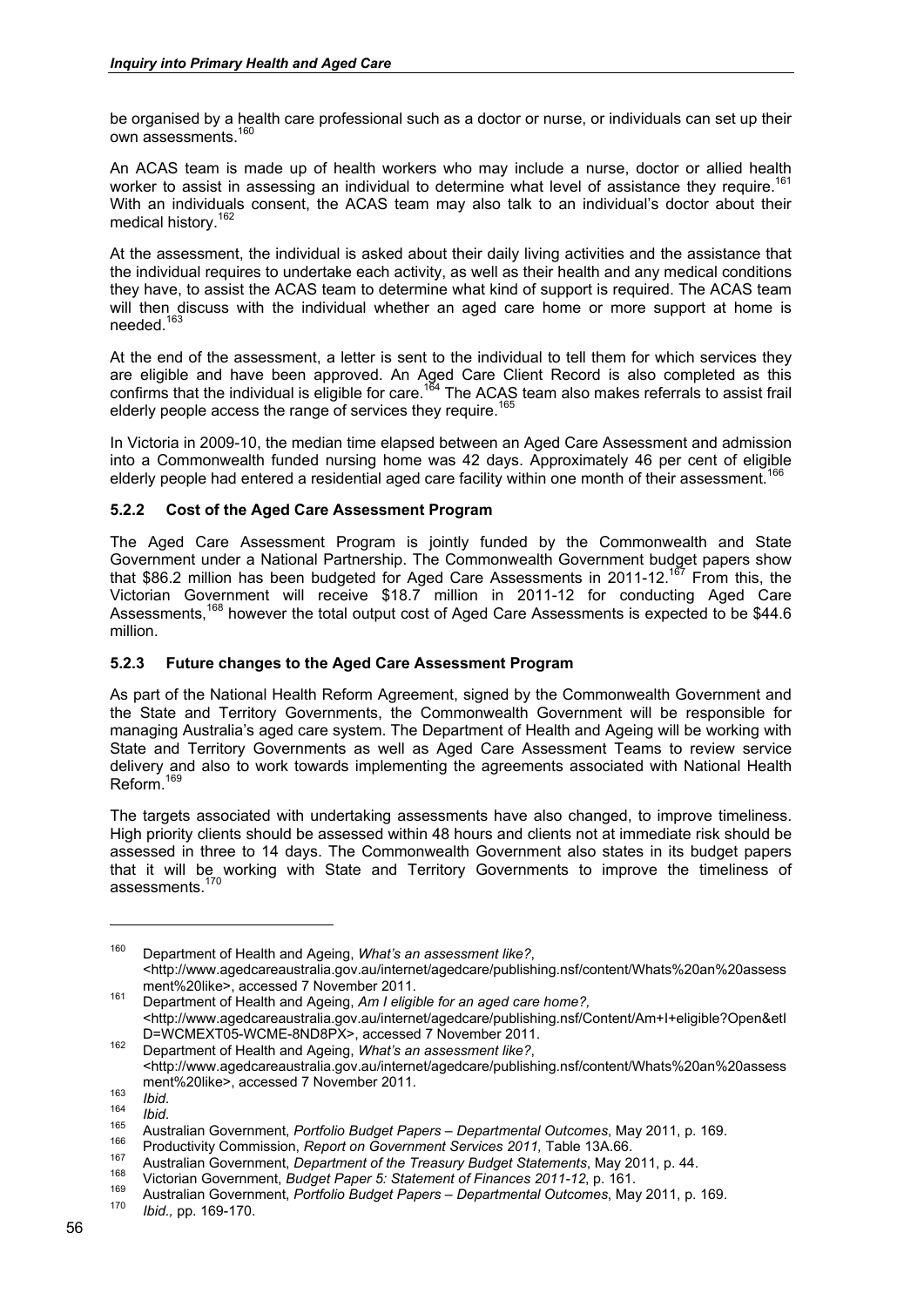be organised by a health care professional such as a doctor or nurse, or individuals can set up their own assessments.[160]

An ACAS team is made up of health workers who may include a nurse, doctor or allied health worker to assist in assessing an individual to determine what level of assistance they require.[161] With an individuals consent, the ACAS team may also talk to an individual's doctor about their medical history.[162]

At the assessment, the individual is asked about their daily living activities and the assistance that the individual requires to undertake each activity, as well as their health and any medical conditions they have, to assist the ACAS team to determine what kind of support is required. The ACAS team will then discuss with the individual whether an aged care home or more support at home is needed.[163]

At the end of the assessment, a letter is sent to the individual to tell them for which services they are eligible and have been approved. An Aged Care Client Record is also completed as this confirms that the individual is eligible for care.[164] The ACAS team also makes referrals to assist frail elderly people access the range of services they require.[165]

In Victoria in 2009-10, the median time elapsed between an Aged Care Assessment and admission into a Commonwealth funded nursing home was 42 days. Approximately 46 per cent of eligible elderly people had entered a residential aged care facility within one month of their assessment.[166]

### 5.2.2 Cost of the Aged Care Assessment Program

The Aged Care Assessment Program is jointly funded by the Commonwealth and State Government under a National Partnership. The Commonwealth Government budget papers show that $86.2 million has been budgeted for Aged Care Assessments in 2011-12.[167] From this, the Victorian Government will receive $18.7 million in 2011-12 for conducting Aged Care Assessments,[168] however the total output cost of Aged Care Assessments is expected to be $44.6 million.

### 5.2.3 Future changes to the Aged Care Assessment Program

As part of the National Health Reform Agreement, signed by the Commonwealth Government and the State and Territory Governments, the Commonwealth Government will be responsible for managing Australia's aged care system. The Department of Health and Ageing will be working with State and Territory Governments as well as Aged Care Assessment Teams to review service delivery and also to work towards implementing the agreements associated with National Health Reform.[169]

The targets associated with undertaking assessments have also changed, to improve timeliness. High priority clients should be assessed within 48 hours and clients not at immediate risk should be assessed in three to 14 days. The Commonwealth Government also states in its budget papers that it will be working with State and Territory Governments to improve the timeliness of assessments.[170]

---

160 Department of Health and Ageing, *What's an assessment like?*, <http://www.agedcareaustralia.gov.au/internet/agedcare/publishing.nsf/content/Whats%20an%20assessment%20like>, accessed 7 November 2011.

161 Department of Health and Ageing, *Am I eligible for an aged care home?,* <http://www.agedcareaustralia.gov.au/internet/agedcare/publishing.nsf/Content/Am+I+eligible?Open&etID=WCMEXT05-WCME-8ND8PX>, accessed 7 November 2011.

162 Department of Health and Ageing, *What's an assessment like?*, <http://www.agedcareaustralia.gov.au/internet/agedcare/publishing.nsf/content/Whats%20an%20assessment%20like>, accessed 7 November 2011.

163 *Ibid*.

164 *Ibid*.

165 Australian Government, *Portfolio Budget Papers – Departmental Outcomes*, May 2011, p. 169.

166 Productivity Commission, *Report on Government Services 2011,* Table 13A.66.

167 Australian Government, *Department of the Treasury Budget Statements*, May 2011, p. 44.

168 Victorian Government, *Budget Paper 5: Statement of Finances 2011-12*, p. 161.

169 Australian Government, *Portfolio Budget Papers – Departmental Outcomes*, May 2011, p. 169.

170 *Ibid.,* pp. 169-170.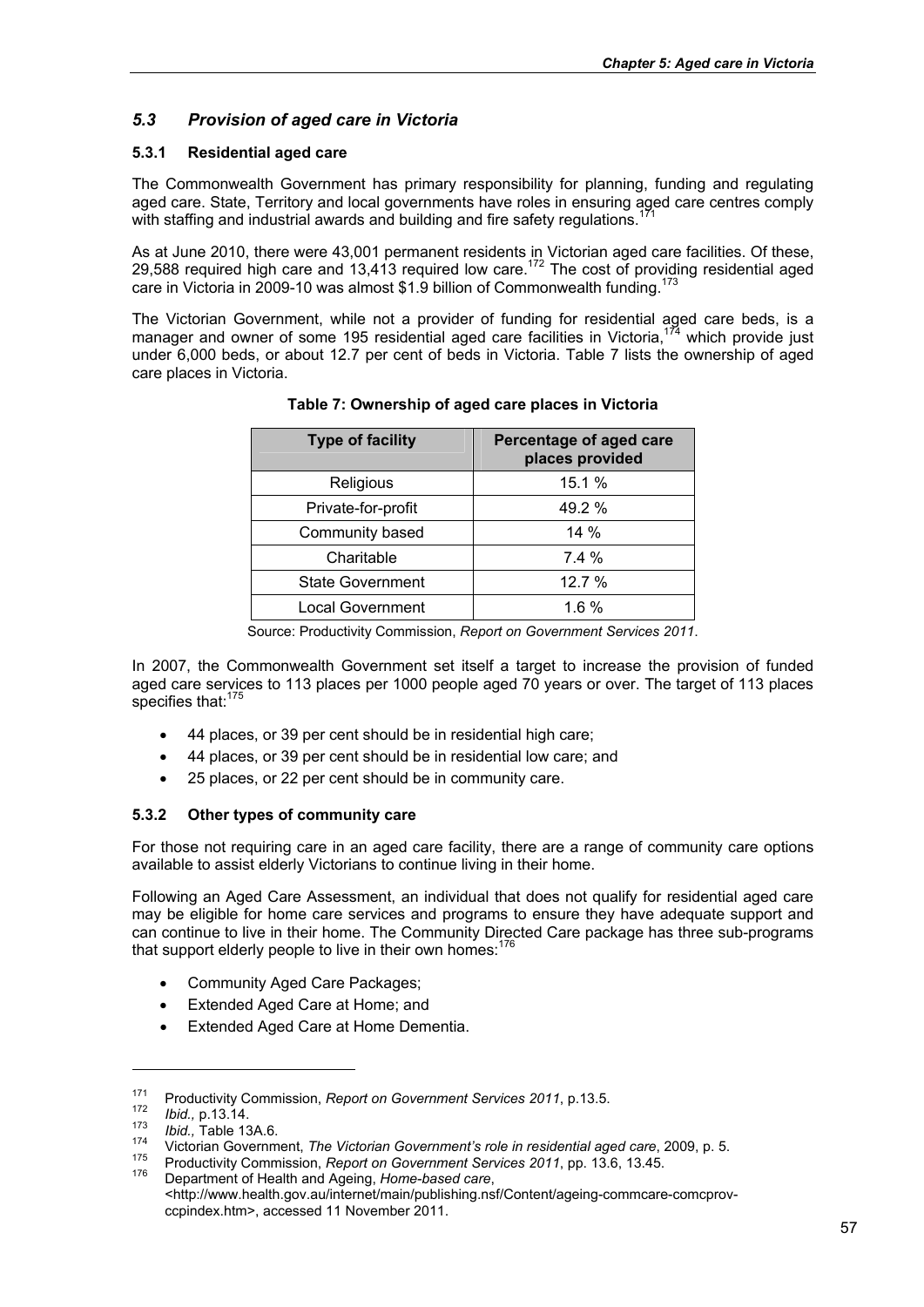## 5.3 *Provision of aged care in Victoria*

### 5.3.1 Residential aged care

The Commonwealth Government has primary responsibility for planning, funding and regulating aged care. State, Territory and local governments have roles in ensuring aged care centres comply with staffing and industrial awards and building and fire safety regulations.[171]

As at June 2010, there were 43,001 permanent residents in Victorian aged care facilities. Of these, 29,588 required high care and 13,413 required low care.[172] The cost of providing residential aged care in Victoria in 2009-10 was almost $1.9 billion of Commonwealth funding.[173]

The Victorian Government, while not a provider of funding for residential aged care beds, is a manager and owner of some 195 residential aged care facilities in Victoria,[174] which provide just under 6,000 beds, or about 12.7 per cent of beds in Victoria. Table 7 lists the ownership of aged care places in Victoria.

**Table 7: Ownership of aged care places in Victoria**

| Type of facility | Percentage of aged care places provided |
|---|---|
| Religious | 15.1 % |
| Private-for-profit | 49.2 % |
| Community based | 14 % |
| Charitable | 7.4 % |
| State Government | 12.7 % |
| Local Government | 1.6 % |

Source: Productivity Commission, *Report on Government Services 2011*.

In 2007, the Commonwealth Government set itself a target to increase the provision of funded aged care services to 113 places per 1000 people aged 70 years or over. The target of 113 places specifies that:[175]

- 44 places, or 39 per cent should be in residential high care;
- 44 places, or 39 per cent should be in residential low care; and
- 25 places, or 22 per cent should be in community care.

### 5.3.2 Other types of community care

For those not requiring care in an aged care facility, there are a range of community care options available to assist elderly Victorians to continue living in their home.

Following an Aged Care Assessment, an individual that does not qualify for residential aged care may be eligible for home care services and programs to ensure they have adequate support and can continue to live in their home. The Community Directed Care package has three sub-programs that support elderly people to live in their own homes:[176]

- Community Aged Care Packages;
- Extended Aged Care at Home; and
- Extended Aged Care at Home Dementia.

---

[171] Productivity Commission, *Report on Government Services 2011*, p.13.5.

[172] *Ibid.,* p.13.14.

[173] *Ibid.,* Table 13A.6.

[174] Victorian Government, *The Victorian Government's role in residential aged care*, 2009, p. 5.

[175] Productivity Commission, *Report on Government Services 2011*, pp. 13.6, 13.45.

[176] Department of Health and Ageing, *Home-based care*, <http://www.health.gov.au/internet/main/publishing.nsf/Content/ageing-commcare-comcprov-ccpindex.htm>, accessed 11 November 2011.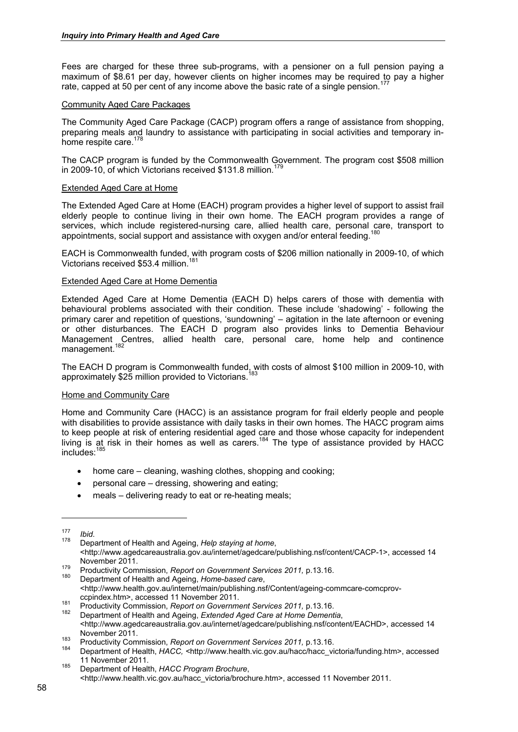Fees are charged for these three sub-programs, with a pensioner on a full pension paying a maximum of $8.61 per day, however clients on higher incomes may be required to pay a higher rate, capped at 50 per cent of any income above the basic rate of a single pension.[177]

Community Aged Care Packages

The Community Aged Care Package (CACP) program offers a range of assistance from shopping, preparing meals and laundry to assistance with participating in social activities and temporary in-home respite care.[178]

The CACP program is funded by the Commonwealth Government. The program cost $508 million in 2009-10, of which Victorians received $131.8 million.[179]

Extended Aged Care at Home

The Extended Aged Care at Home (EACH) program provides a higher level of support to assist frail elderly people to continue living in their own home. The EACH program provides a range of services, which include registered-nursing care, allied health care, personal care, transport to appointments, social support and assistance with oxygen and/or enteral feeding.[180]

EACH is Commonwealth funded, with program costs of $206 million nationally in 2009-10, of which Victorians received $53.4 million.[181]

Extended Aged Care at Home Dementia

Extended Aged Care at Home Dementia (EACH D) helps carers of those with dementia with behavioural problems associated with their condition. These include 'shadowing' - following the primary carer and repetition of questions, 'sundowning' – agitation in the late afternoon or evening or other disturbances. The EACH D program also provides links to Dementia Behaviour Management Centres, allied health care, personal care, home help and continence management.[182]

The EACH D program is Commonwealth funded, with costs of almost $100 million in 2009-10, with approximately $25 million provided to Victorians.[183]

Home and Community Care

Home and Community Care (HACC) is an assistance program for frail elderly people and people with disabilities to provide assistance with daily tasks in their own homes. The HACC program aims to keep people at risk of entering residential aged care and those whose capacity for independent living is at risk in their homes as well as carers.[184] The type of assistance provided by HACC includes:[185]

- home care – cleaning, washing clothes, shopping and cooking;
- personal care – dressing, showering and eating;
- meals – delivering ready to eat or re-heating meals;

---

177 *Ibid.*

178 Department of Health and Ageing, *Help staying at home*, <http://www.agedcareaustralia.gov.au/internet/agedcare/publishing.nsf/content/CACP-1>, accessed 14 November 2011.

179 Productivity Commission, *Report on Government Services 2011,* p.13.16.

180 Department of Health and Ageing, *Home-based care*, <http://www.health.gov.au/internet/main/publishing.nsf/Content/ageing-commcare-comcprov-ccpindex.htm>, accessed 11 November 2011.

181 Productivity Commission, *Report on Government Services 2011,* p.13.16.

182 Department of Health and Ageing, *Extended Aged Care at Home Dementia*, <http://www.agedcareaustralia.gov.au/internet/agedcare/publishing.nsf/content/EACHD>, accessed 14 November 2011.

183 Productivity Commission, *Report on Government Services 2011,* p.13.16.

184 Department of Health, *HACC,* <http://www.health.vic.gov.au/hacc/hacc_victoria/funding.htm>, accessed 11 November 2011.

185 Department of Health, *HACC Program Brochure*, <http://www.health.vic.gov.au/hacc_victoria/brochure.htm>, accessed 11 November 2011.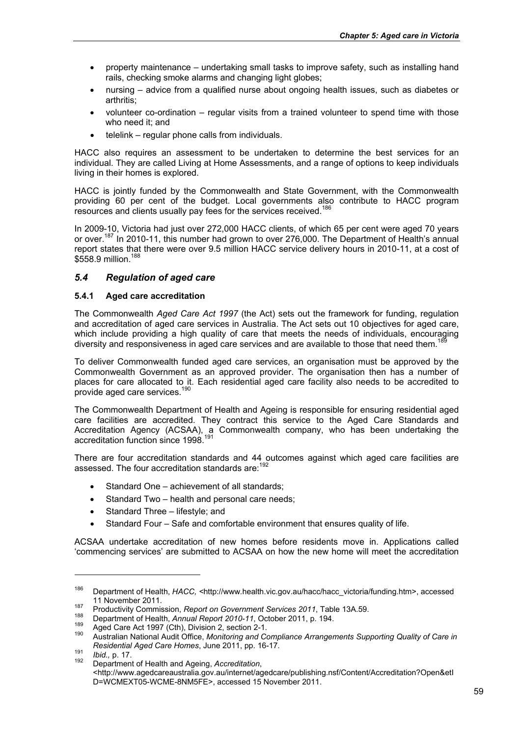- property maintenance – undertaking small tasks to improve safety, such as installing hand rails, checking smoke alarms and changing light globes;
- nursing – advice from a qualified nurse about ongoing health issues, such as diabetes or arthritis;
- volunteer co-ordination – regular visits from a trained volunteer to spend time with those who need it; and
- telelink – regular phone calls from individuals.

HACC also requires an assessment to be undertaken to determine the best services for an individual. They are called Living at Home Assessments, and a range of options to keep individuals living in their homes is explored.

HACC is jointly funded by the Commonwealth and State Government, with the Commonwealth providing 60 per cent of the budget. Local governments also contribute to HACC program resources and clients usually pay fees for the services received.[186]

In 2009-10, Victoria had just over 272,000 HACC clients, of which 65 per cent were aged 70 years or over.[187] In 2010-11, this number had grown to over 276,000. The Department of Health's annual report states that there were over 9.5 million HACC service delivery hours in 2010-11, at a cost of $558.9 million.[188]

## *5.4 Regulation of aged care*

### **5.4.1 Aged care accreditation**

The Commonwealth *Aged Care Act 1997* (the Act) sets out the framework for funding, regulation and accreditation of aged care services in Australia. The Act sets out 10 objectives for aged care, which include providing a high quality of care that meets the needs of individuals, encouraging diversity and responsiveness in aged care services and are available to those that need them.[189]

To deliver Commonwealth funded aged care services, an organisation must be approved by the Commonwealth Government as an approved provider. The organisation then has a number of places for care allocated to it. Each residential aged care facility also needs to be accredited to provide aged care services.[190]

The Commonwealth Department of Health and Ageing is responsible for ensuring residential aged care facilities are accredited. They contract this service to the Aged Care Standards and Accreditation Agency (ACSAA), a Commonwealth company, who has been undertaking the accreditation function since 1998.[191]

There are four accreditation standards and 44 outcomes against which aged care facilities are assessed. The four accreditation standards are:[192]

- Standard One – achievement of all standards;
- Standard Two – health and personal care needs;
- Standard Three – lifestyle; and
- Standard Four – Safe and comfortable environment that ensures quality of life.

ACSAA undertake accreditation of new homes before residents move in. Applications called 'commencing services' are submitted to ACSAA on how the new home will meet the accreditation

---

186 Department of Health, *HACC,* <http://www.health.vic.gov.au/hacc/hacc_victoria/funding.htm>, accessed 11 November 2011.

187 Productivity Commission, *Report on Government Services 2011*, Table 13A.59.

188 Department of Health, *Annual Report 2010-11*, October 2011, p. 194.

189 Aged Care Act 1997 (Cth), Division 2, section 2-1.

190 Australian National Audit Office, *Monitoring and Compliance Arrangements Supporting Quality of Care in Residential Aged Care Homes*, June 2011, pp. 16-17.

191 *Ibid.,* p. 17.

192 Department of Health and Ageing, *Accreditation*, <http://www.agedcareaustralia.gov.au/internet/agedcare/publishing.nsf/Content/Accreditation?Open&etID=WCMEXT05-WCME-8NM5FE>, accessed 15 November 2011.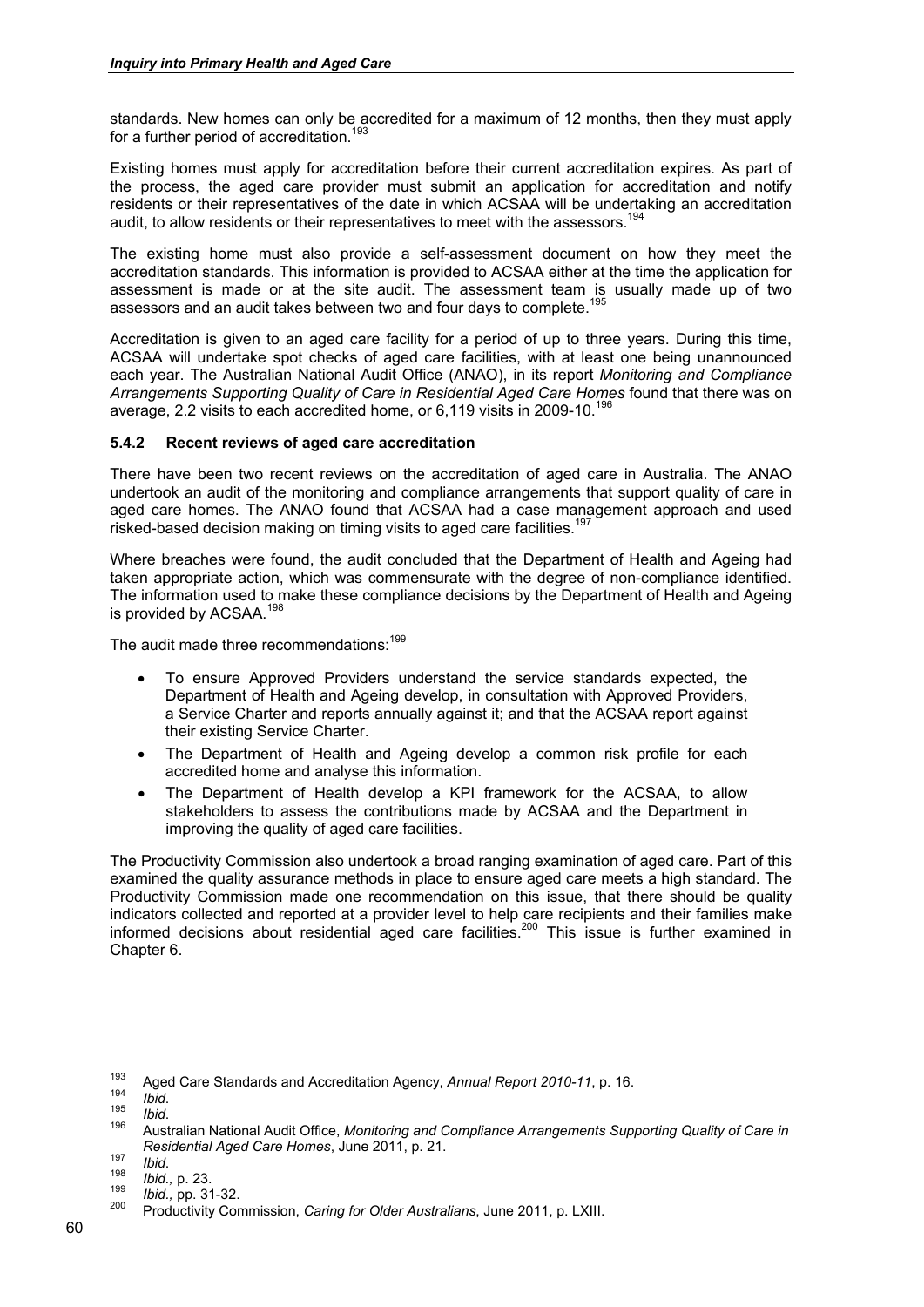standards. New homes can only be accredited for a maximum of 12 months, then they must apply for a further period of accreditation.[193]

Existing homes must apply for accreditation before their current accreditation expires. As part of the process, the aged care provider must submit an application for accreditation and notify residents or their representatives of the date in which ACSAA will be undertaking an accreditation audit, to allow residents or their representatives to meet with the assessors.[194]

The existing home must also provide a self-assessment document on how they meet the accreditation standards. This information is provided to ACSAA either at the time the application for assessment is made or at the site audit. The assessment team is usually made up of two assessors and an audit takes between two and four days to complete.[195]

Accreditation is given to an aged care facility for a period of up to three years. During this time, ACSAA will undertake spot checks of aged care facilities, with at least one being unannounced each year. The Australian National Audit Office (ANAO), in its report *Monitoring and Compliance Arrangements Supporting Quality of Care in Residential Aged Care Homes* found that there was on average, 2.2 visits to each accredited home, or 6,119 visits in 2009-10.[196]

### 5.4.2 Recent reviews of aged care accreditation

There have been two recent reviews on the accreditation of aged care in Australia. The ANAO undertook an audit of the monitoring and compliance arrangements that support quality of care in aged care homes. The ANAO found that ACSAA had a case management approach and used risked-based decision making on timing visits to aged care facilities.[197]

Where breaches were found, the audit concluded that the Department of Health and Ageing had taken appropriate action, which was commensurate with the degree of non-compliance identified. The information used to make these compliance decisions by the Department of Health and Ageing is provided by ACSAA.[198]

The audit made three recommendations:[199]

- To ensure Approved Providers understand the service standards expected, the Department of Health and Ageing develop, in consultation with Approved Providers, a Service Charter and reports annually against it; and that the ACSAA report against their existing Service Charter.
- The Department of Health and Ageing develop a common risk profile for each accredited home and analyse this information.
- The Department of Health develop a KPI framework for the ACSAA, to allow stakeholders to assess the contributions made by ACSAA and the Department in improving the quality of aged care facilities.

The Productivity Commission also undertook a broad ranging examination of aged care. Part of this examined the quality assurance methods in place to ensure aged care meets a high standard. The Productivity Commission made one recommendation on this issue, that there should be quality indicators collected and reported at a provider level to help care recipients and their families make informed decisions about residential aged care facilities.[200] This issue is further examined in Chapter 6.

---

[193] Aged Care Standards and Accreditation Agency, *Annual Report 2010-11*, p. 16.

[194] *Ibid*.

[195] *Ibid*.

[196] Australian National Audit Office, *Monitoring and Compliance Arrangements Supporting Quality of Care in Residential Aged Care Homes*, June 2011, p. 21.

[197] *Ibid*.

[198] *Ibid.,* p. 23.

[199] *Ibid.,* pp. 31-32.

[200] Productivity Commission, *Caring for Older Australians*, June 2011, p. LXIII.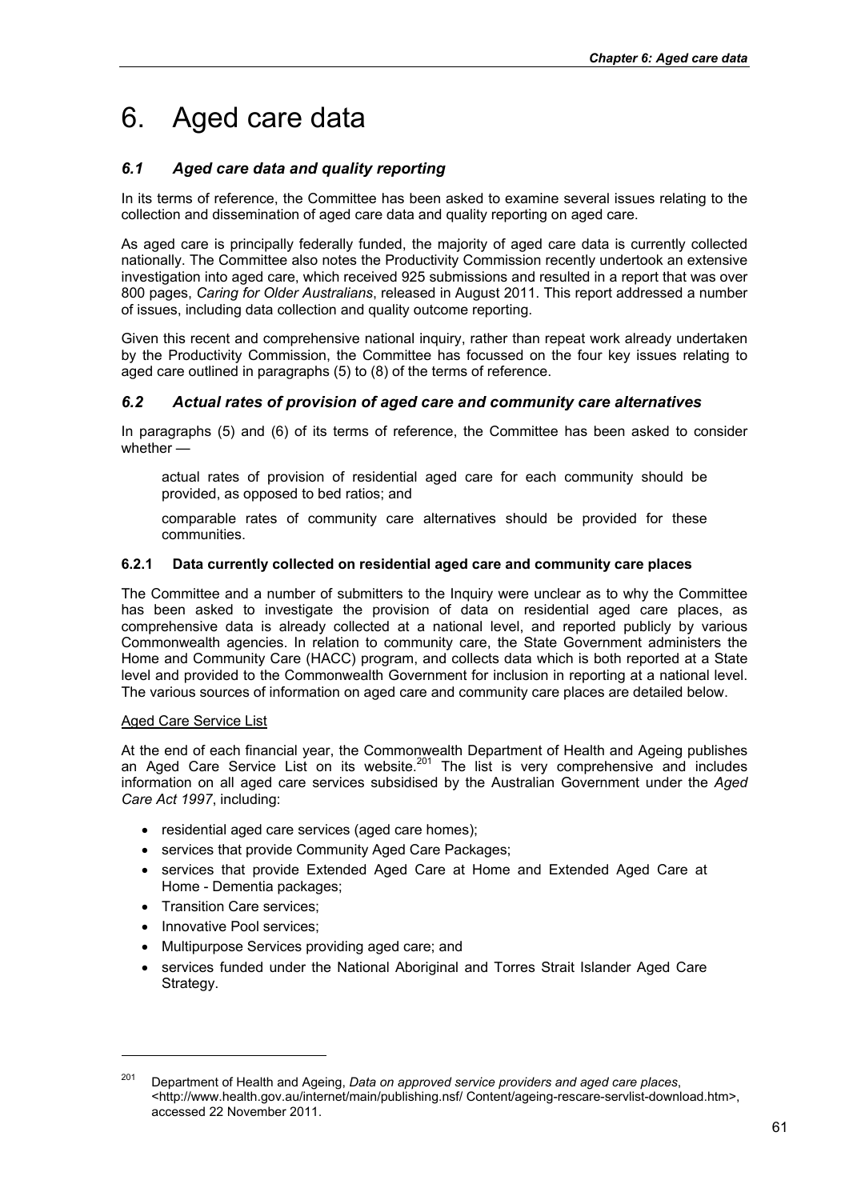# 6. Aged care data

## *6.1 Aged care data and quality reporting*

In its terms of reference, the Committee has been asked to examine several issues relating to the collection and dissemination of aged care data and quality reporting on aged care.

As aged care is principally federally funded, the majority of aged care data is currently collected nationally. The Committee also notes the Productivity Commission recently undertook an extensive investigation into aged care, which received 925 submissions and resulted in a report that was over 800 pages, *Caring for Older Australians*, released in August 2011. This report addressed a number of issues, including data collection and quality outcome reporting.

Given this recent and comprehensive national inquiry, rather than repeat work already undertaken by the Productivity Commission, the Committee has focussed on the four key issues relating to aged care outlined in paragraphs (5) to (8) of the terms of reference.

## *6.2 Actual rates of provision of aged care and community care alternatives*

In paragraphs (5) and (6) of its terms of reference, the Committee has been asked to consider whether —

> actual rates of provision of residential aged care for each community should be provided, as opposed to bed ratios; and
>
> comparable rates of community care alternatives should be provided for these communities.

### 6.2.1 Data currently collected on residential aged care and community care places

The Committee and a number of submitters to the Inquiry were unclear as to why the Committee has been asked to investigate the provision of data on residential aged care places, as comprehensive data is already collected at a national level, and reported publicly by various Commonwealth agencies. In relation to community care, the State Government administers the Home and Community Care (HACC) program, and collects data which is both reported at a State level and provided to the Commonwealth Government for inclusion in reporting at a national level. The various sources of information on aged care and community care places are detailed below.

Aged Care Service List

At the end of each financial year, the Commonwealth Department of Health and Ageing publishes an Aged Care Service List on its website.[201] The list is very comprehensive and includes information on all aged care services subsidised by the Australian Government under the *Aged Care Act 1997*, including:

- residential aged care services (aged care homes);
- services that provide Community Aged Care Packages;
- services that provide Extended Aged Care at Home and Extended Aged Care at Home - Dementia packages;
- Transition Care services;
- Innovative Pool services;
- Multipurpose Services providing aged care; and
- services funded under the National Aboriginal and Torres Strait Islander Aged Care Strategy.

---

[201] Department of Health and Ageing, *Data on approved service providers and aged care places*, <http://www.health.gov.au/internet/main/publishing.nsf/ Content/ageing-rescare-servlist-download.htm>, accessed 22 November 2011.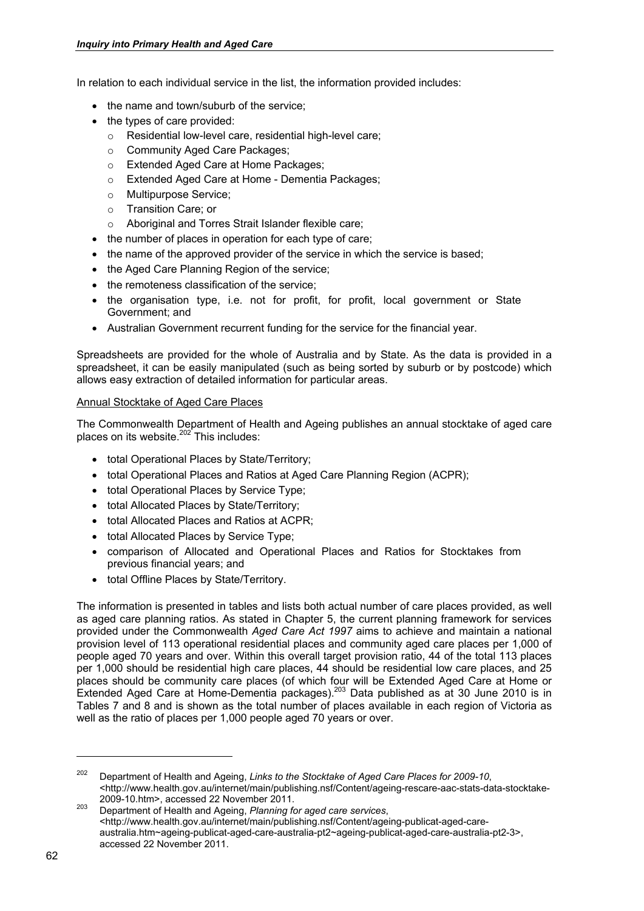In relation to each individual service in the list, the information provided includes:

- the name and town/suburb of the service;
- the types of care provided:
  - Residential low-level care, residential high-level care;
  - Community Aged Care Packages;
  - Extended Aged Care at Home Packages;
  - Extended Aged Care at Home - Dementia Packages;
  - Multipurpose Service;
  - Transition Care; or
  - Aboriginal and Torres Strait Islander flexible care;
- the number of places in operation for each type of care;
- the name of the approved provider of the service in which the service is based;
- the Aged Care Planning Region of the service;
- the remoteness classification of the service;
- the organisation type, i.e. not for profit, for profit, local government or State Government; and
- Australian Government recurrent funding for the service for the financial year.

Spreadsheets are provided for the whole of Australia and by State. As the data is provided in a spreadsheet, it can be easily manipulated (such as being sorted by suburb or by postcode) which allows easy extraction of detailed information for particular areas.

<u>Annual Stocktake of Aged Care Places</u>

The Commonwealth Department of Health and Ageing publishes an annual stocktake of aged care places on its website.[202] This includes:

- total Operational Places by State/Territory;
- total Operational Places and Ratios at Aged Care Planning Region (ACPR);
- total Operational Places by Service Type;
- total Allocated Places by State/Territory;
- total Allocated Places and Ratios at ACPR;
- total Allocated Places by Service Type;
- comparison of Allocated and Operational Places and Ratios for Stocktakes from previous financial years; and
- total Offline Places by State/Territory.

The information is presented in tables and lists both actual number of care places provided, as well as aged care planning ratios. As stated in Chapter 5, the current planning framework for services provided under the Commonwealth *Aged Care Act 1997* aims to achieve and maintain a national provision level of 113 operational residential places and community aged care places per 1,000 of people aged 70 years and over. Within this overall target provision ratio, 44 of the total 113 places per 1,000 should be residential high care places, 44 should be residential low care places, and 25 places should be community care places (of which four will be Extended Aged Care at Home or Extended Aged Care at Home-Dementia packages).[203] Data published as at 30 June 2010 is in Tables 7 and 8 and is shown as the total number of places available in each region of Victoria as well as the ratio of places per 1,000 people aged 70 years or over.

---

[202] Department of Health and Ageing, *Links to the Stocktake of Aged Care Places for 2009-10*, <http://www.health.gov.au/internet/main/publishing.nsf/Content/ageing-rescare-aac-stats-data-stocktake-2009-10.htm>, accessed 22 November 2011.

[203] Department of Health and Ageing, *Planning for aged care services*, <http://www.health.gov.au/internet/main/publishing.nsf/Content/ageing-publicat-aged-care-australia.htm~ageing-publicat-aged-care-australia-pt2~ageing-publicat-aged-care-australia-pt2-3>, accessed 22 November 2011.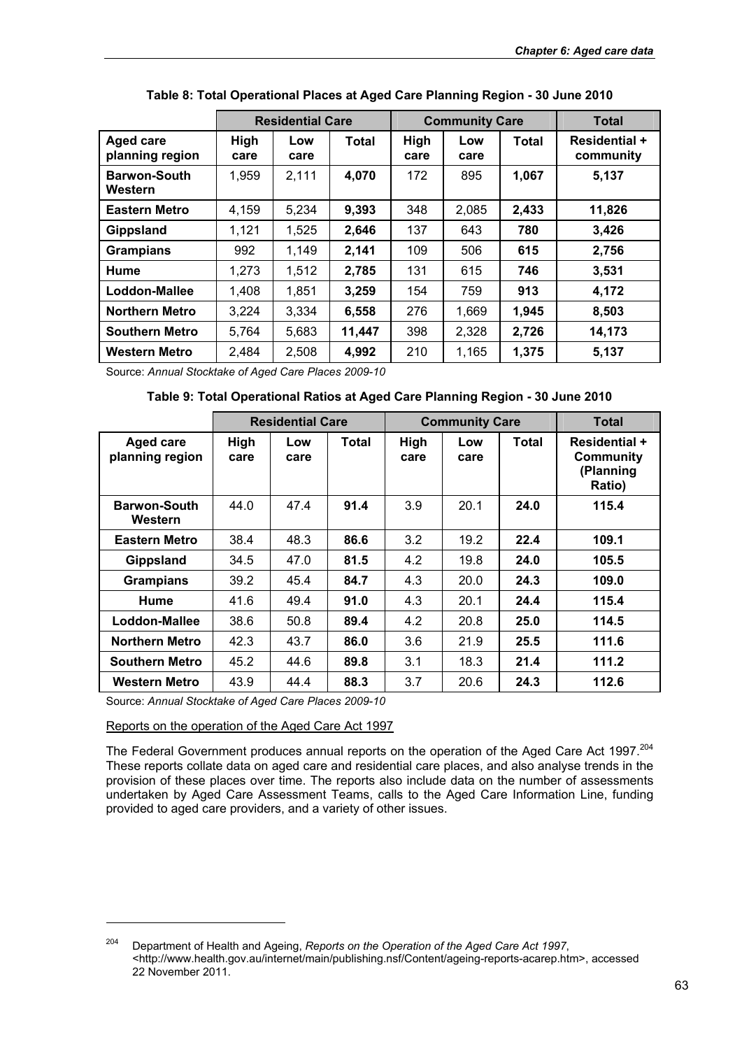**Table 8: Total Operational Places at Aged Care Planning Region - 30 June 2010**

| | Residential Care | | | Community Care | | | Total |
|---|---|---|---|---|---|---|---|
| **Aged care planning region** | **High care** | **Low care** | **Total** | **High care** | **Low care** | **Total** | **Residential + community** |
| **Barwon-South Western** | 1,959 | 2,111 | **4,070** | 172 | 895 | **1,067** | **5,137** |
| **Eastern Metro** | 4,159 | 5,234 | **9,393** | 348 | 2,085 | **2,433** | **11,826** |
| **Gippsland** | 1,121 | 1,525 | **2,646** | 137 | 643 | **780** | **3,426** |
| **Grampians** | 992 | 1,149 | **2,141** | 109 | 506 | **615** | **2,756** |
| **Hume** | 1,273 | 1,512 | **2,785** | 131 | 615 | **746** | **3,531** |
| **Loddon-Mallee** | 1,408 | 1,851 | **3,259** | 154 | 759 | **913** | **4,172** |
| **Northern Metro** | 3,224 | 3,334 | **6,558** | 276 | 1,669 | **1,945** | **8,503** |
| **Southern Metro** | 5,764 | 5,683 | **11,447** | 398 | 2,328 | **2,726** | **14,173** |
| **Western Metro** | 2,484 | 2,508 | **4,992** | 210 | 1,165 | **1,375** | **5,137** |

Source: *Annual Stocktake of Aged Care Places 2009-10*

**Table 9: Total Operational Ratios at Aged Care Planning Region - 30 June 2010**

| | Residential Care | | | Community Care | | | Total |
|---|---|---|---|---|---|---|---|
| **Aged care planning region** | **High care** | **Low care** | **Total** | **High care** | **Low care** | **Total** | **Residential + Community (Planning Ratio)** |
| **Barwon-South Western** | 44.0 | 47.4 | **91.4** | 3.9 | 20.1 | **24.0** | **115.4** |
| **Eastern Metro** | 38.4 | 48.3 | **86.6** | 3.2 | 19.2 | **22.4** | **109.1** |
| **Gippsland** | 34.5 | 47.0 | **81.5** | 4.2 | 19.8 | **24.0** | **105.5** |
| **Grampians** | 39.2 | 45.4 | **84.7** | 4.3 | 20.0 | **24.3** | **109.0** |
| **Hume** | 41.6 | 49.4 | **91.0** | 4.3 | 20.1 | **24.4** | **115.4** |
| **Loddon-Mallee** | 38.6 | 50.8 | **89.4** | 4.2 | 20.8 | **25.0** | **114.5** |
| **Northern Metro** | 42.3 | 43.7 | **86.0** | 3.6 | 21.9 | **25.5** | **111.6** |
| **Southern Metro** | 45.2 | 44.6 | **89.8** | 3.1 | 18.3 | **21.4** | **111.2** |
| **Western Metro** | 43.9 | 44.4 | **88.3** | 3.7 | 20.6 | **24.3** | **112.6** |

Source: *Annual Stocktake of Aged Care Places 2009-10*

Reports on the operation of the Aged Care Act 1997

The Federal Government produces annual reports on the operation of the Aged Care Act 1997.[204] These reports collate data on aged care and residential care places, and also analyse trends in the provision of these places over time. The reports also include data on the number of assessments undertaken by Aged Care Assessment Teams, calls to the Aged Care Information Line, funding provided to aged care providers, and a variety of other issues.

---

[204] Department of Health and Ageing, *Reports on the Operation of the Aged Care Act 1997*, <http://www.health.gov.au/internet/main/publishing.nsf/Content/ageing-reports-acarep.htm>, accessed 22 November 2011.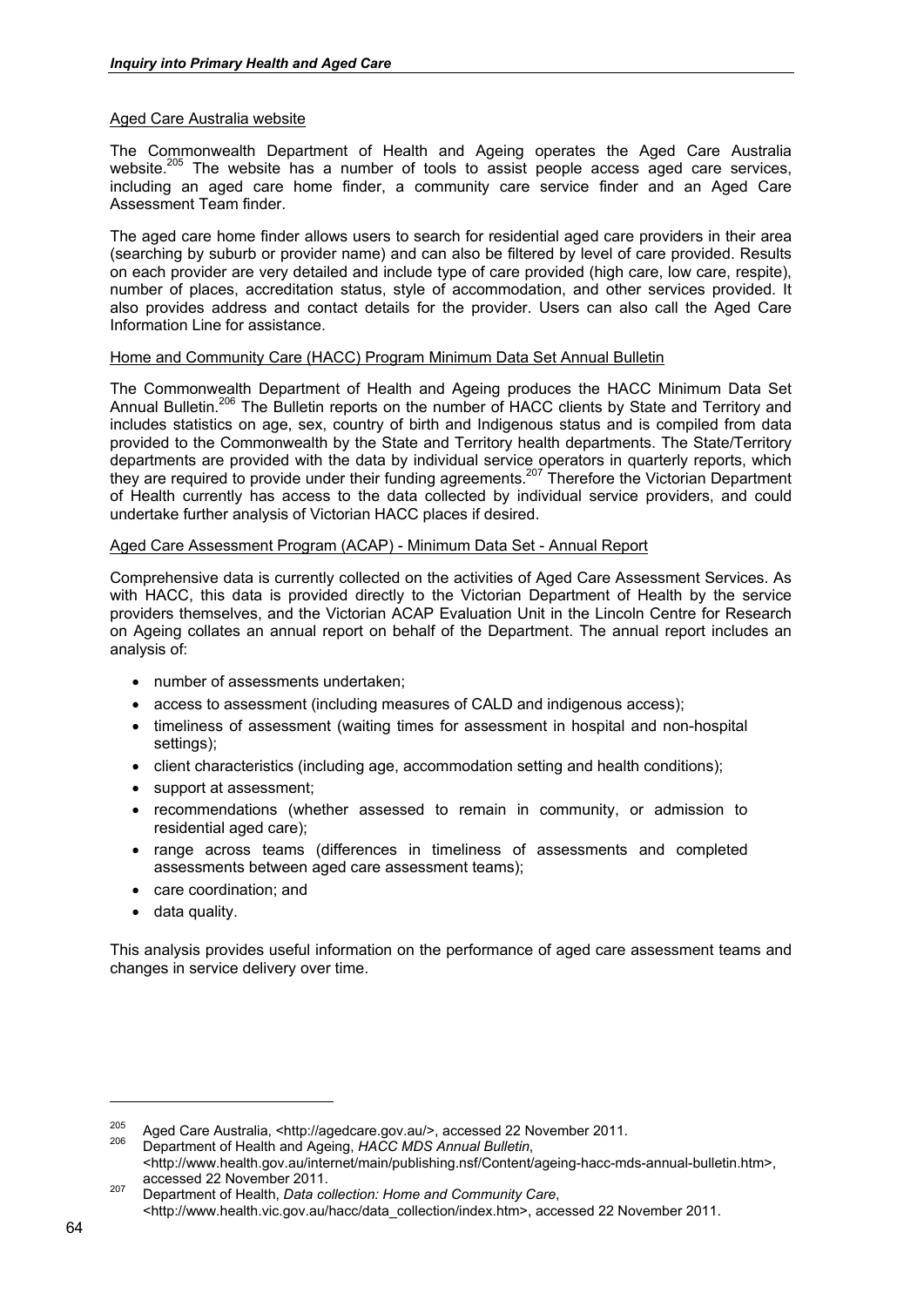Aged Care Australia website

The Commonwealth Department of Health and Ageing operates the Aged Care Australia website.[205] The website has a number of tools to assist people access aged care services, including an aged care home finder, a community care service finder and an Aged Care Assessment Team finder.

The aged care home finder allows users to search for residential aged care providers in their area (searching by suburb or provider name) and can also be filtered by level of care provided. Results on each provider are very detailed and include type of care provided (high care, low care, respite), number of places, accreditation status, style of accommodation, and other services provided. It also provides address and contact details for the provider. Users can also call the Aged Care Information Line for assistance.

Home and Community Care (HACC) Program Minimum Data Set Annual Bulletin

The Commonwealth Department of Health and Ageing produces the HACC Minimum Data Set Annual Bulletin.[206] The Bulletin reports on the number of HACC clients by State and Territory and includes statistics on age, sex, country of birth and Indigenous status and is compiled from data provided to the Commonwealth by the State and Territory health departments. The State/Territory departments are provided with the data by individual service operators in quarterly reports, which they are required to provide under their funding agreements.[207] Therefore the Victorian Department of Health currently has access to the data collected by individual service providers, and could undertake further analysis of Victorian HACC places if desired.

Aged Care Assessment Program (ACAP) - Minimum Data Set - Annual Report

Comprehensive data is currently collected on the activities of Aged Care Assessment Services. As with HACC, this data is provided directly to the Victorian Department of Health by the service providers themselves, and the Victorian ACAP Evaluation Unit in the Lincoln Centre for Research on Ageing collates an annual report on behalf of the Department. The annual report includes an analysis of:

- number of assessments undertaken;
- access to assessment (including measures of CALD and indigenous access);
- timeliness of assessment (waiting times for assessment in hospital and non-hospital settings);
- client characteristics (including age, accommodation setting and health conditions);
- support at assessment;
- recommendations (whether assessed to remain in community, or admission to residential aged care);
- range across teams (differences in timeliness of assessments and completed assessments between aged care assessment teams);
- care coordination; and
- data quality.

This analysis provides useful information on the performance of aged care assessment teams and changes in service delivery over time.

---

[205] Aged Care Australia, <http://agedcare.gov.au/>, accessed 22 November 2011.

[206] Department of Health and Ageing, *HACC MDS Annual Bulletin*, <http://www.health.gov.au/internet/main/publishing.nsf/Content/ageing-hacc-mds-annual-bulletin.htm>, accessed 22 November 2011.

[207] Department of Health, *Data collection: Home and Community Care*, <http://www.health.vic.gov.au/hacc/data_collection/index.htm>, accessed 22 November 2011.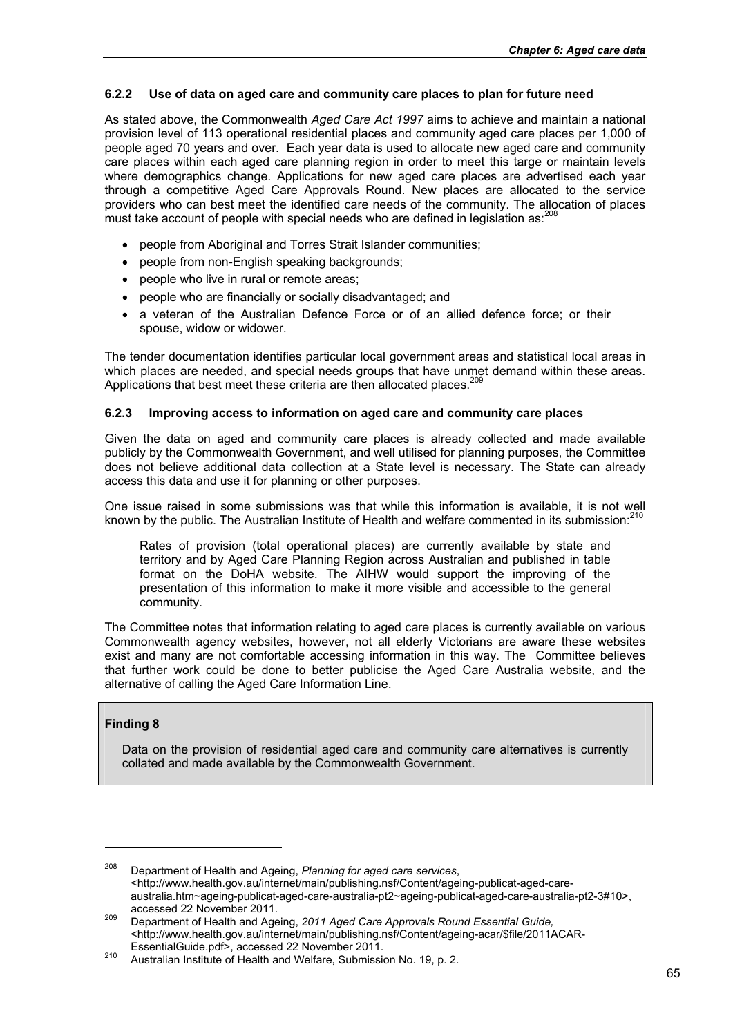### 6.2.2 Use of data on aged care and community care places to plan for future need

As stated above, the Commonwealth *Aged Care Act 1997* aims to achieve and maintain a national provision level of 113 operational residential places and community aged care places per 1,000 of people aged 70 years and over. Each year data is used to allocate new aged care and community care places within each aged care planning region in order to meet this targe or maintain levels where demographics change. Applications for new aged care places are advertised each year through a competitive Aged Care Approvals Round. New places are allocated to the service providers who can best meet the identified care needs of the community. The allocation of places must take account of people with special needs who are defined in legislation as:[208]

- people from Aboriginal and Torres Strait Islander communities;
- people from non-English speaking backgrounds;
- people who live in rural or remote areas;
- people who are financially or socially disadvantaged; and
- a veteran of the Australian Defence Force or of an allied defence force; or their spouse, widow or widower.

The tender documentation identifies particular local government areas and statistical local areas in which places are needed, and special needs groups that have unmet demand within these areas. Applications that best meet these criteria are then allocated places.[209]

### 6.2.3 Improving access to information on aged care and community care places

Given the data on aged and community care places is already collected and made available publicly by the Commonwealth Government, and well utilised for planning purposes, the Committee does not believe additional data collection at a State level is necessary. The State can already access this data and use it for planning or other purposes.

One issue raised in some submissions was that while this information is available, it is not well known by the public. The Australian Institute of Health and welfare commented in its submission:[210]

> Rates of provision (total operational places) are currently available by state and territory and by Aged Care Planning Region across Australian and published in table format on the DoHA website. The AIHW would support the improving of the presentation of this information to make it more visible and accessible to the general community.

The Committee notes that information relating to aged care places is currently available on various Commonwealth agency websites, however, not all elderly Victorians are aware these websites exist and many are not comfortable accessing information in this way. The Committee believes that further work could be done to better publicise the Aged Care Australia website, and the alternative of calling the Aged Care Information Line.

**Finding 8**

Data on the provision of residential aged care and community care alternatives is currently collated and made available by the Commonwealth Government.

---

[208] Department of Health and Ageing, *Planning for aged care services*, <http://www.health.gov.au/internet/main/publishing.nsf/Content/ageing-publicat-aged-care-australia.htm~ageing-publicat-aged-care-australia-pt2~ageing-publicat-aged-care-australia-pt2-3#10>, accessed 22 November 2011.

[209] Department of Health and Ageing, *2011 Aged Care Approvals Round Essential Guide,* <http://www.health.gov.au/internet/main/publishing.nsf/Content/ageing-acar/$file/2011ACAR-EssentialGuide.pdf>, accessed 22 November 2011.

[210] Australian Institute of Health and Welfare, Submission No. 19, p. 2.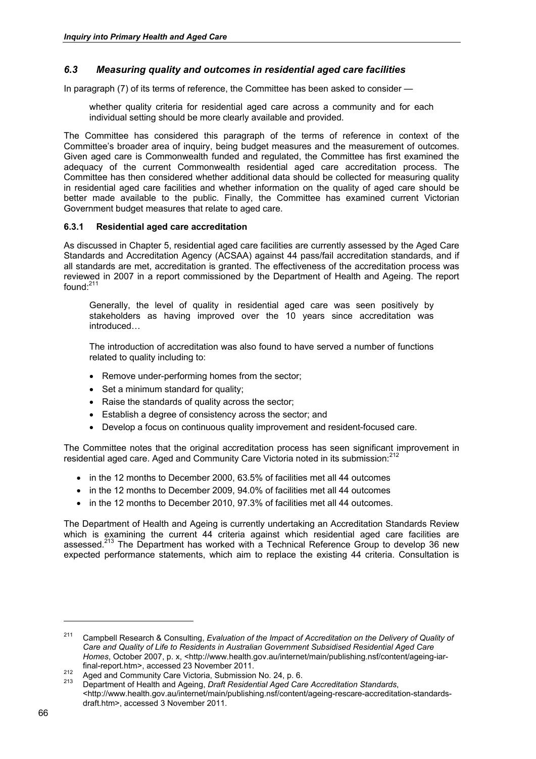## *6.3 Measuring quality and outcomes in residential aged care facilities*

In paragraph (7) of its terms of reference, the Committee has been asked to consider —

> whether quality criteria for residential aged care across a community and for each individual setting should be more clearly available and provided.

The Committee has considered this paragraph of the terms of reference in context of the Committee's broader area of inquiry, being budget measures and the measurement of outcomes. Given aged care is Commonwealth funded and regulated, the Committee has first examined the adequacy of the current Commonwealth residential aged care accreditation process. The Committee has then considered whether additional data should be collected for measuring quality in residential aged care facilities and whether information on the quality of aged care should be better made available to the public. Finally, the Committee has examined current Victorian Government budget measures that relate to aged care.

### 6.3.1 Residential aged care accreditation

As discussed in Chapter 5, residential aged care facilities are currently assessed by the Aged Care Standards and Accreditation Agency (ACSAA) against 44 pass/fail accreditation standards, and if all standards are met, accreditation is granted. The effectiveness of the accreditation process was reviewed in 2007 in a report commissioned by the Department of Health and Ageing. The report found:[211]

> Generally, the level of quality in residential aged care was seen positively by stakeholders as having improved over the 10 years since accreditation was introduced…
>
> The introduction of accreditation was also found to have served a number of functions related to quality including to:
>
> - Remove under-performing homes from the sector;
> - Set a minimum standard for quality;
> - Raise the standards of quality across the sector;
> - Establish a degree of consistency across the sector; and
> - Develop a focus on continuous quality improvement and resident-focused care.

The Committee notes that the original accreditation process has seen significant improvement in residential aged care. Aged and Community Care Victoria noted in its submission:[212]

- in the 12 months to December 2000, 63.5% of facilities met all 44 outcomes
- in the 12 months to December 2009, 94.0% of facilities met all 44 outcomes
- in the 12 months to December 2010, 97.3% of facilities met all 44 outcomes.

The Department of Health and Ageing is currently undertaking an Accreditation Standards Review which is examining the current 44 criteria against which residential aged care facilities are assessed.[213] The Department has worked with a Technical Reference Group to develop 36 new expected performance statements, which aim to replace the existing 44 criteria. Consultation is

---

[211] Campbell Research & Consulting, *Evaluation of the Impact of Accreditation on the Delivery of Quality of Care and Quality of Life to Residents in Australian Government Subsidised Residential Aged Care Homes*, October 2007, p. x, <http://www.health.gov.au/internet/main/publishing.nsf/content/ageing-iar-final-report.htm>, accessed 23 November 2011.

[212] Aged and Community Care Victoria, Submission No. 24, p. 6.

[213] Department of Health and Ageing, *Draft Residential Aged Care Accreditation Standards*, <http://www.health.gov.au/internet/main/publishing.nsf/content/ageing-rescare-accreditation-standards-draft.htm>, accessed 3 November 2011.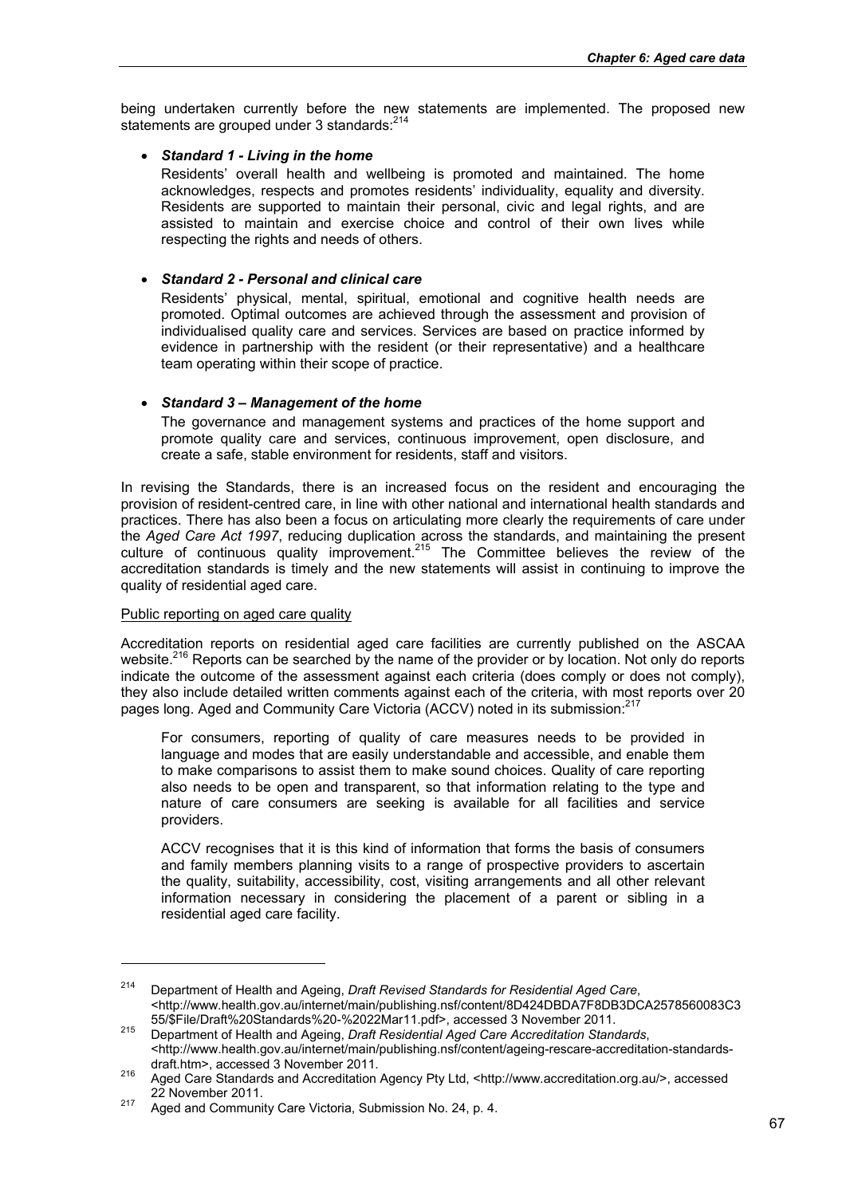being undertaken currently before the new statements are implemented. The proposed new statements are grouped under 3 standards:[214]

- ***Standard 1 - Living in the home***

  Residents' overall health and wellbeing is promoted and maintained. The home acknowledges, respects and promotes residents' individuality, equality and diversity. Residents are supported to maintain their personal, civic and legal rights, and are assisted to maintain and exercise choice and control of their own lives while respecting the rights and needs of others.

- ***Standard 2 - Personal and clinical care***

  Residents' physical, mental, spiritual, emotional and cognitive health needs are promoted. Optimal outcomes are achieved through the assessment and provision of individualised quality care and services. Services are based on practice informed by evidence in partnership with the resident (or their representative) and a healthcare team operating within their scope of practice.

- ***Standard 3 – Management of the home***

  The governance and management systems and practices of the home support and promote quality care and services, continuous improvement, open disclosure, and create a safe, stable environment for residents, staff and visitors.

In revising the Standards, there is an increased focus on the resident and encouraging the provision of resident-centred care, in line with other national and international health standards and practices. There has also been a focus on articulating more clearly the requirements of care under the *Aged Care Act 1997*, reducing duplication across the standards, and maintaining the present culture of continuous quality improvement.[215] The Committee believes the review of the accreditation standards is timely and the new statements will assist in continuing to improve the quality of residential aged care.

Public reporting on aged care quality

Accreditation reports on residential aged care facilities are currently published on the ASCAA website.[216] Reports can be searched by the name of the provider or by location. Not only do reports indicate the outcome of the assessment against each criteria (does comply or does not comply), they also include detailed written comments against each of the criteria, with most reports over 20 pages long. Aged and Community Care Victoria (ACCV) noted in its submission:[217]

> For consumers, reporting of quality of care measures needs to be provided in language and modes that are easily understandable and accessible, and enable them to make comparisons to assist them to make sound choices. Quality of care reporting also needs to be open and transparent, so that information relating to the type and nature of care consumers are seeking is available for all facilities and service providers.
>
> ACCV recognises that it is this kind of information that forms the basis of consumers and family members planning visits to a range of prospective providers to ascertain the quality, suitability, accessibility, cost, visiting arrangements and all other relevant information necessary in considering the placement of a parent or sibling in a residential aged care facility.

---

214 Department of Health and Ageing, *Draft Revised Standards for Residential Aged Care*, <http://www.health.gov.au/internet/main/publishing.nsf/content/8D424DBDA7F8DB3DCA2578560083C355/$File/Draft%20Standards%20-%2022Mar11.pdf>, accessed 3 November 2011.

215 Department of Health and Ageing, *Draft Residential Aged Care Accreditation Standards*, <http://www.health.gov.au/internet/main/publishing.nsf/content/ageing-rescare-accreditation-standards-draft.htm>, accessed 3 November 2011.

216 Aged Care Standards and Accreditation Agency Pty Ltd, <http://www.accreditation.org.au/>, accessed 22 November 2011.

217 Aged and Community Care Victoria, Submission No. 24, p. 4.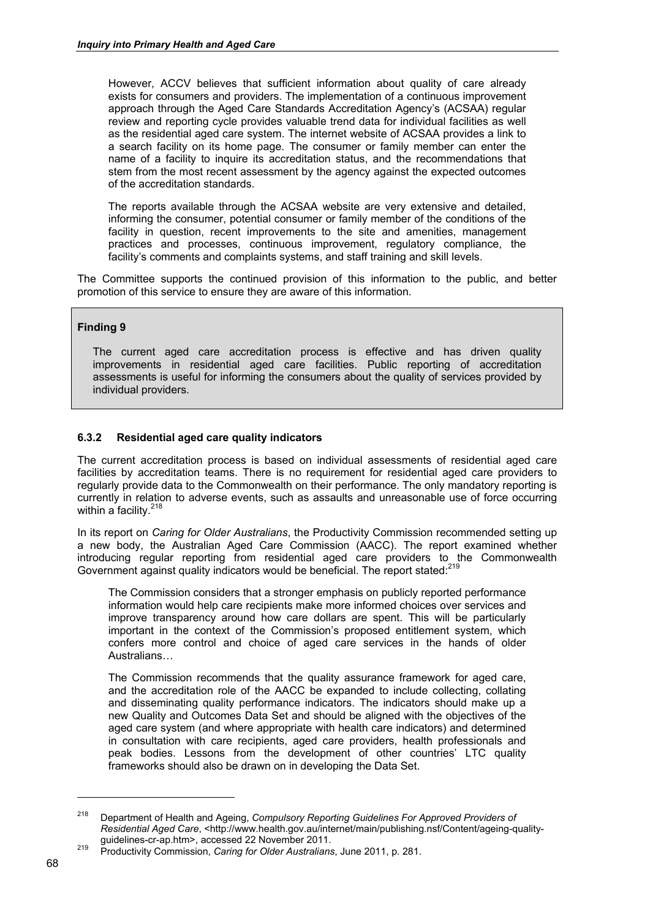However, ACCV believes that sufficient information about quality of care already exists for consumers and providers. The implementation of a continuous improvement approach through the Aged Care Standards Accreditation Agency's (ACSAA) regular review and reporting cycle provides valuable trend data for individual facilities as well as the residential aged care system. The internet website of ACSAA provides a link to a search facility on its home page. The consumer or family member can enter the name of a facility to inquire its accreditation status, and the recommendations that stem from the most recent assessment by the agency against the expected outcomes of the accreditation standards.

> The reports available through the ACSAA website are very extensive and detailed, informing the consumer, potential consumer or family member of the conditions of the facility in question, recent improvements to the site and amenities, management practices and processes, continuous improvement, regulatory compliance, the facility's comments and complaints systems, and staff training and skill levels.

The Committee supports the continued provision of this information to the public, and better promotion of this service to ensure they are aware of this information.

**Finding 9**

The current aged care accreditation process is effective and has driven quality improvements in residential aged care facilities. Public reporting of accreditation assessments is useful for informing the consumers about the quality of services provided by individual providers.

### 6.3.2 Residential aged care quality indicators

The current accreditation process is based on individual assessments of residential aged care facilities by accreditation teams. There is no requirement for residential aged care providers to regularly provide data to the Commonwealth on their performance. The only mandatory reporting is currently in relation to adverse events, such as assaults and unreasonable use of force occurring within a facility.[218]

In its report on *Caring for Older Australians*, the Productivity Commission recommended setting up a new body, the Australian Aged Care Commission (AACC). The report examined whether introducing regular reporting from residential aged care providers to the Commonwealth Government against quality indicators would be beneficial. The report stated:[219]

> The Commission considers that a stronger emphasis on publicly reported performance information would help care recipients make more informed choices over services and improve transparency around how care dollars are spent. This will be particularly important in the context of the Commission's proposed entitlement system, which confers more control and choice of aged care services in the hands of older Australians…
>
> The Commission recommends that the quality assurance framework for aged care, and the accreditation role of the AACC be expanded to include collecting, collating and disseminating quality performance indicators. The indicators should make up a new Quality and Outcomes Data Set and should be aligned with the objectives of the aged care system (and where appropriate with health care indicators) and determined in consultation with care recipients, aged care providers, health professionals and peak bodies. Lessons from the development of other countries' LTC quality frameworks should also be drawn on in developing the Data Set.

---

[218] Department of Health and Ageing, *Compulsory Reporting Guidelines For Approved Providers of Residential Aged Care*, <http://www.health.gov.au/internet/main/publishing.nsf/Content/ageing-quality-guidelines-cr-ap.htm>, accessed 22 November 2011.

[219] Productivity Commission, *Caring for Older Australians*, June 2011, p. 281.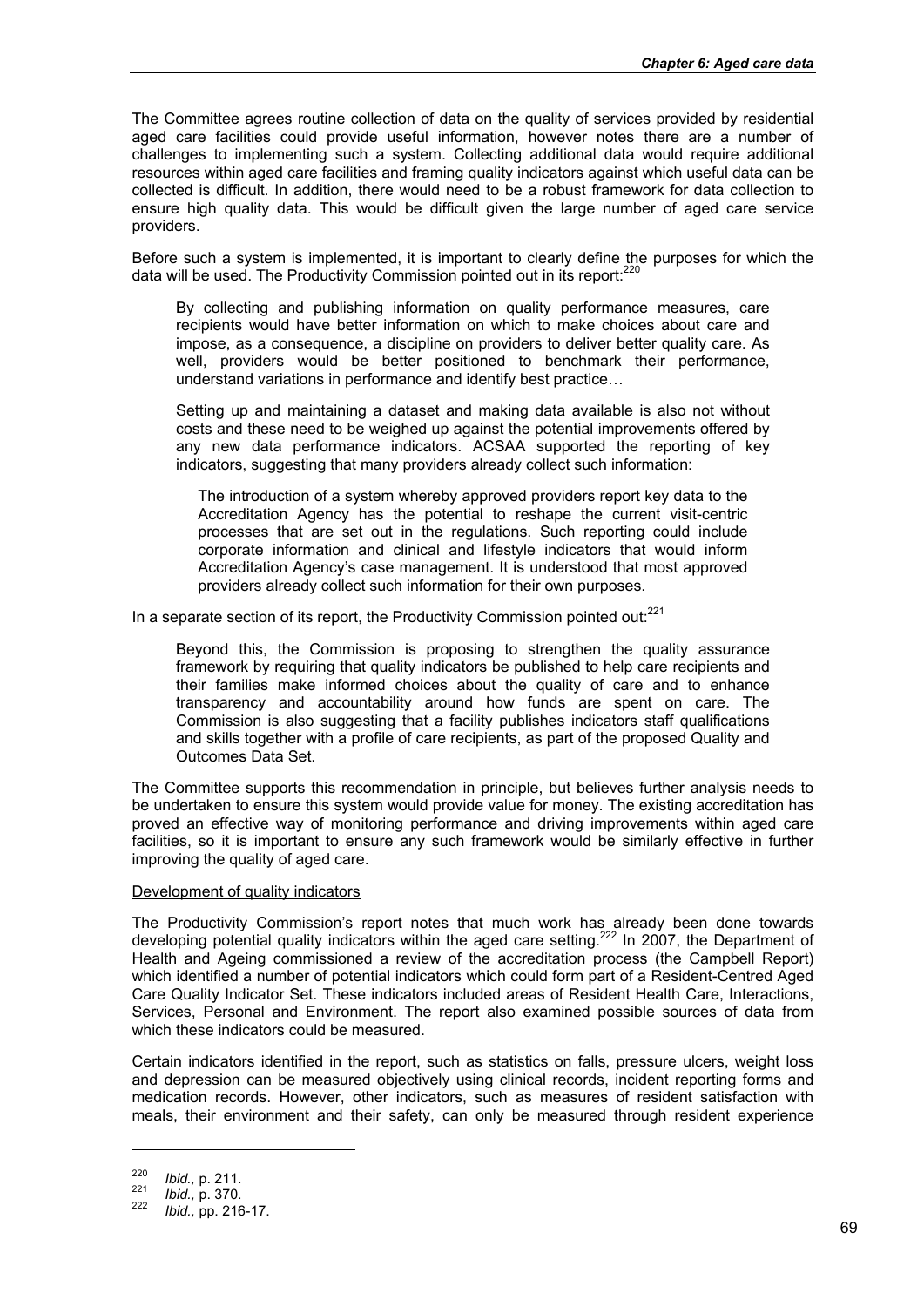The Committee agrees routine collection of data on the quality of services provided by residential aged care facilities could provide useful information, however notes there are a number of challenges to implementing such a system. Collecting additional data would require additional resources within aged care facilities and framing quality indicators against which useful data can be collected is difficult. In addition, there would need to be a robust framework for data collection to ensure high quality data. This would be difficult given the large number of aged care service providers.

Before such a system is implemented, it is important to clearly define the purposes for which the data will be used. The Productivity Commission pointed out in its report:[220]

> By collecting and publishing information on quality performance measures, care recipients would have better information on which to make choices about care and impose, as a consequence, a discipline on providers to deliver better quality care. As well, providers would be better positioned to benchmark their performance, understand variations in performance and identify best practice…
>
> Setting up and maintaining a dataset and making data available is also not without costs and these need to be weighed up against the potential improvements offered by any new data performance indicators. ACSAA supported the reporting of key indicators, suggesting that many providers already collect such information:
>
>> The introduction of a system whereby approved providers report key data to the Accreditation Agency has the potential to reshape the current visit-centric processes that are set out in the regulations. Such reporting could include corporate information and clinical and lifestyle indicators that would inform Accreditation Agency's case management. It is understood that most approved providers already collect such information for their own purposes.

In a separate section of its report, the Productivity Commission pointed out:[221]

> Beyond this, the Commission is proposing to strengthen the quality assurance framework by requiring that quality indicators be published to help care recipients and their families make informed choices about the quality of care and to enhance transparency and accountability around how funds are spent on care. The Commission is also suggesting that a facility publishes indicators staff qualifications and skills together with a profile of care recipients, as part of the proposed Quality and Outcomes Data Set.

The Committee supports this recommendation in principle, but believes further analysis needs to be undertaken to ensure this system would provide value for money. The existing accreditation has proved an effective way of monitoring performance and driving improvements within aged care facilities, so it is important to ensure any such framework would be similarly effective in further improving the quality of aged care.

Development of quality indicators

The Productivity Commission's report notes that much work has already been done towards developing potential quality indicators within the aged care setting.[222] In 2007, the Department of Health and Ageing commissioned a review of the accreditation process (the Campbell Report) which identified a number of potential indicators which could form part of a Resident-Centred Aged Care Quality Indicator Set. These indicators included areas of Resident Health Care, Interactions, Services, Personal and Environment. The report also examined possible sources of data from which these indicators could be measured.

Certain indicators identified in the report, such as statistics on falls, pressure ulcers, weight loss and depression can be measured objectively using clinical records, incident reporting forms and medication records. However, other indicators, such as measures of resident satisfaction with meals, their environment and their safety, can only be measured through resident experience

---

[220] *Ibid.,* p. 211.

[221] *Ibid.,* p. 370.

[222] *Ibid.,* pp. 216-17.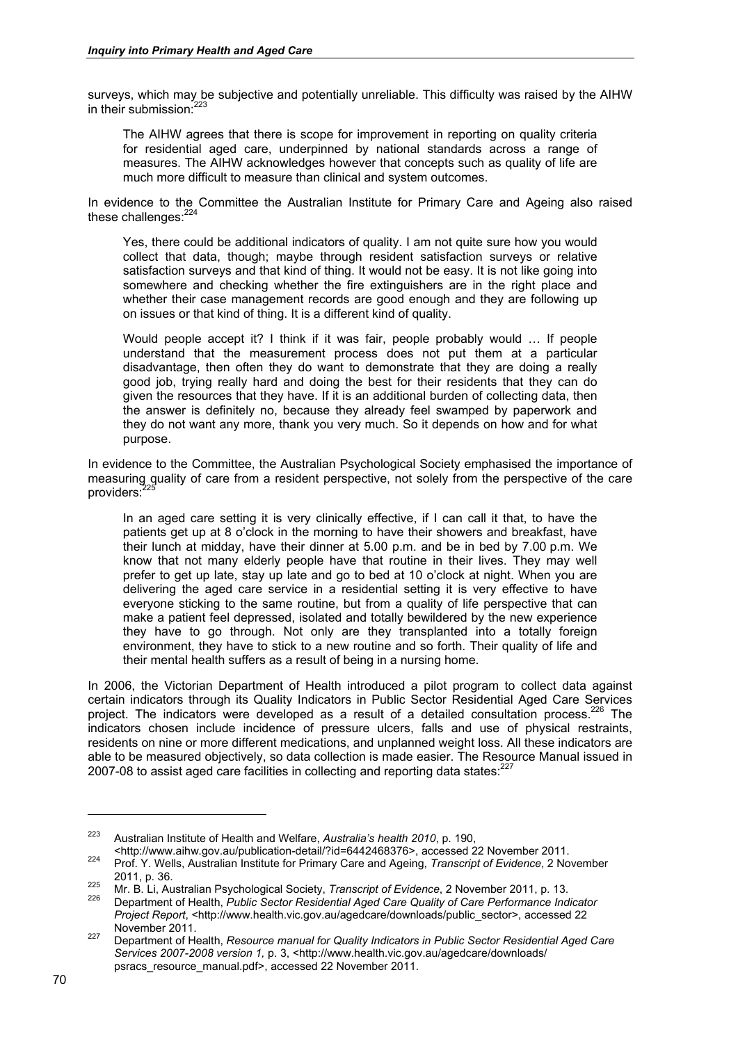surveys, which may be subjective and potentially unreliable. This difficulty was raised by the AIHW in their submission:[223]

> The AIHW agrees that there is scope for improvement in reporting on quality criteria for residential aged care, underpinned by national standards across a range of measures. The AIHW acknowledges however that concepts such as quality of life are much more difficult to measure than clinical and system outcomes.

In evidence to the Committee the Australian Institute for Primary Care and Ageing also raised these challenges:[224]

> Yes, there could be additional indicators of quality. I am not quite sure how you would collect that data, though; maybe through resident satisfaction surveys or relative satisfaction surveys and that kind of thing. It would not be easy. It is not like going into somewhere and checking whether the fire extinguishers are in the right place and whether their case management records are good enough and they are following up on issues or that kind of thing. It is a different kind of quality.
>
> Would people accept it? I think if it was fair, people probably would … If people understand that the measurement process does not put them at a particular disadvantage, then often they do want to demonstrate that they are doing a really good job, trying really hard and doing the best for their residents that they can do given the resources that they have. If it is an additional burden of collecting data, then the answer is definitely no, because they already feel swamped by paperwork and they do not want any more, thank you very much. So it depends on how and for what purpose.

In evidence to the Committee, the Australian Psychological Society emphasised the importance of measuring quality of care from a resident perspective, not solely from the perspective of the care providers:[225]

> In an aged care setting it is very clinically effective, if I can call it that, to have the patients get up at 8 o'clock in the morning to have their showers and breakfast, have their lunch at midday, have their dinner at 5.00 p.m. and be in bed by 7.00 p.m. We know that not many elderly people have that routine in their lives. They may well prefer to get up late, stay up late and go to bed at 10 o'clock at night. When you are delivering the aged care service in a residential setting it is very effective to have everyone sticking to the same routine, but from a quality of life perspective that can make a patient feel depressed, isolated and totally bewildered by the new experience they have to go through. Not only are they transplanted into a totally foreign environment, they have to stick to a new routine and so forth. Their quality of life and their mental health suffers as a result of being in a nursing home.

In 2006, the Victorian Department of Health introduced a pilot program to collect data against certain indicators through its Quality Indicators in Public Sector Residential Aged Care Services project. The indicators were developed as a result of a detailed consultation process.[226] The indicators chosen include incidence of pressure ulcers, falls and use of physical restraints, residents on nine or more different medications, and unplanned weight loss. All these indicators are able to be measured objectively, so data collection is made easier. The Resource Manual issued in 2007-08 to assist aged care facilities in collecting and reporting data states:[227]

---

[223] Australian Institute of Health and Welfare, *Australia's health 2010*, p. 190, <http://www.aihw.gov.au/publication-detail/?id=6442468376>, accessed 22 November 2011.

[224] Prof. Y. Wells, Australian Institute for Primary Care and Ageing, *Transcript of Evidence*, 2 November 2011, p. 36.

[225] Mr. B. Li, Australian Psychological Society, *Transcript of Evidence*, 2 November 2011, p. 13.

[226] Department of Health, *Public Sector Residential Aged Care Quality of Care Performance Indicator Project Report*, <http://www.health.vic.gov.au/agedcare/downloads/public_sector>, accessed 22 November 2011.

[227] Department of Health, *Resource manual for Quality Indicators in Public Sector Residential Aged Care Services 2007-2008 version 1,* p. 3, <http://www.health.vic.gov.au/agedcare/downloads/psracs_resource_manual.pdf>, accessed 22 November 2011.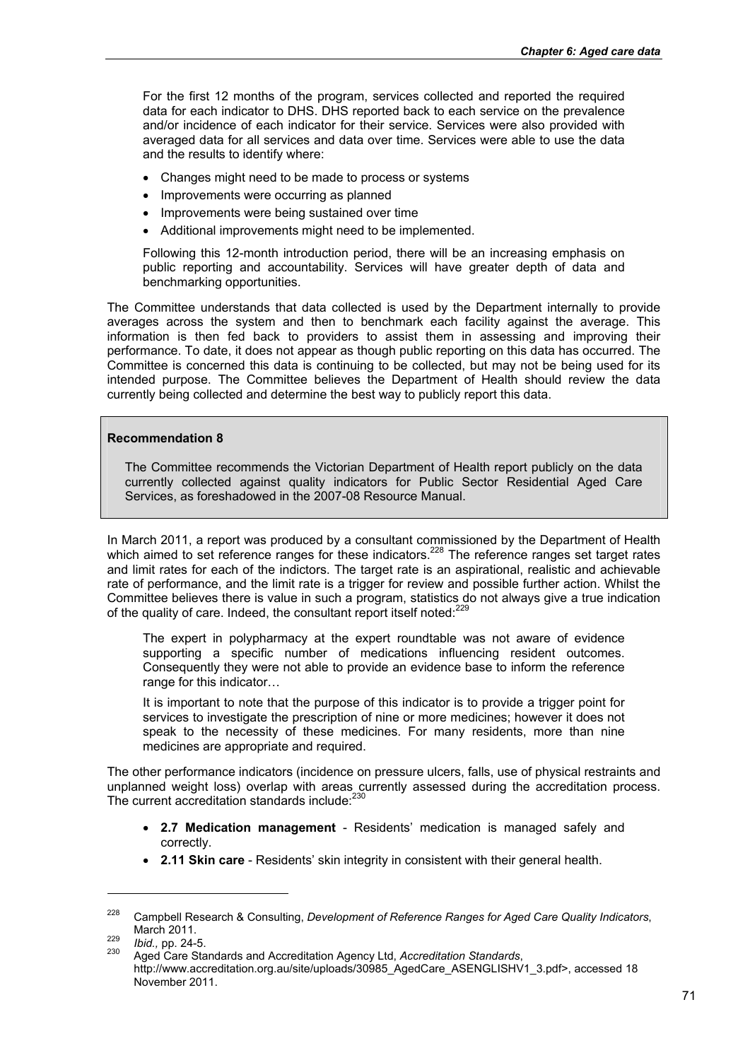For the first 12 months of the program, services collected and reported the required data for each indicator to DHS. DHS reported back to each service on the prevalence and/or incidence of each indicator for their service. Services were also provided with averaged data for all services and data over time. Services were able to use the data and the results to identify where:

- Changes might need to be made to process or systems
- Improvements were occurring as planned
- Improvements were being sustained over time
- Additional improvements might need to be implemented.

Following this 12-month introduction period, there will be an increasing emphasis on public reporting and accountability. Services will have greater depth of data and benchmarking opportunities.

The Committee understands that data collected is used by the Department internally to provide averages across the system and then to benchmark each facility against the average. This information is then fed back to providers to assist them in assessing and improving their performance. To date, it does not appear as though public reporting on this data has occurred. The Committee is concerned this data is continuing to be collected, but may not be being used for its intended purpose. The Committee believes the Department of Health should review the data currently being collected and determine the best way to publicly report this data.

**Recommendation 8**

The Committee recommends the Victorian Department of Health report publicly on the data currently collected against quality indicators for Public Sector Residential Aged Care Services, as foreshadowed in the 2007-08 Resource Manual.

In March 2011, a report was produced by a consultant commissioned by the Department of Health which aimed to set reference ranges for these indicators.[228] The reference ranges set target rates and limit rates for each of the indictors. The target rate is an aspirational, realistic and achievable rate of performance, and the limit rate is a trigger for review and possible further action. Whilst the Committee believes there is value in such a program, statistics do not always give a true indication of the quality of care. Indeed, the consultant report itself noted:[229]

> The expert in polypharmacy at the expert roundtable was not aware of evidence supporting a specific number of medications influencing resident outcomes. Consequently they were not able to provide an evidence base to inform the reference range for this indicator…
>
> It is important to note that the purpose of this indicator is to provide a trigger point for services to investigate the prescription of nine or more medicines; however it does not speak to the necessity of these medicines. For many residents, more than nine medicines are appropriate and required.

The other performance indicators (incidence on pressure ulcers, falls, use of physical restraints and unplanned weight loss) overlap with areas currently assessed during the accreditation process. The current accreditation standards include:[230]

- **2.7 Medication management** - Residents' medication is managed safely and correctly.
- **2.11 Skin care** - Residents' skin integrity in consistent with their general health.

---

[228] Campbell Research & Consulting, *Development of Reference Ranges for Aged Care Quality Indicators*, March 2011.

[229] *Ibid.,* pp. 24-5.

[230] Aged Care Standards and Accreditation Agency Ltd, *Accreditation Standards*, http://www.accreditation.org.au/site/uploads/30985_AgedCare_ASENGLISHV1_3.pdf>, accessed 18 November 2011.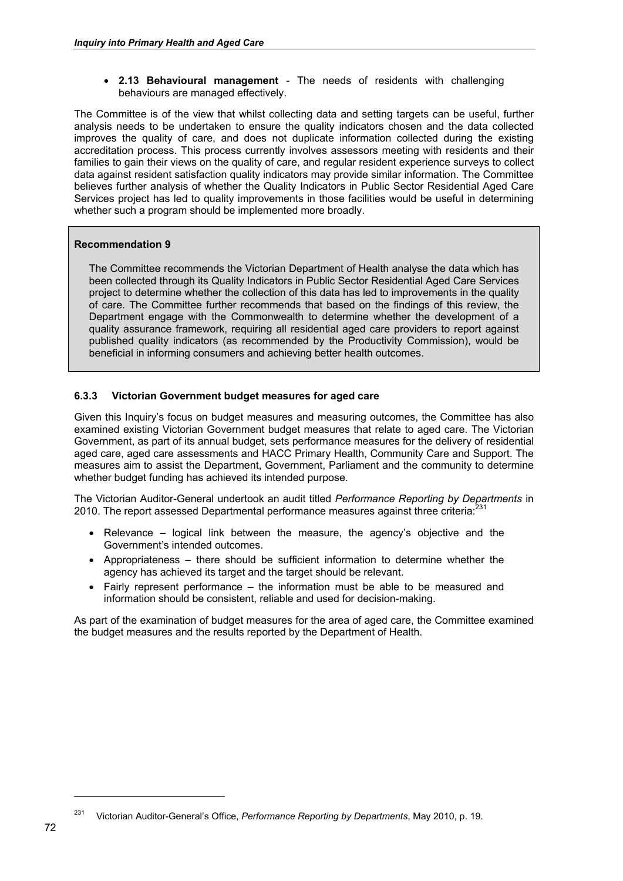- **2.13 Behavioural management** - The needs of residents with challenging behaviours are managed effectively.

The Committee is of the view that whilst collecting data and setting targets can be useful, further analysis needs to be undertaken to ensure the quality indicators chosen and the data collected improves the quality of care, and does not duplicate information collected during the existing accreditation process. This process currently involves assessors meeting with residents and their families to gain their views on the quality of care, and regular resident experience surveys to collect data against resident satisfaction quality indicators may provide similar information. The Committee believes further analysis of whether the Quality Indicators in Public Sector Residential Aged Care Services project has led to quality improvements in those facilities would be useful in determining whether such a program should be implemented more broadly.

**Recommendation 9**

The Committee recommends the Victorian Department of Health analyse the data which has been collected through its Quality Indicators in Public Sector Residential Aged Care Services project to determine whether the collection of this data has led to improvements in the quality of care. The Committee further recommends that based on the findings of this review, the Department engage with the Commonwealth to determine whether the development of a quality assurance framework, requiring all residential aged care providers to report against published quality indicators (as recommended by the Productivity Commission), would be beneficial in informing consumers and achieving better health outcomes.

### 6.3.3 Victorian Government budget measures for aged care

Given this Inquiry's focus on budget measures and measuring outcomes, the Committee has also examined existing Victorian Government budget measures that relate to aged care. The Victorian Government, as part of its annual budget, sets performance measures for the delivery of residential aged care, aged care assessments and HACC Primary Health, Community Care and Support. The measures aim to assist the Department, Government, Parliament and the community to determine whether budget funding has achieved its intended purpose.

The Victorian Auditor-General undertook an audit titled *Performance Reporting by Departments* in 2010. The report assessed Departmental performance measures against three criteria:[231]

- Relevance – logical link between the measure, the agency's objective and the Government's intended outcomes.
- Appropriateness – there should be sufficient information to determine whether the agency has achieved its target and the target should be relevant.
- Fairly represent performance – the information must be able to be measured and information should be consistent, reliable and used for decision-making.

As part of the examination of budget measures for the area of aged care, the Committee examined the budget measures and the results reported by the Department of Health.

[231] Victorian Auditor-General's Office, *Performance Reporting by Departments*, May 2010, p. 19.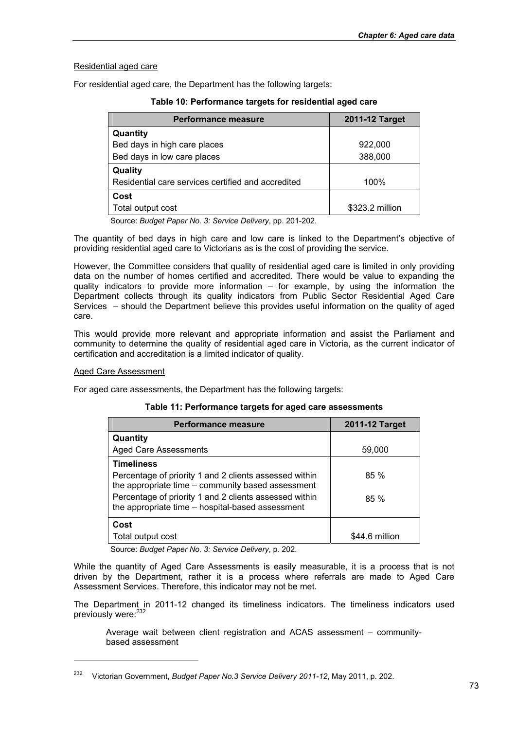Residential aged care

For residential aged care, the Department has the following targets:

**Table 10: Performance targets for residential aged care**

| Performance measure | 2011-12 Target |
| --- | --- |
| **Quantity** | |
| Bed days in high care places | 922,000 |
| Bed days in low care places | 388,000 |
| **Quality** | |
| Residential care services certified and accredited | 100% |
| **Cost** | |
| Total output cost | $323.2 million |

Source: *Budget Paper No. 3: Service Delivery*, pp. 201-202.

The quantity of bed days in high care and low care is linked to the Department's objective of providing residential aged care to Victorians as is the cost of providing the service.

However, the Committee considers that quality of residential aged care is limited in only providing data on the number of homes certified and accredited. There would be value to expanding the quality indicators to provide more information – for example, by using the information the Department collects through its quality indicators from Public Sector Residential Aged Care Services – should the Department believe this provides useful information on the quality of aged care.

This would provide more relevant and appropriate information and assist the Parliament and community to determine the quality of residential aged care in Victoria, as the current indicator of certification and accreditation is a limited indicator of quality.

Aged Care Assessment

For aged care assessments, the Department has the following targets:

**Table 11: Performance targets for aged care assessments**

| Performance measure | 2011-12 Target |
| --- | --- |
| **Quantity** | |
| Aged Care Assessments | 59,000 |
| **Timeliness** | |
| Percentage of priority 1 and 2 clients assessed within the appropriate time – community based assessment | 85 % |
| Percentage of priority 1 and 2 clients assessed within the appropriate time – hospital-based assessment | 85 % |
| **Cost** | |
| Total output cost | $44.6 million |

Source: *Budget Paper No. 3: Service Delivery*, p. 202.

While the quantity of Aged Care Assessments is easily measurable, it is a process that is not driven by the Department, rather it is a process where referrals are made to Aged Care Assessment Services. Therefore, this indicator may not be met.

The Department in 2011-12 changed its timeliness indicators. The timeliness indicators used previously were:[232]

> Average wait between client registration and ACAS assessment – community-based assessment

[232] Victorian Government, *Budget Paper No.3 Service Delivery 2011-12*, May 2011, p. 202.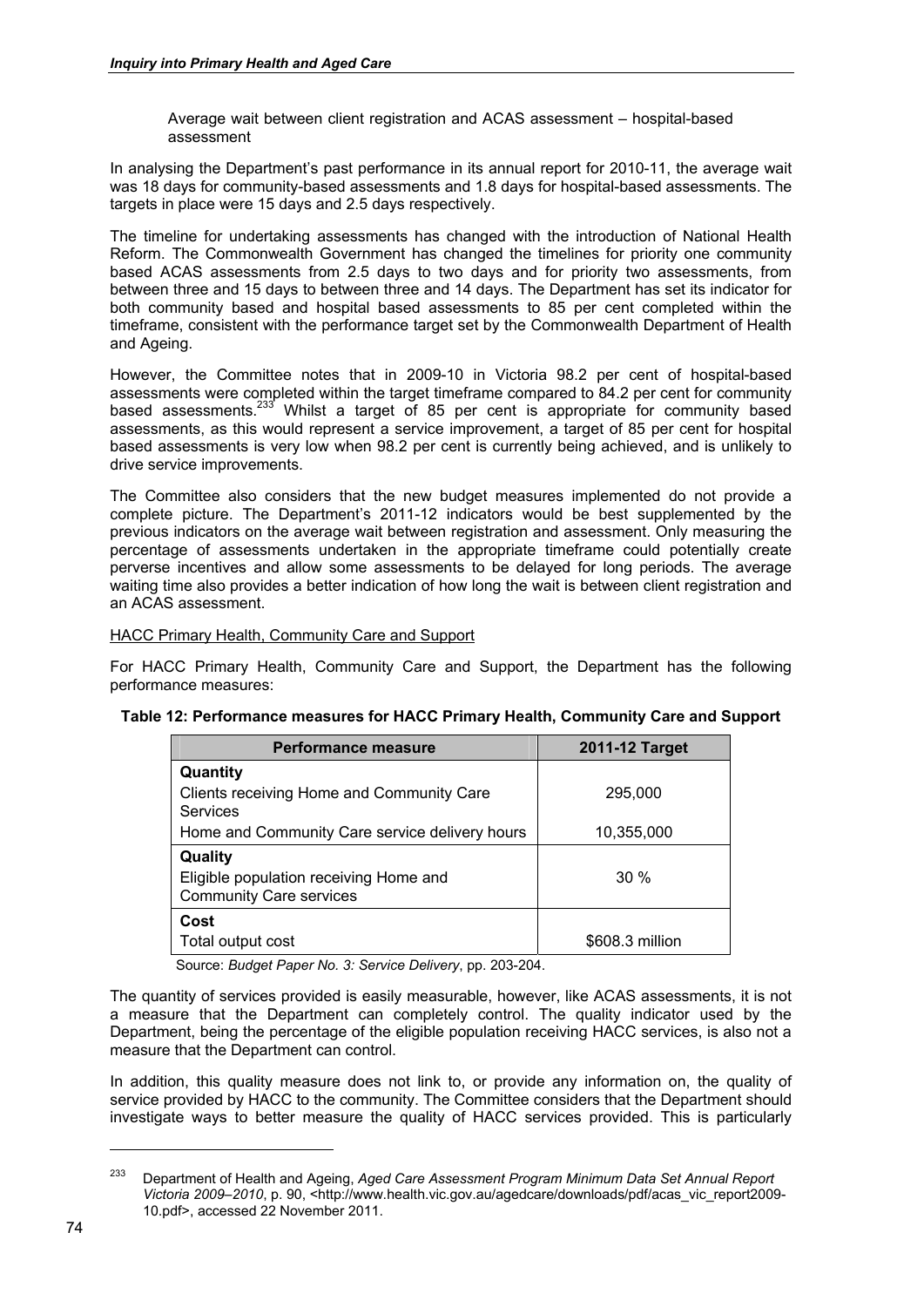Average wait between client registration and ACAS assessment – hospital-based assessment

In analysing the Department's past performance in its annual report for 2010-11, the average wait was 18 days for community-based assessments and 1.8 days for hospital-based assessments. The targets in place were 15 days and 2.5 days respectively.

The timeline for undertaking assessments has changed with the introduction of National Health Reform. The Commonwealth Government has changed the timelines for priority one community based ACAS assessments from 2.5 days to two days and for priority two assessments, from between three and 15 days to between three and 14 days. The Department has set its indicator for both community based and hospital based assessments to 85 per cent completed within the timeframe, consistent with the performance target set by the Commonwealth Department of Health and Ageing.

However, the Committee notes that in 2009-10 in Victoria 98.2 per cent of hospital-based assessments were completed within the target timeframe compared to 84.2 per cent for community based assessments.[233] Whilst a target of 85 per cent is appropriate for community based assessments, as this would represent a service improvement, a target of 85 per cent for hospital based assessments is very low when 98.2 per cent is currently being achieved, and is unlikely to drive service improvements.

The Committee also considers that the new budget measures implemented do not provide a complete picture. The Department's 2011-12 indicators would be best supplemented by the previous indicators on the average wait between registration and assessment. Only measuring the percentage of assessments undertaken in the appropriate timeframe could potentially create perverse incentives and allow some assessments to be delayed for long periods. The average waiting time also provides a better indication of how long the wait is between client registration and an ACAS assessment.

HACC Primary Health, Community Care and Support

For HACC Primary Health, Community Care and Support, the Department has the following performance measures:

**Table 12: Performance measures for HACC Primary Health, Community Care and Support**

| Performance measure | 2011-12 Target |
|---|---|
| **Quantity** | |
| Clients receiving Home and Community Care Services | 295,000 |
| Home and Community Care service delivery hours | 10,355,000 |
| **Quality** | |
| Eligible population receiving Home and Community Care services | 30 % |
| **Cost** | |
| Total output cost | $608.3 million |

Source: *Budget Paper No. 3: Service Delivery*, pp. 203-204.

The quantity of services provided is easily measurable, however, like ACAS assessments, it is not a measure that the Department can completely control. The quality indicator used by the Department, being the percentage of the eligible population receiving HACC services, is also not a measure that the Department can control.

In addition, this quality measure does not link to, or provide any information on, the quality of service provided by HACC to the community. The Committee considers that the Department should investigate ways to better measure the quality of HACC services provided. This is particularly

[233] Department of Health and Ageing, *Aged Care Assessment Program Minimum Data Set Annual Report Victoria 2009–2010*, p. 90, <http://www.health.vic.gov.au/agedcare/downloads/pdf/acas_vic_report2009-10.pdf>, accessed 22 November 2011.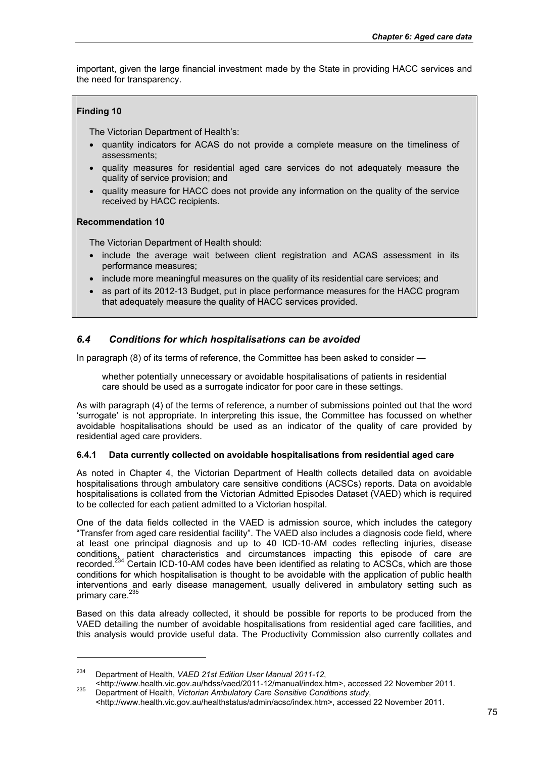important, given the large financial investment made by the State in providing HACC services and the need for transparency.

**Finding 10**

The Victorian Department of Health's:

- quantity indicators for ACAS do not provide a complete measure on the timeliness of assessments;
- quality measures for residential aged care services do not adequately measure the quality of service provision; and
- quality measure for HACC does not provide any information on the quality of the service received by HACC recipients.

**Recommendation 10**

The Victorian Department of Health should:

- include the average wait between client registration and ACAS assessment in its performance measures;
- include more meaningful measures on the quality of its residential care services; and
- as part of its 2012-13 Budget, put in place performance measures for the HACC program that adequately measure the quality of HACC services provided.

## *6.4 Conditions for which hospitalisations can be avoided*

In paragraph (8) of its terms of reference, the Committee has been asked to consider —

> whether potentially unnecessary or avoidable hospitalisations of patients in residential care should be used as a surrogate indicator for poor care in these settings.

As with paragraph (4) of the terms of reference, a number of submissions pointed out that the word 'surrogate' is not appropriate. In interpreting this issue, the Committee has focussed on whether avoidable hospitalisations should be used as an indicator of the quality of care provided by residential aged care providers.

### 6.4.1 Data currently collected on avoidable hospitalisations from residential aged care

As noted in Chapter 4, the Victorian Department of Health collects detailed data on avoidable hospitalisations through ambulatory care sensitive conditions (ACSCs) reports. Data on avoidable hospitalisations is collated from the Victorian Admitted Episodes Dataset (VAED) which is required to be collected for each patient admitted to a Victorian hospital.

One of the data fields collected in the VAED is admission source, which includes the category "Transfer from aged care residential facility". The VAED also includes a diagnosis code field, where at least one principal diagnosis and up to 40 ICD-10-AM codes reflecting injuries, disease conditions, patient characteristics and circumstances impacting this episode of care are recorded.[234] Certain ICD-10-AM codes have been identified as relating to ACSCs, which are those conditions for which hospitalisation is thought to be avoidable with the application of public health interventions and early disease management, usually delivered in ambulatory setting such as primary care.[235]

Based on this data already collected, it should be possible for reports to be produced from the VAED detailing the number of avoidable hospitalisations from residential aged care facilities, and this analysis would provide useful data. The Productivity Commission also currently collates and

---

[234] Department of Health, *VAED 21st Edition User Manual 2011-12*, <http://www.health.vic.gov.au/hdss/vaed/2011-12/manual/index.htm>, accessed 22 November 2011.

[235] Department of Health, *Victorian Ambulatory Care Sensitive Conditions study*, <http://www.health.vic.gov.au/healthstatus/admin/acsc/index.htm>, accessed 22 November 2011.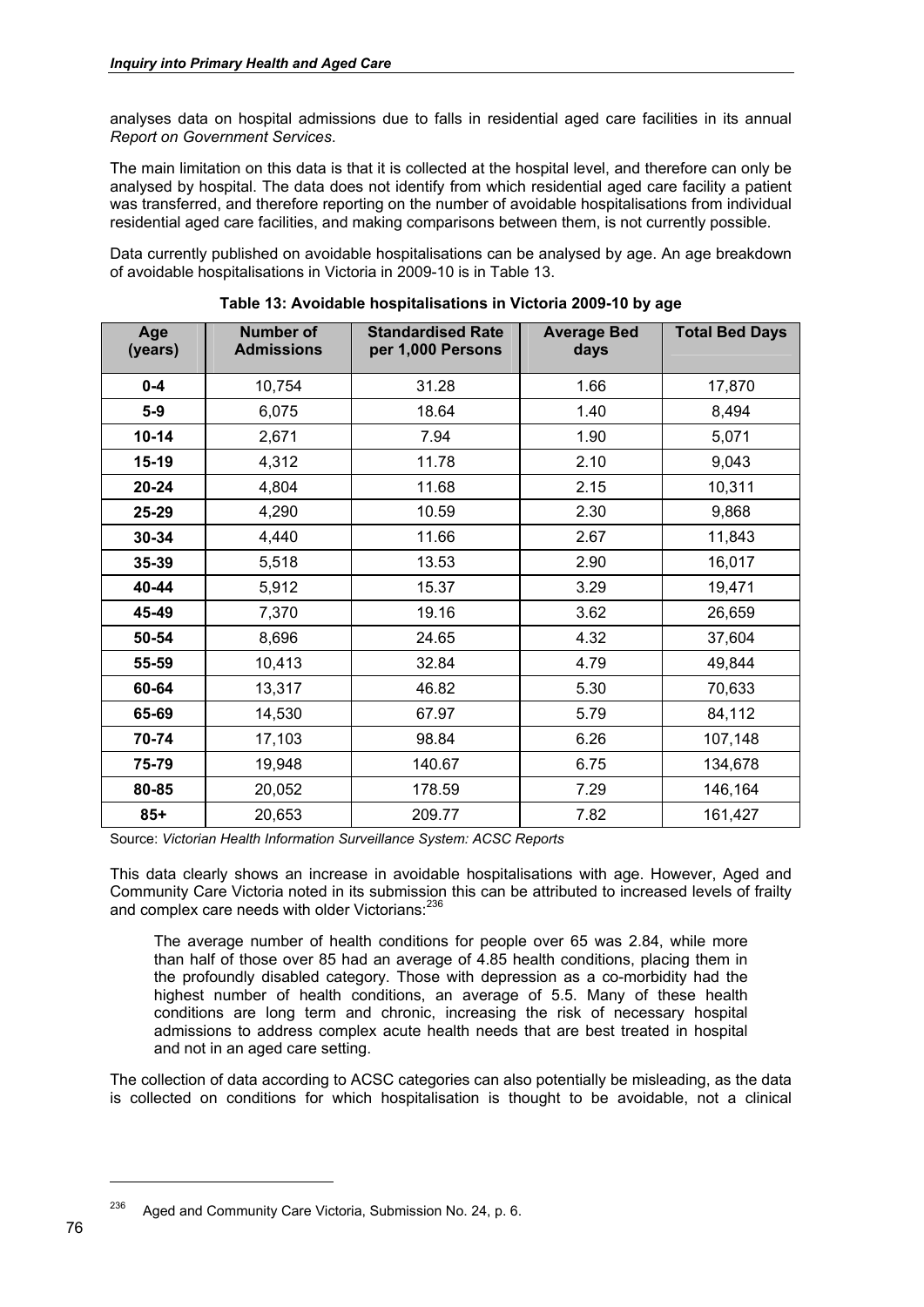analyses data on hospital admissions due to falls in residential aged care facilities in its annual *Report on Government Services*.

The main limitation on this data is that it is collected at the hospital level, and therefore can only be analysed by hospital. The data does not identify from which residential aged care facility a patient was transferred, and therefore reporting on the number of avoidable hospitalisations from individual residential aged care facilities, and making comparisons between them, is not currently possible.

Data currently published on avoidable hospitalisations can be analysed by age. An age breakdown of avoidable hospitalisations in Victoria in 2009-10 is in Table 13.

**Table 13: Avoidable hospitalisations in Victoria 2009-10 by age**

| Age (years) | Number of Admissions | Standardised Rate per 1,000 Persons | Average Bed days | Total Bed Days |
|---|---|---|---|---|
| **0-4** | 10,754 | 31.28 | 1.66 | 17,870 |
| **5-9** | 6,075 | 18.64 | 1.40 | 8,494 |
| **10-14** | 2,671 | 7.94 | 1.90 | 5,071 |
| **15-19** | 4,312 | 11.78 | 2.10 | 9,043 |
| **20-24** | 4,804 | 11.68 | 2.15 | 10,311 |
| **25-29** | 4,290 | 10.59 | 2.30 | 9,868 |
| **30-34** | 4,440 | 11.66 | 2.67 | 11,843 |
| **35-39** | 5,518 | 13.53 | 2.90 | 16,017 |
| **40-44** | 5,912 | 15.37 | 3.29 | 19,471 |
| **45-49** | 7,370 | 19.16 | 3.62 | 26,659 |
| **50-54** | 8,696 | 24.65 | 4.32 | 37,604 |
| **55-59** | 10,413 | 32.84 | 4.79 | 49,844 |
| **60-64** | 13,317 | 46.82 | 5.30 | 70,633 |
| **65-69** | 14,530 | 67.97 | 5.79 | 84,112 |
| **70-74** | 17,103 | 98.84 | 6.26 | 107,148 |
| **75-79** | 19,948 | 140.67 | 6.75 | 134,678 |
| **80-85** | 20,052 | 178.59 | 7.29 | 146,164 |
| **85+** | 20,653 | 209.77 | 7.82 | 161,427 |

Source: *Victorian Health Information Surveillance System: ACSC Reports*

This data clearly shows an increase in avoidable hospitalisations with age. However, Aged and Community Care Victoria noted in its submission this can be attributed to increased levels of frailty and complex care needs with older Victorians:[236]

> The average number of health conditions for people over 65 was 2.84, while more than half of those over 85 had an average of 4.85 health conditions, placing them in the profoundly disabled category. Those with depression as a co-morbidity had the highest number of health conditions, an average of 5.5. Many of these health conditions are long term and chronic, increasing the risk of necessary hospital admissions to address complex acute health needs that are best treated in hospital and not in an aged care setting.

The collection of data according to ACSC categories can also potentially be misleading, as the data is collected on conditions for which hospitalisation is thought to be avoidable, not a clinical

[236] Aged and Community Care Victoria, Submission No. 24, p. 6.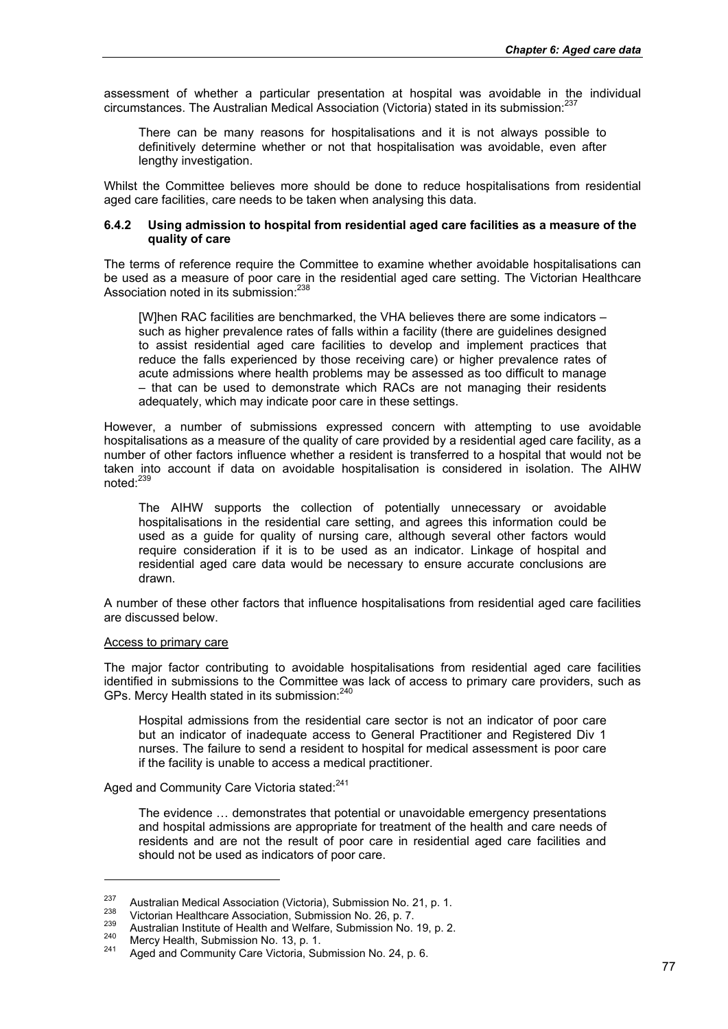assessment of whether a particular presentation at hospital was avoidable in the individual circumstances. The Australian Medical Association (Victoria) stated in its submission:[237]

> There can be many reasons for hospitalisations and it is not always possible to definitively determine whether or not that hospitalisation was avoidable, even after lengthy investigation.

Whilst the Committee believes more should be done to reduce hospitalisations from residential aged care facilities, care needs to be taken when analysing this data.

### 6.4.2 Using admission to hospital from residential aged care facilities as a measure of the quality of care

The terms of reference require the Committee to examine whether avoidable hospitalisations can be used as a measure of poor care in the residential aged care setting. The Victorian Healthcare Association noted in its submission:[238]

> [W]hen RAC facilities are benchmarked, the VHA believes there are some indicators – such as higher prevalence rates of falls within a facility (there are guidelines designed to assist residential aged care facilities to develop and implement practices that reduce the falls experienced by those receiving care) or higher prevalence rates of acute admissions where health problems may be assessed as too difficult to manage – that can be used to demonstrate which RACs are not managing their residents adequately, which may indicate poor care in these settings.

However, a number of submissions expressed concern with attempting to use avoidable hospitalisations as a measure of the quality of care provided by a residential aged care facility, as a number of other factors influence whether a resident is transferred to a hospital that would not be taken into account if data on avoidable hospitalisation is considered in isolation. The AIHW noted:[239]

> The AIHW supports the collection of potentially unnecessary or avoidable hospitalisations in the residential care setting, and agrees this information could be used as a guide for quality of nursing care, although several other factors would require consideration if it is to be used as an indicator. Linkage of hospital and residential aged care data would be necessary to ensure accurate conclusions are drawn.

A number of these other factors that influence hospitalisations from residential aged care facilities are discussed below.

Access to primary care

The major factor contributing to avoidable hospitalisations from residential aged care facilities identified in submissions to the Committee was lack of access to primary care providers, such as GPs. Mercy Health stated in its submission:[240]

> Hospital admissions from the residential care sector is not an indicator of poor care but an indicator of inadequate access to General Practitioner and Registered Div 1 nurses. The failure to send a resident to hospital for medical assessment is poor care if the facility is unable to access a medical practitioner.

Aged and Community Care Victoria stated:[241]

> The evidence … demonstrates that potential or unavoidable emergency presentations and hospital admissions are appropriate for treatment of the health and care needs of residents and are not the result of poor care in residential aged care facilities and should not be used as indicators of poor care.

---

[237] Australian Medical Association (Victoria), Submission No. 21, p. 1.
[238] Victorian Healthcare Association, Submission No. 26, p. 7.
[239] Australian Institute of Health and Welfare, Submission No. 19, p. 2.
[240] Mercy Health, Submission No. 13, p. 1.
[241] Aged and Community Care Victoria, Submission No. 24, p. 6.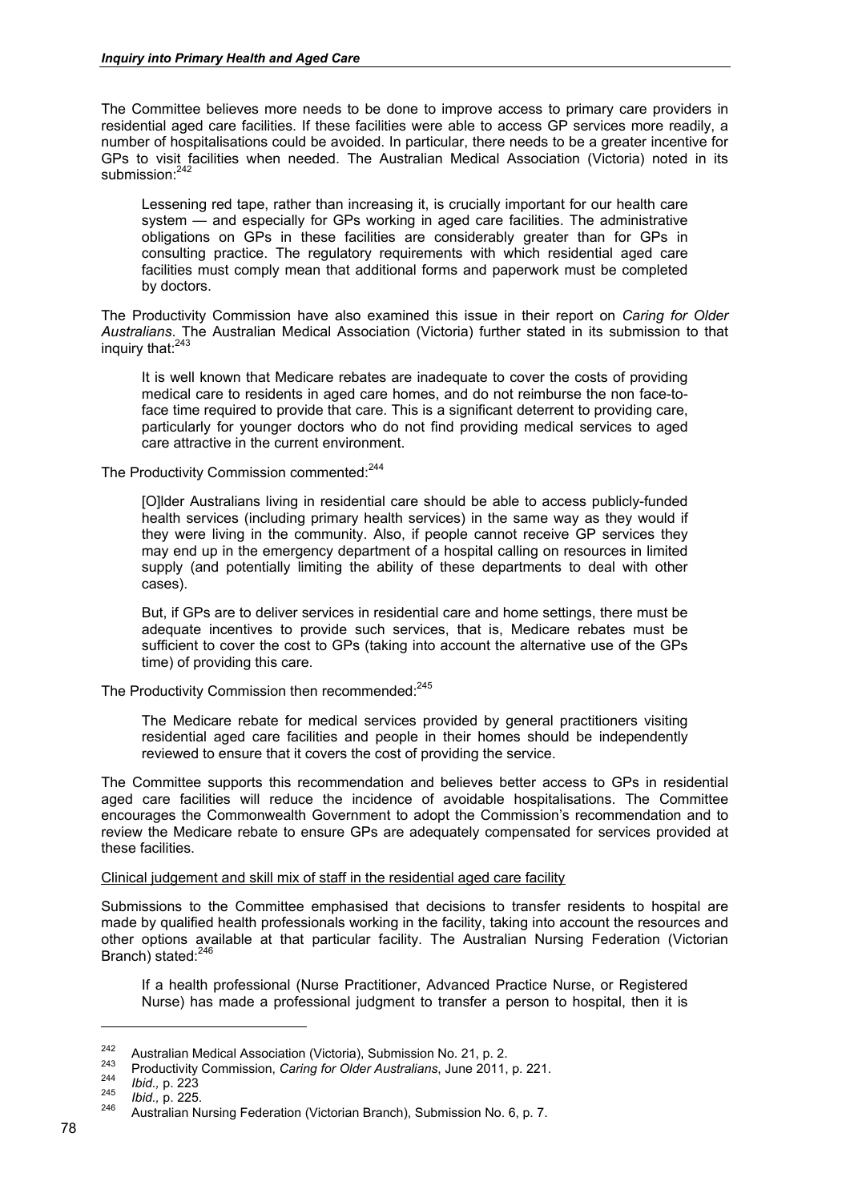The Committee believes more needs to be done to improve access to primary care providers in residential aged care facilities. If these facilities were able to access GP services more readily, a number of hospitalisations could be avoided. In particular, there needs to be a greater incentive for GPs to visit facilities when needed. The Australian Medical Association (Victoria) noted in its submission:[242]

> Lessening red tape, rather than increasing it, is crucially important for our health care system — and especially for GPs working in aged care facilities. The administrative obligations on GPs in these facilities are considerably greater than for GPs in consulting practice. The regulatory requirements with which residential aged care facilities must comply mean that additional forms and paperwork must be completed by doctors.

The Productivity Commission have also examined this issue in their report on *Caring for Older Australians*. The Australian Medical Association (Victoria) further stated in its submission to that inquiry that:[243]

> It is well known that Medicare rebates are inadequate to cover the costs of providing medical care to residents in aged care homes, and do not reimburse the non face-to-face time required to provide that care. This is a significant deterrent to providing care, particularly for younger doctors who do not find providing medical services to aged care attractive in the current environment.

The Productivity Commission commented:[244]

> [O]lder Australians living in residential care should be able to access publicly-funded health services (including primary health services) in the same way as they would if they were living in the community. Also, if people cannot receive GP services they may end up in the emergency department of a hospital calling on resources in limited supply (and potentially limiting the ability of these departments to deal with other cases).
>
> But, if GPs are to deliver services in residential care and home settings, there must be adequate incentives to provide such services, that is, Medicare rebates must be sufficient to cover the cost to GPs (taking into account the alternative use of the GPs time) of providing this care.

The Productivity Commission then recommended:[245]

> The Medicare rebate for medical services provided by general practitioners visiting residential aged care facilities and people in their homes should be independently reviewed to ensure that it covers the cost of providing the service.

The Committee supports this recommendation and believes better access to GPs in residential aged care facilities will reduce the incidence of avoidable hospitalisations. The Committee encourages the Commonwealth Government to adopt the Commission's recommendation and to review the Medicare rebate to ensure GPs are adequately compensated for services provided at these facilities.

Clinical judgement and skill mix of staff in the residential aged care facility

Submissions to the Committee emphasised that decisions to transfer residents to hospital are made by qualified health professionals working in the facility, taking into account the resources and other options available at that particular facility. The Australian Nursing Federation (Victorian Branch) stated:[246]

> If a health professional (Nurse Practitioner, Advanced Practice Nurse, or Registered Nurse) has made a professional judgment to transfer a person to hospital, then it is

---

[242] Australian Medical Association (Victoria), Submission No. 21, p. 2.

[243] Productivity Commission, *Caring for Older Australians*, June 2011, p. 221.

[244] *Ibid.,* p. 223

[245] *Ibid.,* p. 225.

[246] Australian Nursing Federation (Victorian Branch), Submission No. 6, p. 7.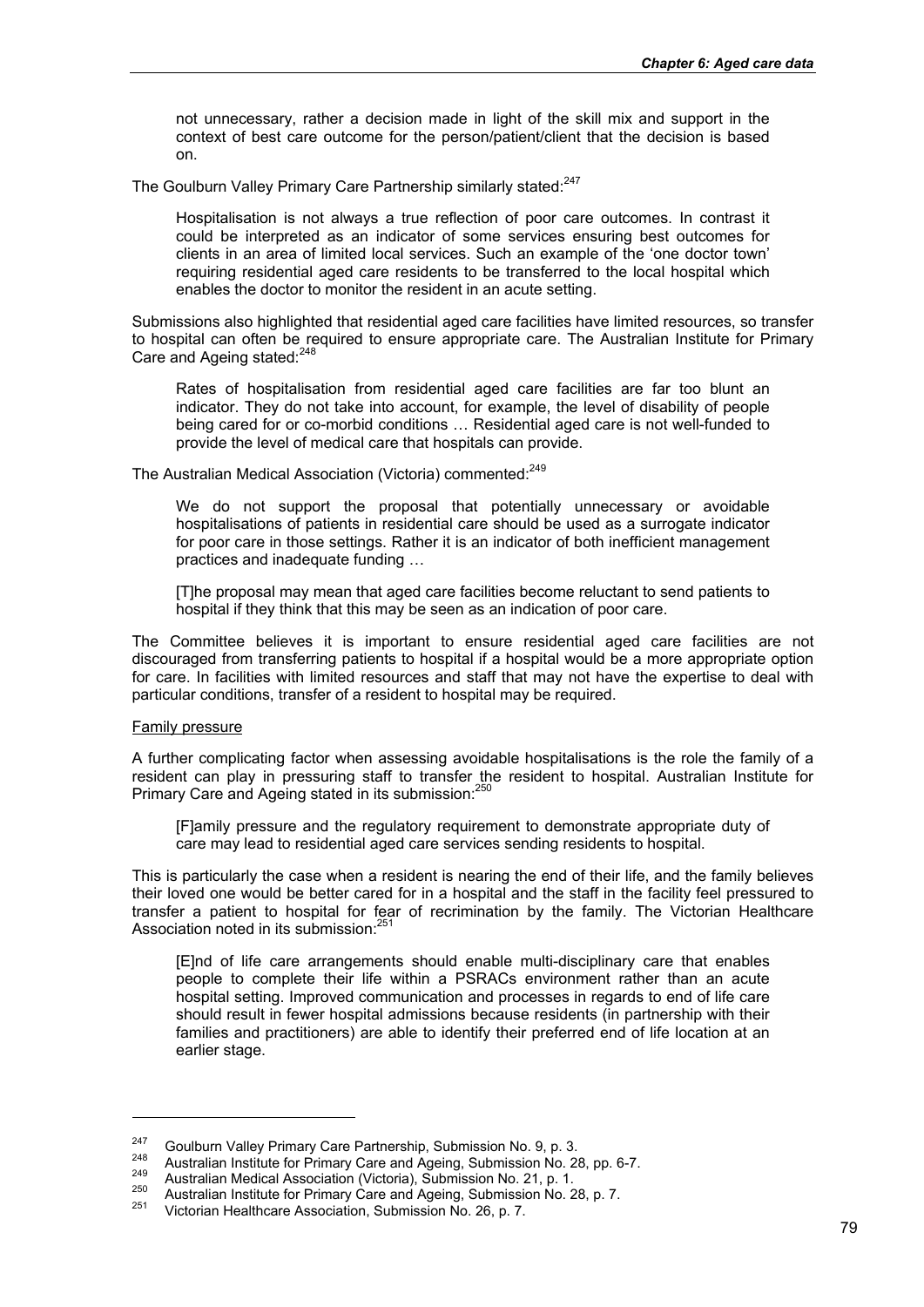> not unnecessary, rather a decision made in light of the skill mix and support in the context of best care outcome for the person/patient/client that the decision is based on.

The Goulburn Valley Primary Care Partnership similarly stated:[247]

> Hospitalisation is not always a true reflection of poor care outcomes. In contrast it could be interpreted as an indicator of some services ensuring best outcomes for clients in an area of limited local services. Such an example of the 'one doctor town' requiring residential aged care residents to be transferred to the local hospital which enables the doctor to monitor the resident in an acute setting.

Submissions also highlighted that residential aged care facilities have limited resources, so transfer to hospital can often be required to ensure appropriate care. The Australian Institute for Primary Care and Ageing stated:[248]

> Rates of hospitalisation from residential aged care facilities are far too blunt an indicator. They do not take into account, for example, the level of disability of people being cared for or co-morbid conditions … Residential aged care is not well-funded to provide the level of medical care that hospitals can provide.

The Australian Medical Association (Victoria) commented:[249]

> We do not support the proposal that potentially unnecessary or avoidable hospitalisations of patients in residential care should be used as a surrogate indicator for poor care in those settings. Rather it is an indicator of both inefficient management practices and inadequate funding …
>
> [T]he proposal may mean that aged care facilities become reluctant to send patients to hospital if they think that this may be seen as an indication of poor care.

The Committee believes it is important to ensure residential aged care facilities are not discouraged from transferring patients to hospital if a hospital would be a more appropriate option for care. In facilities with limited resources and staff that may not have the expertise to deal with particular conditions, transfer of a resident to hospital may be required.

<u>Family pressure</u>

A further complicating factor when assessing avoidable hospitalisations is the role the family of a resident can play in pressuring staff to transfer the resident to hospital. Australian Institute for Primary Care and Ageing stated in its submission:[250]

> [F]amily pressure and the regulatory requirement to demonstrate appropriate duty of care may lead to residential aged care services sending residents to hospital.

This is particularly the case when a resident is nearing the end of their life, and the family believes their loved one would be better cared for in a hospital and the staff in the facility feel pressured to transfer a patient to hospital for fear of recrimination by the family. The Victorian Healthcare Association noted in its submission:[251]

> [E]nd of life care arrangements should enable multi-disciplinary care that enables people to complete their life within a PSRACs environment rather than an acute hospital setting. Improved communication and processes in regards to end of life care should result in fewer hospital admissions because residents (in partnership with their families and practitioners) are able to identify their preferred end of life location at an earlier stage.

---

[247] Goulburn Valley Primary Care Partnership, Submission No. 9, p. 3.

[248] Australian Institute for Primary Care and Ageing, Submission No. 28, pp. 6-7.

[249] Australian Medical Association (Victoria), Submission No. 21, p. 1.

[250] Australian Institute for Primary Care and Ageing, Submission No. 28, p. 7.

[251] Victorian Healthcare Association, Submission No. 26, p. 7.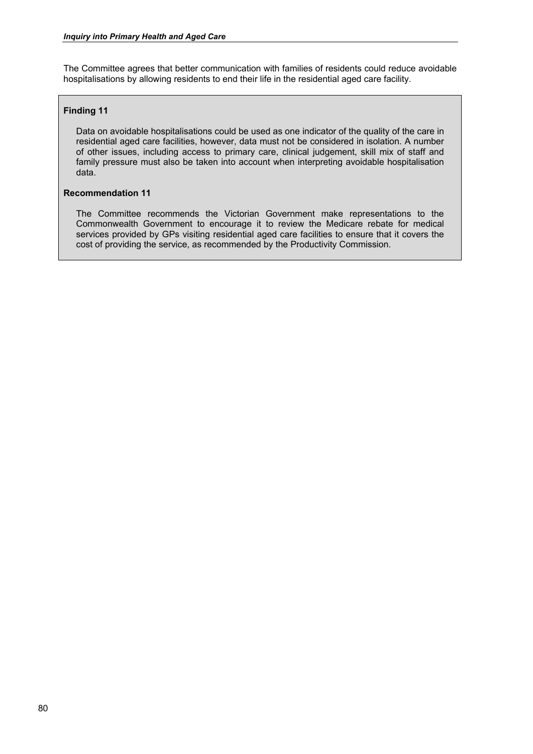The Committee agrees that better communication with families of residents could reduce avoidable hospitalisations by allowing residents to end their life in the residential aged care facility.

**Finding 11**

Data on avoidable hospitalisations could be used as one indicator of the quality of the care in residential aged care facilities, however, data must not be considered in isolation. A number of other issues, including access to primary care, clinical judgement, skill mix of staff and family pressure must also be taken into account when interpreting avoidable hospitalisation data.

**Recommendation 11**

The Committee recommends the Victorian Government make representations to the Commonwealth Government to encourage it to review the Medicare rebate for medical services provided by GPs visiting residential aged care facilities to ensure that it covers the cost of providing the service, as recommended by the Productivity Commission.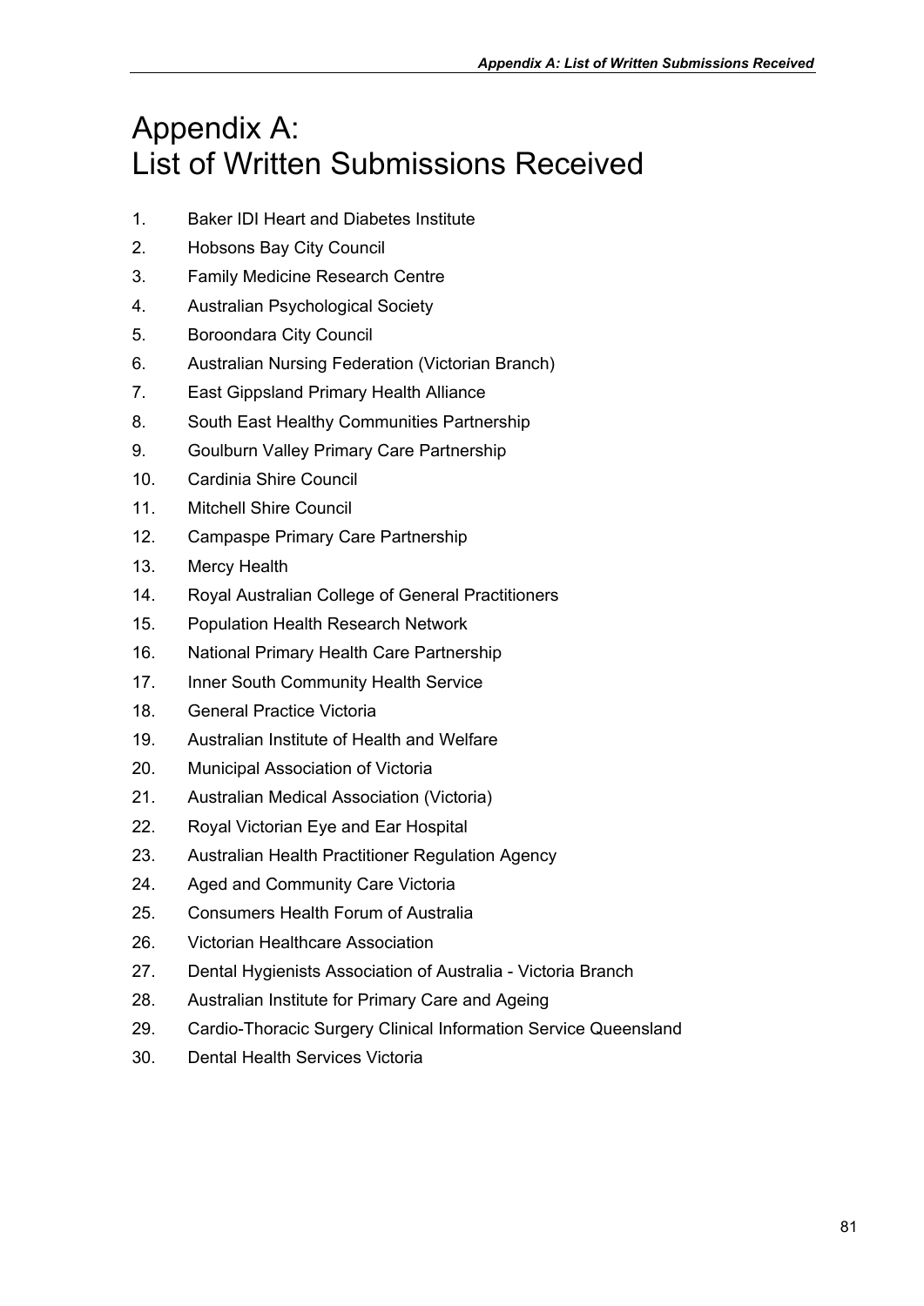# Appendix A: List of Written Submissions Received

1. Baker IDI Heart and Diabetes Institute
2. Hobsons Bay City Council
3. Family Medicine Research Centre
4. Australian Psychological Society
5. Boroondara City Council
6. Australian Nursing Federation (Victorian Branch)
7. East Gippsland Primary Health Alliance
8. South East Healthy Communities Partnership
9. Goulburn Valley Primary Care Partnership
10. Cardinia Shire Council
11. Mitchell Shire Council
12. Campaspe Primary Care Partnership
13. Mercy Health
14. Royal Australian College of General Practitioners
15. Population Health Research Network
16. National Primary Health Care Partnership
17. Inner South Community Health Service
18. General Practice Victoria
19. Australian Institute of Health and Welfare
20. Municipal Association of Victoria
21. Australian Medical Association (Victoria)
22. Royal Victorian Eye and Ear Hospital
23. Australian Health Practitioner Regulation Agency
24. Aged and Community Care Victoria
25. Consumers Health Forum of Australia
26. Victorian Healthcare Association
27. Dental Hygienists Association of Australia - Victoria Branch
28. Australian Institute for Primary Care and Ageing
29. Cardio-Thoracic Surgery Clinical Information Service Queensland
30. Dental Health Services Victoria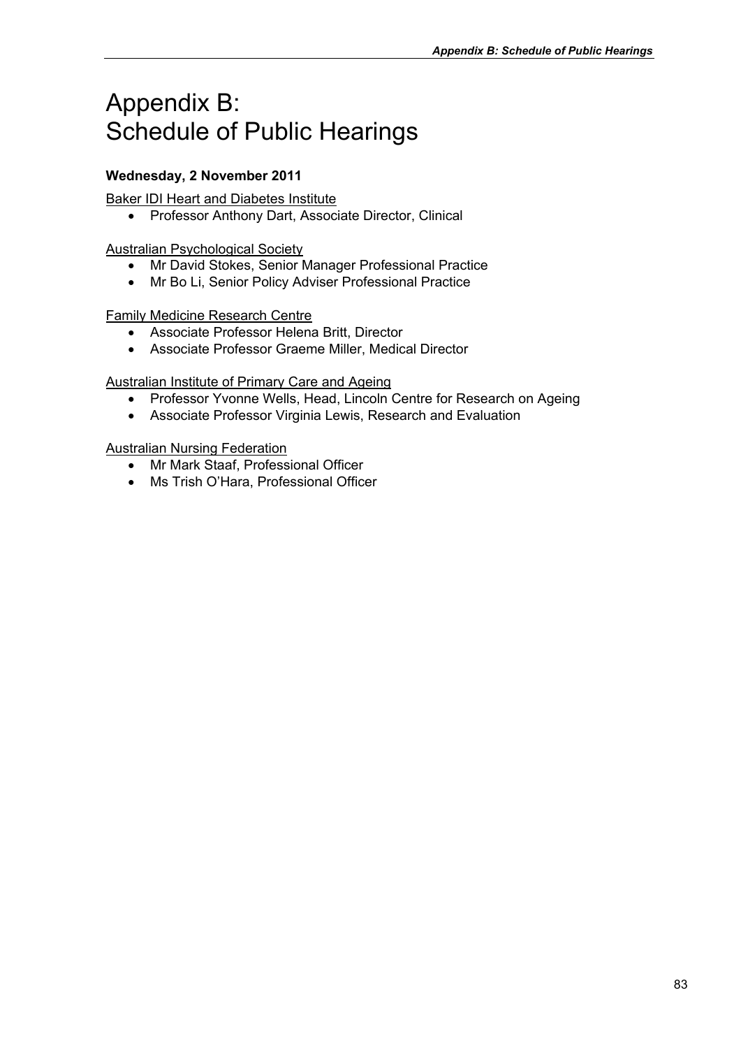# Appendix B: Schedule of Public Hearings

**Wednesday, 2 November 2011**

Baker IDI Heart and Diabetes Institute

- Professor Anthony Dart, Associate Director, Clinical

Australian Psychological Society

- Mr David Stokes, Senior Manager Professional Practice
- Mr Bo Li, Senior Policy Adviser Professional Practice

Family Medicine Research Centre

- Associate Professor Helena Britt, Director
- Associate Professor Graeme Miller, Medical Director

Australian Institute of Primary Care and Ageing

- Professor Yvonne Wells, Head, Lincoln Centre for Research on Ageing
- Associate Professor Virginia Lewis, Research and Evaluation

Australian Nursing Federation

- Mr Mark Staaf, Professional Officer
- Ms Trish O'Hara, Professional Officer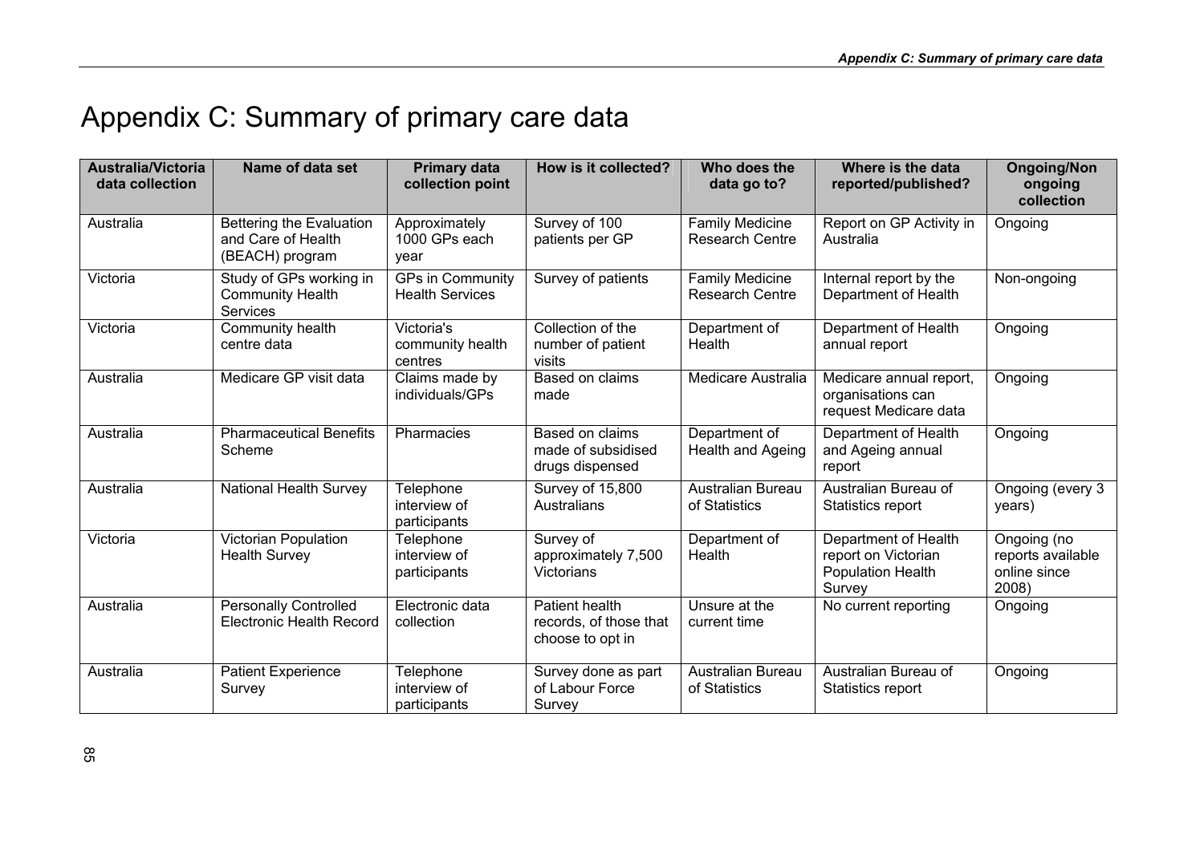# Appendix C: Summary of primary care data

| Australia/Victoria data collection | Name of data set | Primary data collection point | How is it collected? | Who does the data go to? | Where is the data reported/published? | Ongoing/Non ongoing collection |
|---|---|---|---|---|---|---|
| Australia | Bettering the Evaluation and Care of Health (BEACH) program | Approximately 1000 GPs each year | Survey of 100 patients per GP | Family Medicine Research Centre | Report on GP Activity in Australia | Ongoing |
| Victoria | Study of GPs working in Community Health Services | GPs in Community Health Services | Survey of patients | Family Medicine Research Centre | Internal report by the Department of Health | Non-ongoing |
| Victoria | Community health centre data | Victoria's community health centres | Collection of the number of patient visits | Department of Health | Department of Health annual report | Ongoing |
| Australia | Medicare GP visit data | Claims made by individuals/GPs | Based on claims made | Medicare Australia | Medicare annual report, organisations can request Medicare data | Ongoing |
| Australia | Pharmaceutical Benefits Scheme | Pharmacies | Based on claims made of subsidised drugs dispensed | Department of Health and Ageing | Department of Health and Ageing annual report | Ongoing |
| Australia | National Health Survey | Telephone interview of participants | Survey of 15,800 Australians | Australian Bureau of Statistics | Australian Bureau of Statistics report | Ongoing (every 3 years) |
| Victoria | Victorian Population Health Survey | Telephone interview of participants | Survey of approximately 7,500 Victorians | Department of Health | Department of Health report on Victorian Population Health Survey | Ongoing (no reports available online since 2008) |
| Australia | Personally Controlled Electronic Health Record | Electronic data collection | Patient health records, of those that choose to opt in | Unsure at the current time | No current reporting | Ongoing |
| Australia | Patient Experience Survey | Telephone interview of participants | Survey done as part of Labour Force Survey | Australian Bureau of Statistics | Australian Bureau of Statistics report | Ongoing |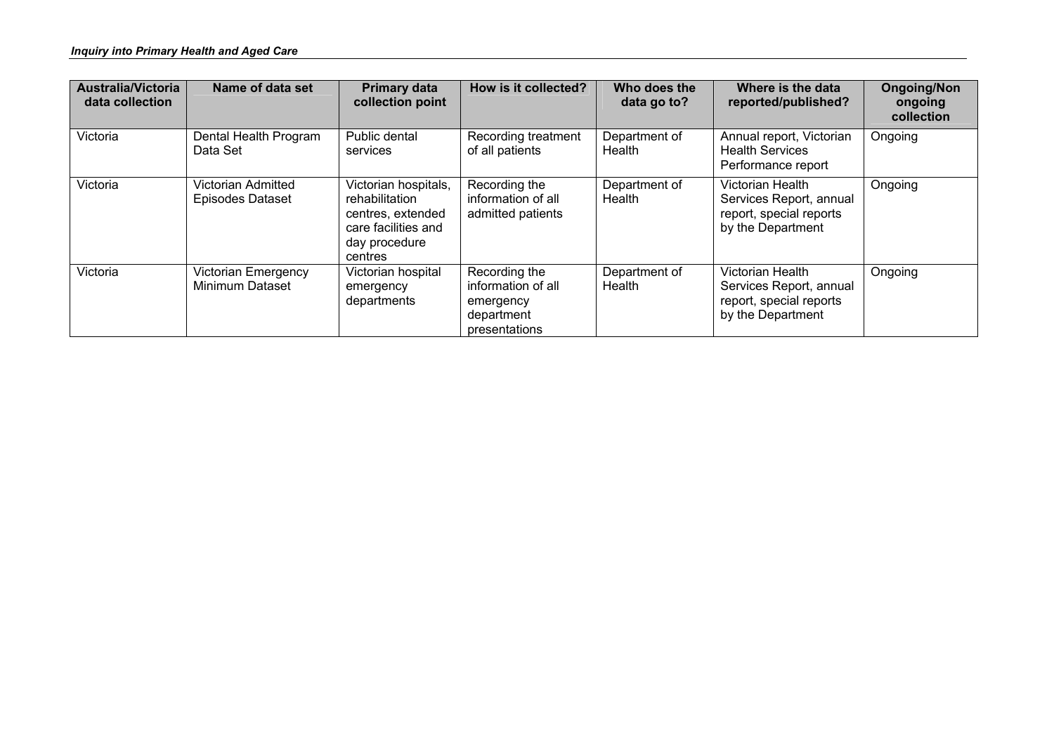| Australia/Victoria data collection | Name of data set | Primary data collection point | How is it collected? | Who does the data go to? | Where is the data reported/published? | Ongoing/Non ongoing collection |
|---|---|---|---|---|---|---|
| Victoria | Dental Health Program Data Set | Public dental services | Recording treatment of all patients | Department of Health | Annual report, Victorian Health Services Performance report | Ongoing |
| Victoria | Victorian Admitted Episodes Dataset | Victorian hospitals, rehabilitation centres, extended care facilities and day procedure centres | Recording the information of all admitted patients | Department of Health | Victorian Health Services Report, annual report, special reports by the Department | Ongoing |
| Victoria | Victorian Emergency Minimum Dataset | Victorian hospital emergency departments | Recording the information of all emergency department presentations | Department of Health | Victorian Health Services Report, annual report, special reports by the Department | Ongoing |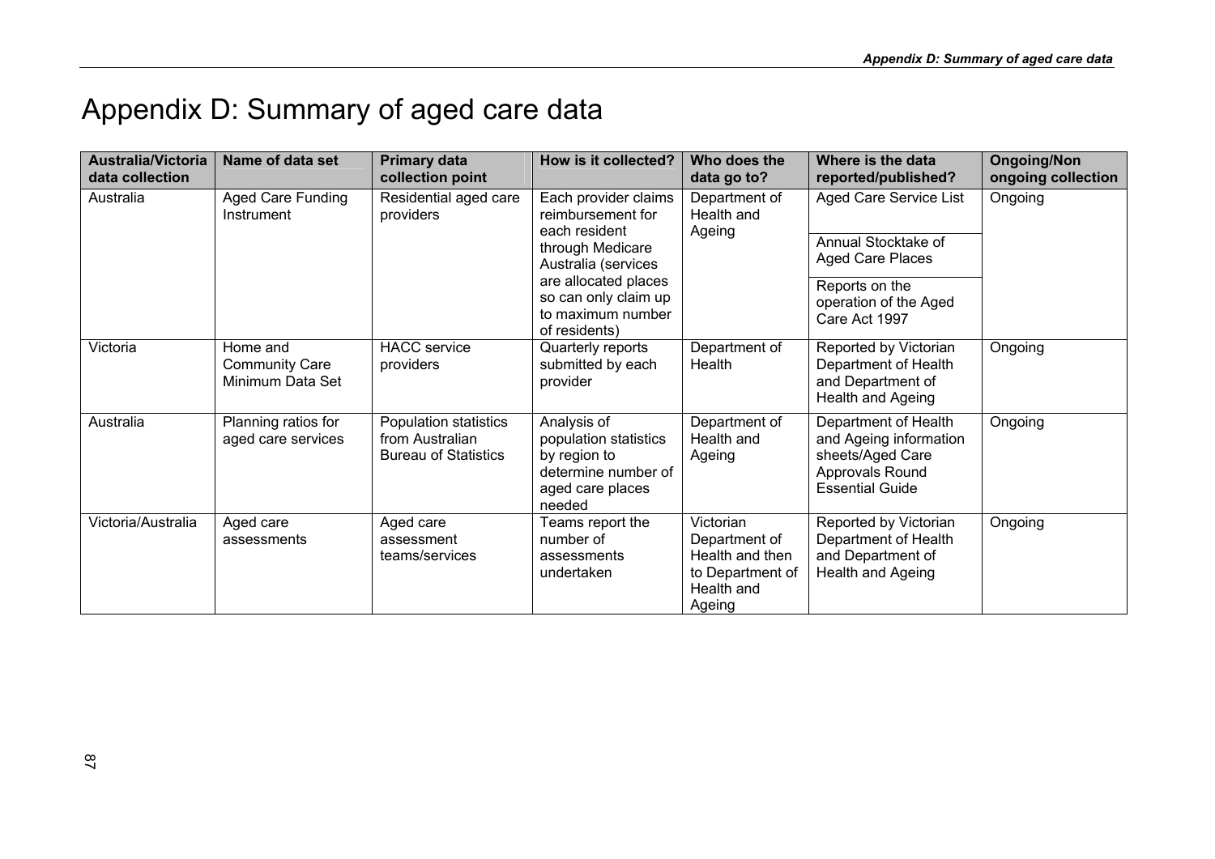# Appendix D: Summary of aged care data

| Australia/Victoria data collection | Name of data set | Primary data collection point | How is it collected? | Who does the data go to? | Where is the data reported/published? | Ongoing/Non ongoing collection |
|---|---|---|---|---|---|---|
| Australia | Aged Care Funding Instrument | Residential aged care providers | Each provider claims reimbursement for each resident through Medicare Australia (services are allocated places so can only claim up to maximum number of residents) | Department of Health and Ageing | Aged Care Service List<br>Annual Stocktake of Aged Care Places<br>Reports on the operation of the Aged Care Act 1997 | Ongoing |
| Victoria | Home and Community Care Minimum Data Set | HACC service providers | Quarterly reports submitted by each provider | Department of Health | Reported by Victorian Department of Health and Department of Health and Ageing | Ongoing |
| Australia | Planning ratios for aged care services | Population statistics from Australian Bureau of Statistics | Analysis of population statistics by region to determine number of aged care places needed | Department of Health and Ageing | Department of Health and Ageing information sheets/Aged Care Approvals Round Essential Guide | Ongoing |
| Victoria/Australia | Aged care assessments | Aged care assessment teams/services | Teams report the number of assessments undertaken | Victorian Department of Health and then to Department of Health and Ageing | Reported by Victorian Department of Health and Department of Health and Ageing | Ongoing |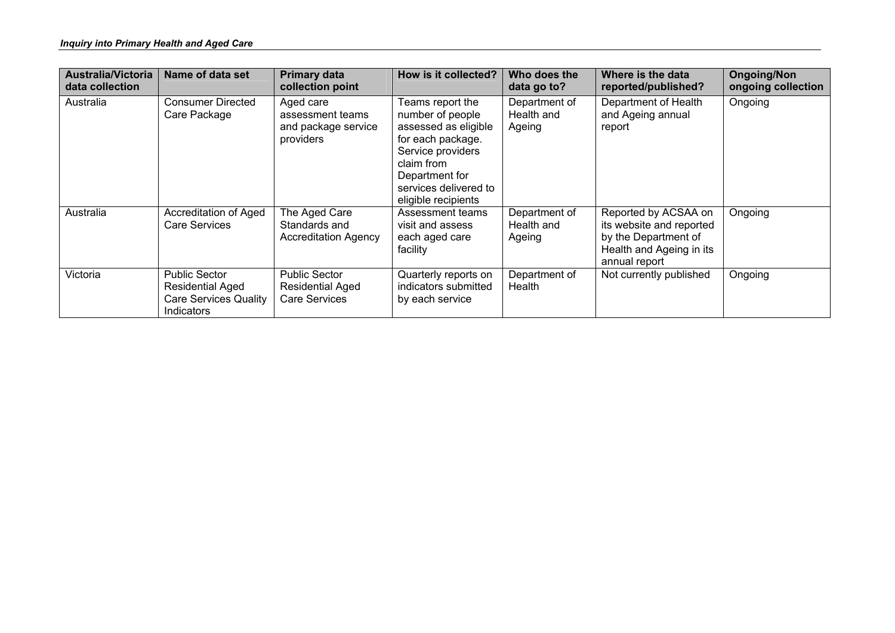| Australia/Victoria data collection | Name of data set | Primary data collection point | How is it collected? | Who does the data go to? | Where is the data reported/published? | Ongoing/Non ongoing collection |
|---|---|---|---|---|---|---|
| Australia | Consumer Directed Care Package | Aged care assessment teams and package service providers | Teams report the number of people assessed as eligible for each package. Service providers claim from Department for services delivered to eligible recipients | Department of Health and Ageing | Department of Health and Ageing annual report | Ongoing |
| Australia | Accreditation of Aged Care Services | The Aged Care Standards and Accreditation Agency | Assessment teams visit and assess each aged care facility | Department of Health and Ageing | Reported by ACSAA on its website and reported by the Department of Health and Ageing in its annual report | Ongoing |
| Victoria | Public Sector Residential Aged Care Services Quality Indicators | Public Sector Residential Aged Care Services | Quarterly reports on indicators submitted by each service | Department of Health | Not currently published | Ongoing |